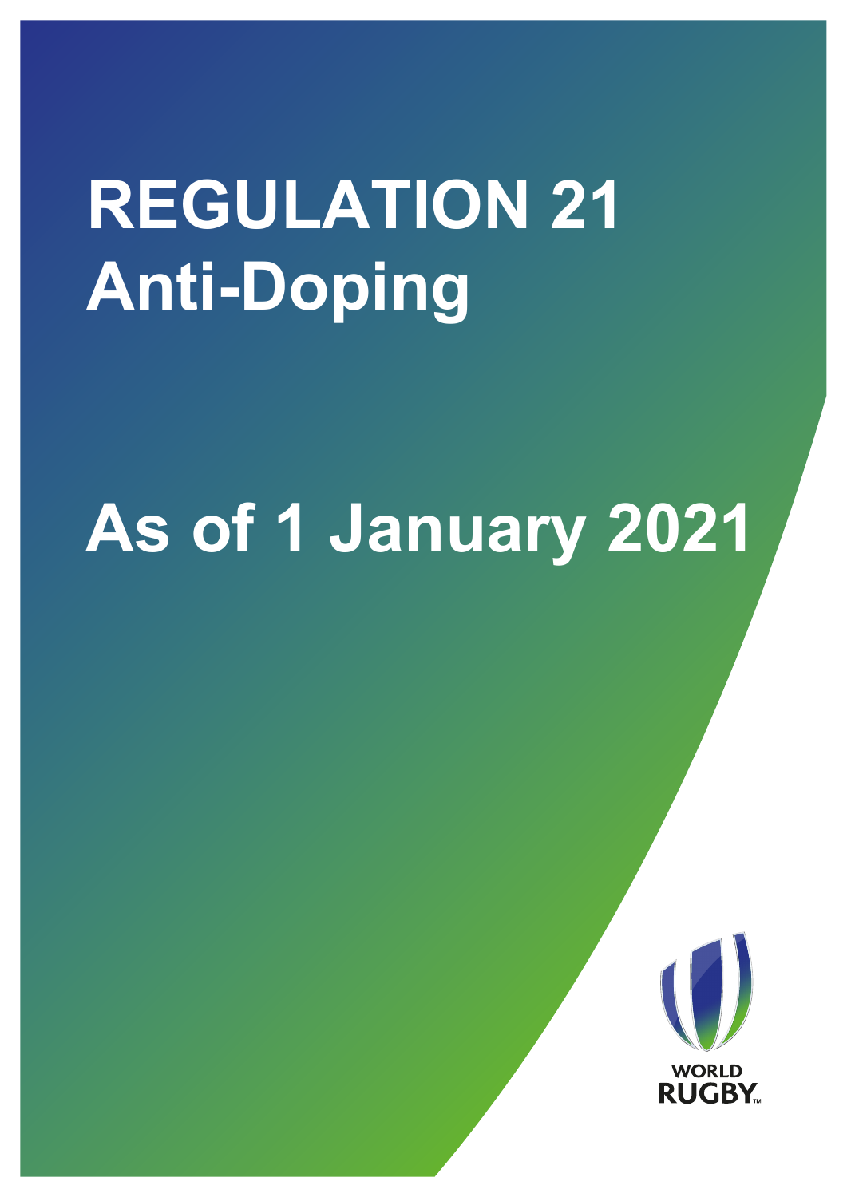# REGULATION 21
# Anti-Doping

# As of 1 January 2021

WORLD RUGBY™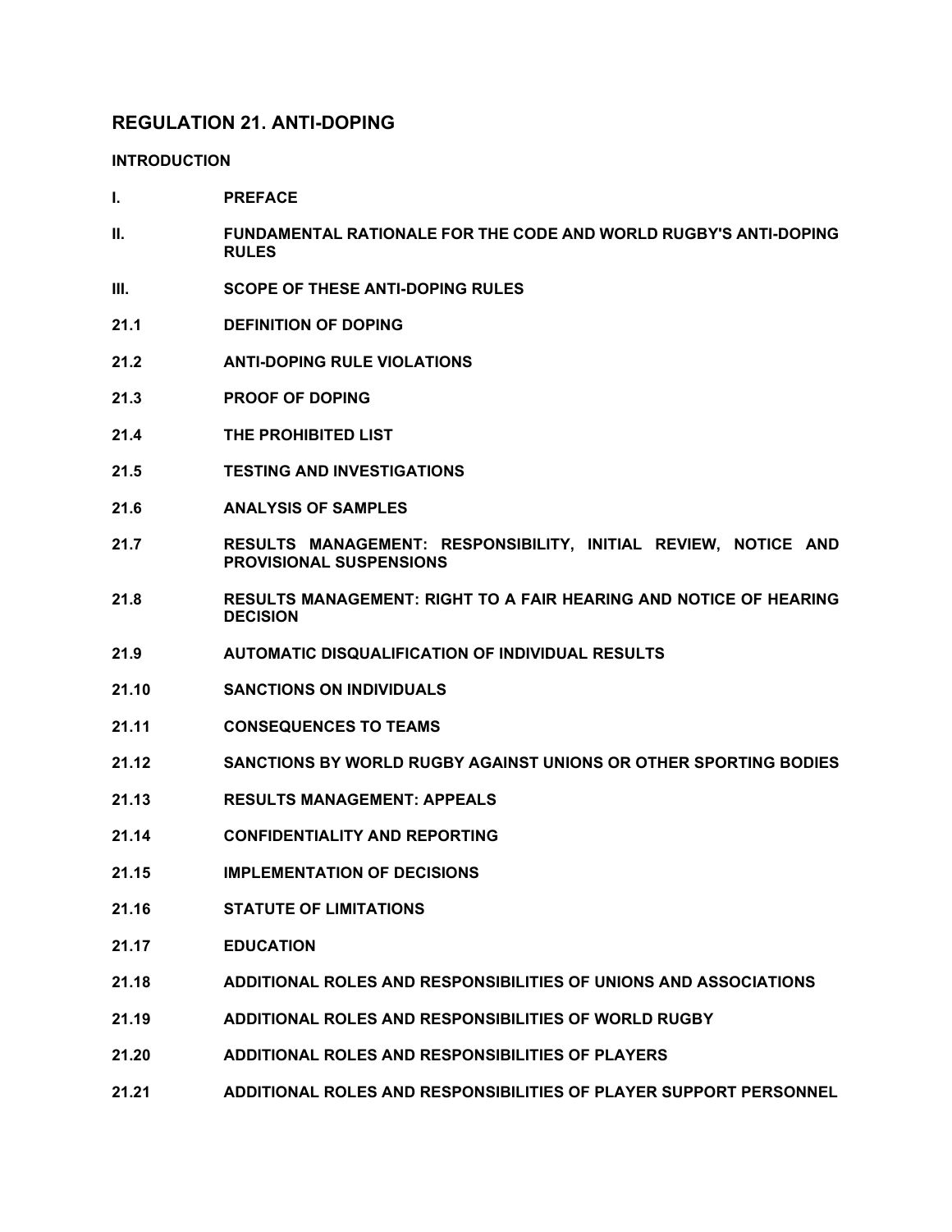## REGULATION 21. ANTI-DOPING

**INTRODUCTION**

| | |
|---|---|
| **I.** | **PREFACE** |
| **II.** | **FUNDAMENTAL RATIONALE FOR THE CODE AND WORLD RUGBY'S ANTI-DOPING RULES** |
| **III.** | **SCOPE OF THESE ANTI-DOPING RULES** |
| **21.1** | **DEFINITION OF DOPING** |
| **21.2** | **ANTI-DOPING RULE VIOLATIONS** |
| **21.3** | **PROOF OF DOPING** |
| **21.4** | **THE PROHIBITED LIST** |
| **21.5** | **TESTING AND INVESTIGATIONS** |
| **21.6** | **ANALYSIS OF SAMPLES** |
| **21.7** | **RESULTS MANAGEMENT: RESPONSIBILITY, INITIAL REVIEW, NOTICE AND PROVISIONAL SUSPENSIONS** |
| **21.8** | **RESULTS MANAGEMENT: RIGHT TO A FAIR HEARING AND NOTICE OF HEARING DECISION** |
| **21.9** | **AUTOMATIC DISQUALIFICATION OF INDIVIDUAL RESULTS** |
| **21.10** | **SANCTIONS ON INDIVIDUALS** |
| **21.11** | **CONSEQUENCES TO TEAMS** |
| **21.12** | **SANCTIONS BY WORLD RUGBY AGAINST UNIONS OR OTHER SPORTING BODIES** |
| **21.13** | **RESULTS MANAGEMENT: APPEALS** |
| **21.14** | **CONFIDENTIALITY AND REPORTING** |
| **21.15** | **IMPLEMENTATION OF DECISIONS** |
| **21.16** | **STATUTE OF LIMITATIONS** |
| **21.17** | **EDUCATION** |
| **21.18** | **ADDITIONAL ROLES AND RESPONSIBILITIES OF UNIONS AND ASSOCIATIONS** |
| **21.19** | **ADDITIONAL ROLES AND RESPONSIBILITIES OF WORLD RUGBY** |
| **21.20** | **ADDITIONAL ROLES AND RESPONSIBILITIES OF PLAYERS** |
| **21.21** | **ADDITIONAL ROLES AND RESPONSIBILITIES OF PLAYER SUPPORT PERSONNEL** |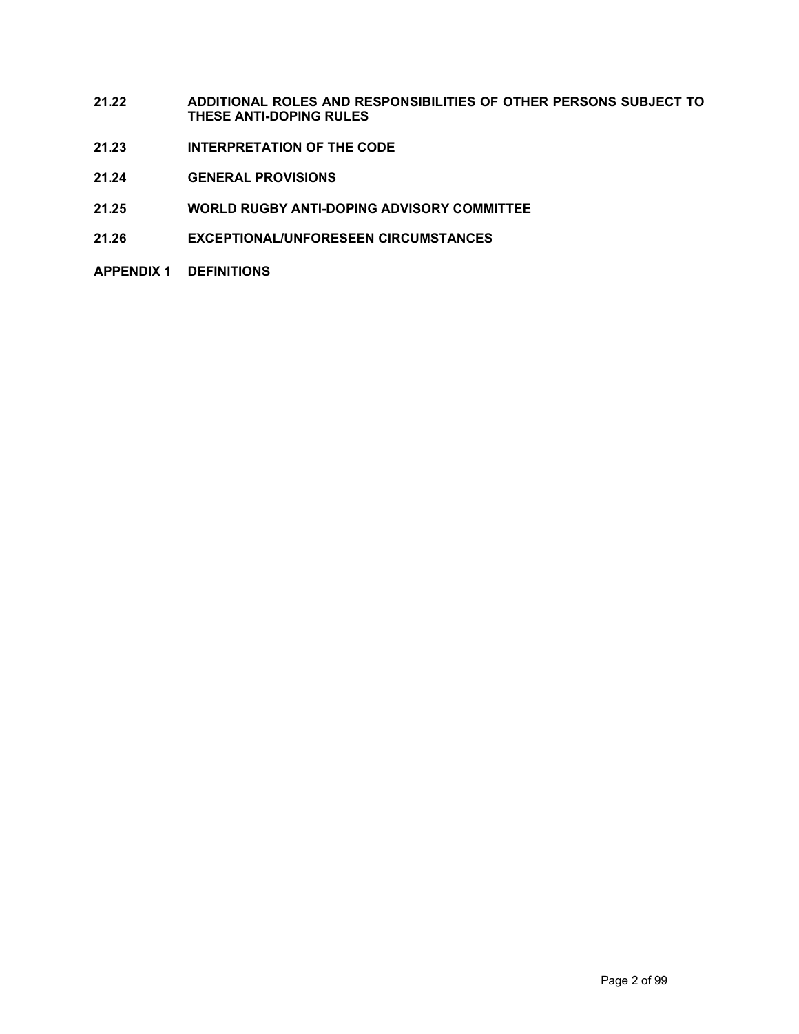**21.22 ADDITIONAL ROLES AND RESPONSIBILITIES OF OTHER PERSONS SUBJECT TO THESE ANTI-DOPING RULES**

**21.23 INTERPRETATION OF THE CODE**

**21.24 GENERAL PROVISIONS**

**21.25 WORLD RUGBY ANTI-DOPING ADVISORY COMMITTEE**

**21.26 EXCEPTIONAL/UNFORESEEN CIRCUMSTANCES**

**APPENDIX 1 DEFINITIONS**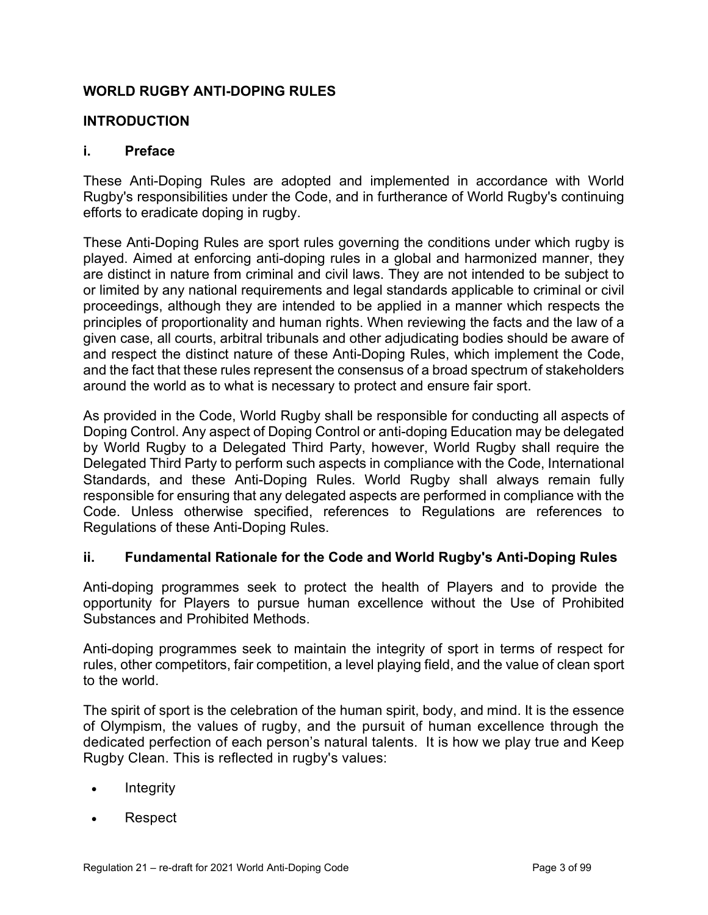# WORLD RUGBY ANTI-DOPING RULES

## INTRODUCTION

### i. Preface

These Anti-Doping Rules are adopted and implemented in accordance with World Rugby's responsibilities under the Code, and in furtherance of World Rugby's continuing efforts to eradicate doping in rugby.

These Anti-Doping Rules are sport rules governing the conditions under which rugby is played. Aimed at enforcing anti-doping rules in a global and harmonized manner, they are distinct in nature from criminal and civil laws. They are not intended to be subject to or limited by any national requirements and legal standards applicable to criminal or civil proceedings, although they are intended to be applied in a manner which respects the principles of proportionality and human rights. When reviewing the facts and the law of a given case, all courts, arbitral tribunals and other adjudicating bodies should be aware of and respect the distinct nature of these Anti-Doping Rules, which implement the Code, and the fact that these rules represent the consensus of a broad spectrum of stakeholders around the world as to what is necessary to protect and ensure fair sport.

As provided in the Code, World Rugby shall be responsible for conducting all aspects of Doping Control. Any aspect of Doping Control or anti-doping Education may be delegated by World Rugby to a Delegated Third Party, however, World Rugby shall require the Delegated Third Party to perform such aspects in compliance with the Code, International Standards, and these Anti-Doping Rules. World Rugby shall always remain fully responsible for ensuring that any delegated aspects are performed in compliance with the Code. Unless otherwise specified, references to Regulations are references to Regulations of these Anti-Doping Rules.

### ii. Fundamental Rationale for the Code and World Rugby's Anti-Doping Rules

Anti-doping programmes seek to protect the health of Players and to provide the opportunity for Players to pursue human excellence without the Use of Prohibited Substances and Prohibited Methods.

Anti-doping programmes seek to maintain the integrity of sport in terms of respect for rules, other competitors, fair competition, a level playing field, and the value of clean sport to the world.

The spirit of sport is the celebration of the human spirit, body, and mind. It is the essence of Olympism, the values of rugby, and the pursuit of human excellence through the dedicated perfection of each person's natural talents. It is how we play true and Keep Rugby Clean. This is reflected in rugby's values:

- Integrity
- Respect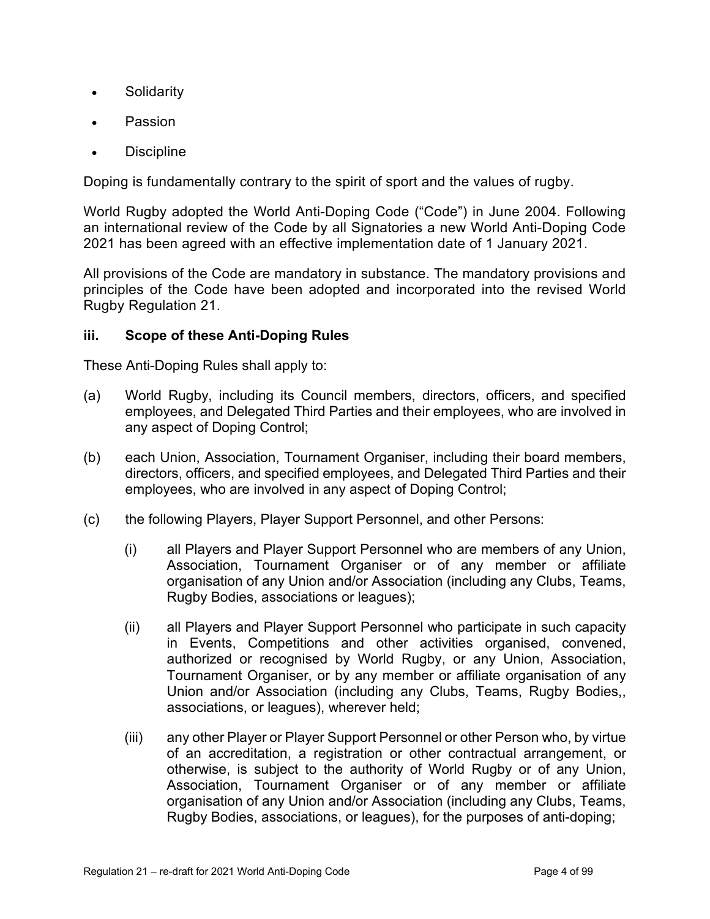- Solidarity
- Passion
- Discipline

Doping is fundamentally contrary to the spirit of sport and the values of rugby.

World Rugby adopted the World Anti-Doping Code ("Code") in June 2004. Following an international review of the Code by all Signatories a new World Anti-Doping Code 2021 has been agreed with an effective implementation date of 1 January 2021.

All provisions of the Code are mandatory in substance. The mandatory provisions and principles of the Code have been adopted and incorporated into the revised World Rugby Regulation 21.

### iii. Scope of these Anti-Doping Rules

These Anti-Doping Rules shall apply to:

(a) World Rugby, including its Council members, directors, officers, and specified employees, and Delegated Third Parties and their employees, who are involved in any aspect of Doping Control;

(b) each Union, Association, Tournament Organiser, including their board members, directors, officers, and specified employees, and Delegated Third Parties and their employees, who are involved in any aspect of Doping Control;

(c) the following Players, Player Support Personnel, and other Persons:

(i) all Players and Player Support Personnel who are members of any Union, Association, Tournament Organiser or of any member or affiliate organisation of any Union and/or Association (including any Clubs, Teams, Rugby Bodies, associations or leagues);

(ii) all Players and Player Support Personnel who participate in such capacity in Events, Competitions and other activities organised, convened, authorized or recognised by World Rugby, or any Union, Association, Tournament Organiser, or by any member or affiliate organisation of any Union and/or Association (including any Clubs, Teams, Rugby Bodies,, associations, or leagues), wherever held;

(iii) any other Player or Player Support Personnel or other Person who, by virtue of an accreditation, a registration or other contractual arrangement, or otherwise, is subject to the authority of World Rugby or of any Union, Association, Tournament Organiser or of any member or affiliate organisation of any Union and/or Association (including any Clubs, Teams, Rugby Bodies, associations, or leagues), for the purposes of anti-doping;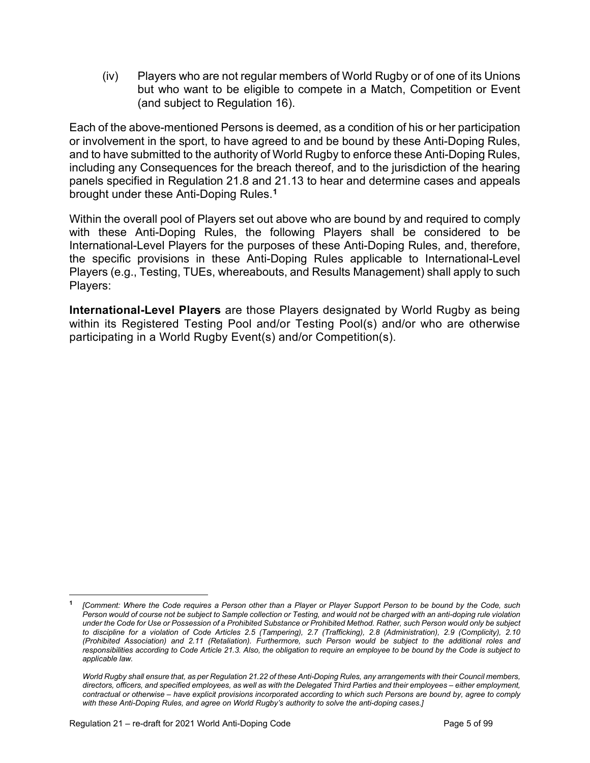(iv) Players who are not regular members of World Rugby or of one of its Unions but who want to be eligible to compete in a Match, Competition or Event (and subject to Regulation 16).

Each of the above-mentioned Persons is deemed, as a condition of his or her participation or involvement in the sport, to have agreed to and be bound by these Anti-Doping Rules, and to have submitted to the authority of World Rugby to enforce these Anti-Doping Rules, including any Consequences for the breach thereof, and to the jurisdiction of the hearing panels specified in Regulation 21.8 and 21.13 to hear and determine cases and appeals brought under these Anti-Doping Rules.[1]

Within the overall pool of Players set out above who are bound by and required to comply with these Anti-Doping Rules, the following Players shall be considered to be International-Level Players for the purposes of these Anti-Doping Rules, and, therefore, the specific provisions in these Anti-Doping Rules applicable to International-Level Players (e.g., Testing, TUEs, whereabouts, and Results Management) shall apply to such Players:

**International-Level Players** are those Players designated by World Rugby as being within its Registered Testing Pool and/or Testing Pool(s) and/or who are otherwise participating in a World Rugby Event(s) and/or Competition(s).

---

[1] *[Comment: Where the Code requires a Person other than a Player or Player Support Person to be bound by the Code, such Person would of course not be subject to Sample collection or Testing, and would not be charged with an anti-doping rule violation under the Code for Use or Possession of a Prohibited Substance or Prohibited Method. Rather, such Person would only be subject to discipline for a violation of Code Articles 2.5 (Tampering), 2.7 (Trafficking), 2.8 (Administration), 2.9 (Complicity), 2.10 (Prohibited Association) and 2.11 (Retaliation). Furthermore, such Person would be subject to the additional roles and responsibilities according to Code Article 21.3. Also, the obligation to require an employee to be bound by the Code is subject to applicable law.*

*World Rugby shall ensure that, as per Regulation 21.22 of these Anti-Doping Rules, any arrangements with their Council members, directors, officers, and specified employees, as well as with the Delegated Third Parties and their employees – either employment, contractual or otherwise – have explicit provisions incorporated according to which such Persons are bound by, agree to comply with these Anti-Doping Rules, and agree on World Rugby's authority to solve the anti-doping cases.]*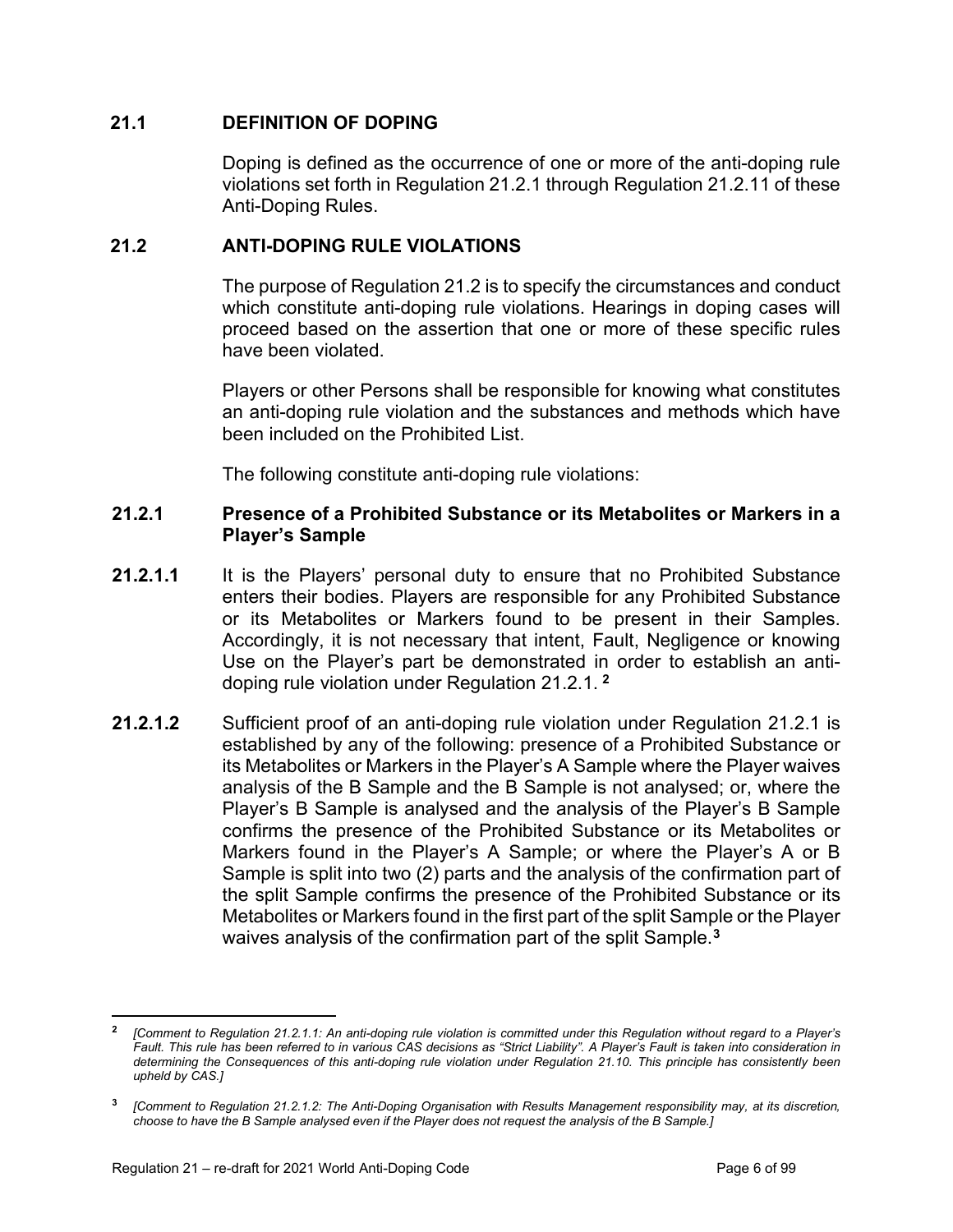## 21.1 DEFINITION OF DOPING

Doping is defined as the occurrence of one or more of the anti-doping rule violations set forth in Regulation 21.2.1 through Regulation 21.2.11 of these Anti-Doping Rules.

## 21.2 ANTI-DOPING RULE VIOLATIONS

The purpose of Regulation 21.2 is to specify the circumstances and conduct which constitute anti-doping rule violations. Hearings in doping cases will proceed based on the assertion that one or more of these specific rules have been violated.

Players or other Persons shall be responsible for knowing what constitutes an anti-doping rule violation and the substances and methods which have been included on the Prohibited List.

The following constitute anti-doping rule violations:

### 21.2.1 Presence of a Prohibited Substance or its Metabolites or Markers in a Player's Sample

**21.2.1.1** It is the Players' personal duty to ensure that no Prohibited Substance enters their bodies. Players are responsible for any Prohibited Substance or its Metabolites or Markers found to be present in their Samples. Accordingly, it is not necessary that intent, Fault, Negligence or knowing Use on the Player's part be demonstrated in order to establish an anti-doping rule violation under Regulation 21.2.1. [2]

**21.2.1.2** Sufficient proof of an anti-doping rule violation under Regulation 21.2.1 is established by any of the following: presence of a Prohibited Substance or its Metabolites or Markers in the Player's A Sample where the Player waives analysis of the B Sample and the B Sample is not analysed; or, where the Player's B Sample is analysed and the analysis of the Player's B Sample confirms the presence of the Prohibited Substance or its Metabolites or Markers found in the Player's A Sample; or where the Player's A or B Sample is split into two (2) parts and the analysis of the confirmation part of the split Sample confirms the presence of the Prohibited Substance or its Metabolites or Markers found in the first part of the split Sample or the Player waives analysis of the confirmation part of the split Sample.[3]

---

[2] *[Comment to Regulation 21.2.1.1: An anti-doping rule violation is committed under this Regulation without regard to a Player's Fault. This rule has been referred to in various CAS decisions as "Strict Liability". A Player's Fault is taken into consideration in determining the Consequences of this anti-doping rule violation under Regulation 21.10. This principle has consistently been upheld by CAS.]*

[3] *[Comment to Regulation 21.2.1.2: The Anti-Doping Organisation with Results Management responsibility may, at its discretion, choose to have the B Sample analysed even if the Player does not request the analysis of the B Sample.]*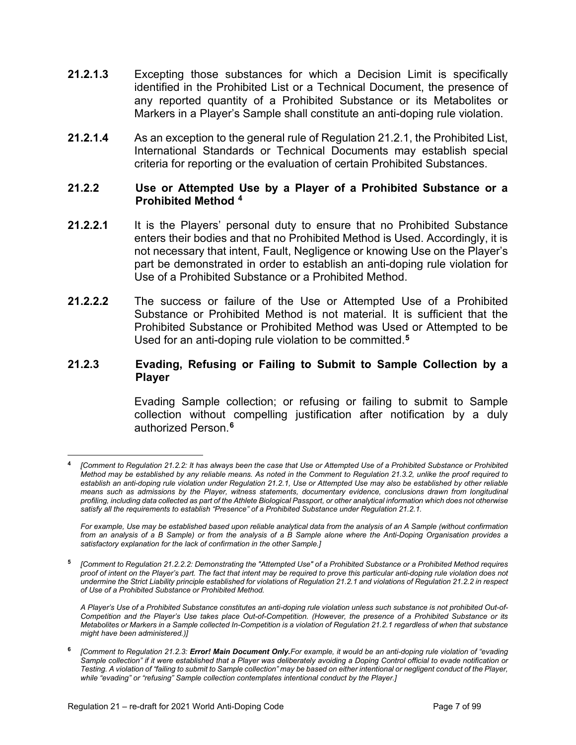**21.2.1.3** Excepting those substances for which a Decision Limit is specifically identified in the Prohibited List or a Technical Document, the presence of any reported quantity of a Prohibited Substance or its Metabolites or Markers in a Player's Sample shall constitute an anti-doping rule violation.

**21.2.1.4** As an exception to the general rule of Regulation 21.2.1, the Prohibited List, International Standards or Technical Documents may establish special criteria for reporting or the evaluation of certain Prohibited Substances.

### 21.2.2 Use or Attempted Use by a Player of a Prohibited Substance or a Prohibited Method [4]

**21.2.2.1** It is the Players' personal duty to ensure that no Prohibited Substance enters their bodies and that no Prohibited Method is Used. Accordingly, it is not necessary that intent, Fault, Negligence or knowing Use on the Player's part be demonstrated in order to establish an anti-doping rule violation for Use of a Prohibited Substance or a Prohibited Method.

**21.2.2.2** The success or failure of the Use or Attempted Use of a Prohibited Substance or Prohibited Method is not material. It is sufficient that the Prohibited Substance or Prohibited Method was Used or Attempted to be Used for an anti-doping rule violation to be committed.[5]

### 21.2.3 Evading, Refusing or Failing to Submit to Sample Collection by a Player

Evading Sample collection; or refusing or failing to submit to Sample collection without compelling justification after notification by a duly authorized Person.[6]

---

[4] *[Comment to Regulation 21.2.2: It has always been the case that Use or Attempted Use of a Prohibited Substance or Prohibited Method may be established by any reliable means. As noted in the Comment to Regulation 21.3.2, unlike the proof required to establish an anti-doping rule violation under Regulation 21.2.1, Use or Attempted Use may also be established by other reliable means such as admissions by the Player, witness statements, documentary evidence, conclusions drawn from longitudinal profiling, including data collected as part of the Athlete Biological Passport, or other analytical information which does not otherwise satisfy all the requirements to establish "Presence" of a Prohibited Substance under Regulation 21.2.1.*

*For example, Use may be established based upon reliable analytical data from the analysis of an A Sample (without confirmation from an analysis of a B Sample) or from the analysis of a B Sample alone where the Anti-Doping Organisation provides a satisfactory explanation for the lack of confirmation in the other Sample.]*

[5] *[Comment to Regulation 21.2.2.2: Demonstrating the "Attempted Use" of a Prohibited Substance or a Prohibited Method requires proof of intent on the Player's part. The fact that intent may be required to prove this particular anti-doping rule violation does not undermine the Strict Liability principle established for violations of Regulation 21.2.1 and violations of Regulation 21.2.2 in respect of Use of a Prohibited Substance or Prohibited Method.*

*A Player's Use of a Prohibited Substance constitutes an anti-doping rule violation unless such substance is not prohibited Out-of-Competition and the Player's Use takes place Out-of-Competition. (However, the presence of a Prohibited Substance or its Metabolites or Markers in a Sample collected In-Competition is a violation of Regulation 21.2.1 regardless of when that substance might have been administered.)]*

[6] *[Comment to Regulation 21.2.3: **Error! Main Document Only.**For example, it would be an anti-doping rule violation of "evading Sample collection" if it were established that a Player was deliberately avoiding a Doping Control official to evade notification or Testing. A violation of "failing to submit to Sample collection" may be based on either intentional or negligent conduct of the Player, while "evading" or "refusing" Sample collection contemplates intentional conduct by the Player.]*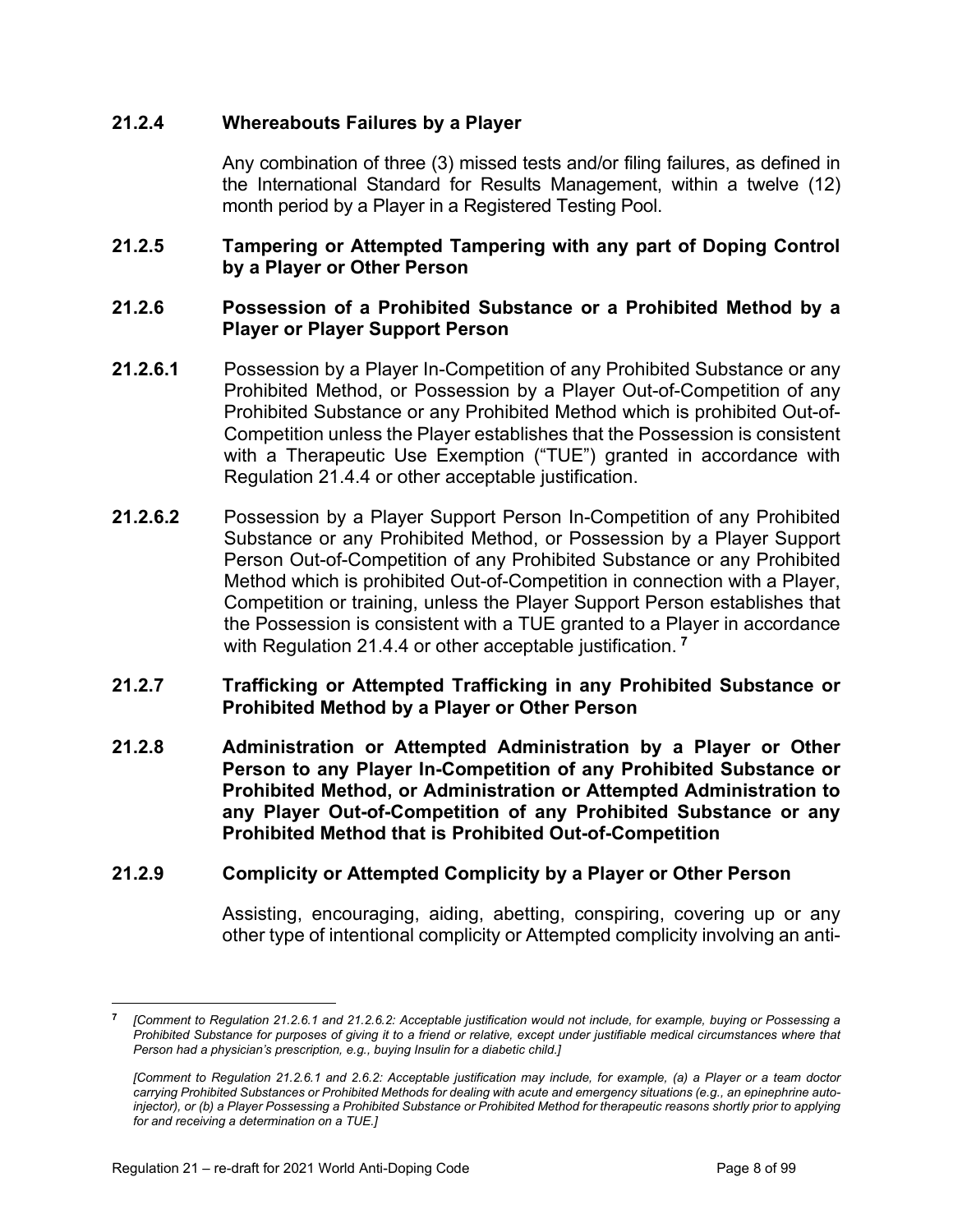#### 21.2.4 Whereabouts Failures by a Player

Any combination of three (3) missed tests and/or filing failures, as defined in the International Standard for Results Management, within a twelve (12) month period by a Player in a Registered Testing Pool.

#### 21.2.5 Tampering or Attempted Tampering with any part of Doping Control by a Player or Other Person

#### 21.2.6 Possession of a Prohibited Substance or a Prohibited Method by a Player or Player Support Person

**21.2.6.1** Possession by a Player In-Competition of any Prohibited Substance or any Prohibited Method, or Possession by a Player Out-of-Competition of any Prohibited Substance or any Prohibited Method which is prohibited Out-of-Competition unless the Player establishes that the Possession is consistent with a Therapeutic Use Exemption ("TUE") granted in accordance with Regulation 21.4.4 or other acceptable justification.

**21.2.6.2** Possession by a Player Support Person In-Competition of any Prohibited Substance or any Prohibited Method, or Possession by a Player Support Person Out-of-Competition of any Prohibited Substance or any Prohibited Method which is prohibited Out-of-Competition in connection with a Player, Competition or training, unless the Player Support Person establishes that the Possession is consistent with a TUE granted to a Player in accordance with Regulation 21.4.4 or other acceptable justification. [7]

#### 21.2.7 Trafficking or Attempted Trafficking in any Prohibited Substance or Prohibited Method by a Player or Other Person

#### 21.2.8 Administration or Attempted Administration by a Player or Other Person to any Player In-Competition of any Prohibited Substance or Prohibited Method, or Administration or Attempted Administration to any Player Out-of-Competition of any Prohibited Substance or any Prohibited Method that is Prohibited Out-of-Competition

#### 21.2.9 Complicity or Attempted Complicity by a Player or Other Person

Assisting, encouraging, aiding, abetting, conspiring, covering up or any other type of intentional complicity or Attempted complicity involving an anti-

---

[7] *[Comment to Regulation 21.2.6.1 and 21.2.6.2: Acceptable justification would not include, for example, buying or Possessing a Prohibited Substance for purposes of giving it to a friend or relative, except under justifiable medical circumstances where that Person had a physician's prescription, e.g., buying Insulin for a diabetic child.]*

*[Comment to Regulation 21.2.6.1 and 2.6.2: Acceptable justification may include, for example, (a) a Player or a team doctor carrying Prohibited Substances or Prohibited Methods for dealing with acute and emergency situations (e.g., an epinephrine auto-injector), or (b) a Player Possessing a Prohibited Substance or Prohibited Method for therapeutic reasons shortly prior to applying for and receiving a determination on a TUE.]*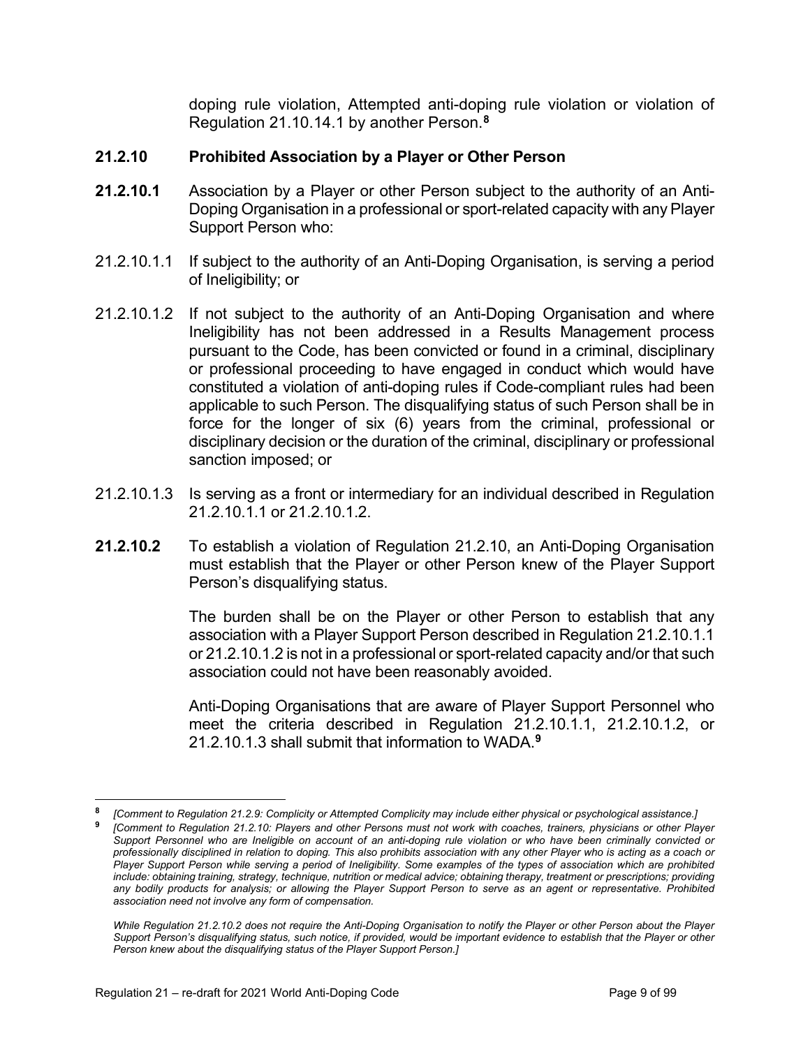doping rule violation, Attempted anti-doping rule violation or violation of Regulation 21.10.14.1 by another Person.[8]

**21.2.10 Prohibited Association by a Player or Other Person**

**21.2.10.1** Association by a Player or other Person subject to the authority of an Anti-Doping Organisation in a professional or sport-related capacity with any Player Support Person who:

21.2.10.1.1 If subject to the authority of an Anti-Doping Organisation, is serving a period of Ineligibility; or

21.2.10.1.2 If not subject to the authority of an Anti-Doping Organisation and where Ineligibility has not been addressed in a Results Management process pursuant to the Code, has been convicted or found in a criminal, disciplinary or professional proceeding to have engaged in conduct which would have constituted a violation of anti-doping rules if Code-compliant rules had been applicable to such Person. The disqualifying status of such Person shall be in force for the longer of six (6) years from the criminal, professional or disciplinary decision or the duration of the criminal, disciplinary or professional sanction imposed; or

21.2.10.1.3 Is serving as a front or intermediary for an individual described in Regulation 21.2.10.1.1 or 21.2.10.1.2.

**21.2.10.2** To establish a violation of Regulation 21.2.10, an Anti-Doping Organisation must establish that the Player or other Person knew of the Player Support Person's disqualifying status.

The burden shall be on the Player or other Person to establish that any association with a Player Support Person described in Regulation 21.2.10.1.1 or 21.2.10.1.2 is not in a professional or sport-related capacity and/or that such association could not have been reasonably avoided.

Anti-Doping Organisations that are aware of Player Support Personnel who meet the criteria described in Regulation 21.2.10.1.1, 21.2.10.1.2, or 21.2.10.1.3 shall submit that information to WADA.[9]

---

[8] *[Comment to Regulation 21.2.9: Complicity or Attempted Complicity may include either physical or psychological assistance.]*

[9] *[Comment to Regulation 21.2.10: Players and other Persons must not work with coaches, trainers, physicians or other Player Support Personnel who are Ineligible on account of an anti-doping rule violation or who have been criminally convicted or professionally disciplined in relation to doping. This also prohibits association with any other Player who is acting as a coach or Player Support Person while serving a period of Ineligibility. Some examples of the types of association which are prohibited include: obtaining training, strategy, technique, nutrition or medical advice; obtaining therapy, treatment or prescriptions; providing any bodily products for analysis; or allowing the Player Support Person to serve as an agent or representative. Prohibited association need not involve any form of compensation.*

*While Regulation 21.2.10.2 does not require the Anti-Doping Organisation to notify the Player or other Person about the Player Support Person's disqualifying status, such notice, if provided, would be important evidence to establish that the Player or other Person knew about the disqualifying status of the Player Support Person.]*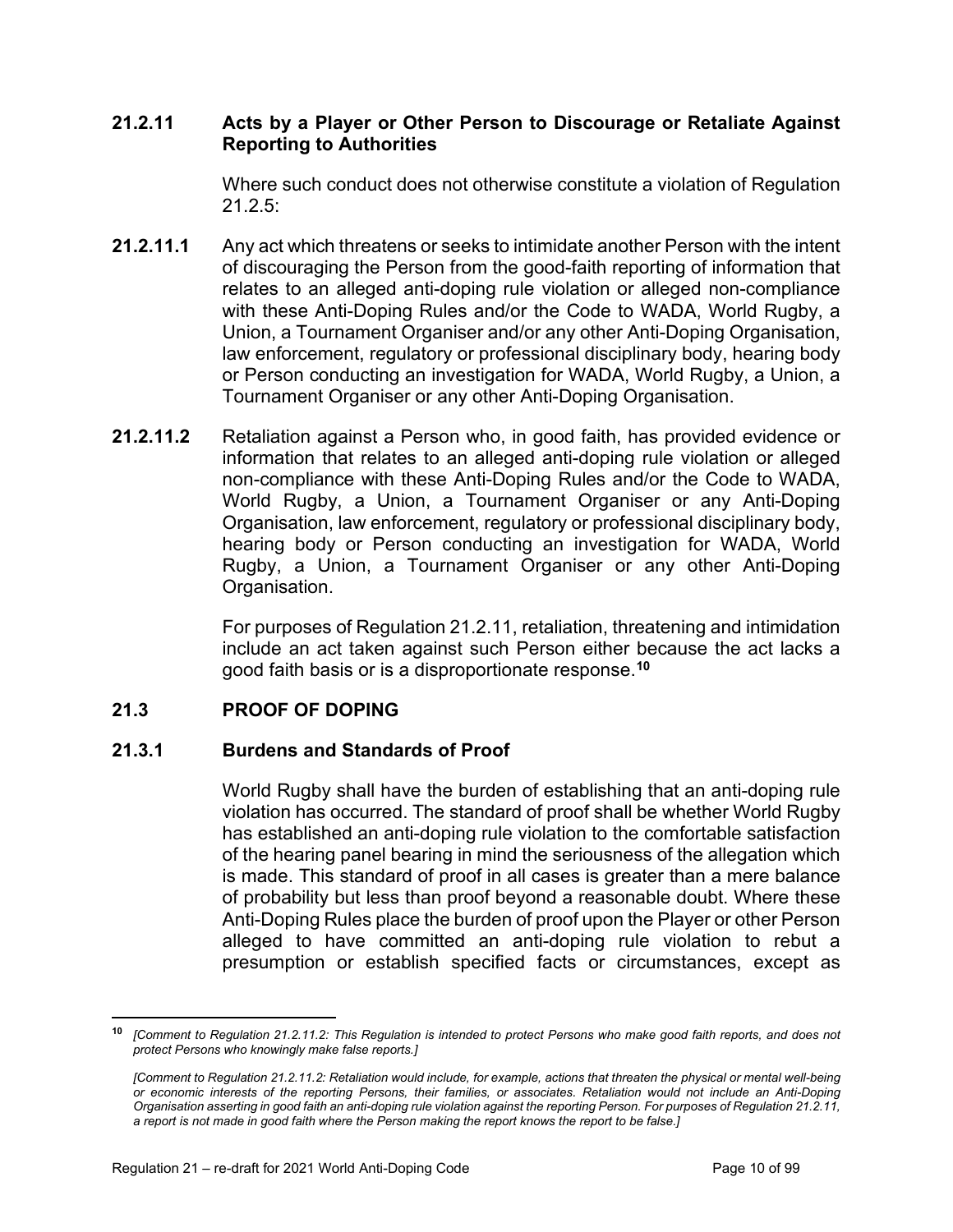**21.2.11 Acts by a Player or Other Person to Discourage or Retaliate Against Reporting to Authorities**

Where such conduct does not otherwise constitute a violation of Regulation 21.2.5:

**21.2.11.1** Any act which threatens or seeks to intimidate another Person with the intent of discouraging the Person from the good-faith reporting of information that relates to an alleged anti-doping rule violation or alleged non-compliance with these Anti-Doping Rules and/or the Code to WADA, World Rugby, a Union, a Tournament Organiser and/or any other Anti-Doping Organisation, law enforcement, regulatory or professional disciplinary body, hearing body or Person conducting an investigation for WADA, World Rugby, a Union, a Tournament Organiser or any other Anti-Doping Organisation.

**21.2.11.2** Retaliation against a Person who, in good faith, has provided evidence or information that relates to an alleged anti-doping rule violation or alleged non-compliance with these Anti-Doping Rules and/or the Code to WADA, World Rugby, a Union, a Tournament Organiser or any Anti-Doping Organisation, law enforcement, regulatory or professional disciplinary body, hearing body or Person conducting an investigation for WADA, World Rugby, a Union, a Tournament Organiser or any other Anti-Doping Organisation.

For purposes of Regulation 21.2.11, retaliation, threatening and intimidation include an act taken against such Person either because the act lacks a good faith basis or is a disproportionate response.[10]

## 21.3 PROOF OF DOPING

### 21.3.1 Burdens and Standards of Proof

World Rugby shall have the burden of establishing that an anti-doping rule violation has occurred. The standard of proof shall be whether World Rugby has established an anti-doping rule violation to the comfortable satisfaction of the hearing panel bearing in mind the seriousness of the allegation which is made. This standard of proof in all cases is greater than a mere balance of probability but less than proof beyond a reasonable doubt. Where these Anti-Doping Rules place the burden of proof upon the Player or other Person alleged to have committed an anti-doping rule violation to rebut a presumption or establish specified facts or circumstances, except as

---

[10] *[Comment to Regulation 21.2.11.2: This Regulation is intended to protect Persons who make good faith reports, and does not protect Persons who knowingly make false reports.]*

*[Comment to Regulation 21.2.11.2: Retaliation would include, for example, actions that threaten the physical or mental well-being or economic interests of the reporting Persons, their families, or associates. Retaliation would not include an Anti-Doping Organisation asserting in good faith an anti-doping rule violation against the reporting Person. For purposes of Regulation 21.2.11, a report is not made in good faith where the Person making the report knows the report to be false.]*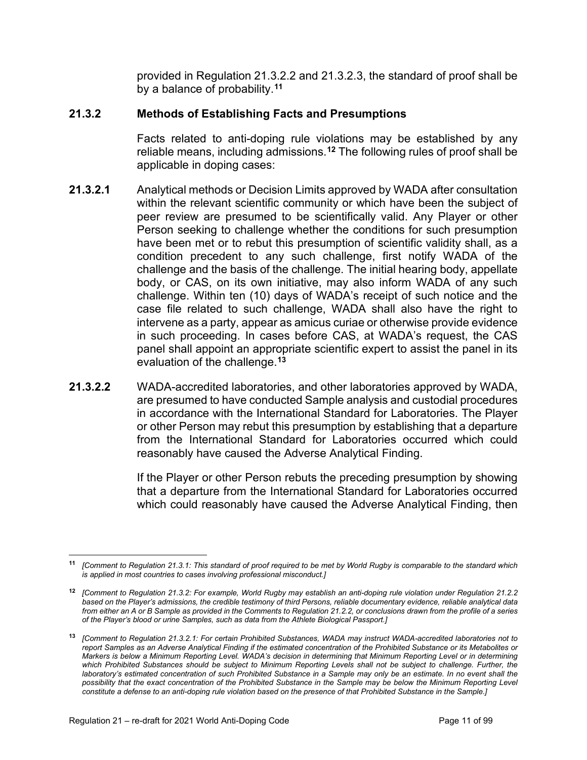provided in Regulation 21.3.2.2 and 21.3.2.3, the standard of proof shall be by a balance of probability.[11]

**21.3.2 Methods of Establishing Facts and Presumptions**

Facts related to anti-doping rule violations may be established by any reliable means, including admissions.[12] The following rules of proof shall be applicable in doping cases:

**21.3.2.1** Analytical methods or Decision Limits approved by WADA after consultation within the relevant scientific community or which have been the subject of peer review are presumed to be scientifically valid. Any Player or other Person seeking to challenge whether the conditions for such presumption have been met or to rebut this presumption of scientific validity shall, as a condition precedent to any such challenge, first notify WADA of the challenge and the basis of the challenge. The initial hearing body, appellate body, or CAS, on its own initiative, may also inform WADA of any such challenge. Within ten (10) days of WADA's receipt of such notice and the case file related to such challenge, WADA shall also have the right to intervene as a party, appear as amicus curiae or otherwise provide evidence in such proceeding. In cases before CAS, at WADA's request, the CAS panel shall appoint an appropriate scientific expert to assist the panel in its evaluation of the challenge.[13]

**21.3.2.2** WADA-accredited laboratories, and other laboratories approved by WADA, are presumed to have conducted Sample analysis and custodial procedures in accordance with the International Standard for Laboratories. The Player or other Person may rebut this presumption by establishing that a departure from the International Standard for Laboratories occurred which could reasonably have caused the Adverse Analytical Finding.

If the Player or other Person rebuts the preceding presumption by showing that a departure from the International Standard for Laboratories occurred which could reasonably have caused the Adverse Analytical Finding, then

---

[11] *[Comment to Regulation 21.3.1: This standard of proof required to be met by World Rugby is comparable to the standard which is applied in most countries to cases involving professional misconduct.]*

[12] *[Comment to Regulation 21.3.2: For example, World Rugby may establish an anti-doping rule violation under Regulation 21.2.2 based on the Player's admissions, the credible testimony of third Persons, reliable documentary evidence, reliable analytical data from either an A or B Sample as provided in the Comments to Regulation 21.2.2, or conclusions drawn from the profile of a series of the Player's blood or urine Samples, such as data from the Athlete Biological Passport.]*

[13] *[Comment to Regulation 21.3.2.1: For certain Prohibited Substances, WADA may instruct WADA-accredited laboratories not to report Samples as an Adverse Analytical Finding if the estimated concentration of the Prohibited Substance or its Metabolites or Markers is below a Minimum Reporting Level. WADA's decision in determining that Minimum Reporting Level or in determining which Prohibited Substances should be subject to Minimum Reporting Levels shall not be subject to challenge. Further, the laboratory's estimated concentration of such Prohibited Substance in a Sample may only be an estimate. In no event shall the possibility that the exact concentration of the Prohibited Substance in the Sample may be below the Minimum Reporting Level constitute a defense to an anti-doping rule violation based on the presence of that Prohibited Substance in the Sample.]*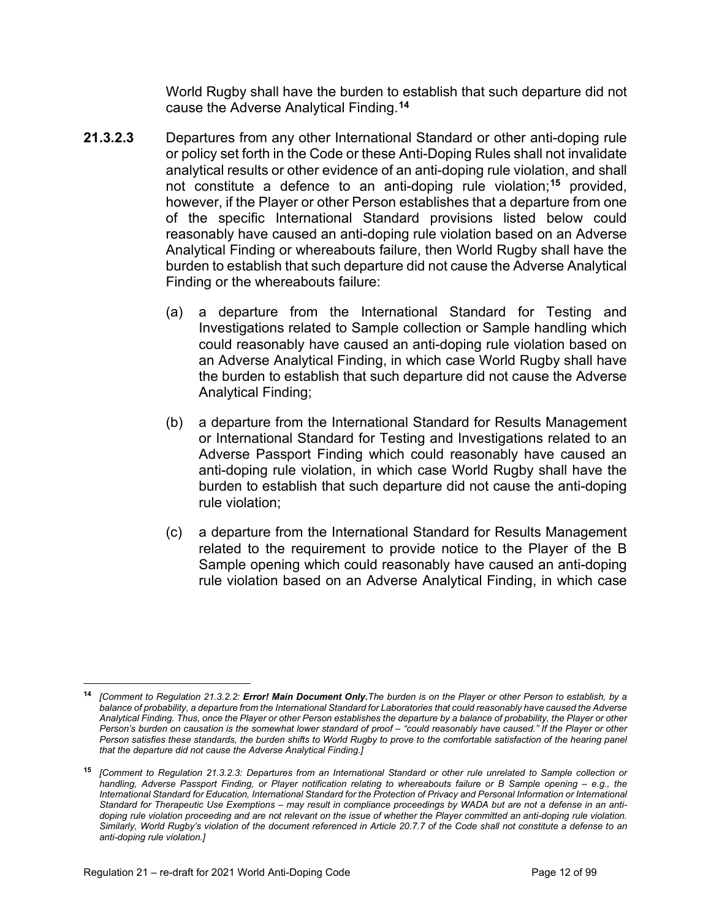World Rugby shall have the burden to establish that such departure did not cause the Adverse Analytical Finding.[14]

**21.3.2.3** Departures from any other International Standard or other anti-doping rule or policy set forth in the Code or these Anti-Doping Rules shall not invalidate analytical results or other evidence of an anti-doping rule violation, and shall not constitute a defence to an anti-doping rule violation;[15] provided, however, if the Player or other Person establishes that a departure from one of the specific International Standard provisions listed below could reasonably have caused an anti-doping rule violation based on an Adverse Analytical Finding or whereabouts failure, then World Rugby shall have the burden to establish that such departure did not cause the Adverse Analytical Finding or the whereabouts failure:

(a) a departure from the International Standard for Testing and Investigations related to Sample collection or Sample handling which could reasonably have caused an anti-doping rule violation based on an Adverse Analytical Finding, in which case World Rugby shall have the burden to establish that such departure did not cause the Adverse Analytical Finding;

(b) a departure from the International Standard for Results Management or International Standard for Testing and Investigations related to an Adverse Passport Finding which could reasonably have caused an anti-doping rule violation, in which case World Rugby shall have the burden to establish that such departure did not cause the anti-doping rule violation;

(c) a departure from the International Standard for Results Management related to the requirement to provide notice to the Player of the B Sample opening which could reasonably have caused an anti-doping rule violation based on an Adverse Analytical Finding, in which case

---

[14] *[Comment to Regulation 21.3.2.2: **Error! Main Document Only.** The burden is on the Player or other Person to establish, by a balance of probability, a departure from the International Standard for Laboratories that could reasonably have caused the Adverse Analytical Finding. Thus, once the Player or other Person establishes the departure by a balance of probability, the Player or other Person's burden on causation is the somewhat lower standard of proof – "could reasonably have caused." If the Player or other Person satisfies these standards, the burden shifts to World Rugby to prove to the comfortable satisfaction of the hearing panel that the departure did not cause the Adverse Analytical Finding.]*

[15] *[Comment to Regulation 21.3.2.3: Departures from an International Standard or other rule unrelated to Sample collection or handling, Adverse Passport Finding, or Player notification relating to whereabouts failure or B Sample opening – e.g., the International Standard for Education, International Standard for the Protection of Privacy and Personal Information or International Standard for Therapeutic Use Exemptions – may result in compliance proceedings by WADA but are not a defense in an anti-doping rule violation proceeding and are not relevant on the issue of whether the Player committed an anti-doping rule violation. Similarly, World Rugby's violation of the document referenced in Article 20.7.7 of the Code shall not constitute a defense to an anti-doping rule violation.]*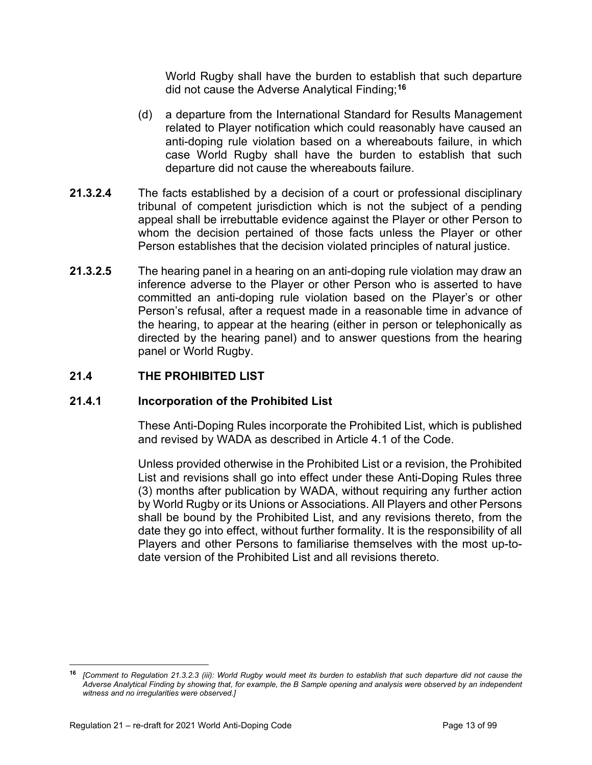World Rugby shall have the burden to establish that such departure did not cause the Adverse Analytical Finding;[16]

(d) a departure from the International Standard for Results Management related to Player notification which could reasonably have caused an anti-doping rule violation based on a whereabouts failure, in which case World Rugby shall have the burden to establish that such departure did not cause the whereabouts failure.

**21.3.2.4** The facts established by a decision of a court or professional disciplinary tribunal of competent jurisdiction which is not the subject of a pending appeal shall be irrebuttable evidence against the Player or other Person to whom the decision pertained of those facts unless the Player or other Person establishes that the decision violated principles of natural justice.

**21.3.2.5** The hearing panel in a hearing on an anti-doping rule violation may draw an inference adverse to the Player or other Person who is asserted to have committed an anti-doping rule violation based on the Player's or other Person's refusal, after a request made in a reasonable time in advance of the hearing, to appear at the hearing (either in person or telephonically as directed by the hearing panel) and to answer questions from the hearing panel or World Rugby.

## 21.4 THE PROHIBITED LIST

### 21.4.1 Incorporation of the Prohibited List

These Anti-Doping Rules incorporate the Prohibited List, which is published and revised by WADA as described in Article 4.1 of the Code.

Unless provided otherwise in the Prohibited List or a revision, the Prohibited List and revisions shall go into effect under these Anti-Doping Rules three (3) months after publication by WADA, without requiring any further action by World Rugby or its Unions or Associations. All Players and other Persons shall be bound by the Prohibited List, and any revisions thereto, from the date they go into effect, without further formality. It is the responsibility of all Players and other Persons to familiarise themselves with the most up-to-date version of the Prohibited List and all revisions thereto.

---

[16] *[Comment to Regulation 21.3.2.3 (iii): World Rugby would meet its burden to establish that such departure did not cause the Adverse Analytical Finding by showing that, for example, the B Sample opening and analysis were observed by an independent witness and no irregularities were observed.]*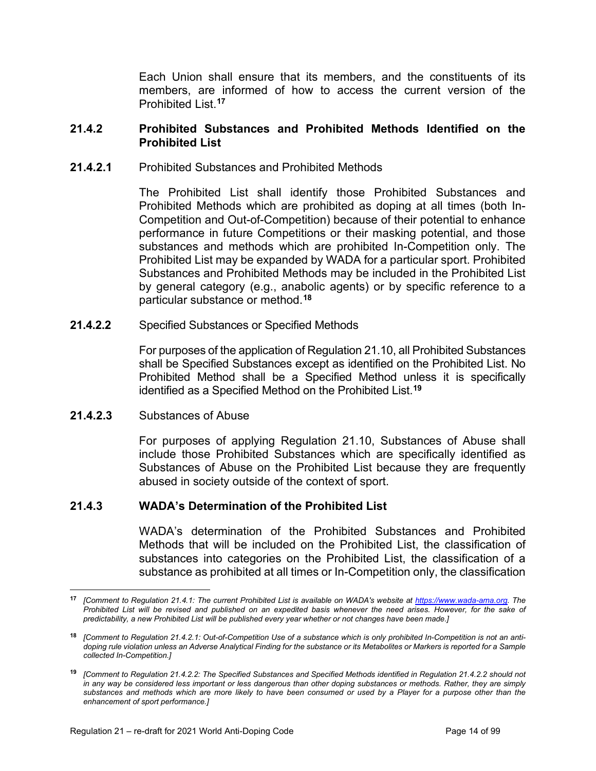Each Union shall ensure that its members, and the constituents of its members, are informed of how to access the current version of the Prohibited List.[17]

**21.4.2 Prohibited Substances and Prohibited Methods Identified on the Prohibited List**

**21.4.2.1** Prohibited Substances and Prohibited Methods

The Prohibited List shall identify those Prohibited Substances and Prohibited Methods which are prohibited as doping at all times (both In-Competition and Out-of-Competition) because of their potential to enhance performance in future Competitions or their masking potential, and those substances and methods which are prohibited In-Competition only. The Prohibited List may be expanded by WADA for a particular sport. Prohibited Substances and Prohibited Methods may be included in the Prohibited List by general category (e.g., anabolic agents) or by specific reference to a particular substance or method.[18]

**21.4.2.2** Specified Substances or Specified Methods

For purposes of the application of Regulation 21.10, all Prohibited Substances shall be Specified Substances except as identified on the Prohibited List. No Prohibited Method shall be a Specified Method unless it is specifically identified as a Specified Method on the Prohibited List.[19]

**21.4.2.3** Substances of Abuse

For purposes of applying Regulation 21.10, Substances of Abuse shall include those Prohibited Substances which are specifically identified as Substances of Abuse on the Prohibited List because they are frequently abused in society outside of the context of sport.

**21.4.3 WADA's Determination of the Prohibited List**

WADA's determination of the Prohibited Substances and Prohibited Methods that will be included on the Prohibited List, the classification of substances into categories on the Prohibited List, the classification of a substance as prohibited at all times or In-Competition only, the classification

---

[17] *[Comment to Regulation 21.4.1: The current Prohibited List is available on WADA's website at https://www.wada-ama.org. The Prohibited List will be revised and published on an expedited basis whenever the need arises. However, for the sake of predictability, a new Prohibited List will be published every year whether or not changes have been made.]*

[18] *[Comment to Regulation 21.4.2.1: Out-of-Competition Use of a substance which is only prohibited In-Competition is not an anti-doping rule violation unless an Adverse Analytical Finding for the substance or its Metabolites or Markers is reported for a Sample collected In-Competition.]*

[19] *[Comment to Regulation 21.4.2.2: The Specified Substances and Specified Methods identified in Regulation 21.4.2.2 should not in any way be considered less important or less dangerous than other doping substances or methods. Rather, they are simply substances and methods which are more likely to have been consumed or used by a Player for a purpose other than the enhancement of sport performance.]*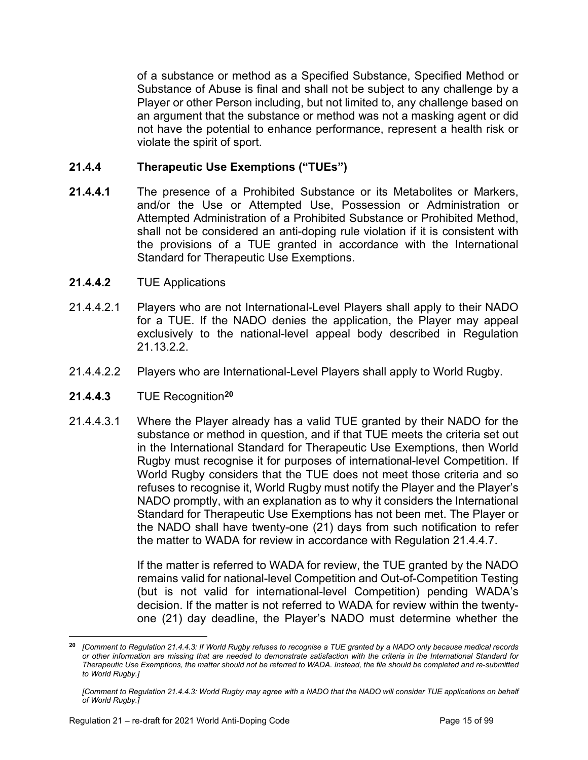of a substance or method as a Specified Substance, Specified Method or Substance of Abuse is final and shall not be subject to any challenge by a Player or other Person including, but not limited to, any challenge based on an argument that the substance or method was not a masking agent or did not have the potential to enhance performance, represent a health risk or violate the spirit of sport.

### 21.4.4 Therapeutic Use Exemptions ("TUEs")

**21.4.4.1** The presence of a Prohibited Substance or its Metabolites or Markers, and/or the Use or Attempted Use, Possession or Administration or Attempted Administration of a Prohibited Substance or Prohibited Method, shall not be considered an anti-doping rule violation if it is consistent with the provisions of a TUE granted in accordance with the International Standard for Therapeutic Use Exemptions.

**21.4.4.2** TUE Applications

21.4.4.2.1 Players who are not International-Level Players shall apply to their NADO for a TUE. If the NADO denies the application, the Player may appeal exclusively to the national-level appeal body described in Regulation 21.13.2.2.

21.4.4.2.2 Players who are International-Level Players shall apply to World Rugby.

**21.4.4.3** TUE Recognition[20]

21.4.4.3.1 Where the Player already has a valid TUE granted by their NADO for the substance or method in question, and if that TUE meets the criteria set out in the International Standard for Therapeutic Use Exemptions, then World Rugby must recognise it for purposes of international-level Competition. If World Rugby considers that the TUE does not meet those criteria and so refuses to recognise it, World Rugby must notify the Player and the Player's NADO promptly, with an explanation as to why it considers the International Standard for Therapeutic Use Exemptions has not been met. The Player or the NADO shall have twenty-one (21) days from such notification to refer the matter to WADA for review in accordance with Regulation 21.4.4.7.

If the matter is referred to WADA for review, the TUE granted by the NADO remains valid for national-level Competition and Out-of-Competition Testing (but is not valid for international-level Competition) pending WADA's decision. If the matter is not referred to WADA for review within the twenty-one (21) day deadline, the Player's NADO must determine whether the

---

[20] *[Comment to Regulation 21.4.4.3: If World Rugby refuses to recognise a TUE granted by a NADO only because medical records or other information are missing that are needed to demonstrate satisfaction with the criteria in the International Standard for Therapeutic Use Exemptions, the matter should not be referred to WADA. Instead, the file should be completed and re-submitted to World Rugby.]*

*[Comment to Regulation 21.4.4.3: World Rugby may agree with a NADO that the NADO will consider TUE applications on behalf of World Rugby.]*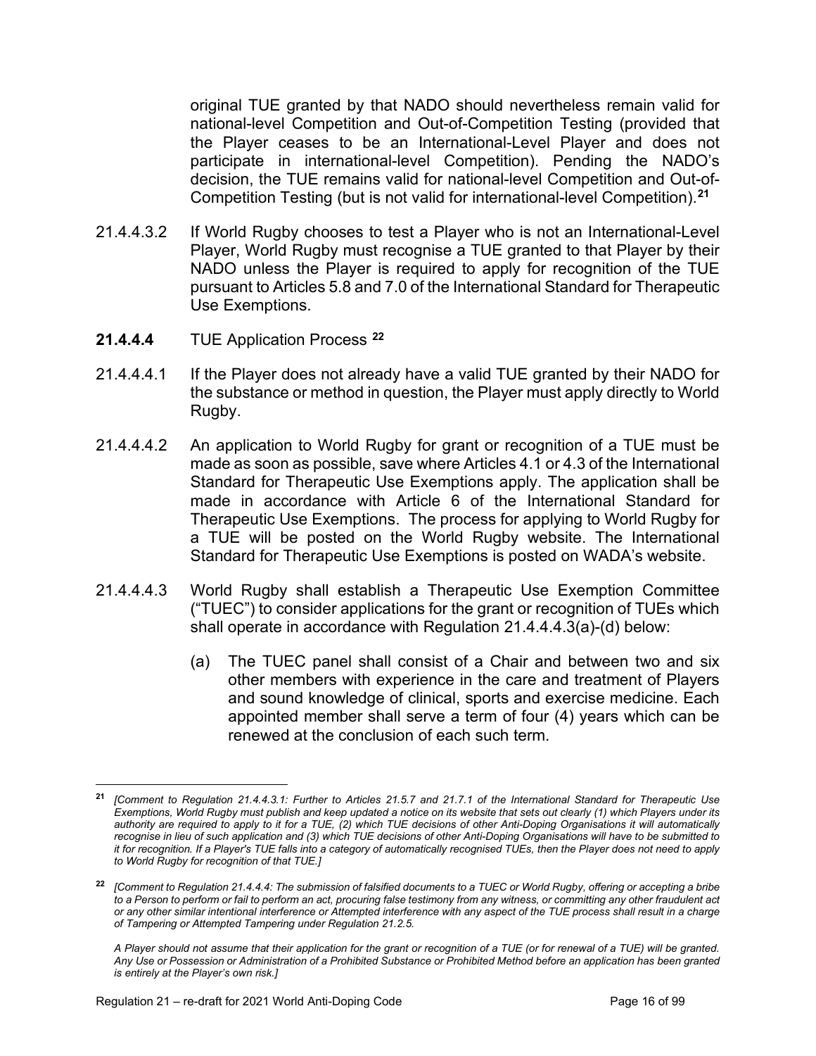original TUE granted by that NADO should nevertheless remain valid for national-level Competition and Out-of-Competition Testing (provided that the Player ceases to be an International-Level Player and does not participate in international-level Competition). Pending the NADO's decision, the TUE remains valid for national-level Competition and Out-of-Competition Testing (but is not valid for international-level Competition).[21]

21.4.4.3.2 If World Rugby chooses to test a Player who is not an International-Level Player, World Rugby must recognise a TUE granted to that Player by their NADO unless the Player is required to apply for recognition of the TUE pursuant to Articles 5.8 and 7.0 of the International Standard for Therapeutic Use Exemptions.

**21.4.4.4** TUE Application Process [22]

21.4.4.4.1 If the Player does not already have a valid TUE granted by their NADO for the substance or method in question, the Player must apply directly to World Rugby.

21.4.4.4.2 An application to World Rugby for grant or recognition of a TUE must be made as soon as possible, save where Articles 4.1 or 4.3 of the International Standard for Therapeutic Use Exemptions apply. The application shall be made in accordance with Article 6 of the International Standard for Therapeutic Use Exemptions. The process for applying to World Rugby for a TUE will be posted on the World Rugby website. The International Standard for Therapeutic Use Exemptions is posted on WADA's website.

21.4.4.4.3 World Rugby shall establish a Therapeutic Use Exemption Committee ("TUEC") to consider applications for the grant or recognition of TUEs which shall operate in accordance with Regulation 21.4.4.4.3(a)-(d) below:

(a) The TUEC panel shall consist of a Chair and between two and six other members with experience in the care and treatment of Players and sound knowledge of clinical, sports and exercise medicine. Each appointed member shall serve a term of four (4) years which can be renewed at the conclusion of each such term.

---

[21] *[Comment to Regulation 21.4.4.3.1: Further to Articles 21.5.7 and 21.7.1 of the International Standard for Therapeutic Use Exemptions, World Rugby must publish and keep updated a notice on its website that sets out clearly (1) which Players under its authority are required to apply to it for a TUE, (2) which TUE decisions of other Anti-Doping Organisations it will automatically recognise in lieu of such application and (3) which TUE decisions of other Anti-Doping Organisations will have to be submitted to it for recognition. If a Player's TUE falls into a category of automatically recognised TUEs, then the Player does not need to apply to World Rugby for recognition of that TUE.]*

[22] *[Comment to Regulation 21.4.4.4: The submission of falsified documents to a TUEC or World Rugby, offering or accepting a bribe to a Person to perform or fail to perform an act, procuring false testimony from any witness, or committing any other fraudulent act or any other similar intentional interference or Attempted interference with any aspect of the TUE process shall result in a charge of Tampering or Attempted Tampering under Regulation 21.2.5.*

*A Player should not assume that their application for the grant or recognition of a TUE (or for renewal of a TUE) will be granted. Any Use or Possession or Administration of a Prohibited Substance or Prohibited Method before an application has been granted is entirely at the Player's own risk.]*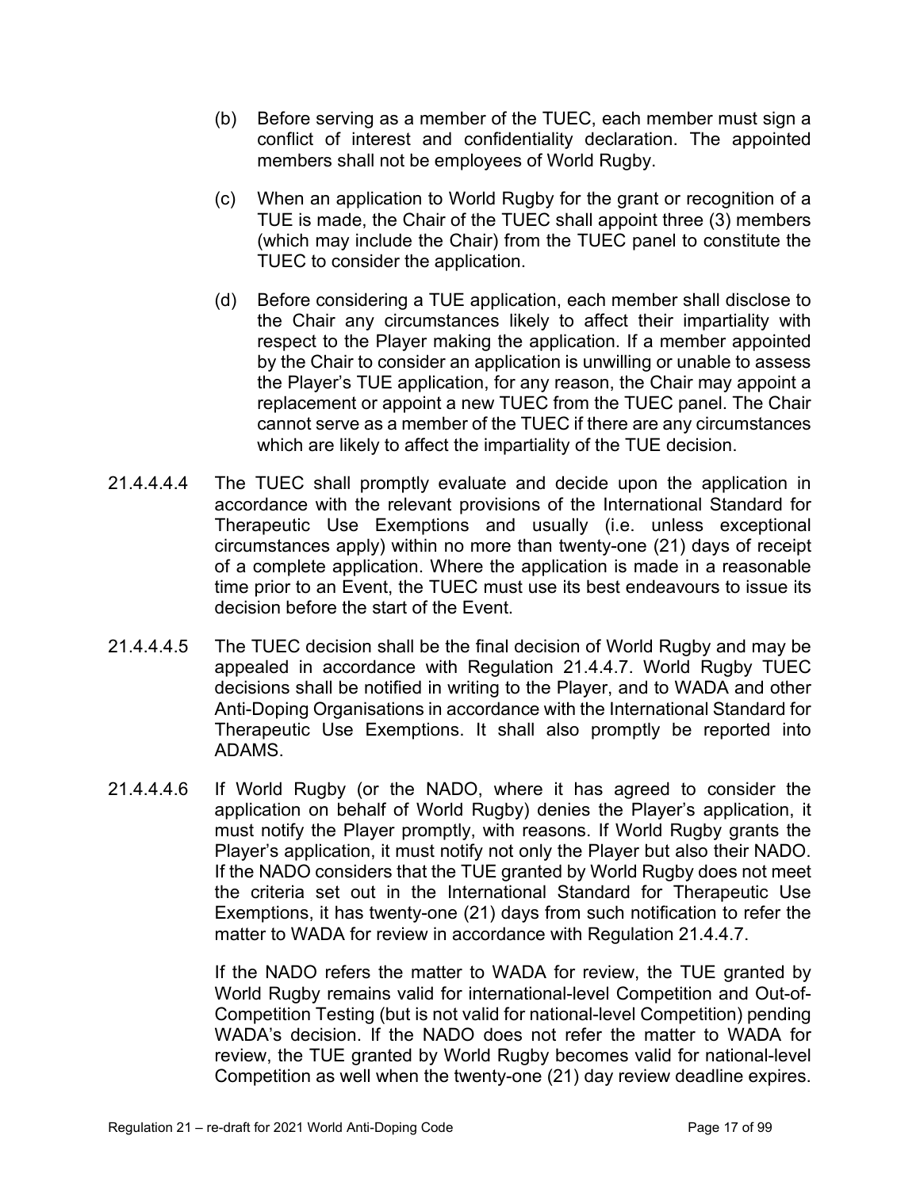(b) Before serving as a member of the TUEC, each member must sign a conflict of interest and confidentiality declaration. The appointed members shall not be employees of World Rugby.

(c) When an application to World Rugby for the grant or recognition of a TUE is made, the Chair of the TUEC shall appoint three (3) members (which may include the Chair) from the TUEC panel to constitute the TUEC to consider the application.

(d) Before considering a TUE application, each member shall disclose to the Chair any circumstances likely to affect their impartiality with respect to the Player making the application. If a member appointed by the Chair to consider an application is unwilling or unable to assess the Player's TUE application, for any reason, the Chair may appoint a replacement or appoint a new TUEC from the TUEC panel. The Chair cannot serve as a member of the TUEC if there are any circumstances which are likely to affect the impartiality of the TUE decision.

21.4.4.4.4 The TUEC shall promptly evaluate and decide upon the application in accordance with the relevant provisions of the International Standard for Therapeutic Use Exemptions and usually (i.e. unless exceptional circumstances apply) within no more than twenty-one (21) days of receipt of a complete application. Where the application is made in a reasonable time prior to an Event, the TUEC must use its best endeavours to issue its decision before the start of the Event.

21.4.4.4.5 The TUEC decision shall be the final decision of World Rugby and may be appealed in accordance with Regulation 21.4.4.7. World Rugby TUEC decisions shall be notified in writing to the Player, and to WADA and other Anti-Doping Organisations in accordance with the International Standard for Therapeutic Use Exemptions. It shall also promptly be reported into ADAMS.

21.4.4.4.6 If World Rugby (or the NADO, where it has agreed to consider the application on behalf of World Rugby) denies the Player's application, it must notify the Player promptly, with reasons. If World Rugby grants the Player's application, it must notify not only the Player but also their NADO. If the NADO considers that the TUE granted by World Rugby does not meet the criteria set out in the International Standard for Therapeutic Use Exemptions, it has twenty-one (21) days from such notification to refer the matter to WADA for review in accordance with Regulation 21.4.4.7.

If the NADO refers the matter to WADA for review, the TUE granted by World Rugby remains valid for international-level Competition and Out-of-Competition Testing (but is not valid for national-level Competition) pending WADA's decision. If the NADO does not refer the matter to WADA for review, the TUE granted by World Rugby becomes valid for national-level Competition as well when the twenty-one (21) day review deadline expires.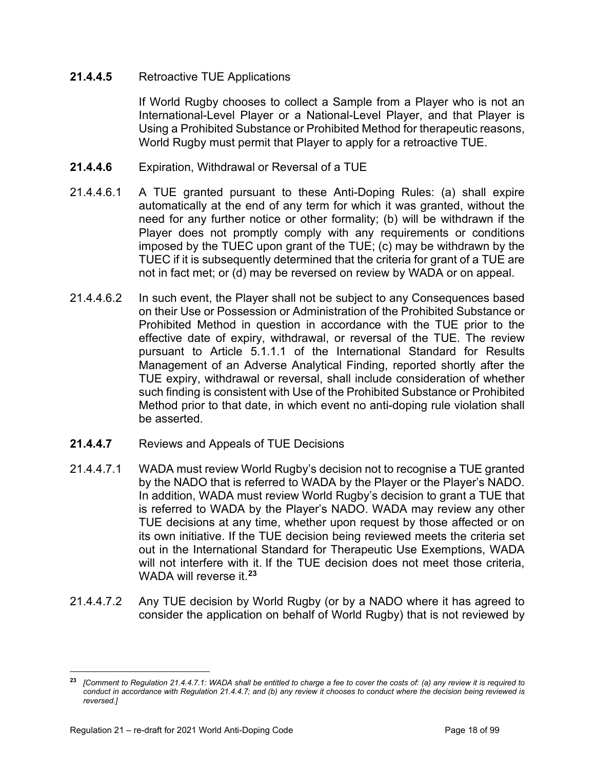**21.4.4.5** Retroactive TUE Applications

If World Rugby chooses to collect a Sample from a Player who is not an International-Level Player or a National-Level Player, and that Player is Using a Prohibited Substance or Prohibited Method for therapeutic reasons, World Rugby must permit that Player to apply for a retroactive TUE.

**21.4.4.6** Expiration, Withdrawal or Reversal of a TUE

21.4.4.6.1 A TUE granted pursuant to these Anti-Doping Rules: (a) shall expire automatically at the end of any term for which it was granted, without the need for any further notice or other formality; (b) will be withdrawn if the Player does not promptly comply with any requirements or conditions imposed by the TUEC upon grant of the TUE; (c) may be withdrawn by the TUEC if it is subsequently determined that the criteria for grant of a TUE are not in fact met; or (d) may be reversed on review by WADA or on appeal.

21.4.4.6.2 In such event, the Player shall not be subject to any Consequences based on their Use or Possession or Administration of the Prohibited Substance or Prohibited Method in question in accordance with the TUE prior to the effective date of expiry, withdrawal, or reversal of the TUE. The review pursuant to Article 5.1.1.1 of the International Standard for Results Management of an Adverse Analytical Finding, reported shortly after the TUE expiry, withdrawal or reversal, shall include consideration of whether such finding is consistent with Use of the Prohibited Substance or Prohibited Method prior to that date, in which event no anti-doping rule violation shall be asserted.

**21.4.4.7** Reviews and Appeals of TUE Decisions

21.4.4.7.1 WADA must review World Rugby's decision not to recognise a TUE granted by the NADO that is referred to WADA by the Player or the Player's NADO. In addition, WADA must review World Rugby's decision to grant a TUE that is referred to WADA by the Player's NADO. WADA may review any other TUE decisions at any time, whether upon request by those affected or on its own initiative. If the TUE decision being reviewed meets the criteria set out in the International Standard for Therapeutic Use Exemptions, WADA will not interfere with it. If the TUE decision does not meet those criteria, WADA will reverse it.[23]

21.4.4.7.2 Any TUE decision by World Rugby (or by a NADO where it has agreed to consider the application on behalf of World Rugby) that is not reviewed by

---

[23] *[Comment to Regulation 21.4.4.7.1: WADA shall be entitled to charge a fee to cover the costs of: (a) any review it is required to conduct in accordance with Regulation 21.4.4.7; and (b) any review it chooses to conduct where the decision being reviewed is reversed.]*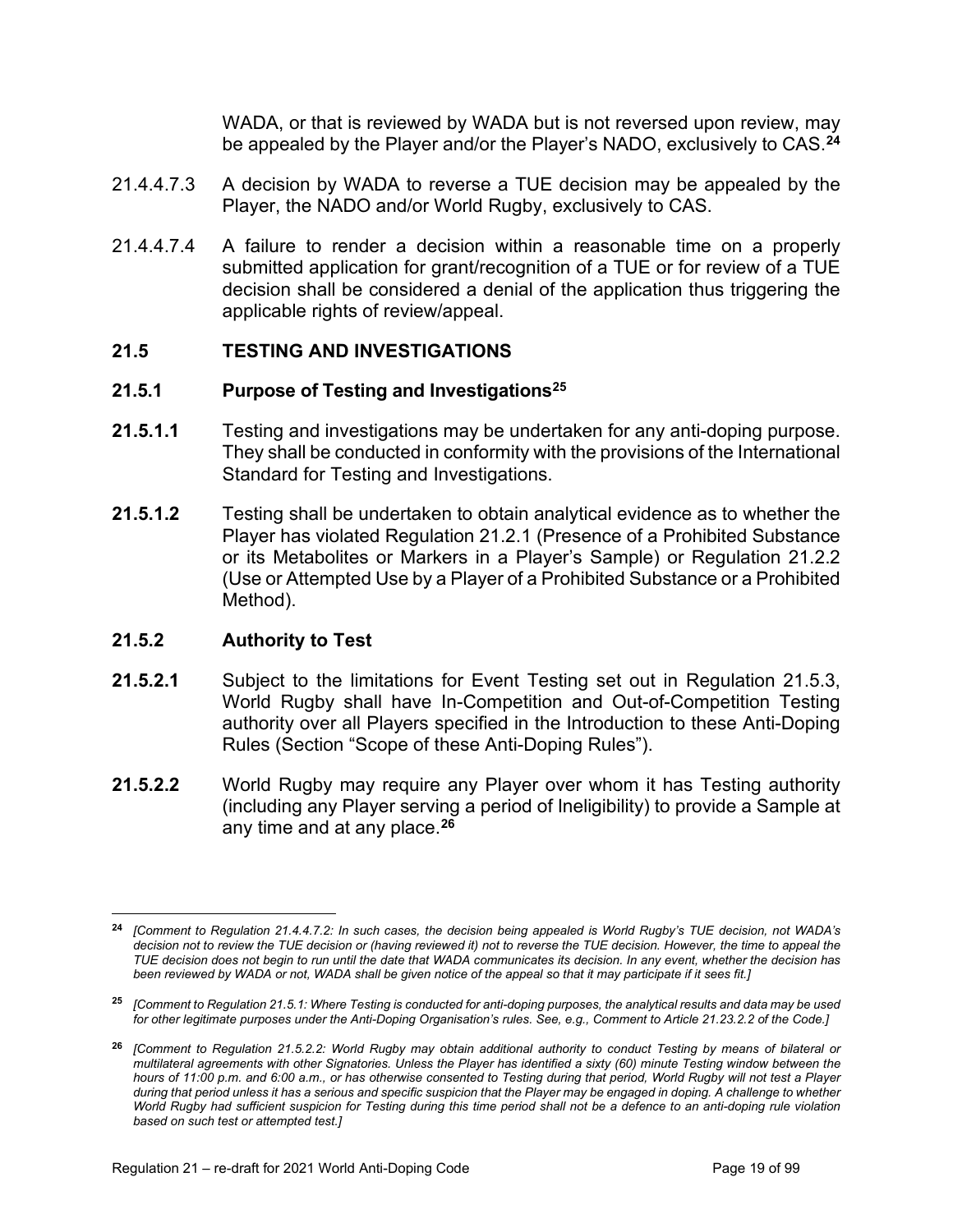WADA, or that is reviewed by WADA but is not reversed upon review, may be appealed by the Player and/or the Player's NADO, exclusively to CAS.[24]

21.4.4.7.3 A decision by WADA to reverse a TUE decision may be appealed by the Player, the NADO and/or World Rugby, exclusively to CAS.

21.4.4.7.4 A failure to render a decision within a reasonable time on a properly submitted application for grant/recognition of a TUE or for review of a TUE decision shall be considered a denial of the application thus triggering the applicable rights of review/appeal.

## 21.5 TESTING AND INVESTIGATIONS

### 21.5.1 Purpose of Testing and Investigations[25]

**21.5.1.1** Testing and investigations may be undertaken for any anti-doping purpose. They shall be conducted in conformity with the provisions of the International Standard for Testing and Investigations.

**21.5.1.2** Testing shall be undertaken to obtain analytical evidence as to whether the Player has violated Regulation 21.2.1 (Presence of a Prohibited Substance or its Metabolites or Markers in a Player's Sample) or Regulation 21.2.2 (Use or Attempted Use by a Player of a Prohibited Substance or a Prohibited Method).

### 21.5.2 Authority to Test

**21.5.2.1** Subject to the limitations for Event Testing set out in Regulation 21.5.3, World Rugby shall have In-Competition and Out-of-Competition Testing authority over all Players specified in the Introduction to these Anti-Doping Rules (Section "Scope of these Anti-Doping Rules").

**21.5.2.2** World Rugby may require any Player over whom it has Testing authority (including any Player serving a period of Ineligibility) to provide a Sample at any time and at any place.[26]

---

[24] *[Comment to Regulation 21.4.4.7.2: In such cases, the decision being appealed is World Rugby's TUE decision, not WADA's decision not to review the TUE decision or (having reviewed it) not to reverse the TUE decision. However, the time to appeal the TUE decision does not begin to run until the date that WADA communicates its decision. In any event, whether the decision has been reviewed by WADA or not, WADA shall be given notice of the appeal so that it may participate if it sees fit.]*

[25] *[Comment to Regulation 21.5.1: Where Testing is conducted for anti-doping purposes, the analytical results and data may be used for other legitimate purposes under the Anti-Doping Organisation's rules. See, e.g., Comment to Article 21.23.2.2 of the Code.]*

[26] *[Comment to Regulation 21.5.2.2: World Rugby may obtain additional authority to conduct Testing by means of bilateral or multilateral agreements with other Signatories. Unless the Player has identified a sixty (60) minute Testing window between the hours of 11:00 p.m. and 6:00 a.m., or has otherwise consented to Testing during that period, World Rugby will not test a Player during that period unless it has a serious and specific suspicion that the Player may be engaged in doping. A challenge to whether World Rugby had sufficient suspicion for Testing during this time period shall not be a defence to an anti-doping rule violation based on such test or attempted test.]*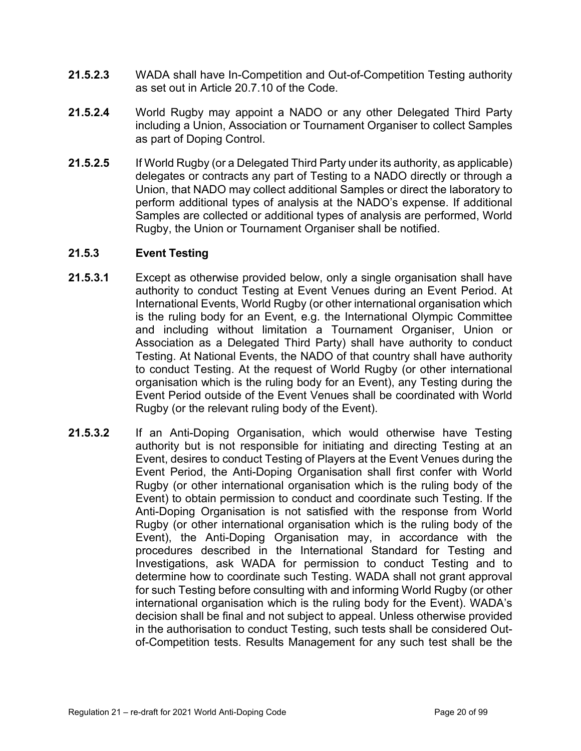**21.5.2.3** WADA shall have In-Competition and Out-of-Competition Testing authority as set out in Article 20.7.10 of the Code.

**21.5.2.4** World Rugby may appoint a NADO or any other Delegated Third Party including a Union, Association or Tournament Organiser to collect Samples as part of Doping Control.

**21.5.2.5** If World Rugby (or a Delegated Third Party under its authority, as applicable) delegates or contracts any part of Testing to a NADO directly or through a Union, that NADO may collect additional Samples or direct the laboratory to perform additional types of analysis at the NADO's expense. If additional Samples are collected or additional types of analysis are performed, World Rugby, the Union or Tournament Organiser shall be notified.

### 21.5.3 Event Testing

**21.5.3.1** Except as otherwise provided below, only a single organisation shall have authority to conduct Testing at Event Venues during an Event Period. At International Events, World Rugby (or other international organisation which is the ruling body for an Event, e.g. the International Olympic Committee and including without limitation a Tournament Organiser, Union or Association as a Delegated Third Party) shall have authority to conduct Testing. At National Events, the NADO of that country shall have authority to conduct Testing. At the request of World Rugby (or other international organisation which is the ruling body for an Event), any Testing during the Event Period outside of the Event Venues shall be coordinated with World Rugby (or the relevant ruling body of the Event).

**21.5.3.2** If an Anti-Doping Organisation, which would otherwise have Testing authority but is not responsible for initiating and directing Testing at an Event, desires to conduct Testing of Players at the Event Venues during the Event Period, the Anti-Doping Organisation shall first confer with World Rugby (or other international organisation which is the ruling body of the Event) to obtain permission to conduct and coordinate such Testing. If the Anti-Doping Organisation is not satisfied with the response from World Rugby (or other international organisation which is the ruling body of the Event), the Anti-Doping Organisation may, in accordance with the procedures described in the International Standard for Testing and Investigations, ask WADA for permission to conduct Testing and to determine how to coordinate such Testing. WADA shall not grant approval for such Testing before consulting with and informing World Rugby (or other international organisation which is the ruling body for the Event). WADA's decision shall be final and not subject to appeal. Unless otherwise provided in the authorisation to conduct Testing, such tests shall be considered Out-of-Competition tests. Results Management for any such test shall be the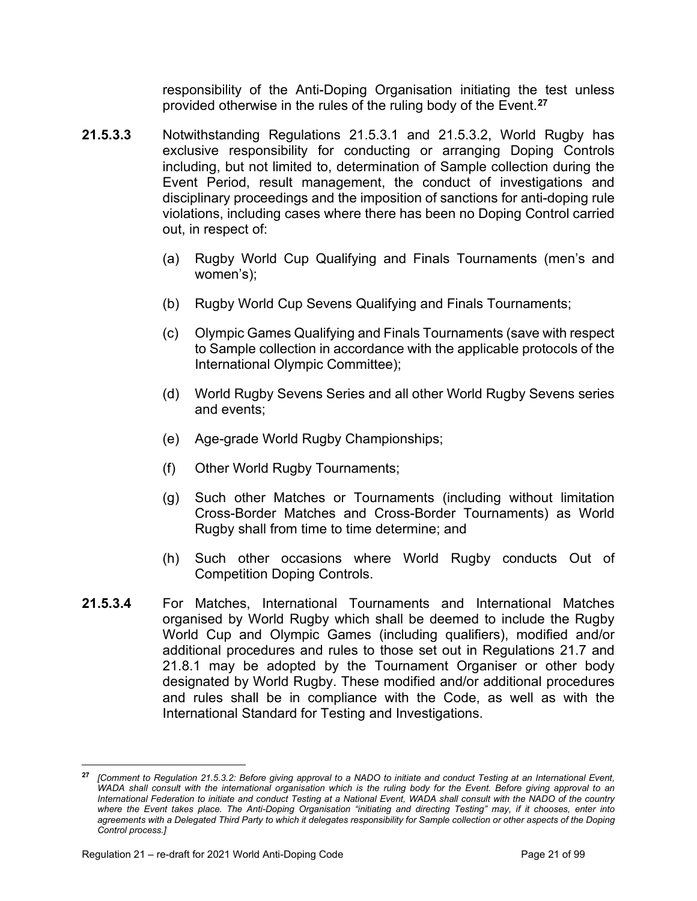responsibility of the Anti-Doping Organisation initiating the test unless provided otherwise in the rules of the ruling body of the Event.[27]

**21.5.3.3** Notwithstanding Regulations 21.5.3.1 and 21.5.3.2, World Rugby has exclusive responsibility for conducting or arranging Doping Controls including, but not limited to, determination of Sample collection during the Event Period, result management, the conduct of investigations and disciplinary proceedings and the imposition of sanctions for anti-doping rule violations, including cases where there has been no Doping Control carried out, in respect of:

(a) Rugby World Cup Qualifying and Finals Tournaments (men's and women's);

(b) Rugby World Cup Sevens Qualifying and Finals Tournaments;

(c) Olympic Games Qualifying and Finals Tournaments (save with respect to Sample collection in accordance with the applicable protocols of the International Olympic Committee);

(d) World Rugby Sevens Series and all other World Rugby Sevens series and events;

(e) Age-grade World Rugby Championships;

(f) Other World Rugby Tournaments;

(g) Such other Matches or Tournaments (including without limitation Cross-Border Matches and Cross-Border Tournaments) as World Rugby shall from time to time determine; and

(h) Such other occasions where World Rugby conducts Out of Competition Doping Controls.

**21.5.3.4** For Matches, International Tournaments and International Matches organised by World Rugby which shall be deemed to include the Rugby World Cup and Olympic Games (including qualifiers), modified and/or additional procedures and rules to those set out in Regulations 21.7 and 21.8.1 may be adopted by the Tournament Organiser or other body designated by World Rugby. These modified and/or additional procedures and rules shall be in compliance with the Code, as well as with the International Standard for Testing and Investigations.

---

[27] *[Comment to Regulation 21.5.3.2: Before giving approval to a NADO to initiate and conduct Testing at an International Event, WADA shall consult with the international organisation which is the ruling body for the Event. Before giving approval to an International Federation to initiate and conduct Testing at a National Event, WADA shall consult with the NADO of the country where the Event takes place. The Anti-Doping Organisation "initiating and directing Testing" may, if it chooses, enter into agreements with a Delegated Third Party to which it delegates responsibility for Sample collection or other aspects of the Doping Control process.]*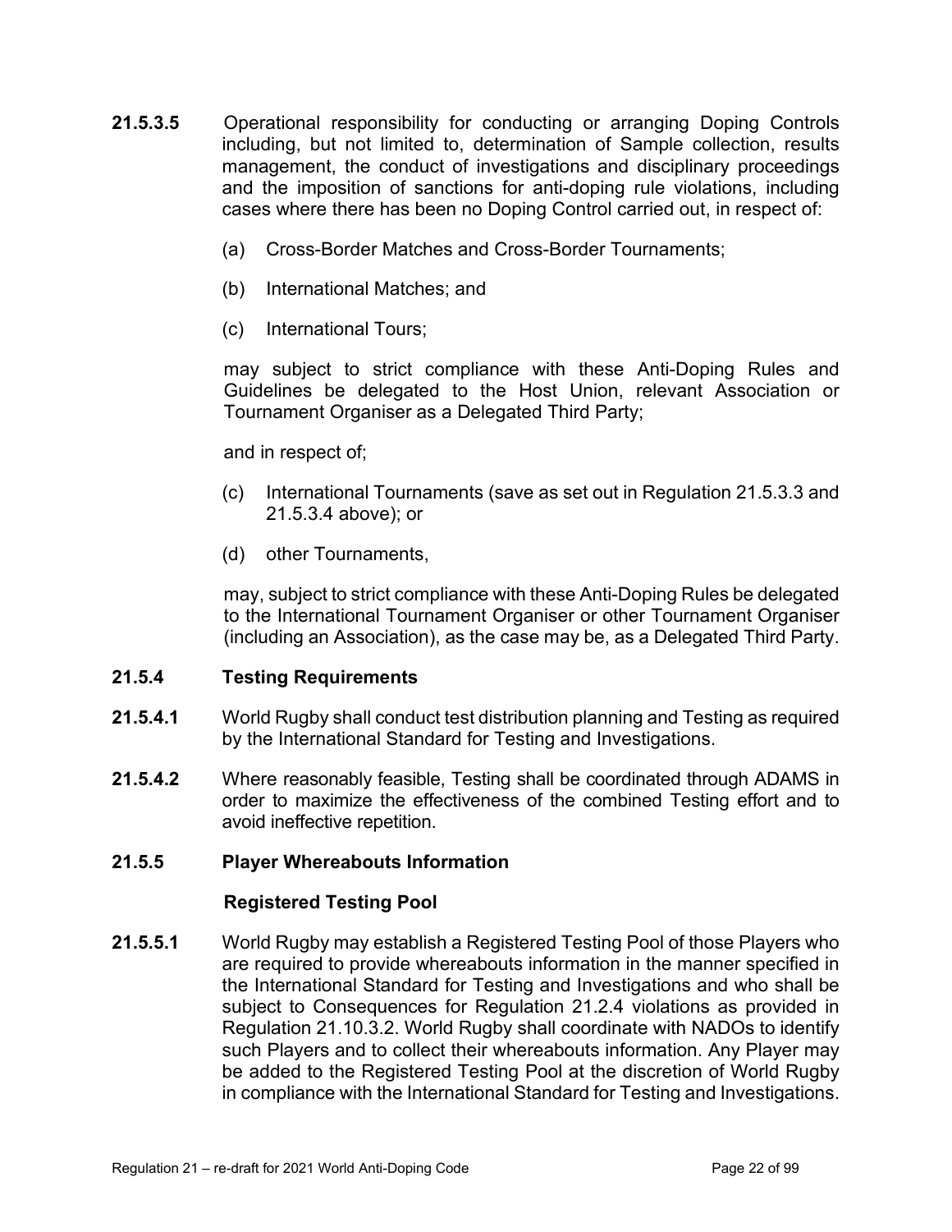**21.5.3.5** Operational responsibility for conducting or arranging Doping Controls including, but not limited to, determination of Sample collection, results management, the conduct of investigations and disciplinary proceedings and the imposition of sanctions for anti-doping rule violations, including cases where there has been no Doping Control carried out, in respect of:

(a) Cross-Border Matches and Cross-Border Tournaments;

(b) International Matches; and

(c) International Tours;

may subject to strict compliance with these Anti-Doping Rules and Guidelines be delegated to the Host Union, relevant Association or Tournament Organiser as a Delegated Third Party;

and in respect of;

(c) International Tournaments (save as set out in Regulation 21.5.3.3 and 21.5.3.4 above); or

(d) other Tournaments,

may, subject to strict compliance with these Anti-Doping Rules be delegated to the International Tournament Organiser or other Tournament Organiser (including an Association), as the case may be, as a Delegated Third Party.

**21.5.4 Testing Requirements**

**21.5.4.1** World Rugby shall conduct test distribution planning and Testing as required by the International Standard for Testing and Investigations.

**21.5.4.2** Where reasonably feasible, Testing shall be coordinated through ADAMS in order to maximize the effectiveness of the combined Testing effort and to avoid ineffective repetition.

**21.5.5 Player Whereabouts Information**

**Registered Testing Pool**

**21.5.5.1** World Rugby may establish a Registered Testing Pool of those Players who are required to provide whereabouts information in the manner specified in the International Standard for Testing and Investigations and who shall be subject to Consequences for Regulation 21.2.4 violations as provided in Regulation 21.10.3.2. World Rugby shall coordinate with NADOs to identify such Players and to collect their whereabouts information. Any Player may be added to the Registered Testing Pool at the discretion of World Rugby in compliance with the International Standard for Testing and Investigations.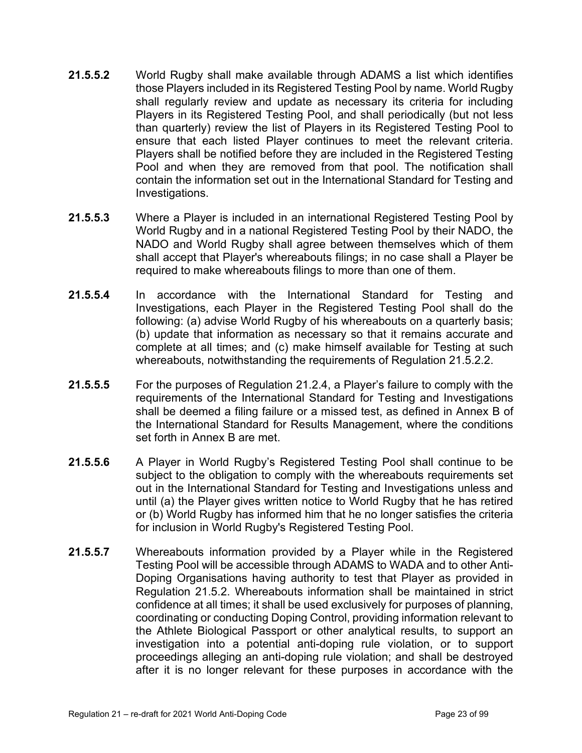**21.5.5.2** World Rugby shall make available through ADAMS a list which identifies those Players included in its Registered Testing Pool by name. World Rugby shall regularly review and update as necessary its criteria for including Players in its Registered Testing Pool, and shall periodically (but not less than quarterly) review the list of Players in its Registered Testing Pool to ensure that each listed Player continues to meet the relevant criteria. Players shall be notified before they are included in the Registered Testing Pool and when they are removed from that pool. The notification shall contain the information set out in the International Standard for Testing and Investigations.

**21.5.5.3** Where a Player is included in an international Registered Testing Pool by World Rugby and in a national Registered Testing Pool by their NADO, the NADO and World Rugby shall agree between themselves which of them shall accept that Player's whereabouts filings; in no case shall a Player be required to make whereabouts filings to more than one of them.

**21.5.5.4** In accordance with the International Standard for Testing and Investigations, each Player in the Registered Testing Pool shall do the following: (a) advise World Rugby of his whereabouts on a quarterly basis; (b) update that information as necessary so that it remains accurate and complete at all times; and (c) make himself available for Testing at such whereabouts, notwithstanding the requirements of Regulation 21.5.2.2.

**21.5.5.5** For the purposes of Regulation 21.2.4, a Player's failure to comply with the requirements of the International Standard for Testing and Investigations shall be deemed a filing failure or a missed test, as defined in Annex B of the International Standard for Results Management, where the conditions set forth in Annex B are met.

**21.5.5.6** A Player in World Rugby's Registered Testing Pool shall continue to be subject to the obligation to comply with the whereabouts requirements set out in the International Standard for Testing and Investigations unless and until (a) the Player gives written notice to World Rugby that he has retired or (b) World Rugby has informed him that he no longer satisfies the criteria for inclusion in World Rugby's Registered Testing Pool.

**21.5.5.7** Whereabouts information provided by a Player while in the Registered Testing Pool will be accessible through ADAMS to WADA and to other Anti-Doping Organisations having authority to test that Player as provided in Regulation 21.5.2. Whereabouts information shall be maintained in strict confidence at all times; it shall be used exclusively for purposes of planning, coordinating or conducting Doping Control, providing information relevant to the Athlete Biological Passport or other analytical results, to support an investigation into a potential anti-doping rule violation, or to support proceedings alleging an anti-doping rule violation; and shall be destroyed after it is no longer relevant for these purposes in accordance with the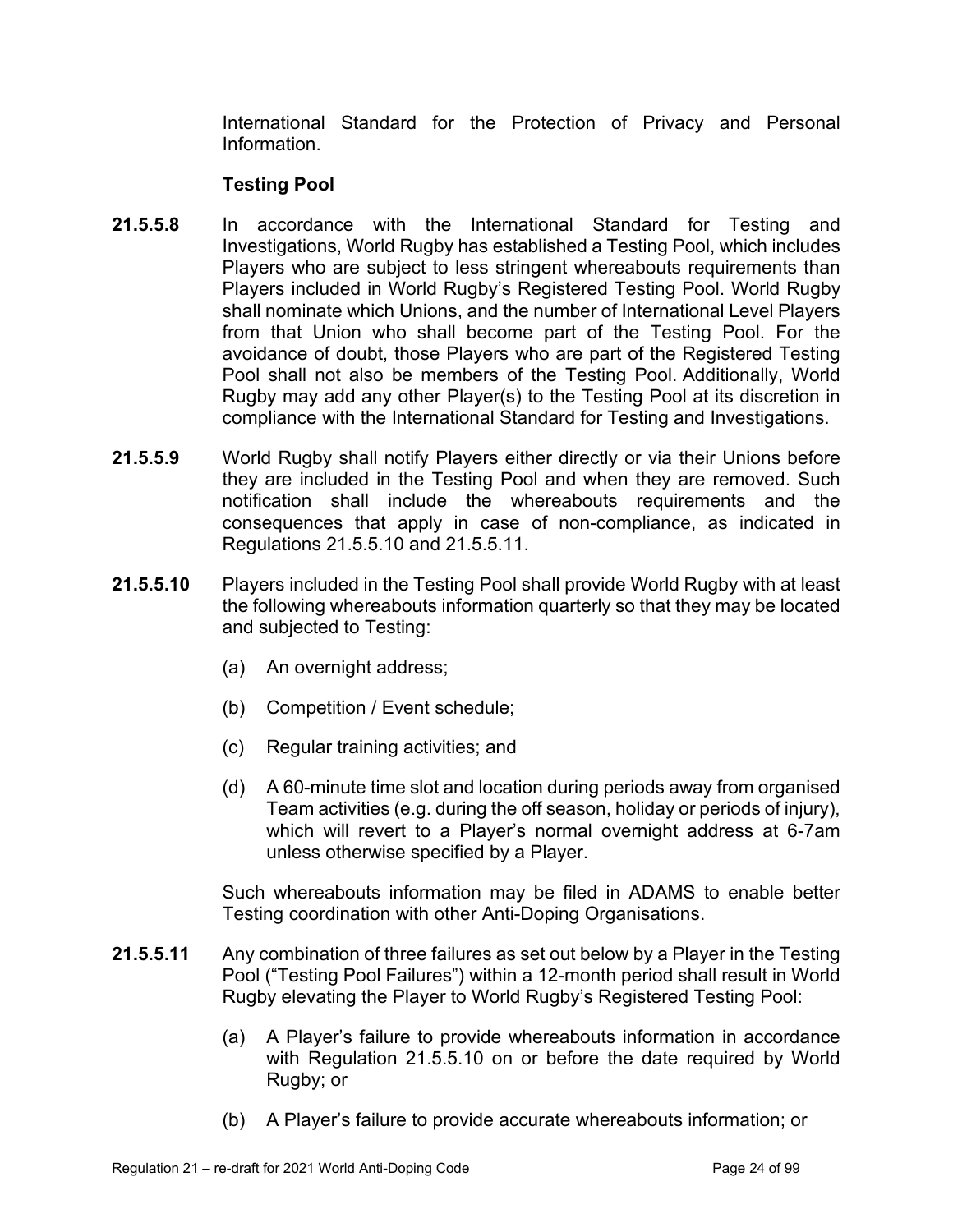International Standard for the Protection of Privacy and Personal Information.

**Testing Pool**

**21.5.5.8** In accordance with the International Standard for Testing and Investigations, World Rugby has established a Testing Pool, which includes Players who are subject to less stringent whereabouts requirements than Players included in World Rugby's Registered Testing Pool. World Rugby shall nominate which Unions, and the number of International Level Players from that Union who shall become part of the Testing Pool. For the avoidance of doubt, those Players who are part of the Registered Testing Pool shall not also be members of the Testing Pool. Additionally, World Rugby may add any other Player(s) to the Testing Pool at its discretion in compliance with the International Standard for Testing and Investigations.

**21.5.5.9** World Rugby shall notify Players either directly or via their Unions before they are included in the Testing Pool and when they are removed. Such notification shall include the whereabouts requirements and the consequences that apply in case of non-compliance, as indicated in Regulations 21.5.5.10 and 21.5.5.11.

**21.5.5.10** Players included in the Testing Pool shall provide World Rugby with at least the following whereabouts information quarterly so that they may be located and subjected to Testing:

(a) An overnight address;

(b) Competition / Event schedule;

(c) Regular training activities; and

(d) A 60-minute time slot and location during periods away from organised Team activities (e.g. during the off season, holiday or periods of injury), which will revert to a Player's normal overnight address at 6-7am unless otherwise specified by a Player.

Such whereabouts information may be filed in ADAMS to enable better Testing coordination with other Anti-Doping Organisations.

**21.5.5.11** Any combination of three failures as set out below by a Player in the Testing Pool ("Testing Pool Failures") within a 12-month period shall result in World Rugby elevating the Player to World Rugby's Registered Testing Pool:

(a) A Player's failure to provide whereabouts information in accordance with Regulation 21.5.5.10 on or before the date required by World Rugby; or

(b) A Player's failure to provide accurate whereabouts information; or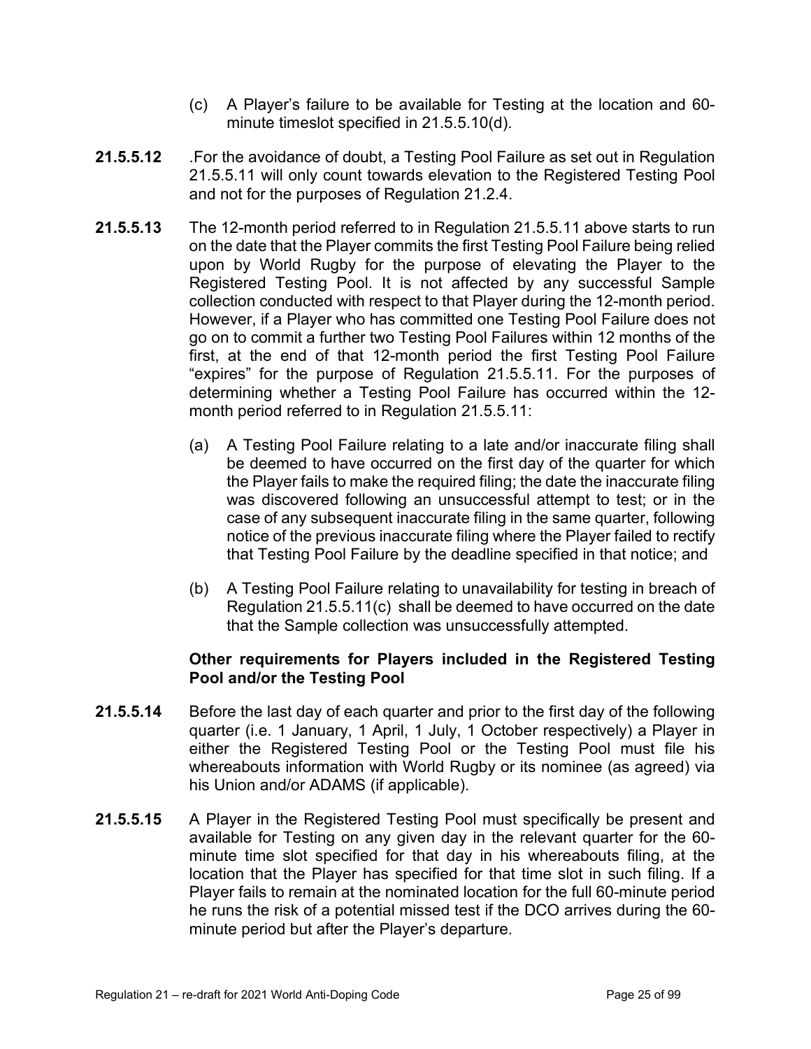(c) A Player's failure to be available for Testing at the location and 60-minute timeslot specified in 21.5.5.10(d).

**21.5.5.12** .For the avoidance of doubt, a Testing Pool Failure as set out in Regulation 21.5.5.11 will only count towards elevation to the Registered Testing Pool and not for the purposes of Regulation 21.2.4.

**21.5.5.13** The 12-month period referred to in Regulation 21.5.5.11 above starts to run on the date that the Player commits the first Testing Pool Failure being relied upon by World Rugby for the purpose of elevating the Player to the Registered Testing Pool. It is not affected by any successful Sample collection conducted with respect to that Player during the 12-month period. However, if a Player who has committed one Testing Pool Failure does not go on to commit a further two Testing Pool Failures within 12 months of the first, at the end of that 12-month period the first Testing Pool Failure "expires" for the purpose of Regulation 21.5.5.11. For the purposes of determining whether a Testing Pool Failure has occurred within the 12-month period referred to in Regulation 21.5.5.11:

(a) A Testing Pool Failure relating to a late and/or inaccurate filing shall be deemed to have occurred on the first day of the quarter for which the Player fails to make the required filing; the date the inaccurate filing was discovered following an unsuccessful attempt to test; or in the case of any subsequent inaccurate filing in the same quarter, following notice of the previous inaccurate filing where the Player failed to rectify that Testing Pool Failure by the deadline specified in that notice; and

(b) A Testing Pool Failure relating to unavailability for testing in breach of Regulation 21.5.5.11(c) shall be deemed to have occurred on the date that the Sample collection was unsuccessfully attempted.

**Other requirements for Players included in the Registered Testing Pool and/or the Testing Pool**

**21.5.5.14** Before the last day of each quarter and prior to the first day of the following quarter (i.e. 1 January, 1 April, 1 July, 1 October respectively) a Player in either the Registered Testing Pool or the Testing Pool must file his whereabouts information with World Rugby or its nominee (as agreed) via his Union and/or ADAMS (if applicable).

**21.5.5.15** A Player in the Registered Testing Pool must specifically be present and available for Testing on any given day in the relevant quarter for the 60-minute time slot specified for that day in his whereabouts filing, at the location that the Player has specified for that time slot in such filing. If a Player fails to remain at the nominated location for the full 60-minute period he runs the risk of a potential missed test if the DCO arrives during the 60-minute period but after the Player's departure.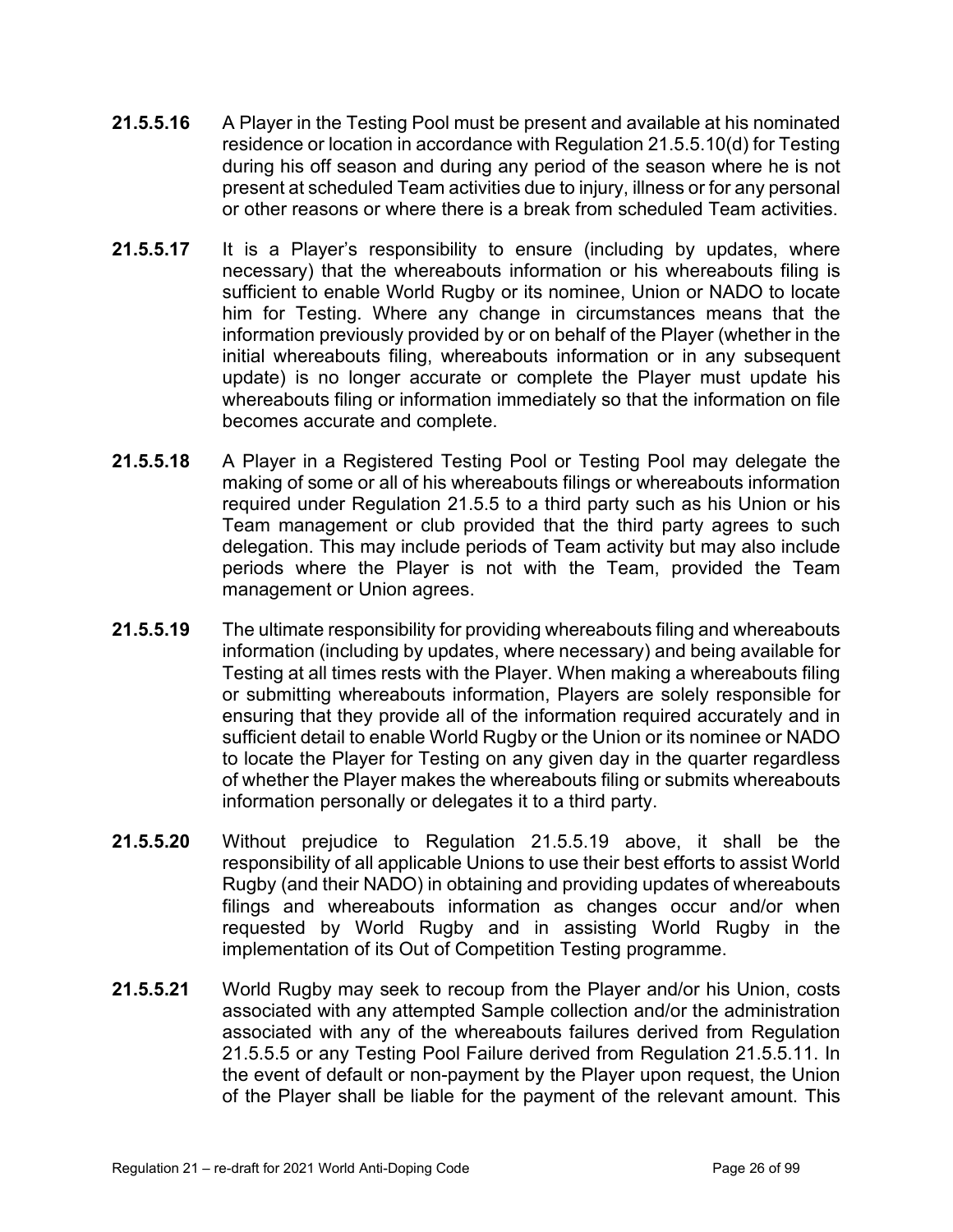**21.5.5.16** A Player in the Testing Pool must be present and available at his nominated residence or location in accordance with Regulation 21.5.5.10(d) for Testing during his off season and during any period of the season where he is not present at scheduled Team activities due to injury, illness or for any personal or other reasons or where there is a break from scheduled Team activities.

**21.5.5.17** It is a Player's responsibility to ensure (including by updates, where necessary) that the whereabouts information or his whereabouts filing is sufficient to enable World Rugby or its nominee, Union or NADO to locate him for Testing. Where any change in circumstances means that the information previously provided by or on behalf of the Player (whether in the initial whereabouts filing, whereabouts information or in any subsequent update) is no longer accurate or complete the Player must update his whereabouts filing or information immediately so that the information on file becomes accurate and complete.

**21.5.5.18** A Player in a Registered Testing Pool or Testing Pool may delegate the making of some or all of his whereabouts filings or whereabouts information required under Regulation 21.5.5 to a third party such as his Union or his Team management or club provided that the third party agrees to such delegation. This may include periods of Team activity but may also include periods where the Player is not with the Team, provided the Team management or Union agrees.

**21.5.5.19** The ultimate responsibility for providing whereabouts filing and whereabouts information (including by updates, where necessary) and being available for Testing at all times rests with the Player. When making a whereabouts filing or submitting whereabouts information, Players are solely responsible for ensuring that they provide all of the information required accurately and in sufficient detail to enable World Rugby or the Union or its nominee or NADO to locate the Player for Testing on any given day in the quarter regardless of whether the Player makes the whereabouts filing or submits whereabouts information personally or delegates it to a third party.

**21.5.5.20** Without prejudice to Regulation 21.5.5.19 above, it shall be the responsibility of all applicable Unions to use their best efforts to assist World Rugby (and their NADO) in obtaining and providing updates of whereabouts filings and whereabouts information as changes occur and/or when requested by World Rugby and in assisting World Rugby in the implementation of its Out of Competition Testing programme.

**21.5.5.21** World Rugby may seek to recoup from the Player and/or his Union, costs associated with any attempted Sample collection and/or the administration associated with any of the whereabouts failures derived from Regulation 21.5.5.5 or any Testing Pool Failure derived from Regulation 21.5.5.11. In the event of default or non-payment by the Player upon request, the Union of the Player shall be liable for the payment of the relevant amount. This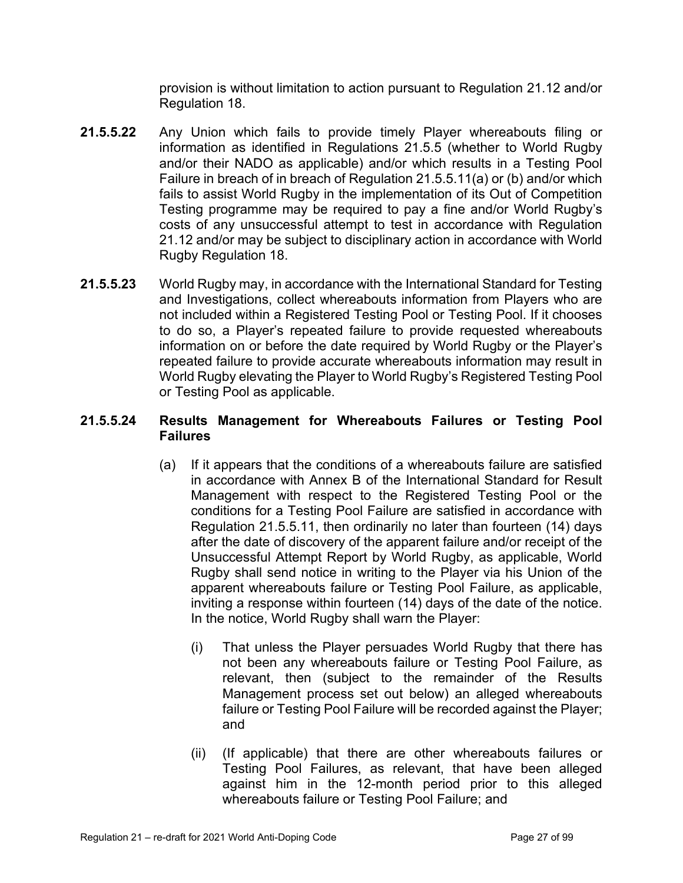provision is without limitation to action pursuant to Regulation 21.12 and/or Regulation 18.

**21.5.5.22** Any Union which fails to provide timely Player whereabouts filing or information as identified in Regulations 21.5.5 (whether to World Rugby and/or their NADO as applicable) and/or which results in a Testing Pool Failure in breach of in breach of Regulation 21.5.5.11(a) or (b) and/or which fails to assist World Rugby in the implementation of its Out of Competition Testing programme may be required to pay a fine and/or World Rugby's costs of any unsuccessful attempt to test in accordance with Regulation 21.12 and/or may be subject to disciplinary action in accordance with World Rugby Regulation 18.

**21.5.5.23** World Rugby may, in accordance with the International Standard for Testing and Investigations, collect whereabouts information from Players who are not included within a Registered Testing Pool or Testing Pool. If it chooses to do so, a Player's repeated failure to provide requested whereabouts information on or before the date required by World Rugby or the Player's repeated failure to provide accurate whereabouts information may result in World Rugby elevating the Player to World Rugby's Registered Testing Pool or Testing Pool as applicable.

**21.5.5.24 Results Management for Whereabouts Failures or Testing Pool Failures**

(a) If it appears that the conditions of a whereabouts failure are satisfied in accordance with Annex B of the International Standard for Result Management with respect to the Registered Testing Pool or the conditions for a Testing Pool Failure are satisfied in accordance with Regulation 21.5.5.11, then ordinarily no later than fourteen (14) days after the date of discovery of the apparent failure and/or receipt of the Unsuccessful Attempt Report by World Rugby, as applicable, World Rugby shall send notice in writing to the Player via his Union of the apparent whereabouts failure or Testing Pool Failure, as applicable, inviting a response within fourteen (14) days of the date of the notice. In the notice, World Rugby shall warn the Player:

(i) That unless the Player persuades World Rugby that there has not been any whereabouts failure or Testing Pool Failure, as relevant, then (subject to the remainder of the Results Management process set out below) an alleged whereabouts failure or Testing Pool Failure will be recorded against the Player; and

(ii) (If applicable) that there are other whereabouts failures or Testing Pool Failures, as relevant, that have been alleged against him in the 12-month period prior to this alleged whereabouts failure or Testing Pool Failure; and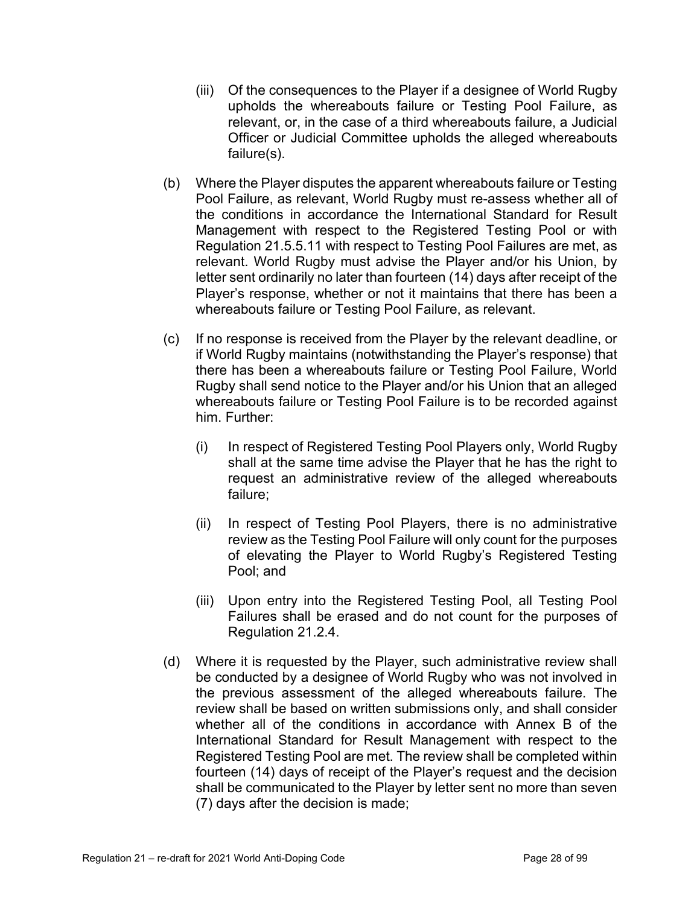(iii) Of the consequences to the Player if a designee of World Rugby upholds the whereabouts failure or Testing Pool Failure, as relevant, or, in the case of a third whereabouts failure, a Judicial Officer or Judicial Committee upholds the alleged whereabouts failure(s).

(b) Where the Player disputes the apparent whereabouts failure or Testing Pool Failure, as relevant, World Rugby must re-assess whether all of the conditions in accordance the International Standard for Result Management with respect to the Registered Testing Pool or with Regulation 21.5.5.11 with respect to Testing Pool Failures are met, as relevant. World Rugby must advise the Player and/or his Union, by letter sent ordinarily no later than fourteen (14) days after receipt of the Player's response, whether or not it maintains that there has been a whereabouts failure or Testing Pool Failure, as relevant.

(c) If no response is received from the Player by the relevant deadline, or if World Rugby maintains (notwithstanding the Player's response) that there has been a whereabouts failure or Testing Pool Failure, World Rugby shall send notice to the Player and/or his Union that an alleged whereabouts failure or Testing Pool Failure is to be recorded against him. Further:

   (i) In respect of Registered Testing Pool Players only, World Rugby shall at the same time advise the Player that he has the right to request an administrative review of the alleged whereabouts failure;

   (ii) In respect of Testing Pool Players, there is no administrative review as the Testing Pool Failure will only count for the purposes of elevating the Player to World Rugby's Registered Testing Pool; and

   (iii) Upon entry into the Registered Testing Pool, all Testing Pool Failures shall be erased and do not count for the purposes of Regulation 21.2.4.

(d) Where it is requested by the Player, such administrative review shall be conducted by a designee of World Rugby who was not involved in the previous assessment of the alleged whereabouts failure. The review shall be based on written submissions only, and shall consider whether all of the conditions in accordance with Annex B of the International Standard for Result Management with respect to the Registered Testing Pool are met. The review shall be completed within fourteen (14) days of receipt of the Player's request and the decision shall be communicated to the Player by letter sent no more than seven (7) days after the decision is made;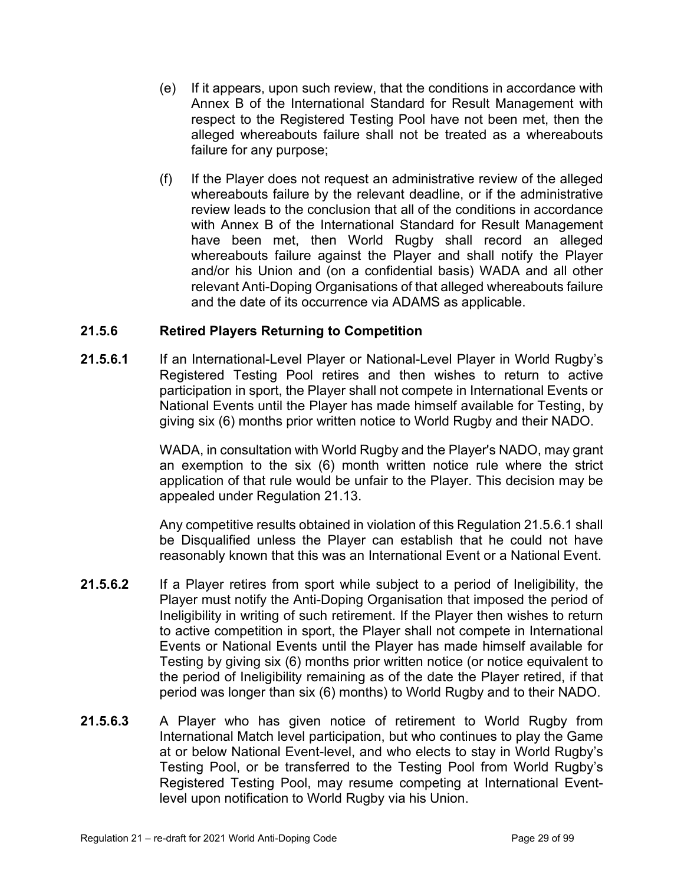(e) If it appears, upon such review, that the conditions in accordance with Annex B of the International Standard for Result Management with respect to the Registered Testing Pool have not been met, then the alleged whereabouts failure shall not be treated as a whereabouts failure for any purpose;

(f) If the Player does not request an administrative review of the alleged whereabouts failure by the relevant deadline, or if the administrative review leads to the conclusion that all of the conditions in accordance with Annex B of the International Standard for Result Management have been met, then World Rugby shall record an alleged whereabouts failure against the Player and shall notify the Player and/or his Union and (on a confidential basis) WADA and all other relevant Anti-Doping Organisations of that alleged whereabouts failure and the date of its occurrence via ADAMS as applicable.

### 21.5.6 Retired Players Returning to Competition

**21.5.6.1** If an International-Level Player or National-Level Player in World Rugby's Registered Testing Pool retires and then wishes to return to active participation in sport, the Player shall not compete in International Events or National Events until the Player has made himself available for Testing, by giving six (6) months prior written notice to World Rugby and their NADO.

WADA, in consultation with World Rugby and the Player's NADO, may grant an exemption to the six (6) month written notice rule where the strict application of that rule would be unfair to the Player. This decision may be appealed under Regulation 21.13.

Any competitive results obtained in violation of this Regulation 21.5.6.1 shall be Disqualified unless the Player can establish that he could not have reasonably known that this was an International Event or a National Event.

**21.5.6.2** If a Player retires from sport while subject to a period of Ineligibility, the Player must notify the Anti-Doping Organisation that imposed the period of Ineligibility in writing of such retirement. If the Player then wishes to return to active competition in sport, the Player shall not compete in International Events or National Events until the Player has made himself available for Testing by giving six (6) months prior written notice (or notice equivalent to the period of Ineligibility remaining as of the date the Player retired, if that period was longer than six (6) months) to World Rugby and to their NADO.

**21.5.6.3** A Player who has given notice of retirement to World Rugby from International Match level participation, but who continues to play the Game at or below National Event-level, and who elects to stay in World Rugby's Testing Pool, or be transferred to the Testing Pool from World Rugby's Registered Testing Pool, may resume competing at International Event-level upon notification to World Rugby via his Union.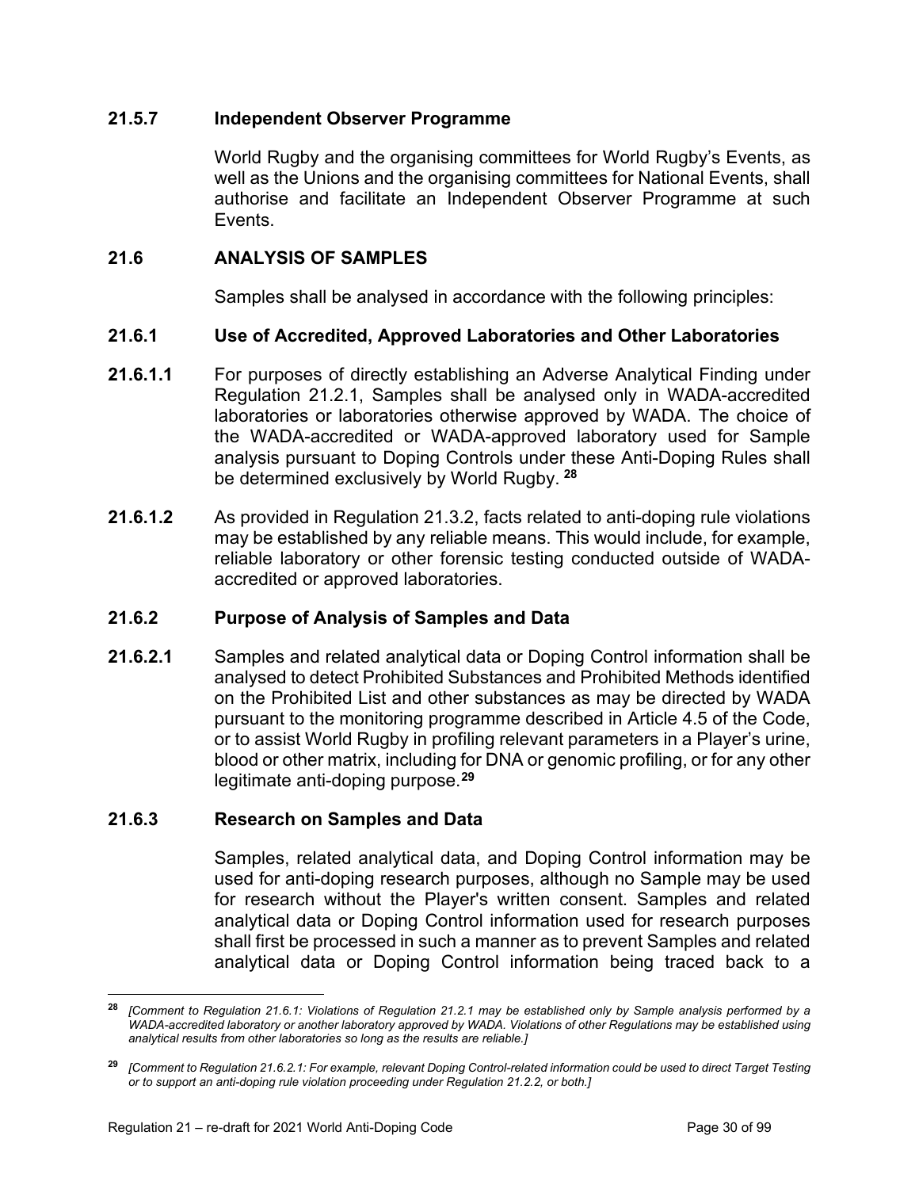### 21.5.7 Independent Observer Programme

World Rugby and the organising committees for World Rugby's Events, as well as the Unions and the organising committees for National Events, shall authorise and facilitate an Independent Observer Programme at such Events.

## 21.6 ANALYSIS OF SAMPLES

Samples shall be analysed in accordance with the following principles:

### 21.6.1 Use of Accredited, Approved Laboratories and Other Laboratories

**21.6.1.1** For purposes of directly establishing an Adverse Analytical Finding under Regulation 21.2.1, Samples shall be analysed only in WADA-accredited laboratories or laboratories otherwise approved by WADA. The choice of the WADA-accredited or WADA-approved laboratory used for Sample analysis pursuant to Doping Controls under these Anti-Doping Rules shall be determined exclusively by World Rugby. [28]

**21.6.1.2** As provided in Regulation 21.3.2, facts related to anti-doping rule violations may be established by any reliable means. This would include, for example, reliable laboratory or other forensic testing conducted outside of WADA-accredited or approved laboratories.

### 21.6.2 Purpose of Analysis of Samples and Data

**21.6.2.1** Samples and related analytical data or Doping Control information shall be analysed to detect Prohibited Substances and Prohibited Methods identified on the Prohibited List and other substances as may be directed by WADA pursuant to the monitoring programme described in Article 4.5 of the Code, or to assist World Rugby in profiling relevant parameters in a Player's urine, blood or other matrix, including for DNA or genomic profiling, or for any other legitimate anti-doping purpose. [29]

### 21.6.3 Research on Samples and Data

Samples, related analytical data, and Doping Control information may be used for anti-doping research purposes, although no Sample may be used for research without the Player's written consent. Samples and related analytical data or Doping Control information used for research purposes shall first be processed in such a manner as to prevent Samples and related analytical data or Doping Control information being traced back to a

---

[28] *[Comment to Regulation 21.6.1: Violations of Regulation 21.2.1 may be established only by Sample analysis performed by a WADA-accredited laboratory or another laboratory approved by WADA. Violations of other Regulations may be established using analytical results from other laboratories so long as the results are reliable.]*

[29] *[Comment to Regulation 21.6.2.1: For example, relevant Doping Control-related information could be used to direct Target Testing or to support an anti-doping rule violation proceeding under Regulation 21.2.2, or both.]*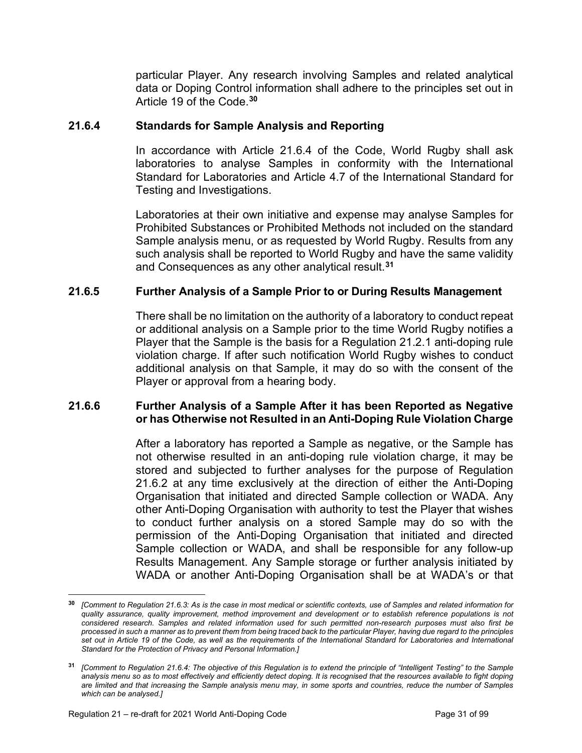particular Player. Any research involving Samples and related analytical data or Doping Control information shall adhere to the principles set out in Article 19 of the Code.[30]

### 21.6.4 Standards for Sample Analysis and Reporting

In accordance with Article 21.6.4 of the Code, World Rugby shall ask laboratories to analyse Samples in conformity with the International Standard for Laboratories and Article 4.7 of the International Standard for Testing and Investigations.

Laboratories at their own initiative and expense may analyse Samples for Prohibited Substances or Prohibited Methods not included on the standard Sample analysis menu, or as requested by World Rugby. Results from any such analysis shall be reported to World Rugby and have the same validity and Consequences as any other analytical result.[31]

### 21.6.5 Further Analysis of a Sample Prior to or During Results Management

There shall be no limitation on the authority of a laboratory to conduct repeat or additional analysis on a Sample prior to the time World Rugby notifies a Player that the Sample is the basis for a Regulation 21.2.1 anti-doping rule violation charge. If after such notification World Rugby wishes to conduct additional analysis on that Sample, it may do so with the consent of the Player or approval from a hearing body.

### 21.6.6 Further Analysis of a Sample After it has been Reported as Negative or has Otherwise not Resulted in an Anti-Doping Rule Violation Charge

After a laboratory has reported a Sample as negative, or the Sample has not otherwise resulted in an anti-doping rule violation charge, it may be stored and subjected to further analyses for the purpose of Regulation 21.6.2 at any time exclusively at the direction of either the Anti-Doping Organisation that initiated and directed Sample collection or WADA. Any other Anti-Doping Organisation with authority to test the Player that wishes to conduct further analysis on a stored Sample may do so with the permission of the Anti-Doping Organisation that initiated and directed Sample collection or WADA, and shall be responsible for any follow-up Results Management. Any Sample storage or further analysis initiated by WADA or another Anti-Doping Organisation shall be at WADA's or that

---

[30] *[Comment to Regulation 21.6.3: As is the case in most medical or scientific contexts, use of Samples and related information for quality assurance, quality improvement, method improvement and development or to establish reference populations is not considered research. Samples and related information used for such permitted non-research purposes must also first be processed in such a manner as to prevent them from being traced back to the particular Player, having due regard to the principles set out in Article 19 of the Code, as well as the requirements of the International Standard for Laboratories and International Standard for the Protection of Privacy and Personal Information.]*

[31] *[Comment to Regulation 21.6.4: The objective of this Regulation is to extend the principle of "Intelligent Testing" to the Sample analysis menu so as to most effectively and efficiently detect doping. It is recognised that the resources available to fight doping are limited and that increasing the Sample analysis menu may, in some sports and countries, reduce the number of Samples which can be analysed.]*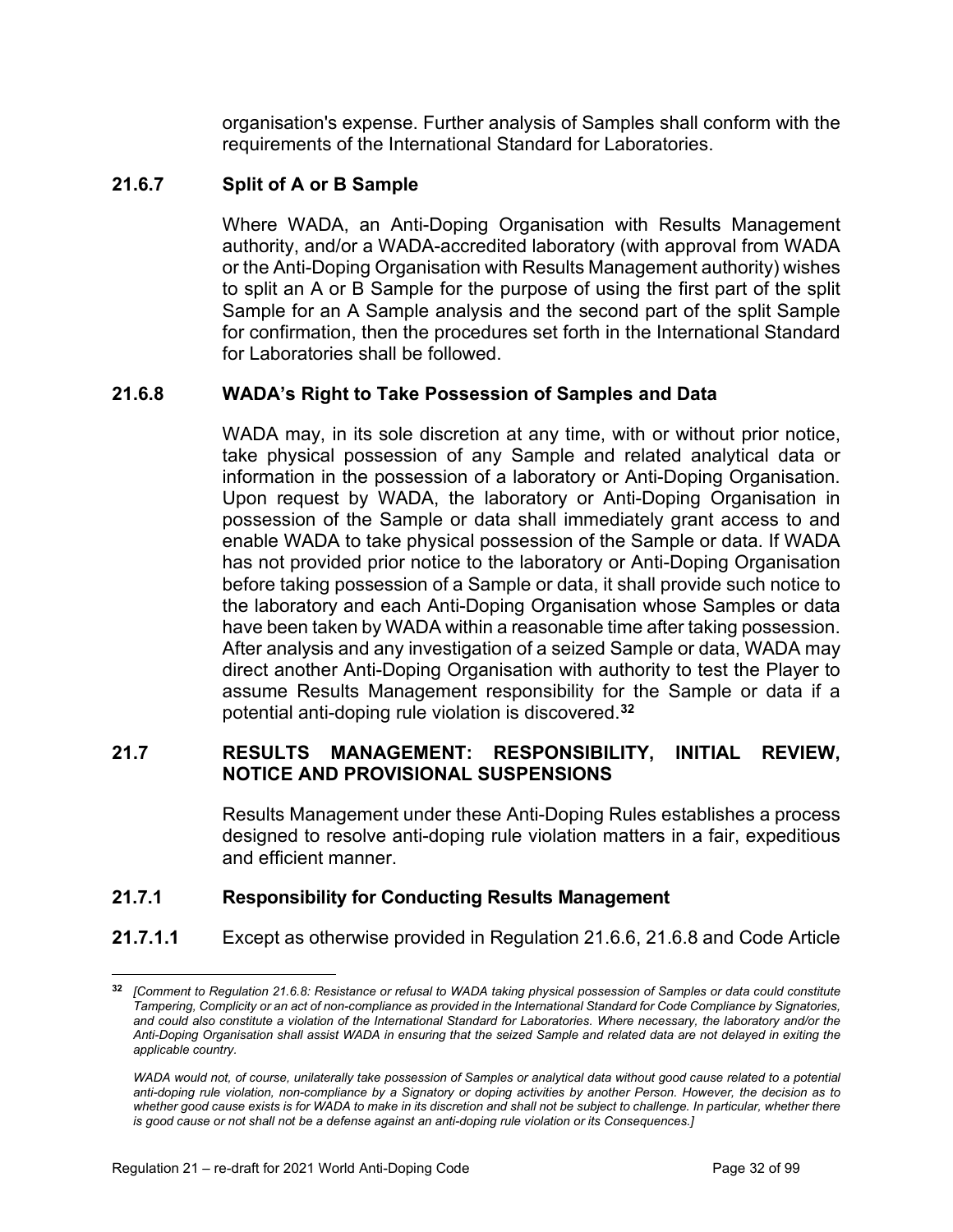organisation's expense. Further analysis of Samples shall conform with the requirements of the International Standard for Laboratories.

### 21.6.7 Split of A or B Sample

Where WADA, an Anti-Doping Organisation with Results Management authority, and/or a WADA-accredited laboratory (with approval from WADA or the Anti-Doping Organisation with Results Management authority) wishes to split an A or B Sample for the purpose of using the first part of the split Sample for an A Sample analysis and the second part of the split Sample for confirmation, then the procedures set forth in the International Standard for Laboratories shall be followed.

### 21.6.8 WADA's Right to Take Possession of Samples and Data

WADA may, in its sole discretion at any time, with or without prior notice, take physical possession of any Sample and related analytical data or information in the possession of a laboratory or Anti-Doping Organisation. Upon request by WADA, the laboratory or Anti-Doping Organisation in possession of the Sample or data shall immediately grant access to and enable WADA to take physical possession of the Sample or data. If WADA has not provided prior notice to the laboratory or Anti-Doping Organisation before taking possession of a Sample or data, it shall provide such notice to the laboratory and each Anti-Doping Organisation whose Samples or data have been taken by WADA within a reasonable time after taking possession. After analysis and any investigation of a seized Sample or data, WADA may direct another Anti-Doping Organisation with authority to test the Player to assume Results Management responsibility for the Sample or data if a potential anti-doping rule violation is discovered.[32]

## 21.7 RESULTS MANAGEMENT: RESPONSIBILITY, INITIAL REVIEW, NOTICE AND PROVISIONAL SUSPENSIONS

Results Management under these Anti-Doping Rules establishes a process designed to resolve anti-doping rule violation matters in a fair, expeditious and efficient manner.

### 21.7.1 Responsibility for Conducting Results Management

**21.7.1.1** Except as otherwise provided in Regulation 21.6.6, 21.6.8 and Code Article

---

[32] *[Comment to Regulation 21.6.8: Resistance or refusal to WADA taking physical possession of Samples or data could constitute Tampering, Complicity or an act of non-compliance as provided in the International Standard for Code Compliance by Signatories, and could also constitute a violation of the International Standard for Laboratories. Where necessary, the laboratory and/or the Anti-Doping Organisation shall assist WADA in ensuring that the seized Sample and related data are not delayed in exiting the applicable country.*

*WADA would not, of course, unilaterally take possession of Samples or analytical data without good cause related to a potential anti-doping rule violation, non-compliance by a Signatory or doping activities by another Person. However, the decision as to whether good cause exists is for WADA to make in its discretion and shall not be subject to challenge. In particular, whether there is good cause or not shall not be a defense against an anti-doping rule violation or its Consequences.]*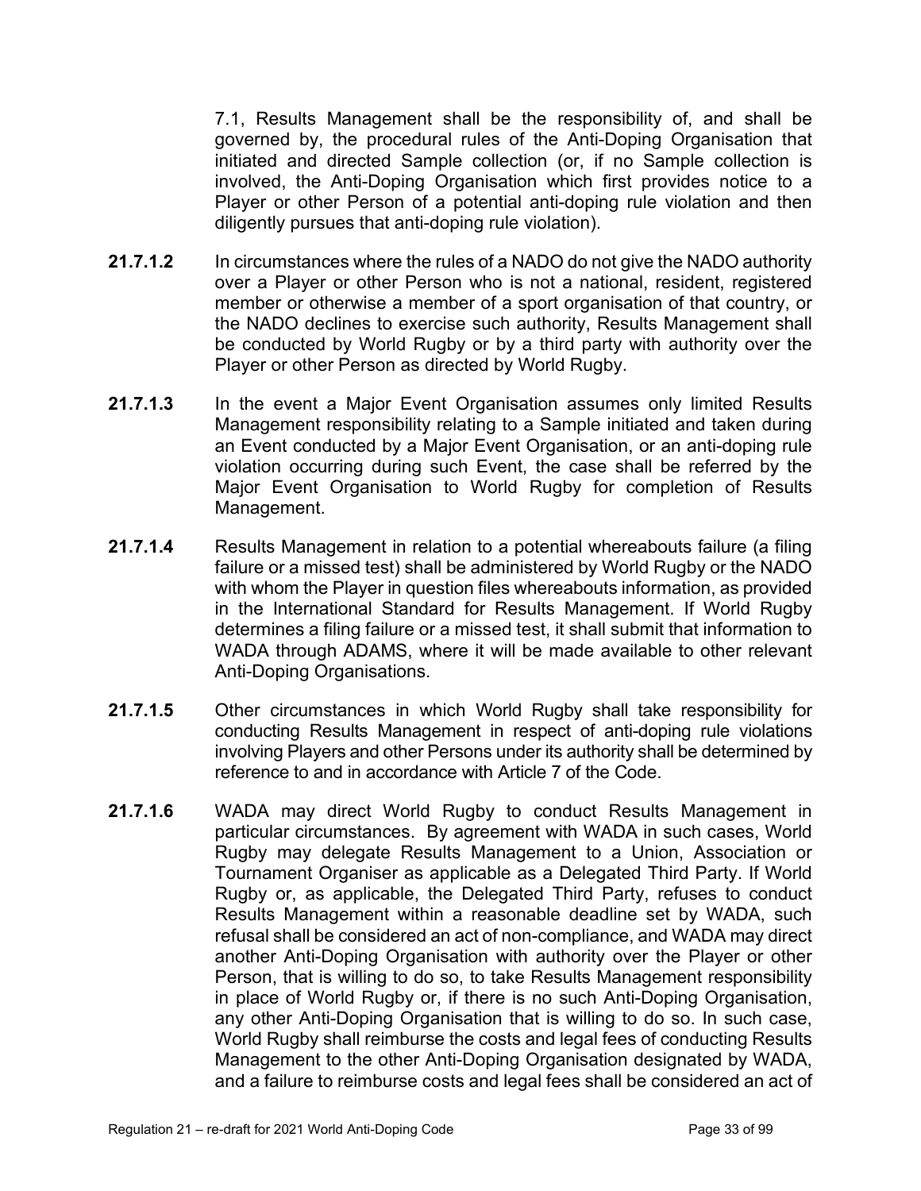7.1, Results Management shall be the responsibility of, and shall be governed by, the procedural rules of the Anti-Doping Organisation that initiated and directed Sample collection (or, if no Sample collection is involved, the Anti-Doping Organisation which first provides notice to a Player or other Person of a potential anti-doping rule violation and then diligently pursues that anti-doping rule violation).

**21.7.1.2** In circumstances where the rules of a NADO do not give the NADO authority over a Player or other Person who is not a national, resident, registered member or otherwise a member of a sport organisation of that country, or the NADO declines to exercise such authority, Results Management shall be conducted by World Rugby or by a third party with authority over the Player or other Person as directed by World Rugby.

**21.7.1.3** In the event a Major Event Organisation assumes only limited Results Management responsibility relating to a Sample initiated and taken during an Event conducted by a Major Event Organisation, or an anti-doping rule violation occurring during such Event, the case shall be referred by the Major Event Organisation to World Rugby for completion of Results Management.

**21.7.1.4** Results Management in relation to a potential whereabouts failure (a filing failure or a missed test) shall be administered by World Rugby or the NADO with whom the Player in question files whereabouts information, as provided in the International Standard for Results Management. If World Rugby determines a filing failure or a missed test, it shall submit that information to WADA through ADAMS, where it will be made available to other relevant Anti-Doping Organisations.

**21.7.1.5** Other circumstances in which World Rugby shall take responsibility for conducting Results Management in respect of anti-doping rule violations involving Players and other Persons under its authority shall be determined by reference to and in accordance with Article 7 of the Code.

**21.7.1.6** WADA may direct World Rugby to conduct Results Management in particular circumstances. By agreement with WADA in such cases, World Rugby may delegate Results Management to a Union, Association or Tournament Organiser as applicable as a Delegated Third Party. If World Rugby or, as applicable, the Delegated Third Party, refuses to conduct Results Management within a reasonable deadline set by WADA, such refusal shall be considered an act of non-compliance, and WADA may direct another Anti-Doping Organisation with authority over the Player or other Person, that is willing to do so, to take Results Management responsibility in place of World Rugby or, if there is no such Anti-Doping Organisation, any other Anti-Doping Organisation that is willing to do so. In such case, World Rugby shall reimburse the costs and legal fees of conducting Results Management to the other Anti-Doping Organisation designated by WADA, and a failure to reimburse costs and legal fees shall be considered an act of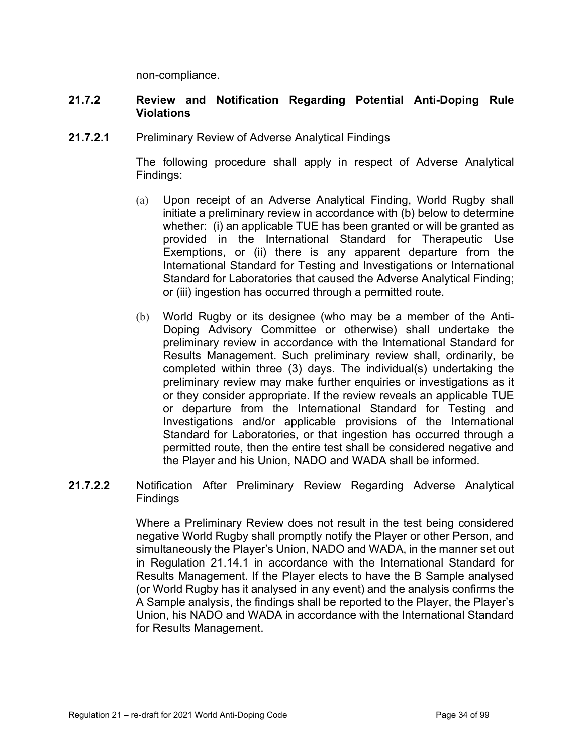non-compliance.

### 21.7.2 Review and Notification Regarding Potential Anti-Doping Rule Violations

**21.7.2.1** Preliminary Review of Adverse Analytical Findings

The following procedure shall apply in respect of Adverse Analytical Findings:

(a) Upon receipt of an Adverse Analytical Finding, World Rugby shall initiate a preliminary review in accordance with (b) below to determine whether: (i) an applicable TUE has been granted or will be granted as provided in the International Standard for Therapeutic Use Exemptions, or (ii) there is any apparent departure from the International Standard for Testing and Investigations or International Standard for Laboratories that caused the Adverse Analytical Finding; or (iii) ingestion has occurred through a permitted route.

(b) World Rugby or its designee (who may be a member of the Anti-Doping Advisory Committee or otherwise) shall undertake the preliminary review in accordance with the International Standard for Results Management. Such preliminary review shall, ordinarily, be completed within three (3) days. The individual(s) undertaking the preliminary review may make further enquiries or investigations as it or they consider appropriate. If the review reveals an applicable TUE or departure from the International Standard for Testing and Investigations and/or applicable provisions of the International Standard for Laboratories, or that ingestion has occurred through a permitted route, then the entire test shall be considered negative and the Player and his Union, NADO and WADA shall be informed.

**21.7.2.2** Notification After Preliminary Review Regarding Adverse Analytical Findings

Where a Preliminary Review does not result in the test being considered negative World Rugby shall promptly notify the Player or other Person, and simultaneously the Player's Union, NADO and WADA, in the manner set out in Regulation 21.14.1 in accordance with the International Standard for Results Management. If the Player elects to have the B Sample analysed (or World Rugby has it analysed in any event) and the analysis confirms the A Sample analysis, the findings shall be reported to the Player, the Player's Union, his NADO and WADA in accordance with the International Standard for Results Management.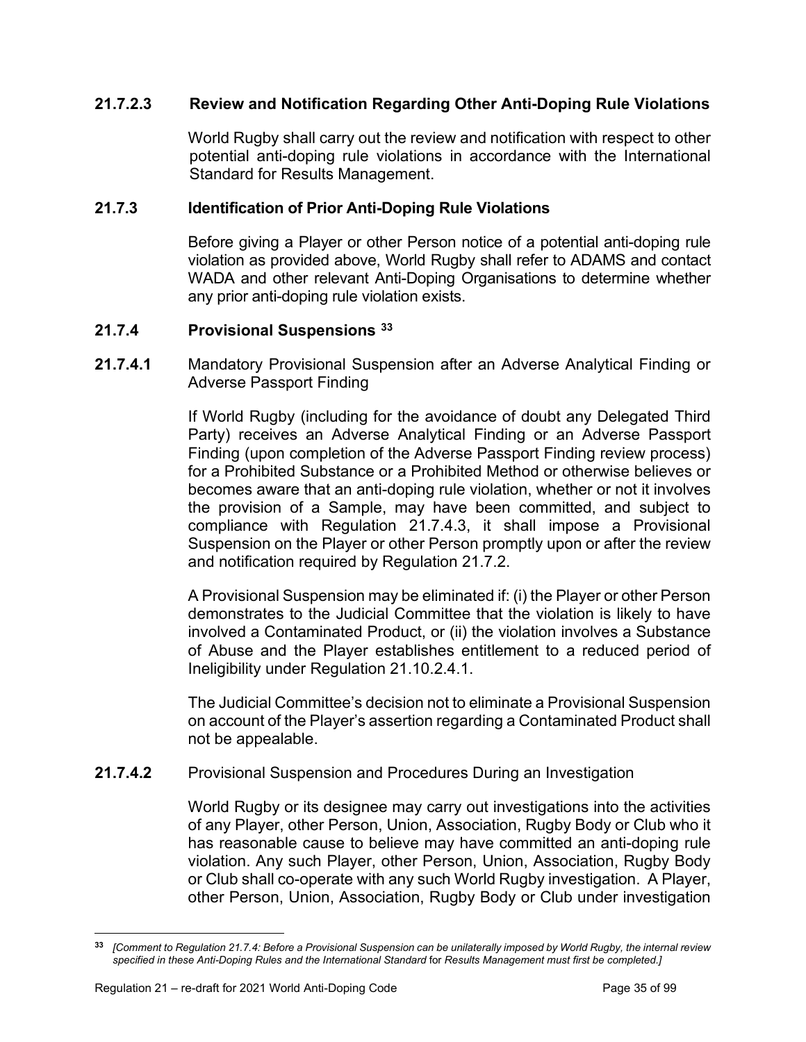### 21.7.2.3 Review and Notification Regarding Other Anti-Doping Rule Violations

World Rugby shall carry out the review and notification with respect to other potential anti-doping rule violations in accordance with the International Standard for Results Management.

### 21.7.3 Identification of Prior Anti-Doping Rule Violations

Before giving a Player or other Person notice of a potential anti-doping rule violation as provided above, World Rugby shall refer to ADAMS and contact WADA and other relevant Anti-Doping Organisations to determine whether any prior anti-doping rule violation exists.

### 21.7.4 Provisional Suspensions [33]

**21.7.4.1** Mandatory Provisional Suspension after an Adverse Analytical Finding or Adverse Passport Finding

If World Rugby (including for the avoidance of doubt any Delegated Third Party) receives an Adverse Analytical Finding or an Adverse Passport Finding (upon completion of the Adverse Passport Finding review process) for a Prohibited Substance or a Prohibited Method or otherwise believes or becomes aware that an anti-doping rule violation, whether or not it involves the provision of a Sample, may have been committed, and subject to compliance with Regulation 21.7.4.3, it shall impose a Provisional Suspension on the Player or other Person promptly upon or after the review and notification required by Regulation 21.7.2.

A Provisional Suspension may be eliminated if: (i) the Player or other Person demonstrates to the Judicial Committee that the violation is likely to have involved a Contaminated Product, or (ii) the violation involves a Substance of Abuse and the Player establishes entitlement to a reduced period of Ineligibility under Regulation 21.10.2.4.1.

The Judicial Committee's decision not to eliminate a Provisional Suspension on account of the Player's assertion regarding a Contaminated Product shall not be appealable.

**21.7.4.2** Provisional Suspension and Procedures During an Investigation

World Rugby or its designee may carry out investigations into the activities of any Player, other Person, Union, Association, Rugby Body or Club who it has reasonable cause to believe may have committed an anti-doping rule violation. Any such Player, other Person, Union, Association, Rugby Body or Club shall co-operate with any such World Rugby investigation. A Player, other Person, Union, Association, Rugby Body or Club under investigation

---

[33] *[Comment to Regulation 21.7.4: Before a Provisional Suspension can be unilaterally imposed by World Rugby, the internal review specified in these Anti-Doping Rules and the International Standard* for *Results Management must first be completed.]*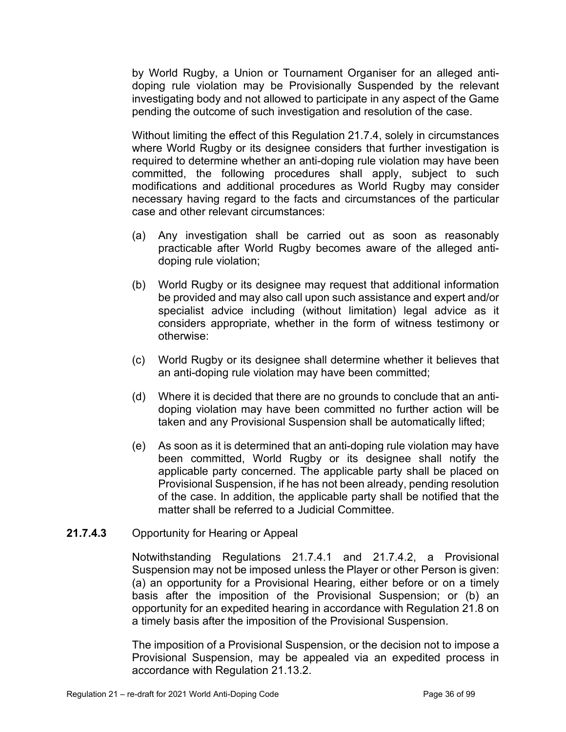by World Rugby, a Union or Tournament Organiser for an alleged anti-doping rule violation may be Provisionally Suspended by the relevant investigating body and not allowed to participate in any aspect of the Game pending the outcome of such investigation and resolution of the case.

Without limiting the effect of this Regulation 21.7.4, solely in circumstances where World Rugby or its designee considers that further investigation is required to determine whether an anti-doping rule violation may have been committed, the following procedures shall apply, subject to such modifications and additional procedures as World Rugby may consider necessary having regard to the facts and circumstances of the particular case and other relevant circumstances:

(a) Any investigation shall be carried out as soon as reasonably practicable after World Rugby becomes aware of the alleged anti-doping rule violation;

(b) World Rugby or its designee may request that additional information be provided and may also call upon such assistance and expert and/or specialist advice including (without limitation) legal advice as it considers appropriate, whether in the form of witness testimony or otherwise:

(c) World Rugby or its designee shall determine whether it believes that an anti-doping rule violation may have been committed;

(d) Where it is decided that there are no grounds to conclude that an anti-doping violation may have been committed no further action will be taken and any Provisional Suspension shall be automatically lifted;

(e) As soon as it is determined that an anti-doping rule violation may have been committed, World Rugby or its designee shall notify the applicable party concerned. The applicable party shall be placed on Provisional Suspension, if he has not been already, pending resolution of the case. In addition, the applicable party shall be notified that the matter shall be referred to a Judicial Committee.

**21.7.4.3** Opportunity for Hearing or Appeal

Notwithstanding Regulations 21.7.4.1 and 21.7.4.2, a Provisional Suspension may not be imposed unless the Player or other Person is given: (a) an opportunity for a Provisional Hearing, either before or on a timely basis after the imposition of the Provisional Suspension; or (b) an opportunity for an expedited hearing in accordance with Regulation 21.8 on a timely basis after the imposition of the Provisional Suspension.

The imposition of a Provisional Suspension, or the decision not to impose a Provisional Suspension, may be appealed via an expedited process in accordance with Regulation 21.13.2.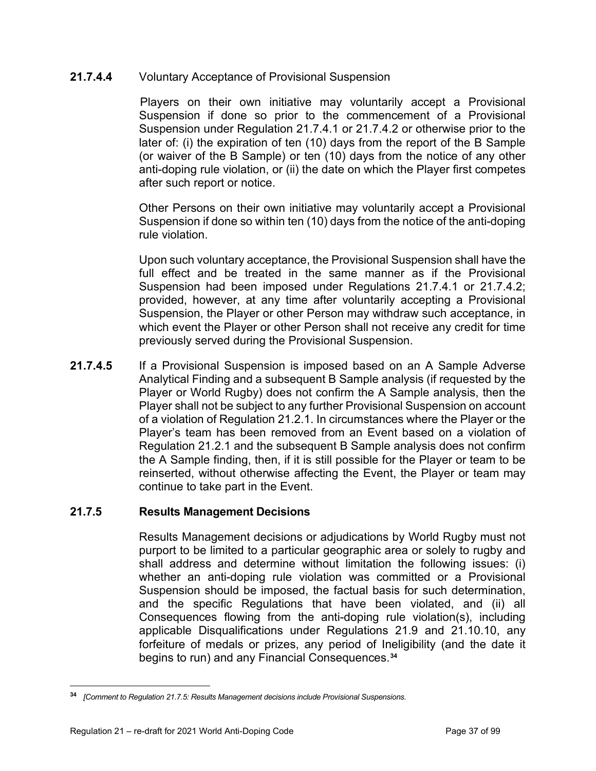**21.7.4.4** Voluntary Acceptance of Provisional Suspension

Players on their own initiative may voluntarily accept a Provisional Suspension if done so prior to the commencement of a Provisional Suspension under Regulation 21.7.4.1 or 21.7.4.2 or otherwise prior to the later of: (i) the expiration of ten (10) days from the report of the B Sample (or waiver of the B Sample) or ten (10) days from the notice of any other anti-doping rule violation, or (ii) the date on which the Player first competes after such report or notice.

Other Persons on their own initiative may voluntarily accept a Provisional Suspension if done so within ten (10) days from the notice of the anti-doping rule violation.

Upon such voluntary acceptance, the Provisional Suspension shall have the full effect and be treated in the same manner as if the Provisional Suspension had been imposed under Regulations 21.7.4.1 or 21.7.4.2; provided, however, at any time after voluntarily accepting a Provisional Suspension, the Player or other Person may withdraw such acceptance, in which event the Player or other Person shall not receive any credit for time previously served during the Provisional Suspension.

**21.7.4.5** If a Provisional Suspension is imposed based on an A Sample Adverse Analytical Finding and a subsequent B Sample analysis (if requested by the Player or World Rugby) does not confirm the A Sample analysis, then the Player shall not be subject to any further Provisional Suspension on account of a violation of Regulation 21.2.1. In circumstances where the Player or the Player's team has been removed from an Event based on a violation of Regulation 21.2.1 and the subsequent B Sample analysis does not confirm the A Sample finding, then, if it is still possible for the Player or team to be reinserted, without otherwise affecting the Event, the Player or team may continue to take part in the Event.

### 21.7.5 Results Management Decisions

Results Management decisions or adjudications by World Rugby must not purport to be limited to a particular geographic area or solely to rugby and shall address and determine without limitation the following issues: (i) whether an anti-doping rule violation was committed or a Provisional Suspension should be imposed, the factual basis for such determination, and the specific Regulations that have been violated, and (ii) all Consequences flowing from the anti-doping rule violation(s), including applicable Disqualifications under Regulations 21.9 and 21.10.10, any forfeiture of medals or prizes, any period of Ineligibility (and the date it begins to run) and any Financial Consequences.[34]

---

[34] *[Comment to Regulation 21.7.5: Results Management decisions include Provisional Suspensions.*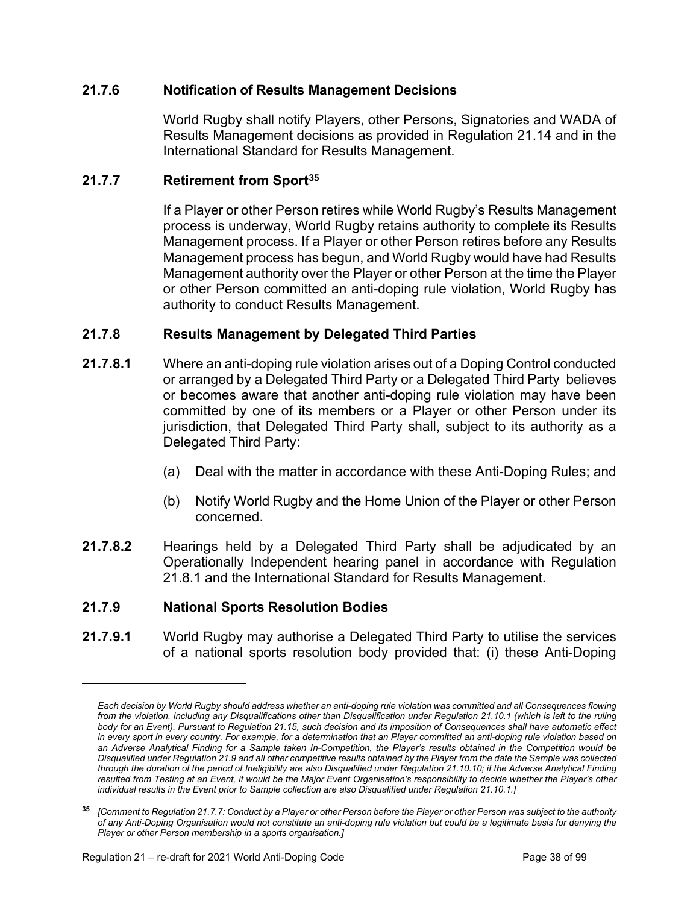### 21.7.6 Notification of Results Management Decisions

World Rugby shall notify Players, other Persons, Signatories and WADA of Results Management decisions as provided in Regulation 21.14 and in the International Standard for Results Management.

### 21.7.7 Retirement from Sport[35]

If a Player or other Person retires while World Rugby's Results Management process is underway, World Rugby retains authority to complete its Results Management process. If a Player or other Person retires before any Results Management process has begun, and World Rugby would have had Results Management authority over the Player or other Person at the time the Player or other Person committed an anti-doping rule violation, World Rugby has authority to conduct Results Management.

### 21.7.8 Results Management by Delegated Third Parties

**21.7.8.1** Where an anti-doping rule violation arises out of a Doping Control conducted or arranged by a Delegated Third Party or a Delegated Third Party believes or becomes aware that another anti-doping rule violation may have been committed by one of its members or a Player or other Person under its jurisdiction, that Delegated Third Party shall, subject to its authority as a Delegated Third Party:

(a) Deal with the matter in accordance with these Anti-Doping Rules; and

(b) Notify World Rugby and the Home Union of the Player or other Person concerned.

**21.7.8.2** Hearings held by a Delegated Third Party shall be adjudicated by an Operationally Independent hearing panel in accordance with Regulation 21.8.1 and the International Standard for Results Management.

### 21.7.9 National Sports Resolution Bodies

**21.7.9.1** World Rugby may authorise a Delegated Third Party to utilise the services of a national sports resolution body provided that: (i) these Anti-Doping

---

*Each decision by World Rugby should address whether an anti-doping rule violation was committed and all Consequences flowing from the violation, including any Disqualifications other than Disqualification under Regulation 21.10.1 (which is left to the ruling body for an Event). Pursuant to Regulation 21.15, such decision and its imposition of Consequences shall have automatic effect in every sport in every country. For example, for a determination that an Player committed an anti-doping rule violation based on an Adverse Analytical Finding for a Sample taken In-Competition, the Player's results obtained in the Competition would be Disqualified under Regulation 21.9 and all other competitive results obtained by the Player from the date the Sample was collected through the duration of the period of Ineligibility are also Disqualified under Regulation 21.10.10; if the Adverse Analytical Finding resulted from Testing at an Event, it would be the Major Event Organisation's responsibility to decide whether the Player's other individual results in the Event prior to Sample collection are also Disqualified under Regulation 21.10.1.]*

[35] *[Comment to Regulation 21.7.7: Conduct by a Player or other Person before the Player or other Person was subject to the authority of any Anti-Doping Organisation would not constitute an anti-doping rule violation but could be a legitimate basis for denying the Player or other Person membership in a sports organisation.]*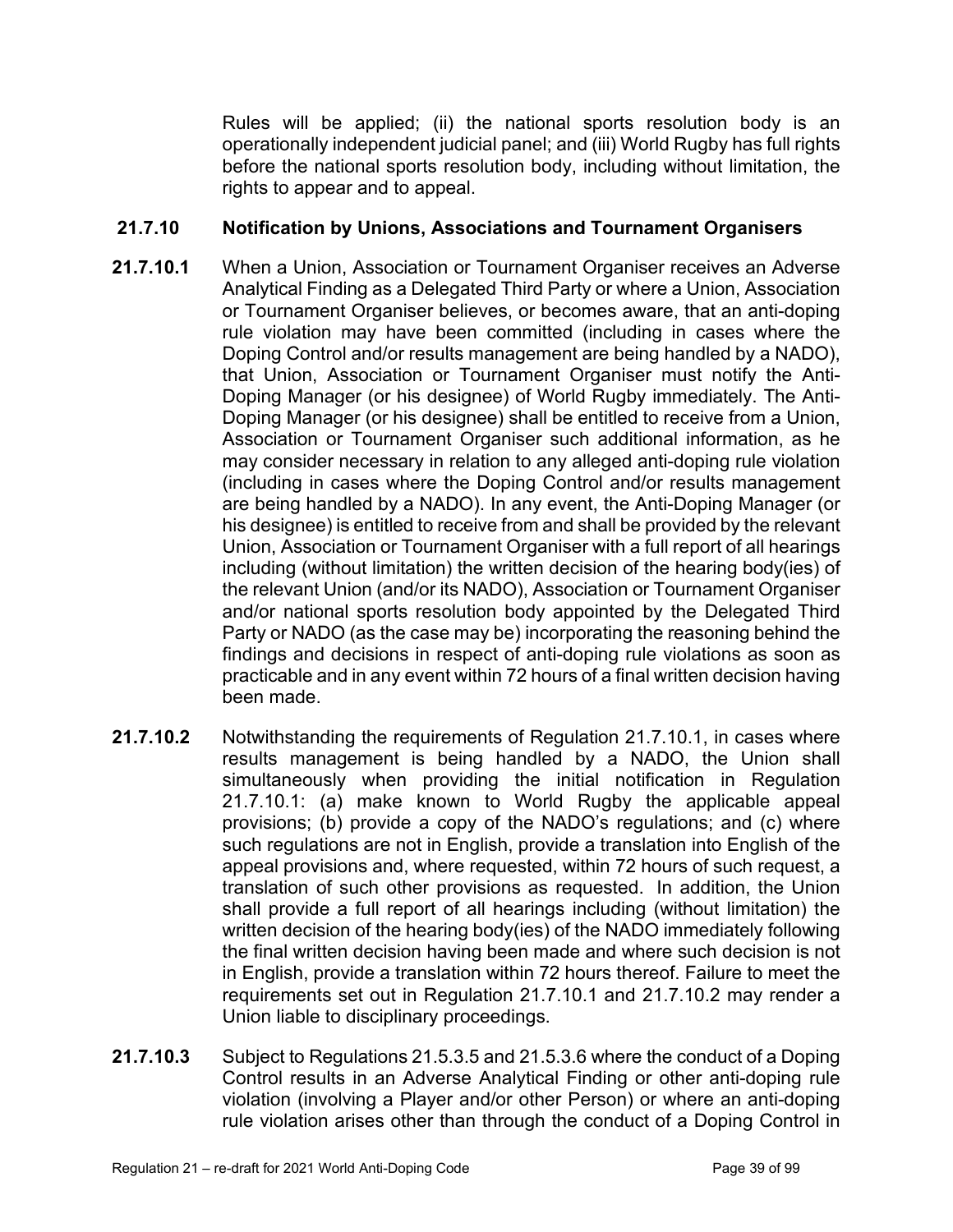Rules will be applied; (ii) the national sports resolution body is an operationally independent judicial panel; and (iii) World Rugby has full rights before the national sports resolution body, including without limitation, the rights to appear and to appeal.

### 21.7.10 Notification by Unions, Associations and Tournament Organisers

**21.7.10.1** When a Union, Association or Tournament Organiser receives an Adverse Analytical Finding as a Delegated Third Party or where a Union, Association or Tournament Organiser believes, or becomes aware, that an anti-doping rule violation may have been committed (including in cases where the Doping Control and/or results management are being handled by a NADO), that Union, Association or Tournament Organiser must notify the Anti-Doping Manager (or his designee) of World Rugby immediately. The Anti-Doping Manager (or his designee) shall be entitled to receive from a Union, Association or Tournament Organiser such additional information, as he may consider necessary in relation to any alleged anti-doping rule violation (including in cases where the Doping Control and/or results management are being handled by a NADO). In any event, the Anti-Doping Manager (or his designee) is entitled to receive from and shall be provided by the relevant Union, Association or Tournament Organiser with a full report of all hearings including (without limitation) the written decision of the hearing body(ies) of the relevant Union (and/or its NADO), Association or Tournament Organiser and/or national sports resolution body appointed by the Delegated Third Party or NADO (as the case may be) incorporating the reasoning behind the findings and decisions in respect of anti-doping rule violations as soon as practicable and in any event within 72 hours of a final written decision having been made.

**21.7.10.2** Notwithstanding the requirements of Regulation 21.7.10.1, in cases where results management is being handled by a NADO, the Union shall simultaneously when providing the initial notification in Regulation 21.7.10.1: (a) make known to World Rugby the applicable appeal provisions; (b) provide a copy of the NADO's regulations; and (c) where such regulations are not in English, provide a translation into English of the appeal provisions and, where requested, within 72 hours of such request, a translation of such other provisions as requested. In addition, the Union shall provide a full report of all hearings including (without limitation) the written decision of the hearing body(ies) of the NADO immediately following the final written decision having been made and where such decision is not in English, provide a translation within 72 hours thereof. Failure to meet the requirements set out in Regulation 21.7.10.1 and 21.7.10.2 may render a Union liable to disciplinary proceedings.

**21.7.10.3** Subject to Regulations 21.5.3.5 and 21.5.3.6 where the conduct of a Doping Control results in an Adverse Analytical Finding or other anti-doping rule violation (involving a Player and/or other Person) or where an anti-doping rule violation arises other than through the conduct of a Doping Control in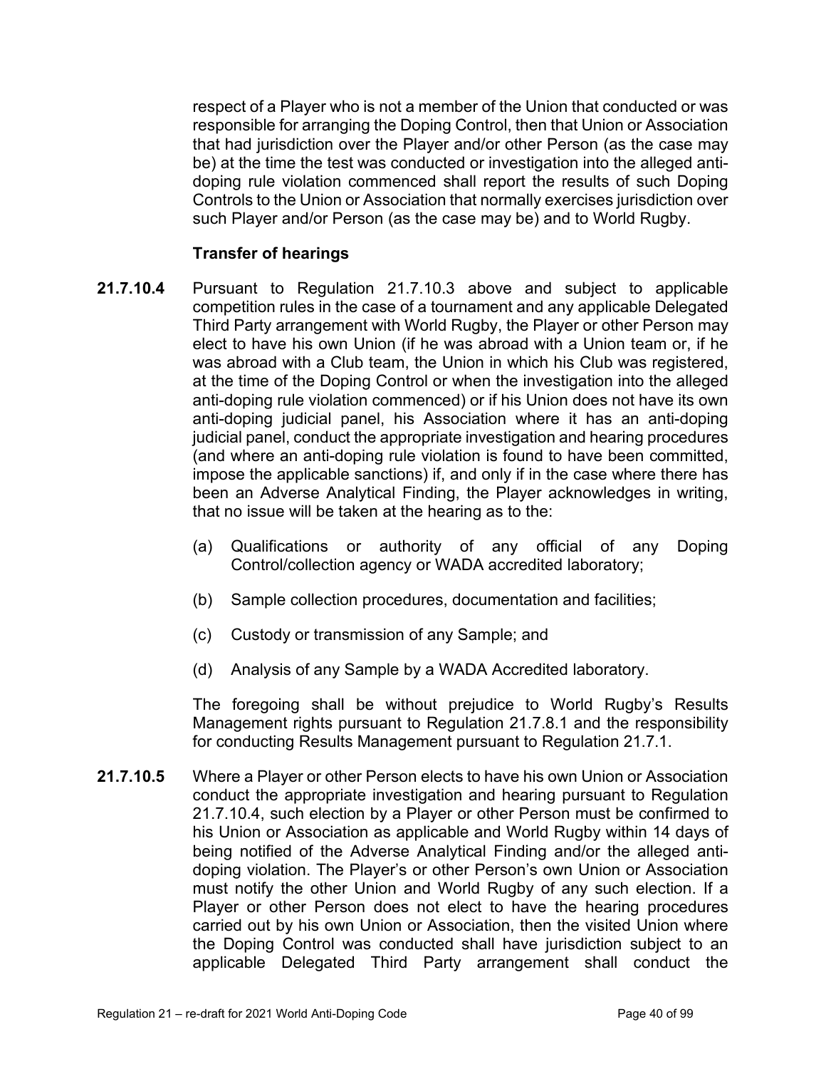respect of a Player who is not a member of the Union that conducted or was responsible for arranging the Doping Control, then that Union or Association that had jurisdiction over the Player and/or other Person (as the case may be) at the time the test was conducted or investigation into the alleged anti-doping rule violation commenced shall report the results of such Doping Controls to the Union or Association that normally exercises jurisdiction over such Player and/or Person (as the case may be) and to World Rugby.

**Transfer of hearings**

**21.7.10.4** Pursuant to Regulation 21.7.10.3 above and subject to applicable competition rules in the case of a tournament and any applicable Delegated Third Party arrangement with World Rugby, the Player or other Person may elect to have his own Union (if he was abroad with a Union team or, if he was abroad with a Club team, the Union in which his Club was registered, at the time of the Doping Control or when the investigation into the alleged anti-doping rule violation commenced) or if his Union does not have its own anti-doping judicial panel, his Association where it has an anti-doping judicial panel, conduct the appropriate investigation and hearing procedures (and where an anti-doping rule violation is found to have been committed, impose the applicable sanctions) if, and only if in the case where there has been an Adverse Analytical Finding, the Player acknowledges in writing, that no issue will be taken at the hearing as to the:

(a) Qualifications or authority of any official of any Doping Control/collection agency or WADA accredited laboratory;

(b) Sample collection procedures, documentation and facilities;

(c) Custody or transmission of any Sample; and

(d) Analysis of any Sample by a WADA Accredited laboratory.

The foregoing shall be without prejudice to World Rugby's Results Management rights pursuant to Regulation 21.7.8.1 and the responsibility for conducting Results Management pursuant to Regulation 21.7.1.

**21.7.10.5** Where a Player or other Person elects to have his own Union or Association conduct the appropriate investigation and hearing pursuant to Regulation 21.7.10.4, such election by a Player or other Person must be confirmed to his Union or Association as applicable and World Rugby within 14 days of being notified of the Adverse Analytical Finding and/or the alleged anti-doping violation. The Player's or other Person's own Union or Association must notify the other Union and World Rugby of any such election. If a Player or other Person does not elect to have the hearing procedures carried out by his own Union or Association, then the visited Union where the Doping Control was conducted shall have jurisdiction subject to an applicable Delegated Third Party arrangement shall conduct the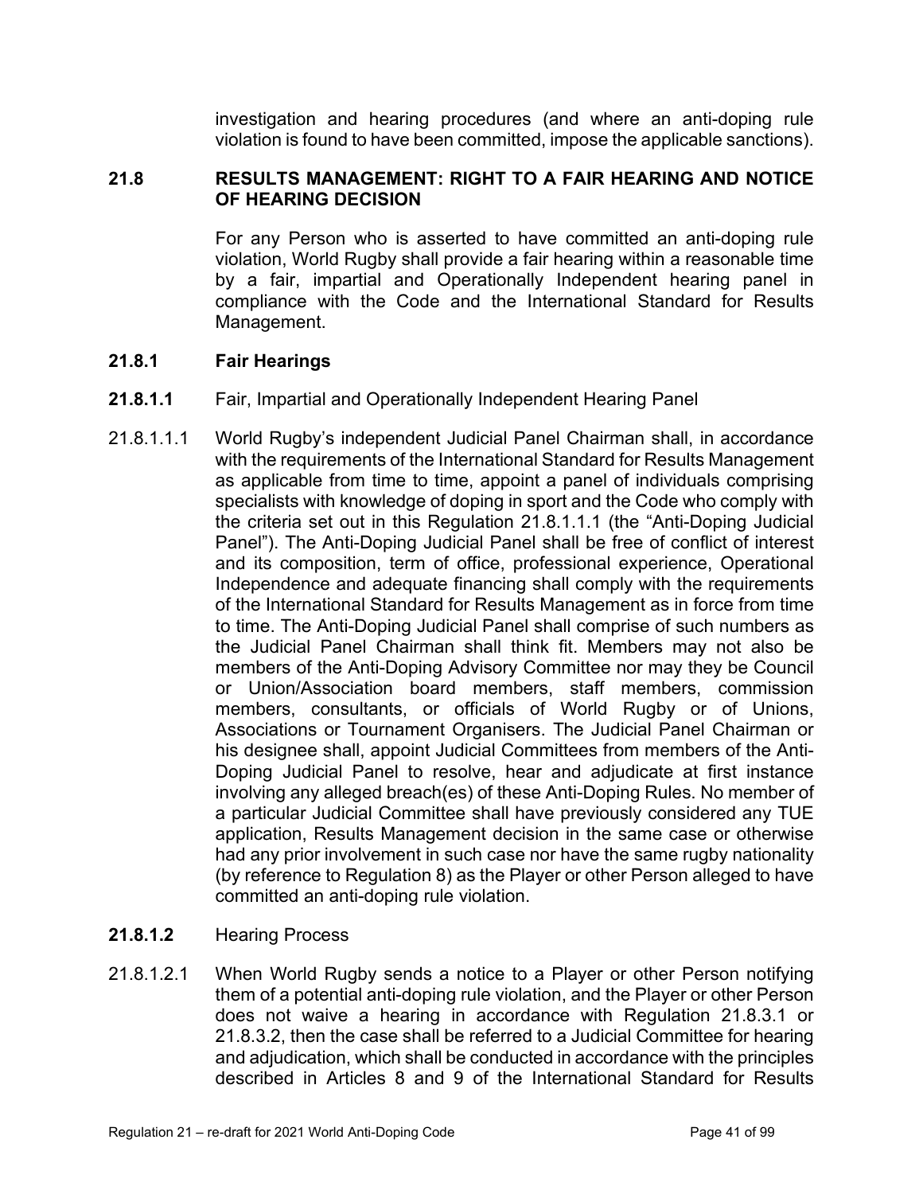investigation and hearing procedures (and where an anti-doping rule violation is found to have been committed, impose the applicable sanctions).

## 21.8 RESULTS MANAGEMENT: RIGHT TO A FAIR HEARING AND NOTICE OF HEARING DECISION

For any Person who is asserted to have committed an anti-doping rule violation, World Rugby shall provide a fair hearing within a reasonable time by a fair, impartial and Operationally Independent hearing panel in compliance with the Code and the International Standard for Results Management.

### 21.8.1 Fair Hearings

**21.8.1.1** Fair, Impartial and Operationally Independent Hearing Panel

21.8.1.1.1 World Rugby's independent Judicial Panel Chairman shall, in accordance with the requirements of the International Standard for Results Management as applicable from time to time, appoint a panel of individuals comprising specialists with knowledge of doping in sport and the Code who comply with the criteria set out in this Regulation 21.8.1.1.1 (the "Anti-Doping Judicial Panel"). The Anti-Doping Judicial Panel shall be free of conflict of interest and its composition, term of office, professional experience, Operational Independence and adequate financing shall comply with the requirements of the International Standard for Results Management as in force from time to time. The Anti-Doping Judicial Panel shall comprise of such numbers as the Judicial Panel Chairman shall think fit. Members may not also be members of the Anti-Doping Advisory Committee nor may they be Council or Union/Association board members, staff members, commission members, consultants, or officials of World Rugby or of Unions, Associations or Tournament Organisers. The Judicial Panel Chairman or his designee shall, appoint Judicial Committees from members of the Anti-Doping Judicial Panel to resolve, hear and adjudicate at first instance involving any alleged breach(es) of these Anti-Doping Rules. No member of a particular Judicial Committee shall have previously considered any TUE application, Results Management decision in the same case or otherwise had any prior involvement in such case nor have the same rugby nationality (by reference to Regulation 8) as the Player or other Person alleged to have committed an anti-doping rule violation.

**21.8.1.2** Hearing Process

21.8.1.2.1 When World Rugby sends a notice to a Player or other Person notifying them of a potential anti-doping rule violation, and the Player or other Person does not waive a hearing in accordance with Regulation 21.8.3.1 or 21.8.3.2, then the case shall be referred to a Judicial Committee for hearing and adjudication, which shall be conducted in accordance with the principles described in Articles 8 and 9 of the International Standard for Results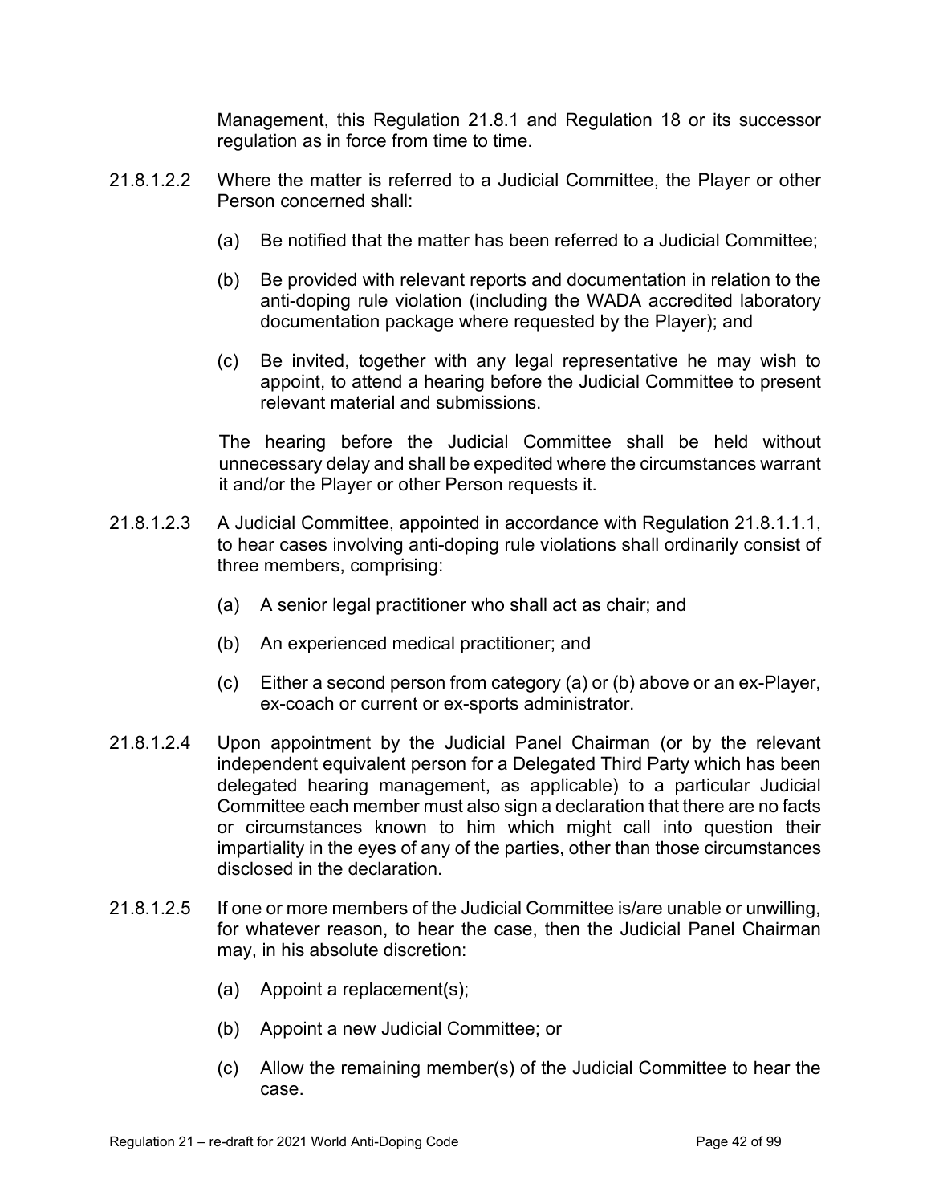Management, this Regulation 21.8.1 and Regulation 18 or its successor regulation as in force from time to time.

21.8.1.2.2 Where the matter is referred to a Judicial Committee, the Player or other Person concerned shall:

(a) Be notified that the matter has been referred to a Judicial Committee;

(b) Be provided with relevant reports and documentation in relation to the anti-doping rule violation (including the WADA accredited laboratory documentation package where requested by the Player); and

(c) Be invited, together with any legal representative he may wish to appoint, to attend a hearing before the Judicial Committee to present relevant material and submissions.

The hearing before the Judicial Committee shall be held without unnecessary delay and shall be expedited where the circumstances warrant it and/or the Player or other Person requests it.

21.8.1.2.3 A Judicial Committee, appointed in accordance with Regulation 21.8.1.1.1, to hear cases involving anti-doping rule violations shall ordinarily consist of three members, comprising:

(a) A senior legal practitioner who shall act as chair; and

(b) An experienced medical practitioner; and

(c) Either a second person from category (a) or (b) above or an ex-Player, ex-coach or current or ex-sports administrator.

21.8.1.2.4 Upon appointment by the Judicial Panel Chairman (or by the relevant independent equivalent person for a Delegated Third Party which has been delegated hearing management, as applicable) to a particular Judicial Committee each member must also sign a declaration that there are no facts or circumstances known to him which might call into question their impartiality in the eyes of any of the parties, other than those circumstances disclosed in the declaration.

21.8.1.2.5 If one or more members of the Judicial Committee is/are unable or unwilling, for whatever reason, to hear the case, then the Judicial Panel Chairman may, in his absolute discretion:

(a) Appoint a replacement(s);

(b) Appoint a new Judicial Committee; or

(c) Allow the remaining member(s) of the Judicial Committee to hear the case.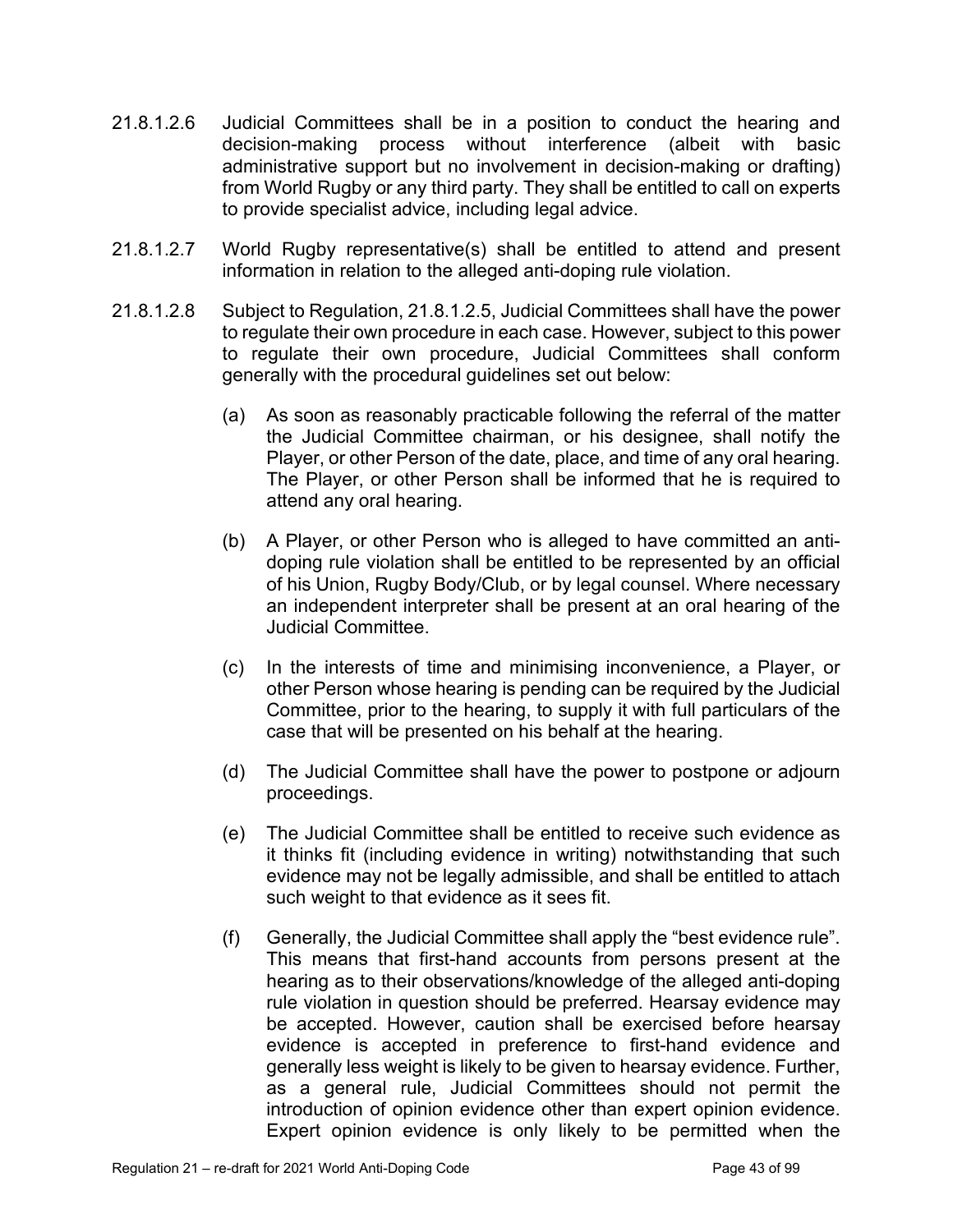21.8.1.2.6 Judicial Committees shall be in a position to conduct the hearing and decision-making process without interference (albeit with basic administrative support but no involvement in decision-making or drafting) from World Rugby or any third party. They shall be entitled to call on experts to provide specialist advice, including legal advice.

21.8.1.2.7 World Rugby representative(s) shall be entitled to attend and present information in relation to the alleged anti-doping rule violation.

21.8.1.2.8 Subject to Regulation, 21.8.1.2.5, Judicial Committees shall have the power to regulate their own procedure in each case. However, subject to this power to regulate their own procedure, Judicial Committees shall conform generally with the procedural guidelines set out below:

(a) As soon as reasonably practicable following the referral of the matter the Judicial Committee chairman, or his designee, shall notify the Player, or other Person of the date, place, and time of any oral hearing. The Player, or other Person shall be informed that he is required to attend any oral hearing.

(b) A Player, or other Person who is alleged to have committed an anti-doping rule violation shall be entitled to be represented by an official of his Union, Rugby Body/Club, or by legal counsel. Where necessary an independent interpreter shall be present at an oral hearing of the Judicial Committee.

(c) In the interests of time and minimising inconvenience, a Player, or other Person whose hearing is pending can be required by the Judicial Committee, prior to the hearing, to supply it with full particulars of the case that will be presented on his behalf at the hearing.

(d) The Judicial Committee shall have the power to postpone or adjourn proceedings.

(e) The Judicial Committee shall be entitled to receive such evidence as it thinks fit (including evidence in writing) notwithstanding that such evidence may not be legally admissible, and shall be entitled to attach such weight to that evidence as it sees fit.

(f) Generally, the Judicial Committee shall apply the "best evidence rule". This means that first-hand accounts from persons present at the hearing as to their observations/knowledge of the alleged anti-doping rule violation in question should be preferred. Hearsay evidence may be accepted. However, caution shall be exercised before hearsay evidence is accepted in preference to first-hand evidence and generally less weight is likely to be given to hearsay evidence. Further, as a general rule, Judicial Committees should not permit the introduction of opinion evidence other than expert opinion evidence. Expert opinion evidence is only likely to be permitted when the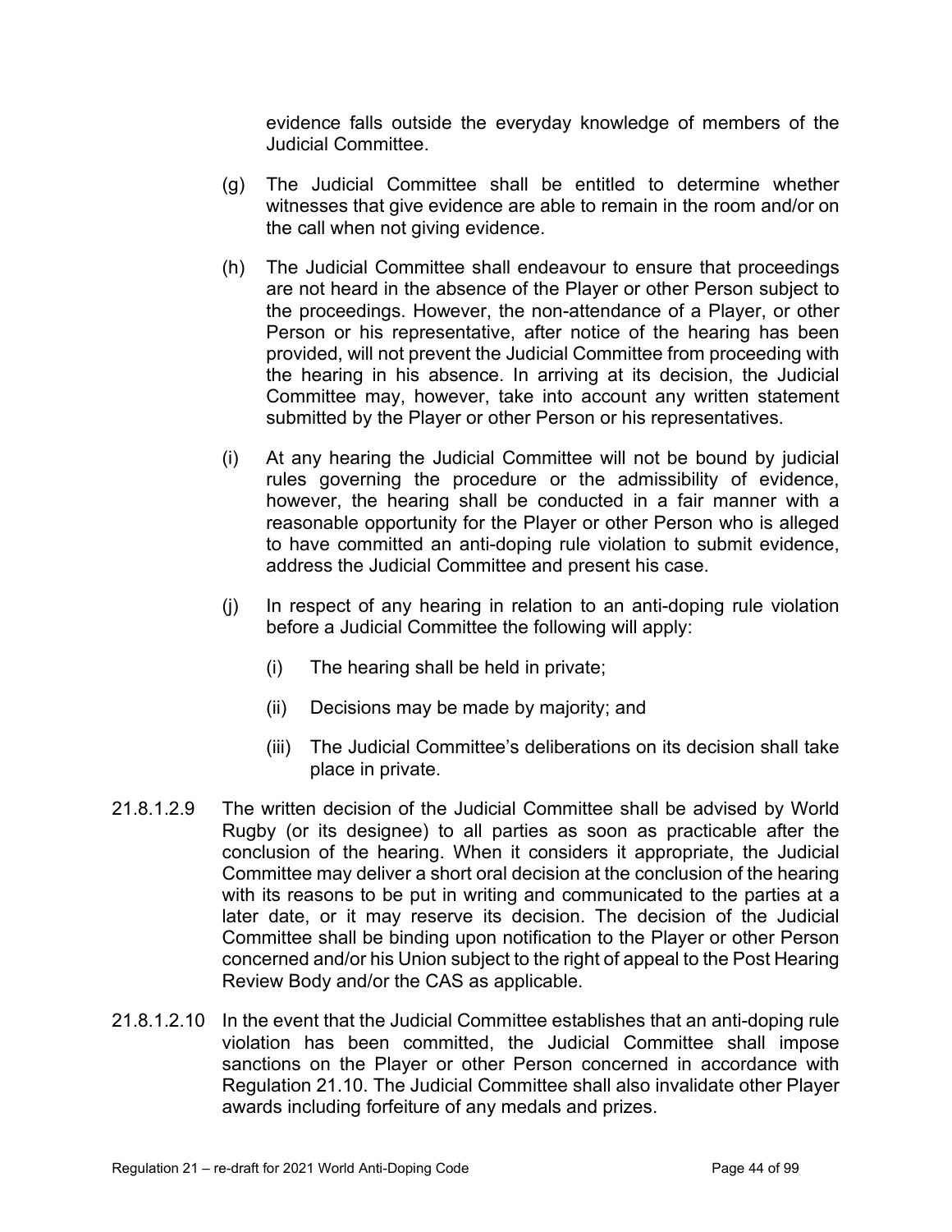evidence falls outside the everyday knowledge of members of the Judicial Committee.

(g) The Judicial Committee shall be entitled to determine whether witnesses that give evidence are able to remain in the room and/or on the call when not giving evidence.

(h) The Judicial Committee shall endeavour to ensure that proceedings are not heard in the absence of the Player or other Person subject to the proceedings. However, the non-attendance of a Player, or other Person or his representative, after notice of the hearing has been provided, will not prevent the Judicial Committee from proceeding with the hearing in his absence. In arriving at its decision, the Judicial Committee may, however, take into account any written statement submitted by the Player or other Person or his representatives.

(i) At any hearing the Judicial Committee will not be bound by judicial rules governing the procedure or the admissibility of evidence, however, the hearing shall be conducted in a fair manner with a reasonable opportunity for the Player or other Person who is alleged to have committed an anti-doping rule violation to submit evidence, address the Judicial Committee and present his case.

(j) In respect of any hearing in relation to an anti-doping rule violation before a Judicial Committee the following will apply:

(i) The hearing shall be held in private;

(ii) Decisions may be made by majority; and

(iii) The Judicial Committee's deliberations on its decision shall take place in private.

21.8.1.2.9 The written decision of the Judicial Committee shall be advised by World Rugby (or its designee) to all parties as soon as practicable after the conclusion of the hearing. When it considers it appropriate, the Judicial Committee may deliver a short oral decision at the conclusion of the hearing with its reasons to be put in writing and communicated to the parties at a later date, or it may reserve its decision. The decision of the Judicial Committee shall be binding upon notification to the Player or other Person concerned and/or his Union subject to the right of appeal to the Post Hearing Review Body and/or the CAS as applicable.

21.8.1.2.10 In the event that the Judicial Committee establishes that an anti-doping rule violation has been committed, the Judicial Committee shall impose sanctions on the Player or other Person concerned in accordance with Regulation 21.10. The Judicial Committee shall also invalidate other Player awards including forfeiture of any medals and prizes.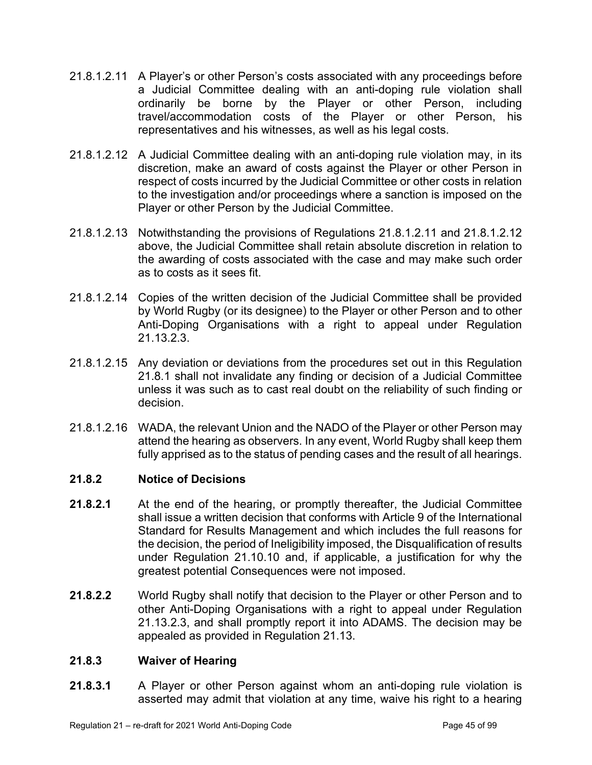21.8.1.2.11 A Player's or other Person's costs associated with any proceedings before a Judicial Committee dealing with an anti-doping rule violation shall ordinarily be borne by the Player or other Person, including travel/accommodation costs of the Player or other Person, his representatives and his witnesses, as well as his legal costs.

21.8.1.2.12 A Judicial Committee dealing with an anti-doping rule violation may, in its discretion, make an award of costs against the Player or other Person in respect of costs incurred by the Judicial Committee or other costs in relation to the investigation and/or proceedings where a sanction is imposed on the Player or other Person by the Judicial Committee.

21.8.1.2.13 Notwithstanding the provisions of Regulations 21.8.1.2.11 and 21.8.1.2.12 above, the Judicial Committee shall retain absolute discretion in relation to the awarding of costs associated with the case and may make such order as to costs as it sees fit.

21.8.1.2.14 Copies of the written decision of the Judicial Committee shall be provided by World Rugby (or its designee) to the Player or other Person and to other Anti-Doping Organisations with a right to appeal under Regulation 21.13.2.3.

21.8.1.2.15 Any deviation or deviations from the procedures set out in this Regulation 21.8.1 shall not invalidate any finding or decision of a Judicial Committee unless it was such as to cast real doubt on the reliability of such finding or decision.

21.8.1.2.16 WADA, the relevant Union and the NADO of the Player or other Person may attend the hearing as observers. In any event, World Rugby shall keep them fully apprised as to the status of pending cases and the result of all hearings.

### 21.8.2 Notice of Decisions

**21.8.2.1** At the end of the hearing, or promptly thereafter, the Judicial Committee shall issue a written decision that conforms with Article 9 of the International Standard for Results Management and which includes the full reasons for the decision, the period of Ineligibility imposed, the Disqualification of results under Regulation 21.10.10 and, if applicable, a justification for why the greatest potential Consequences were not imposed.

**21.8.2.2** World Rugby shall notify that decision to the Player or other Person and to other Anti-Doping Organisations with a right to appeal under Regulation 21.13.2.3, and shall promptly report it into ADAMS. The decision may be appealed as provided in Regulation 21.13.

### 21.8.3 Waiver of Hearing

**21.8.3.1** A Player or other Person against whom an anti-doping rule violation is asserted may admit that violation at any time, waive his right to a hearing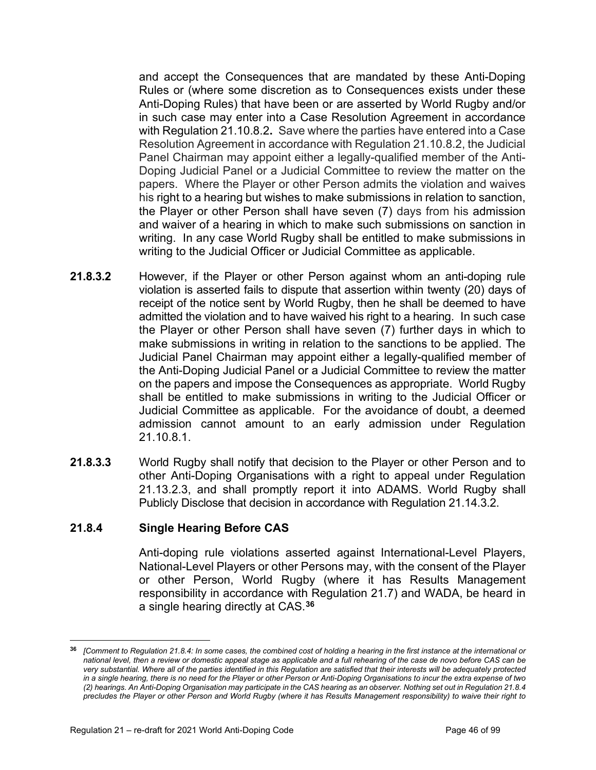and accept the Consequences that are mandated by these Anti-Doping Rules or (where some discretion as to Consequences exists under these Anti-Doping Rules) that have been or are asserted by World Rugby and/or in such case may enter into a Case Resolution Agreement in accordance with Regulation 21.10.8.2**.** Save where the parties have entered into a Case Resolution Agreement in accordance with Regulation 21.10.8.2, the Judicial Panel Chairman may appoint either a legally-qualified member of the Anti-Doping Judicial Panel or a Judicial Committee to review the matter on the papers. Where the Player or other Person admits the violation and waives his right to a hearing but wishes to make submissions in relation to sanction, the Player or other Person shall have seven (7) days from his admission and waiver of a hearing in which to make such submissions on sanction in writing. In any case World Rugby shall be entitled to make submissions in writing to the Judicial Officer or Judicial Committee as applicable.

**21.8.3.2** However, if the Player or other Person against whom an anti-doping rule violation is asserted fails to dispute that assertion within twenty (20) days of receipt of the notice sent by World Rugby, then he shall be deemed to have admitted the violation and to have waived his right to a hearing. In such case the Player or other Person shall have seven (7) further days in which to make submissions in writing in relation to the sanctions to be applied. The Judicial Panel Chairman may appoint either a legally-qualified member of the Anti-Doping Judicial Panel or a Judicial Committee to review the matter on the papers and impose the Consequences as appropriate. World Rugby shall be entitled to make submissions in writing to the Judicial Officer or Judicial Committee as applicable. For the avoidance of doubt, a deemed admission cannot amount to an early admission under Regulation 21.10.8.1.

**21.8.3.3** World Rugby shall notify that decision to the Player or other Person and to other Anti-Doping Organisations with a right to appeal under Regulation 21.13.2.3, and shall promptly report it into ADAMS. World Rugby shall Publicly Disclose that decision in accordance with Regulation 21.14.3.2.

### 21.8.4 Single Hearing Before CAS

Anti-doping rule violations asserted against International-Level Players, National-Level Players or other Persons may, with the consent of the Player or other Person, World Rugby (where it has Results Management responsibility in accordance with Regulation 21.7) and WADA, be heard in a single hearing directly at CAS.[36]

---

[36] *[Comment to Regulation 21.8.4: In some cases, the combined cost of holding a hearing in the first instance at the international or national level, then a review or domestic appeal stage as applicable and a full rehearing of the case de novo before CAS can be very substantial. Where all of the parties identified in this Regulation are satisfied that their interests will be adequately protected in a single hearing, there is no need for the Player or other Person or Anti-Doping Organisations to incur the extra expense of two (2) hearings. An Anti-Doping Organisation may participate in the CAS hearing as an observer. Nothing set out in Regulation 21.8.4 precludes the Player or other Person and World Rugby (where it has Results Management responsibility) to waive their right to*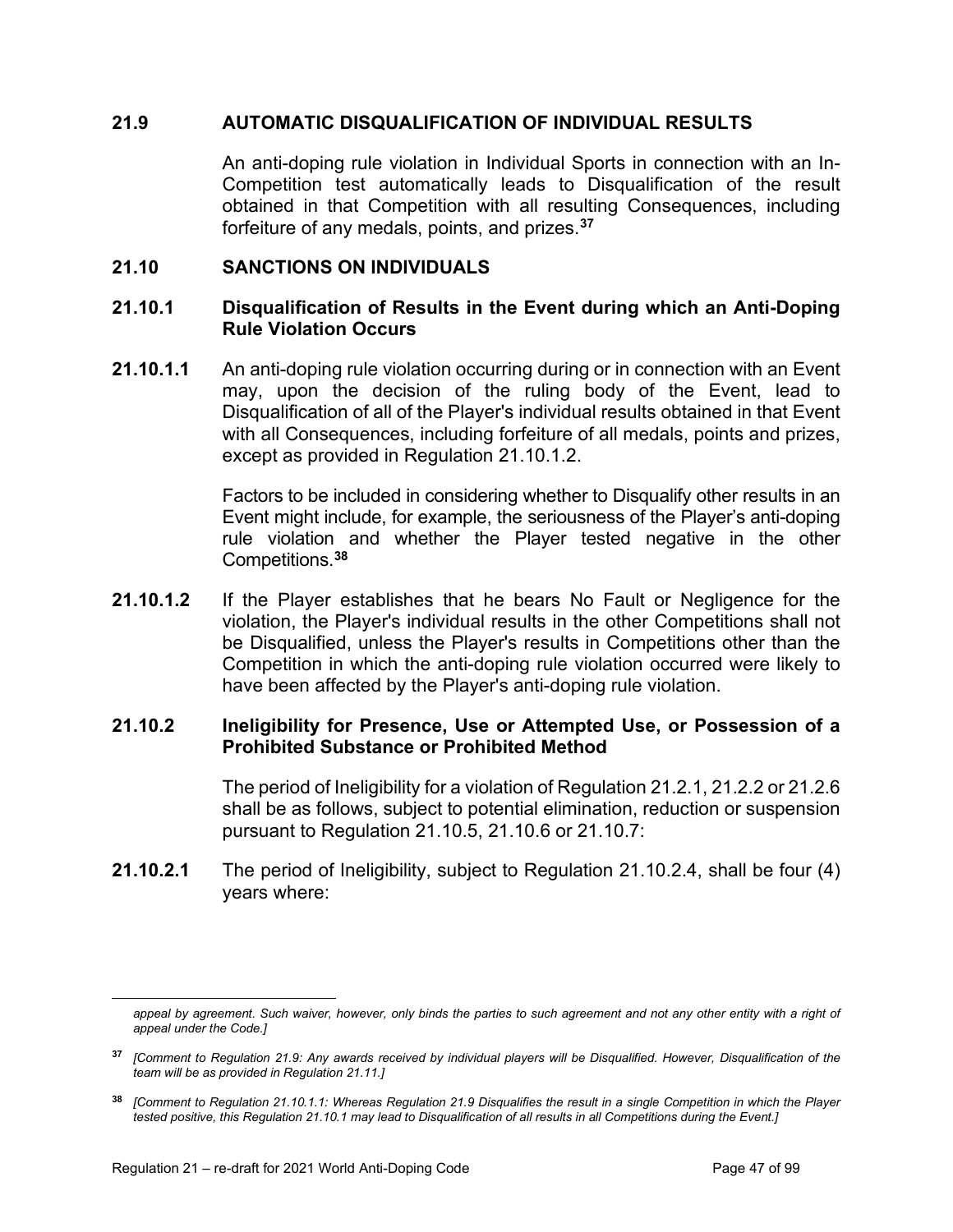### 21.9 AUTOMATIC DISQUALIFICATION OF INDIVIDUAL RESULTS

An anti-doping rule violation in Individual Sports in connection with an In-Competition test automatically leads to Disqualification of the result obtained in that Competition with all resulting Consequences, including forfeiture of any medals, points, and prizes.[37]

### 21.10 SANCTIONS ON INDIVIDUALS

#### 21.10.1 Disqualification of Results in the Event during which an Anti-Doping Rule Violation Occurs

**21.10.1.1** An anti-doping rule violation occurring during or in connection with an Event may, upon the decision of the ruling body of the Event, lead to Disqualification of all of the Player's individual results obtained in that Event with all Consequences, including forfeiture of all medals, points and prizes, except as provided in Regulation 21.10.1.2.

Factors to be included in considering whether to Disqualify other results in an Event might include, for example, the seriousness of the Player's anti-doping rule violation and whether the Player tested negative in the other Competitions.[38]

**21.10.1.2** If the Player establishes that he bears No Fault or Negligence for the violation, the Player's individual results in the other Competitions shall not be Disqualified, unless the Player's results in Competitions other than the Competition in which the anti-doping rule violation occurred were likely to have been affected by the Player's anti-doping rule violation.

#### 21.10.2 Ineligibility for Presence, Use or Attempted Use, or Possession of a Prohibited Substance or Prohibited Method

The period of Ineligibility for a violation of Regulation 21.2.1, 21.2.2 or 21.2.6 shall be as follows, subject to potential elimination, reduction or suspension pursuant to Regulation 21.10.5, 21.10.6 or 21.10.7:

**21.10.2.1** The period of Ineligibility, subject to Regulation 21.10.2.4, shall be four (4) years where:

---

*appeal by agreement. Such waiver, however, only binds the parties to such agreement and not any other entity with a right of appeal under the Code.]*

[37] *[Comment to Regulation 21.9: Any awards received by individual players will be Disqualified. However, Disqualification of the team will be as provided in Regulation 21.11.]*

[38] *[Comment to Regulation 21.10.1.1: Whereas Regulation 21.9 Disqualifies the result in a single Competition in which the Player tested positive, this Regulation 21.10.1 may lead to Disqualification of all results in all Competitions during the Event.]*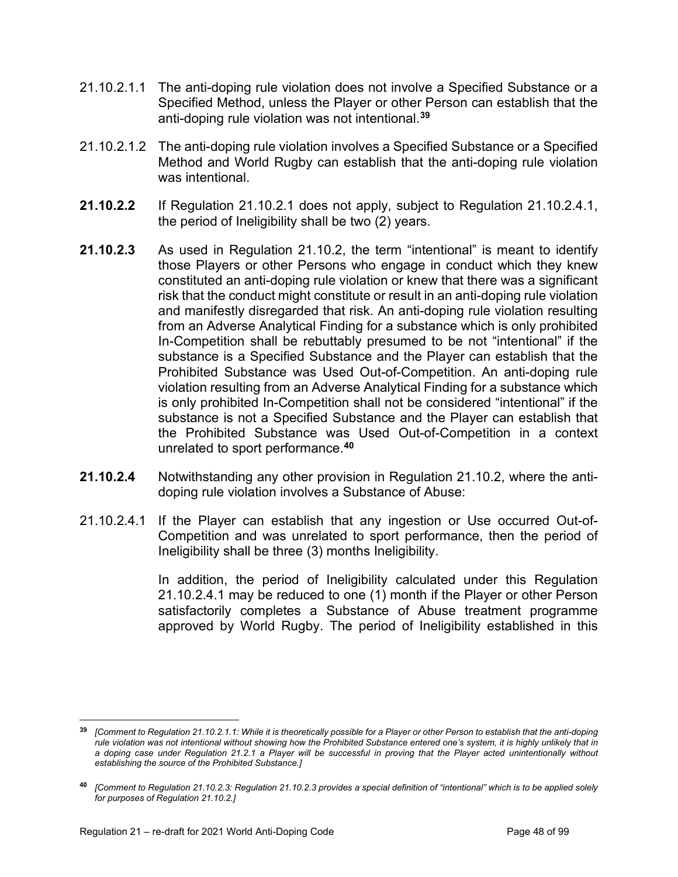21.10.2.1.1 The anti-doping rule violation does not involve a Specified Substance or a Specified Method, unless the Player or other Person can establish that the anti-doping rule violation was not intentional.[39]

21.10.2.1.2 The anti-doping rule violation involves a Specified Substance or a Specified Method and World Rugby can establish that the anti-doping rule violation was intentional.

**21.10.2.2** If Regulation 21.10.2.1 does not apply, subject to Regulation 21.10.2.4.1, the period of Ineligibility shall be two (2) years.

**21.10.2.3** As used in Regulation 21.10.2, the term "intentional" is meant to identify those Players or other Persons who engage in conduct which they knew constituted an anti-doping rule violation or knew that there was a significant risk that the conduct might constitute or result in an anti-doping rule violation and manifestly disregarded that risk. An anti-doping rule violation resulting from an Adverse Analytical Finding for a substance which is only prohibited In-Competition shall be rebuttably presumed to be not "intentional" if the substance is a Specified Substance and the Player can establish that the Prohibited Substance was Used Out-of-Competition. An anti-doping rule violation resulting from an Adverse Analytical Finding for a substance which is only prohibited In-Competition shall not be considered "intentional" if the substance is not a Specified Substance and the Player can establish that the Prohibited Substance was Used Out-of-Competition in a context unrelated to sport performance.[40]

**21.10.2.4** Notwithstanding any other provision in Regulation 21.10.2, where the anti-doping rule violation involves a Substance of Abuse:

21.10.2.4.1 If the Player can establish that any ingestion or Use occurred Out-of-Competition and was unrelated to sport performance, then the period of Ineligibility shall be three (3) months Ineligibility.

In addition, the period of Ineligibility calculated under this Regulation 21.10.2.4.1 may be reduced to one (1) month if the Player or other Person satisfactorily completes a Substance of Abuse treatment programme approved by World Rugby. The period of Ineligibility established in this

---

[39] *[Comment to Regulation 21.10.2.1.1: While it is theoretically possible for a Player or other Person to establish that the anti-doping rule violation was not intentional without showing how the Prohibited Substance entered one's system, it is highly unlikely that in a doping case under Regulation 21.2.1 a Player will be successful in proving that the Player acted unintentionally without establishing the source of the Prohibited Substance.]*

[40] *[Comment to Regulation 21.10.2.3: Regulation 21.10.2.3 provides a special definition of "intentional" which is to be applied solely for purposes of Regulation 21.10.2.]*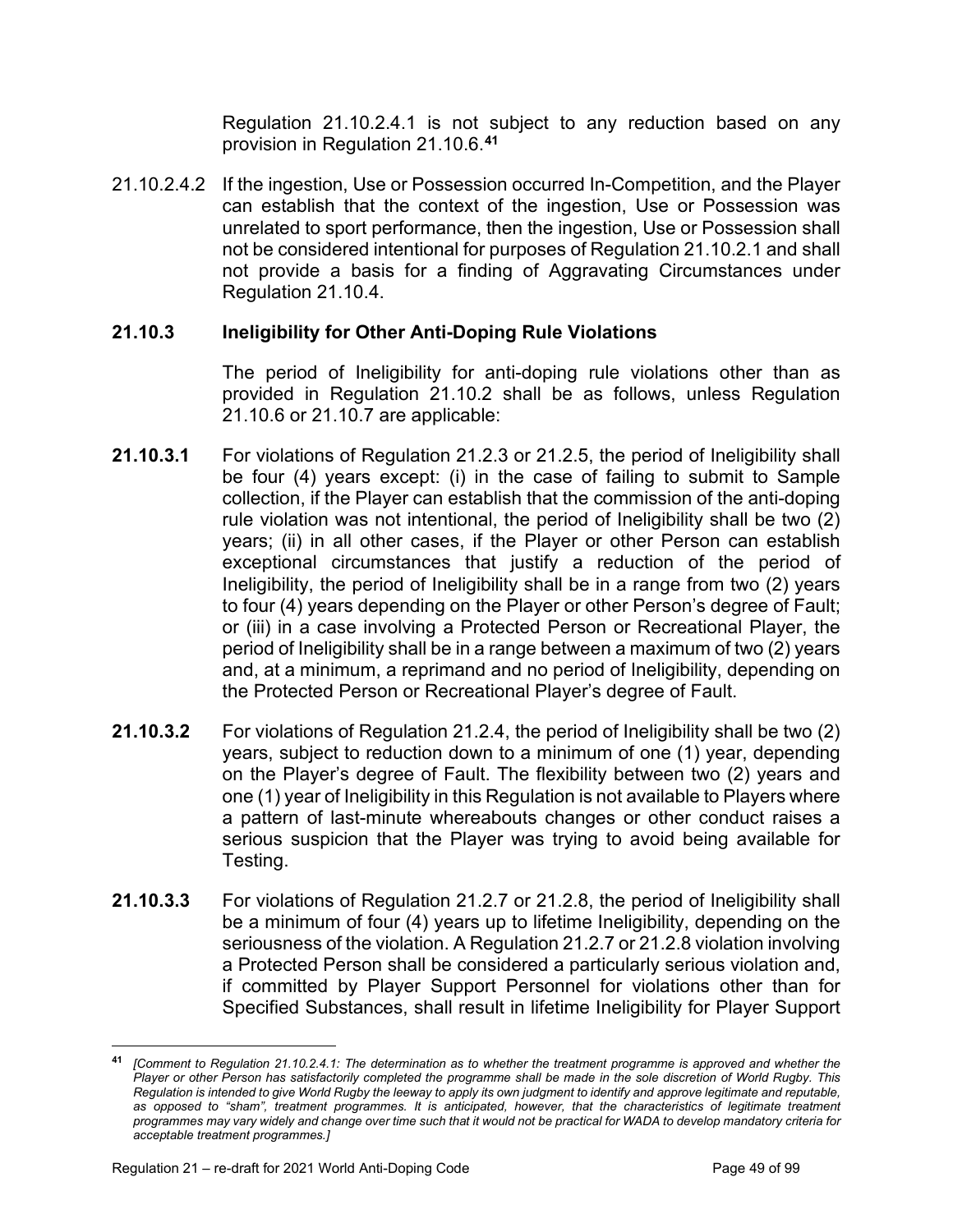Regulation 21.10.2.4.1 is not subject to any reduction based on any provision in Regulation 21.10.6.[41]

21.10.2.4.2 If the ingestion, Use or Possession occurred In-Competition, and the Player can establish that the context of the ingestion, Use or Possession was unrelated to sport performance, then the ingestion, Use or Possession shall not be considered intentional for purposes of Regulation 21.10.2.1 and shall not provide a basis for a finding of Aggravating Circumstances under Regulation 21.10.4.

### 21.10.3 Ineligibility for Other Anti-Doping Rule Violations

The period of Ineligibility for anti-doping rule violations other than as provided in Regulation 21.10.2 shall be as follows, unless Regulation 21.10.6 or 21.10.7 are applicable:

**21.10.3.1** For violations of Regulation 21.2.3 or 21.2.5, the period of Ineligibility shall be four (4) years except: (i) in the case of failing to submit to Sample collection, if the Player can establish that the commission of the anti-doping rule violation was not intentional, the period of Ineligibility shall be two (2) years; (ii) in all other cases, if the Player or other Person can establish exceptional circumstances that justify a reduction of the period of Ineligibility, the period of Ineligibility shall be in a range from two (2) years to four (4) years depending on the Player or other Person's degree of Fault; or (iii) in a case involving a Protected Person or Recreational Player, the period of Ineligibility shall be in a range between a maximum of two (2) years and, at a minimum, a reprimand and no period of Ineligibility, depending on the Protected Person or Recreational Player's degree of Fault.

**21.10.3.2** For violations of Regulation 21.2.4, the period of Ineligibility shall be two (2) years, subject to reduction down to a minimum of one (1) year, depending on the Player's degree of Fault. The flexibility between two (2) years and one (1) year of Ineligibility in this Regulation is not available to Players where a pattern of last-minute whereabouts changes or other conduct raises a serious suspicion that the Player was trying to avoid being available for Testing.

**21.10.3.3** For violations of Regulation 21.2.7 or 21.2.8, the period of Ineligibility shall be a minimum of four (4) years up to lifetime Ineligibility, depending on the seriousness of the violation. A Regulation 21.2.7 or 21.2.8 violation involving a Protected Person shall be considered a particularly serious violation and, if committed by Player Support Personnel for violations other than for Specified Substances, shall result in lifetime Ineligibility for Player Support

---

[41] *[Comment to Regulation 21.10.2.4.1: The determination as to whether the treatment programme is approved and whether the Player or other Person has satisfactorily completed the programme shall be made in the sole discretion of World Rugby. This Regulation is intended to give World Rugby the leeway to apply its own judgment to identify and approve legitimate and reputable, as opposed to "sham", treatment programmes. It is anticipated, however, that the characteristics of legitimate treatment programmes may vary widely and change over time such that it would not be practical for WADA to develop mandatory criteria for acceptable treatment programmes.]*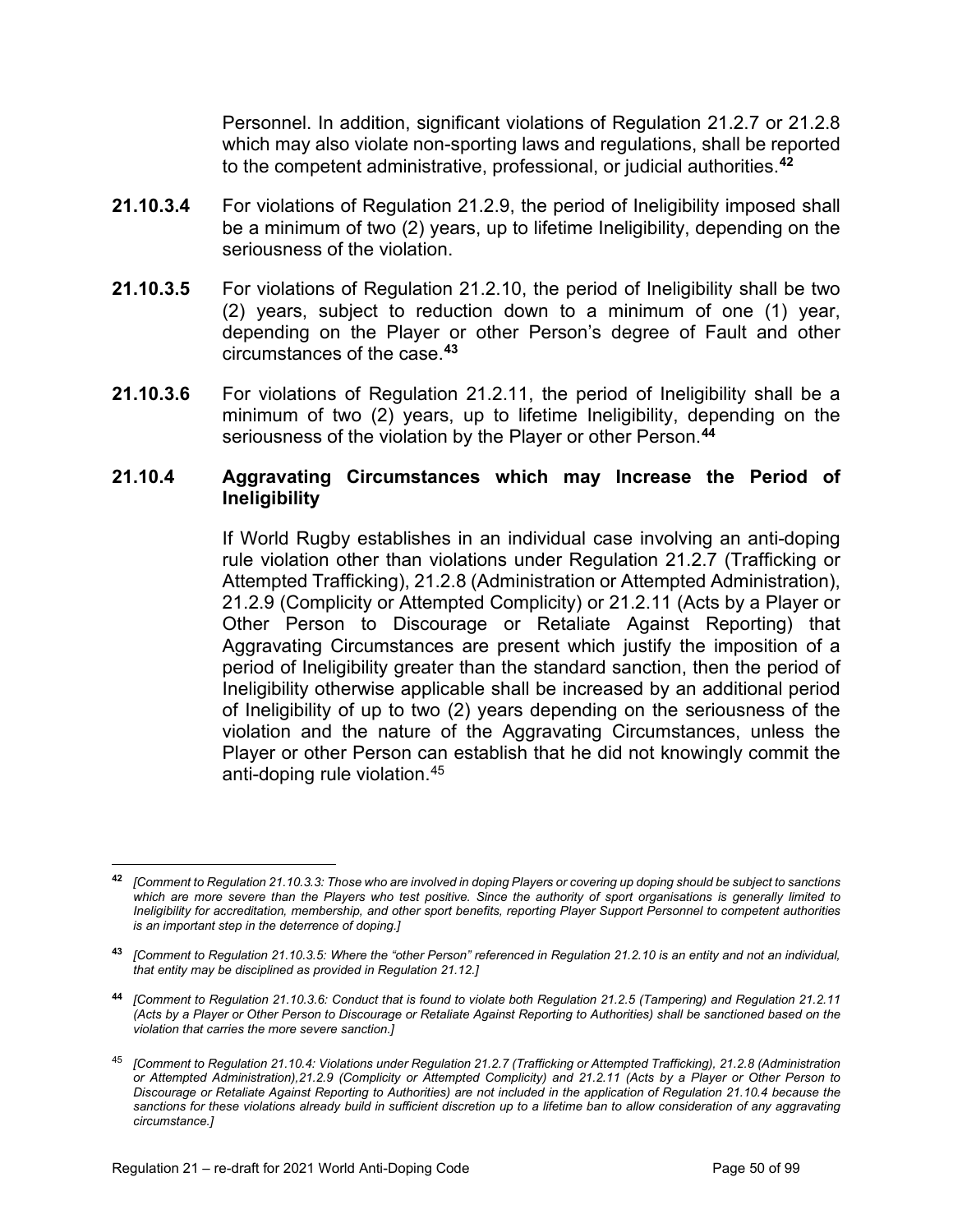Personnel. In addition, significant violations of Regulation 21.2.7 or 21.2.8 which may also violate non-sporting laws and regulations, shall be reported to the competent administrative, professional, or judicial authorities.[42]

**21.10.3.4** For violations of Regulation 21.2.9, the period of Ineligibility imposed shall be a minimum of two (2) years, up to lifetime Ineligibility, depending on the seriousness of the violation.

**21.10.3.5** For violations of Regulation 21.2.10, the period of Ineligibility shall be two (2) years, subject to reduction down to a minimum of one (1) year, depending on the Player or other Person's degree of Fault and other circumstances of the case.[43]

**21.10.3.6** For violations of Regulation 21.2.11, the period of Ineligibility shall be a minimum of two (2) years, up to lifetime Ineligibility, depending on the seriousness of the violation by the Player or other Person.[44]

**21.10.4 Aggravating Circumstances which may Increase the Period of Ineligibility**

If World Rugby establishes in an individual case involving an anti-doping rule violation other than violations under Regulation 21.2.7 (Trafficking or Attempted Trafficking), 21.2.8 (Administration or Attempted Administration), 21.2.9 (Complicity or Attempted Complicity) or 21.2.11 (Acts by a Player or Other Person to Discourage or Retaliate Against Reporting) that Aggravating Circumstances are present which justify the imposition of a period of Ineligibility greater than the standard sanction, then the period of Ineligibility otherwise applicable shall be increased by an additional period of Ineligibility of up to two (2) years depending on the seriousness of the violation and the nature of the Aggravating Circumstances, unless the Player or other Person can establish that he did not knowingly commit the anti-doping rule violation.[45]

---

[42] *[Comment to Regulation 21.10.3.3: Those who are involved in doping Players or covering up doping should be subject to sanctions which are more severe than the Players who test positive. Since the authority of sport organisations is generally limited to Ineligibility for accreditation, membership, and other sport benefits, reporting Player Support Personnel to competent authorities is an important step in the deterrence of doping.]*

[43] *[Comment to Regulation 21.10.3.5: Where the "other Person" referenced in Regulation 21.2.10 is an entity and not an individual, that entity may be disciplined as provided in Regulation 21.12.]*

[44] *[Comment to Regulation 21.10.3.6: Conduct that is found to violate both Regulation 21.2.5 (Tampering) and Regulation 21.2.11 (Acts by a Player or Other Person to Discourage or Retaliate Against Reporting to Authorities) shall be sanctioned based on the violation that carries the more severe sanction.]*

[45] *[Comment to Regulation 21.10.4: Violations under Regulation 21.2.7 (Trafficking or Attempted Trafficking), 21.2.8 (Administration or Attempted Administration),21.2.9 (Complicity or Attempted Complicity) and 21.2.11 (Acts by a Player or Other Person to Discourage or Retaliate Against Reporting to Authorities) are not included in the application of Regulation 21.10.4 because the sanctions for these violations already build in sufficient discretion up to a lifetime ban to allow consideration of any aggravating circumstance.]*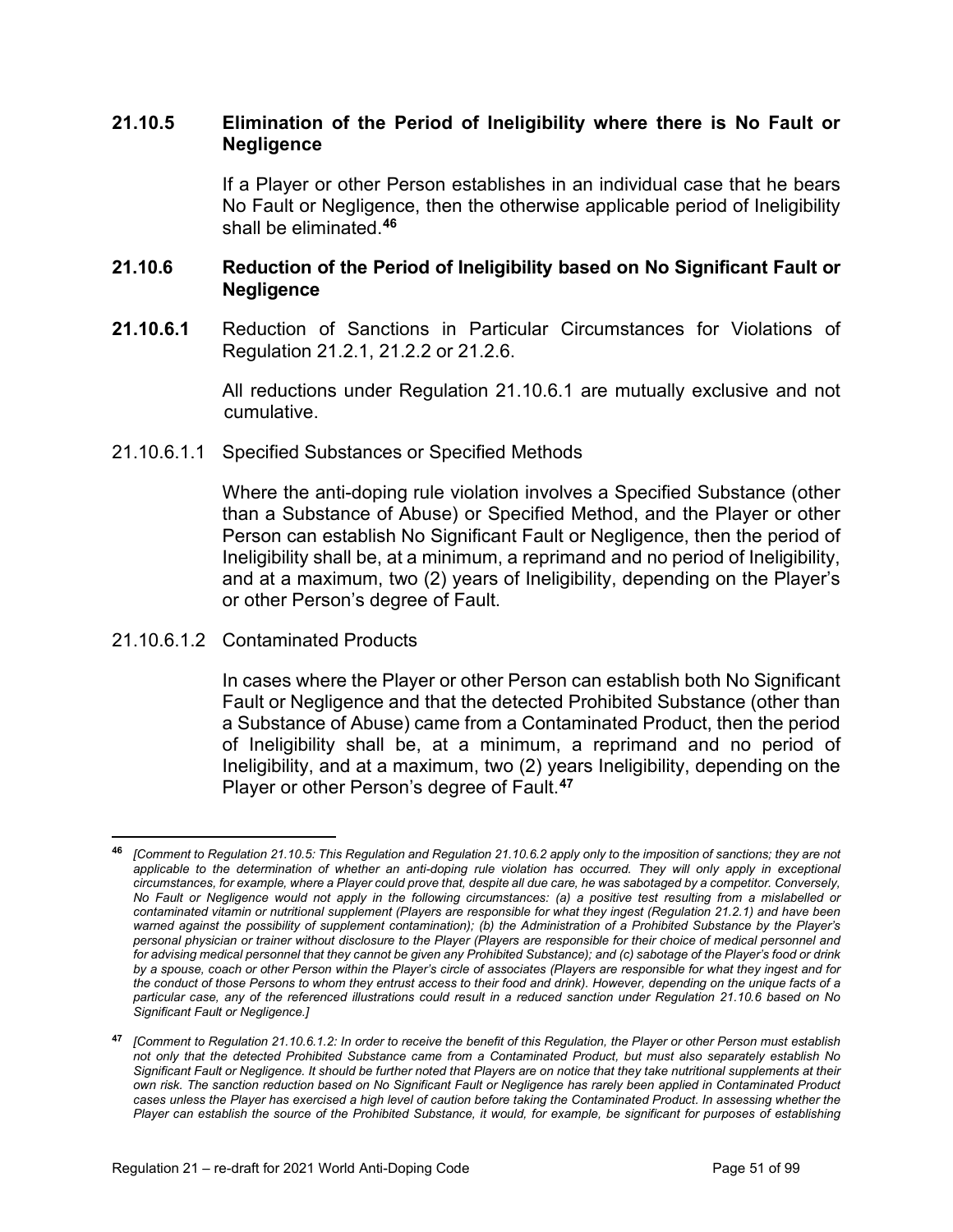### 21.10.5 Elimination of the Period of Ineligibility where there is No Fault or Negligence

If a Player or other Person establishes in an individual case that he bears No Fault or Negligence, then the otherwise applicable period of Ineligibility shall be eliminated.[46]

### 21.10.6 Reduction of the Period of Ineligibility based on No Significant Fault or Negligence

**21.10.6.1** Reduction of Sanctions in Particular Circumstances for Violations of Regulation 21.2.1, 21.2.2 or 21.2.6.

All reductions under Regulation 21.10.6.1 are mutually exclusive and not cumulative.

21.10.6.1.1 Specified Substances or Specified Methods

Where the anti-doping rule violation involves a Specified Substance (other than a Substance of Abuse) or Specified Method, and the Player or other Person can establish No Significant Fault or Negligence, then the period of Ineligibility shall be, at a minimum, a reprimand and no period of Ineligibility, and at a maximum, two (2) years of Ineligibility, depending on the Player's or other Person's degree of Fault.

21.10.6.1.2 Contaminated Products

In cases where the Player or other Person can establish both No Significant Fault or Negligence and that the detected Prohibited Substance (other than a Substance of Abuse) came from a Contaminated Product, then the period of Ineligibility shall be, at a minimum, a reprimand and no period of Ineligibility, and at a maximum, two (2) years Ineligibility, depending on the Player or other Person's degree of Fault.[47]

---

[46] *[Comment to Regulation 21.10.5: This Regulation and Regulation 21.10.6.2 apply only to the imposition of sanctions; they are not applicable to the determination of whether an anti-doping rule violation has occurred. They will only apply in exceptional circumstances, for example, where a Player could prove that, despite all due care, he was sabotaged by a competitor. Conversely, No Fault or Negligence would not apply in the following circumstances: (a) a positive test resulting from a mislabelled or contaminated vitamin or nutritional supplement (Players are responsible for what they ingest (Regulation 21.2.1) and have been warned against the possibility of supplement contamination); (b) the Administration of a Prohibited Substance by the Player's personal physician or trainer without disclosure to the Player (Players are responsible for their choice of medical personnel and for advising medical personnel that they cannot be given any Prohibited Substance); and (c) sabotage of the Player's food or drink by a spouse, coach or other Person within the Player's circle of associates (Players are responsible for what they ingest and for the conduct of those Persons to whom they entrust access to their food and drink). However, depending on the unique facts of a particular case, any of the referenced illustrations could result in a reduced sanction under Regulation 21.10.6 based on No Significant Fault or Negligence.]*

[47] *[Comment to Regulation 21.10.6.1.2: In order to receive the benefit of this Regulation, the Player or other Person must establish not only that the detected Prohibited Substance came from a Contaminated Product, but must also separately establish No Significant Fault or Negligence. It should be further noted that Players are on notice that they take nutritional supplements at their own risk. The sanction reduction based on No Significant Fault or Negligence has rarely been applied in Contaminated Product cases unless the Player has exercised a high level of caution before taking the Contaminated Product. In assessing whether the Player can establish the source of the Prohibited Substance, it would, for example, be significant for purposes of establishing*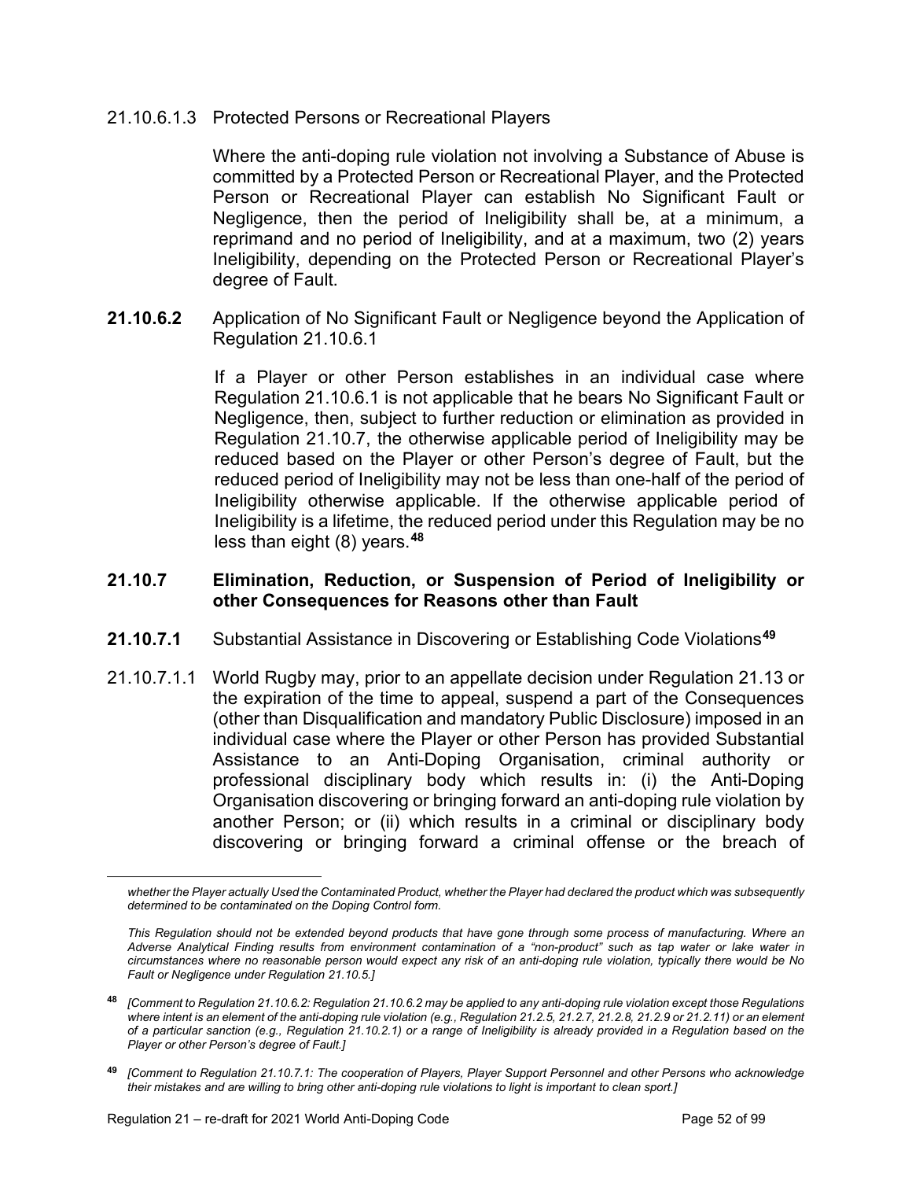21.10.6.1.3 Protected Persons or Recreational Players

Where the anti-doping rule violation not involving a Substance of Abuse is committed by a Protected Person or Recreational Player, and the Protected Person or Recreational Player can establish No Significant Fault or Negligence, then the period of Ineligibility shall be, at a minimum, a reprimand and no period of Ineligibility, and at a maximum, two (2) years Ineligibility, depending on the Protected Person or Recreational Player's degree of Fault.

**21.10.6.2** Application of No Significant Fault or Negligence beyond the Application of Regulation 21.10.6.1

If a Player or other Person establishes in an individual case where Regulation 21.10.6.1 is not applicable that he bears No Significant Fault or Negligence, then, subject to further reduction or elimination as provided in Regulation 21.10.7, the otherwise applicable period of Ineligibility may be reduced based on the Player or other Person's degree of Fault, but the reduced period of Ineligibility may not be less than one-half of the period of Ineligibility otherwise applicable. If the otherwise applicable period of Ineligibility is a lifetime, the reduced period under this Regulation may be no less than eight (8) years.[48]

**21.10.7 Elimination, Reduction, or Suspension of Period of Ineligibility or other Consequences for Reasons other than Fault**

**21.10.7.1** Substantial Assistance in Discovering or Establishing Code Violations[49]

21.10.7.1.1 World Rugby may, prior to an appellate decision under Regulation 21.13 or the expiration of the time to appeal, suspend a part of the Consequences (other than Disqualification and mandatory Public Disclosure) imposed in an individual case where the Player or other Person has provided Substantial Assistance to an Anti-Doping Organisation, criminal authority or professional disciplinary body which results in: (i) the Anti-Doping Organisation discovering or bringing forward an anti-doping rule violation by another Person; or (ii) which results in a criminal or disciplinary body discovering or bringing forward a criminal offense or the breach of

---

*whether the Player actually Used the Contaminated Product, whether the Player had declared the product which was subsequently determined to be contaminated on the Doping Control form.*

*This Regulation should not be extended beyond products that have gone through some process of manufacturing. Where an Adverse Analytical Finding results from environment contamination of a "non-product" such as tap water or lake water in circumstances where no reasonable person would expect any risk of an anti-doping rule violation, typically there would be No Fault or Negligence under Regulation 21.10.5.]*

[48] *[Comment to Regulation 21.10.6.2: Regulation 21.10.6.2 may be applied to any anti-doping rule violation except those Regulations where intent is an element of the anti-doping rule violation (e.g., Regulation 21.2.5, 21.2.7, 21.2.8, 21.2.9 or 21.2.11) or an element of a particular sanction (e.g., Regulation 21.10.2.1) or a range of Ineligibility is already provided in a Regulation based on the Player or other Person's degree of Fault.]*

[49] *[Comment to Regulation 21.10.7.1: The cooperation of Players, Player Support Personnel and other Persons who acknowledge their mistakes and are willing to bring other anti-doping rule violations to light is important to clean sport.]*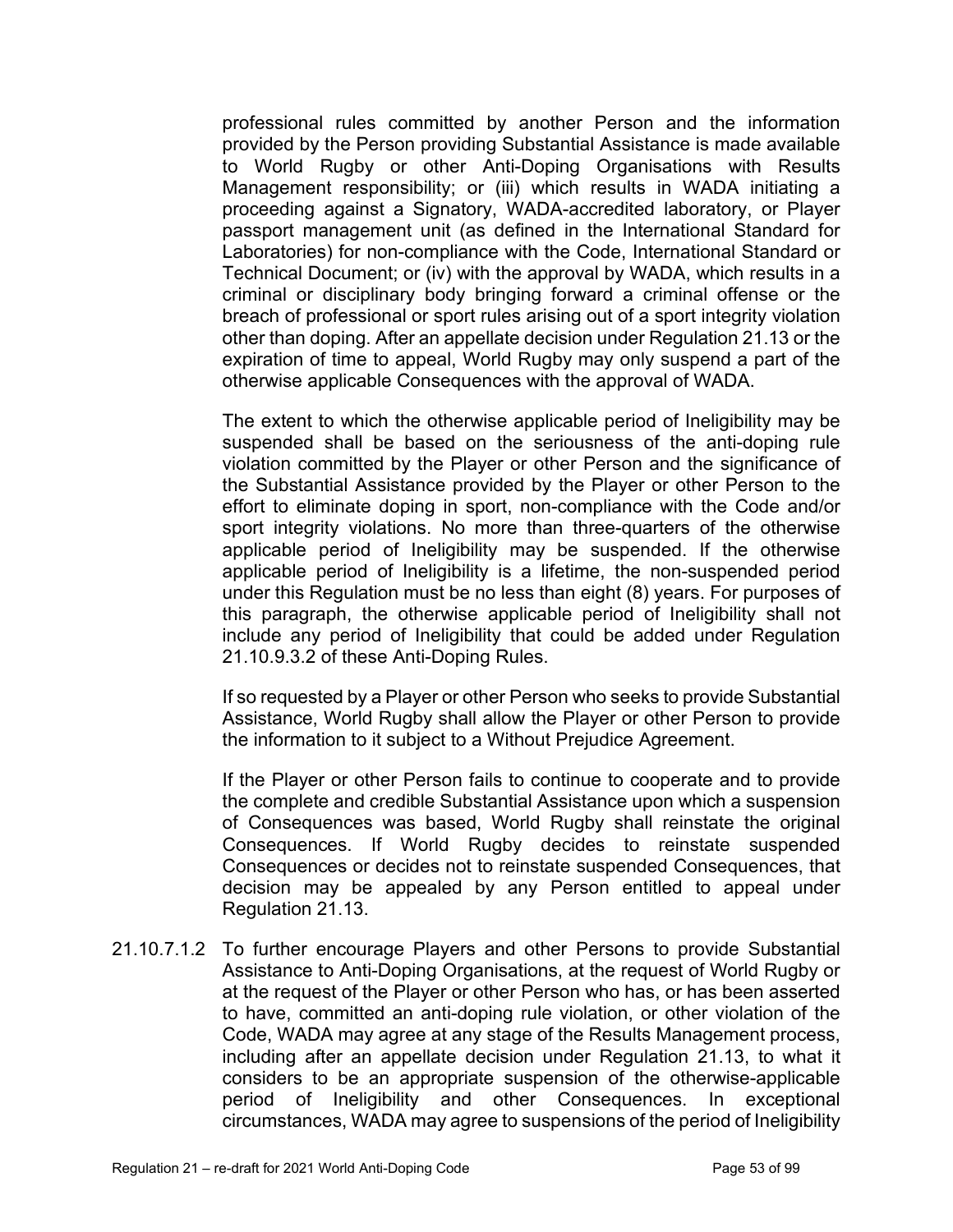professional rules committed by another Person and the information provided by the Person providing Substantial Assistance is made available to World Rugby or other Anti-Doping Organisations with Results Management responsibility; or (iii) which results in WADA initiating a proceeding against a Signatory, WADA-accredited laboratory, or Player passport management unit (as defined in the International Standard for Laboratories) for non-compliance with the Code, International Standard or Technical Document; or (iv) with the approval by WADA, which results in a criminal or disciplinary body bringing forward a criminal offense or the breach of professional or sport rules arising out of a sport integrity violation other than doping. After an appellate decision under Regulation 21.13 or the expiration of time to appeal, World Rugby may only suspend a part of the otherwise applicable Consequences with the approval of WADA.

The extent to which the otherwise applicable period of Ineligibility may be suspended shall be based on the seriousness of the anti-doping rule violation committed by the Player or other Person and the significance of the Substantial Assistance provided by the Player or other Person to the effort to eliminate doping in sport, non-compliance with the Code and/or sport integrity violations. No more than three-quarters of the otherwise applicable period of Ineligibility may be suspended. If the otherwise applicable period of Ineligibility is a lifetime, the non-suspended period under this Regulation must be no less than eight (8) years. For purposes of this paragraph, the otherwise applicable period of Ineligibility shall not include any period of Ineligibility that could be added under Regulation 21.10.9.3.2 of these Anti-Doping Rules.

If so requested by a Player or other Person who seeks to provide Substantial Assistance, World Rugby shall allow the Player or other Person to provide the information to it subject to a Without Prejudice Agreement.

If the Player or other Person fails to continue to cooperate and to provide the complete and credible Substantial Assistance upon which a suspension of Consequences was based, World Rugby shall reinstate the original Consequences. If World Rugby decides to reinstate suspended Consequences or decides not to reinstate suspended Consequences, that decision may be appealed by any Person entitled to appeal under Regulation 21.13.

21.10.7.1.2 To further encourage Players and other Persons to provide Substantial Assistance to Anti-Doping Organisations, at the request of World Rugby or at the request of the Player or other Person who has, or has been asserted to have, committed an anti-doping rule violation, or other violation of the Code, WADA may agree at any stage of the Results Management process, including after an appellate decision under Regulation 21.13, to what it considers to be an appropriate suspension of the otherwise-applicable period of Ineligibility and other Consequences. In exceptional circumstances, WADA may agree to suspensions of the period of Ineligibility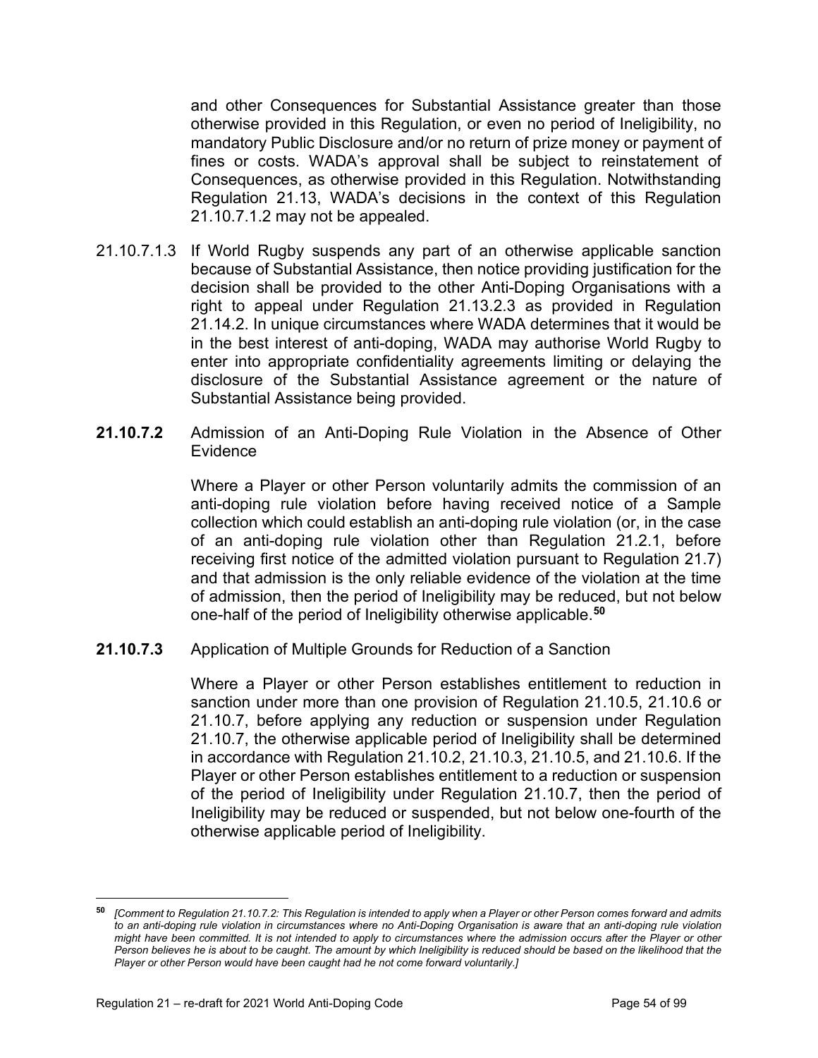and other Consequences for Substantial Assistance greater than those otherwise provided in this Regulation, or even no period of Ineligibility, no mandatory Public Disclosure and/or no return of prize money or payment of fines or costs. WADA's approval shall be subject to reinstatement of Consequences, as otherwise provided in this Regulation. Notwithstanding Regulation 21.13, WADA's decisions in the context of this Regulation 21.10.7.1.2 may not be appealed.

21.10.7.1.3 If World Rugby suspends any part of an otherwise applicable sanction because of Substantial Assistance, then notice providing justification for the decision shall be provided to the other Anti-Doping Organisations with a right to appeal under Regulation 21.13.2.3 as provided in Regulation 21.14.2. In unique circumstances where WADA determines that it would be in the best interest of anti-doping, WADA may authorise World Rugby to enter into appropriate confidentiality agreements limiting or delaying the disclosure of the Substantial Assistance agreement or the nature of Substantial Assistance being provided.

**21.10.7.2** Admission of an Anti-Doping Rule Violation in the Absence of Other Evidence

Where a Player or other Person voluntarily admits the commission of an anti-doping rule violation before having received notice of a Sample collection which could establish an anti-doping rule violation (or, in the case of an anti-doping rule violation other than Regulation 21.2.1, before receiving first notice of the admitted violation pursuant to Regulation 21.7) and that admission is the only reliable evidence of the violation at the time of admission, then the period of Ineligibility may be reduced, but not below one-half of the period of Ineligibility otherwise applicable.[50]

**21.10.7.3** Application of Multiple Grounds for Reduction of a Sanction

Where a Player or other Person establishes entitlement to reduction in sanction under more than one provision of Regulation 21.10.5, 21.10.6 or 21.10.7, before applying any reduction or suspension under Regulation 21.10.7, the otherwise applicable period of Ineligibility shall be determined in accordance with Regulation 21.10.2, 21.10.3, 21.10.5, and 21.10.6. If the Player or other Person establishes entitlement to a reduction or suspension of the period of Ineligibility under Regulation 21.10.7, then the period of Ineligibility may be reduced or suspended, but not below one-fourth of the otherwise applicable period of Ineligibility.

---

[50] *[Comment to Regulation 21.10.7.2: This Regulation is intended to apply when a Player or other Person comes forward and admits to an anti-doping rule violation in circumstances where no Anti-Doping Organisation is aware that an anti-doping rule violation might have been committed. It is not intended to apply to circumstances where the admission occurs after the Player or other Person believes he is about to be caught. The amount by which Ineligibility is reduced should be based on the likelihood that the Player or other Person would have been caught had he not come forward voluntarily.]*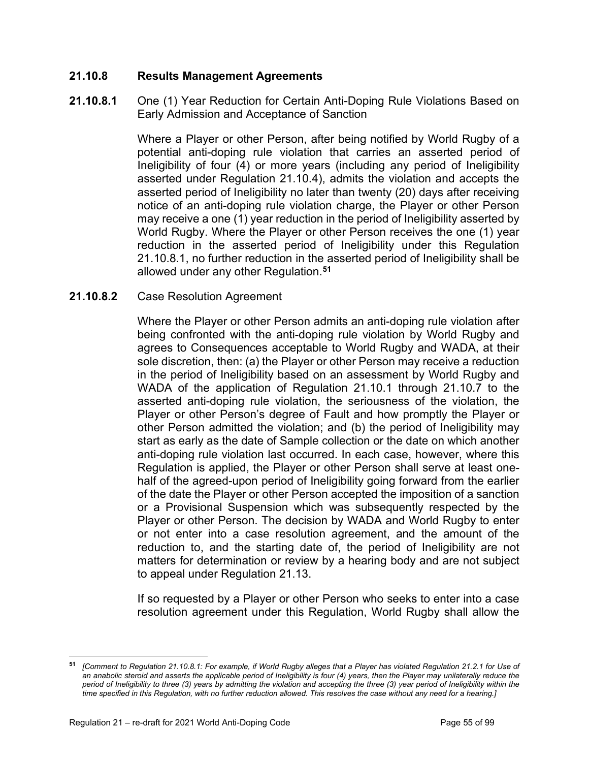**21.10.8 Results Management Agreements**

**21.10.8.1** One (1) Year Reduction for Certain Anti-Doping Rule Violations Based on Early Admission and Acceptance of Sanction

Where a Player or other Person, after being notified by World Rugby of a potential anti-doping rule violation that carries an asserted period of Ineligibility of four (4) or more years (including any period of Ineligibility asserted under Regulation 21.10.4), admits the violation and accepts the asserted period of Ineligibility no later than twenty (20) days after receiving notice of an anti-doping rule violation charge, the Player or other Person may receive a one (1) year reduction in the period of Ineligibility asserted by World Rugby. Where the Player or other Person receives the one (1) year reduction in the asserted period of Ineligibility under this Regulation 21.10.8.1, no further reduction in the asserted period of Ineligibility shall be allowed under any other Regulation.[51]

**21.10.8.2** Case Resolution Agreement

Where the Player or other Person admits an anti-doping rule violation after being confronted with the anti-doping rule violation by World Rugby and agrees to Consequences acceptable to World Rugby and WADA, at their sole discretion, then: (a) the Player or other Person may receive a reduction in the period of Ineligibility based on an assessment by World Rugby and WADA of the application of Regulation 21.10.1 through 21.10.7 to the asserted anti-doping rule violation, the seriousness of the violation, the Player or other Person's degree of Fault and how promptly the Player or other Person admitted the violation; and (b) the period of Ineligibility may start as early as the date of Sample collection or the date on which another anti-doping rule violation last occurred. In each case, however, where this Regulation is applied, the Player or other Person shall serve at least one-half of the agreed-upon period of Ineligibility going forward from the earlier of the date the Player or other Person accepted the imposition of a sanction or a Provisional Suspension which was subsequently respected by the Player or other Person. The decision by WADA and World Rugby to enter or not enter into a case resolution agreement, and the amount of the reduction to, and the starting date of, the period of Ineligibility are not matters for determination or review by a hearing body and are not subject to appeal under Regulation 21.13.

If so requested by a Player or other Person who seeks to enter into a case resolution agreement under this Regulation, World Rugby shall allow the

---

[51] *[Comment to Regulation 21.10.8.1: For example, if World Rugby alleges that a Player has violated Regulation 21.2.1 for Use of an anabolic steroid and asserts the applicable period of Ineligibility is four (4) years, then the Player may unilaterally reduce the period of Ineligibility to three (3) years by admitting the violation and accepting the three (3) year period of Ineligibility within the time specified in this Regulation, with no further reduction allowed. This resolves the case without any need for a hearing.]*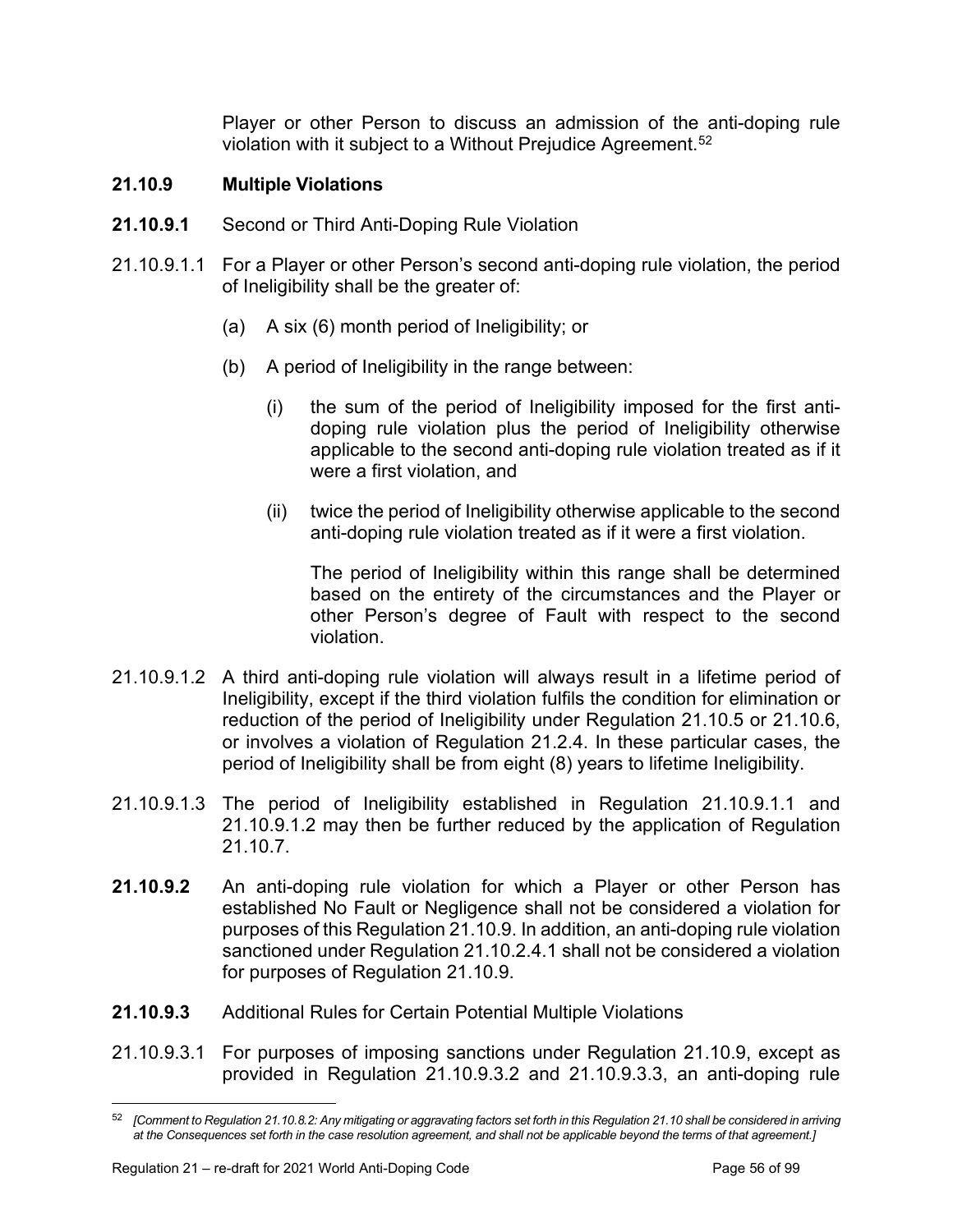Player or other Person to discuss an admission of the anti-doping rule violation with it subject to a Without Prejudice Agreement.[52]

**21.10.9 Multiple Violations**

**21.10.9.1** Second or Third Anti-Doping Rule Violation

21.10.9.1.1 For a Player or other Person's second anti-doping rule violation, the period of Ineligibility shall be the greater of:

(a) A six (6) month period of Ineligibility; or

(b) A period of Ineligibility in the range between:

(i) the sum of the period of Ineligibility imposed for the first anti-doping rule violation plus the period of Ineligibility otherwise applicable to the second anti-doping rule violation treated as if it were a first violation, and

(ii) twice the period of Ineligibility otherwise applicable to the second anti-doping rule violation treated as if it were a first violation.

The period of Ineligibility within this range shall be determined based on the entirety of the circumstances and the Player or other Person's degree of Fault with respect to the second violation.

21.10.9.1.2 A third anti-doping rule violation will always result in a lifetime period of Ineligibility, except if the third violation fulfils the condition for elimination or reduction of the period of Ineligibility under Regulation 21.10.5 or 21.10.6, or involves a violation of Regulation 21.2.4. In these particular cases, the period of Ineligibility shall be from eight (8) years to lifetime Ineligibility.

21.10.9.1.3 The period of Ineligibility established in Regulation 21.10.9.1.1 and 21.10.9.1.2 may then be further reduced by the application of Regulation 21.10.7.

**21.10.9.2** An anti-doping rule violation for which a Player or other Person has established No Fault or Negligence shall not be considered a violation for purposes of this Regulation 21.10.9. In addition, an anti-doping rule violation sanctioned under Regulation 21.10.2.4.1 shall not be considered a violation for purposes of Regulation 21.10.9.

**21.10.9.3** Additional Rules for Certain Potential Multiple Violations

21.10.9.3.1 For purposes of imposing sanctions under Regulation 21.10.9, except as provided in Regulation 21.10.9.3.2 and 21.10.9.3.3, an anti-doping rule

---

[52] *[Comment to Regulation 21.10.8.2: Any mitigating or aggravating factors set forth in this Regulation 21.10 shall be considered in arriving at the Consequences set forth in the case resolution agreement, and shall not be applicable beyond the terms of that agreement.]*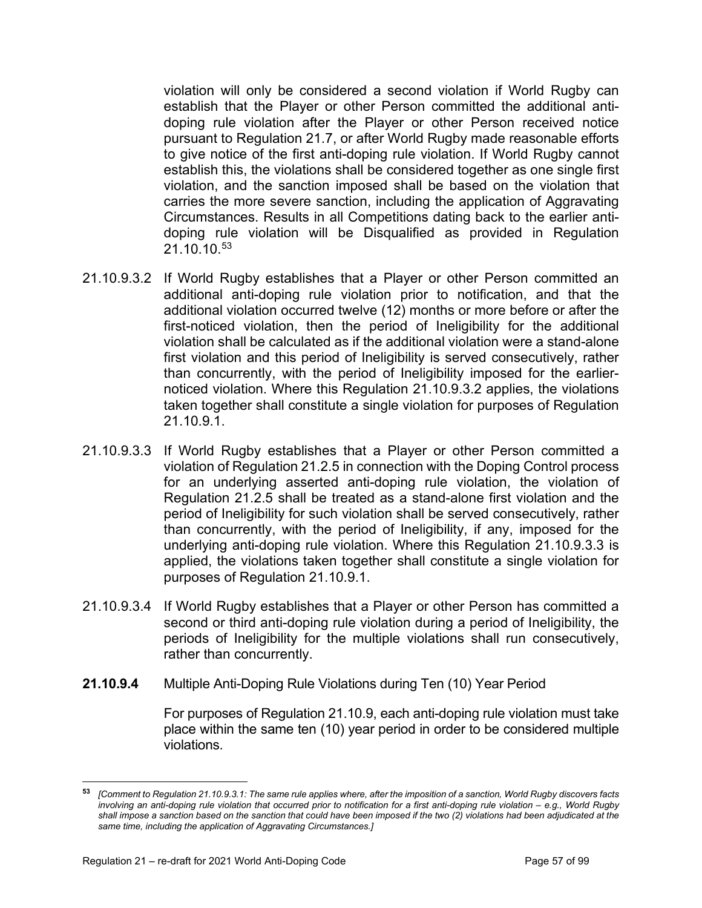violation will only be considered a second violation if World Rugby can establish that the Player or other Person committed the additional anti-doping rule violation after the Player or other Person received notice pursuant to Regulation 21.7, or after World Rugby made reasonable efforts to give notice of the first anti-doping rule violation. If World Rugby cannot establish this, the violations shall be considered together as one single first violation, and the sanction imposed shall be based on the violation that carries the more severe sanction, including the application of Aggravating Circumstances. Results in all Competitions dating back to the earlier anti-doping rule violation will be Disqualified as provided in Regulation 21.10.10.[53]

21.10.9.3.2 If World Rugby establishes that a Player or other Person committed an additional anti-doping rule violation prior to notification, and that the additional violation occurred twelve (12) months or more before or after the first-noticed violation, then the period of Ineligibility for the additional violation shall be calculated as if the additional violation were a stand-alone first violation and this period of Ineligibility is served consecutively, rather than concurrently, with the period of Ineligibility imposed for the earlier-noticed violation. Where this Regulation 21.10.9.3.2 applies, the violations taken together shall constitute a single violation for purposes of Regulation 21.10.9.1.

21.10.9.3.3 If World Rugby establishes that a Player or other Person committed a violation of Regulation 21.2.5 in connection with the Doping Control process for an underlying asserted anti-doping rule violation, the violation of Regulation 21.2.5 shall be treated as a stand-alone first violation and the period of Ineligibility for such violation shall be served consecutively, rather than concurrently, with the period of Ineligibility, if any, imposed for the underlying anti-doping rule violation. Where this Regulation 21.10.9.3.3 is applied, the violations taken together shall constitute a single violation for purposes of Regulation 21.10.9.1.

21.10.9.3.4 If World Rugby establishes that a Player or other Person has committed a second or third anti-doping rule violation during a period of Ineligibility, the periods of Ineligibility for the multiple violations shall run consecutively, rather than concurrently.

**21.10.9.4** Multiple Anti-Doping Rule Violations during Ten (10) Year Period

For purposes of Regulation 21.10.9, each anti-doping rule violation must take place within the same ten (10) year period in order to be considered multiple violations.

---

[53] *[Comment to Regulation 21.10.9.3.1: The same rule applies where, after the imposition of a sanction, World Rugby discovers facts involving an anti-doping rule violation that occurred prior to notification for a first anti-doping rule violation – e.g., World Rugby shall impose a sanction based on the sanction that could have been imposed if the two (2) violations had been adjudicated at the same time, including the application of Aggravating Circumstances.]*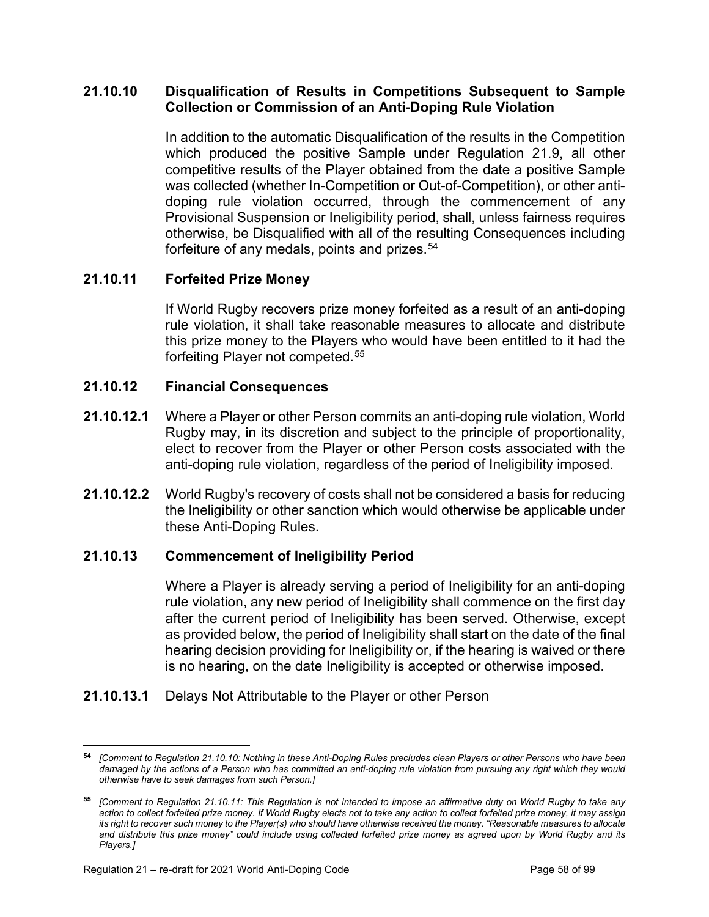### 21.10.10 Disqualification of Results in Competitions Subsequent to Sample Collection or Commission of an Anti-Doping Rule Violation

In addition to the automatic Disqualification of the results in the Competition which produced the positive Sample under Regulation 21.9, all other competitive results of the Player obtained from the date a positive Sample was collected (whether In-Competition or Out-of-Competition), or other anti-doping rule violation occurred, through the commencement of any Provisional Suspension or Ineligibility period, shall, unless fairness requires otherwise, be Disqualified with all of the resulting Consequences including forfeiture of any medals, points and prizes.[54]

### 21.10.11 Forfeited Prize Money

If World Rugby recovers prize money forfeited as a result of an anti-doping rule violation, it shall take reasonable measures to allocate and distribute this prize money to the Players who would have been entitled to it had the forfeiting Player not competed.[55]

### 21.10.12 Financial Consequences

**21.10.12.1** Where a Player or other Person commits an anti-doping rule violation, World Rugby may, in its discretion and subject to the principle of proportionality, elect to recover from the Player or other Person costs associated with the anti-doping rule violation, regardless of the period of Ineligibility imposed.

**21.10.12.2** World Rugby's recovery of costs shall not be considered a basis for reducing the Ineligibility or other sanction which would otherwise be applicable under these Anti-Doping Rules.

### 21.10.13 Commencement of Ineligibility Period

Where a Player is already serving a period of Ineligibility for an anti-doping rule violation, any new period of Ineligibility shall commence on the first day after the current period of Ineligibility has been served. Otherwise, except as provided below, the period of Ineligibility shall start on the date of the final hearing decision providing for Ineligibility or, if the hearing is waived or there is no hearing, on the date Ineligibility is accepted or otherwise imposed.

**21.10.13.1** Delays Not Attributable to the Player or other Person

---

[54] *[Comment to Regulation 21.10.10: Nothing in these Anti-Doping Rules precludes clean Players or other Persons who have been damaged by the actions of a Person who has committed an anti-doping rule violation from pursuing any right which they would otherwise have to seek damages from such Person.]*

[55] *[Comment to Regulation 21.10.11: This Regulation is not intended to impose an affirmative duty on World Rugby to take any action to collect forfeited prize money. If World Rugby elects not to take any action to collect forfeited prize money, it may assign its right to recover such money to the Player(s) who should have otherwise received the money. "Reasonable measures to allocate and distribute this prize money" could include using collected forfeited prize money as agreed upon by World Rugby and its Players.]*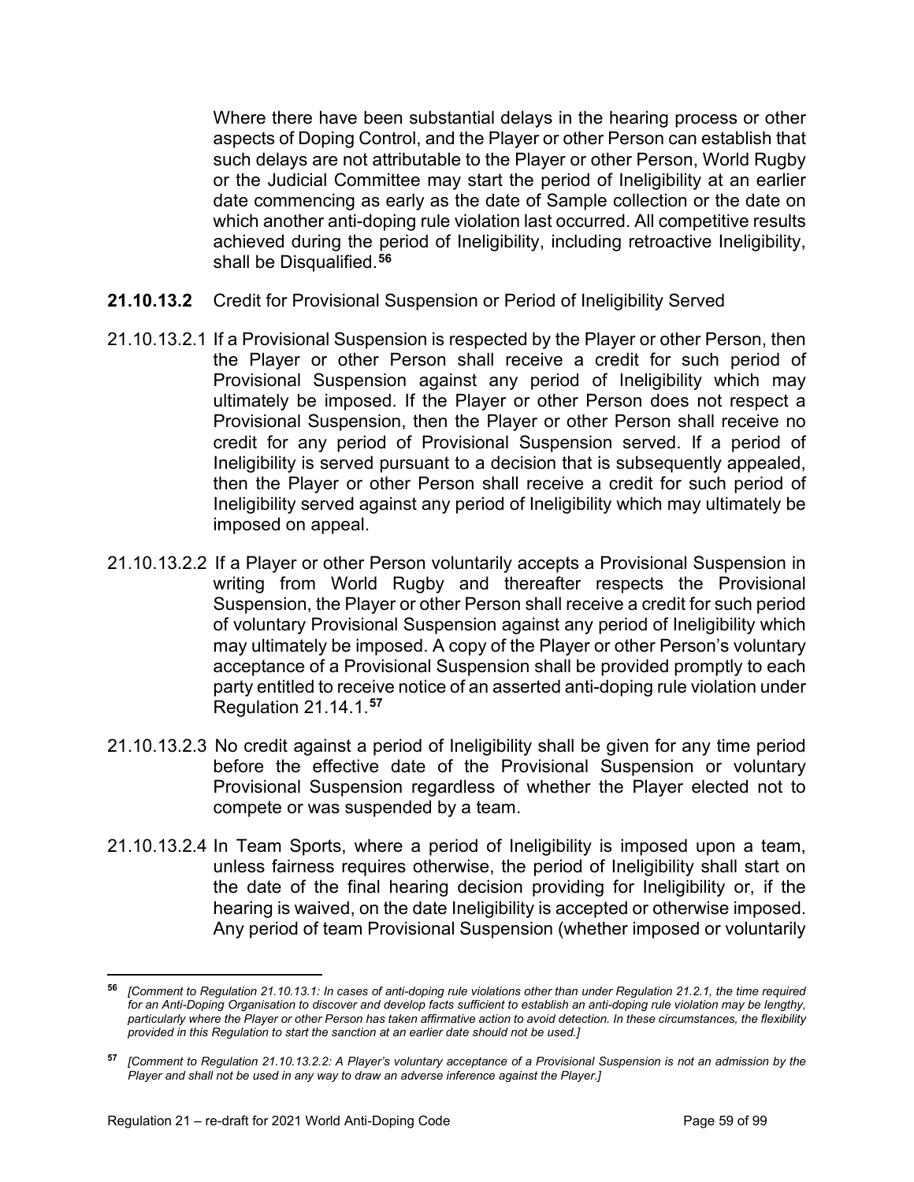Where there have been substantial delays in the hearing process or other aspects of Doping Control, and the Player or other Person can establish that such delays are not attributable to the Player or other Person, World Rugby or the Judicial Committee may start the period of Ineligibility at an earlier date commencing as early as the date of Sample collection or the date on which another anti-doping rule violation last occurred. All competitive results achieved during the period of Ineligibility, including retroactive Ineligibility, shall be Disqualified.[56]

**21.10.13.2** Credit for Provisional Suspension or Period of Ineligibility Served

21.10.13.2.1 If a Provisional Suspension is respected by the Player or other Person, then the Player or other Person shall receive a credit for such period of Provisional Suspension against any period of Ineligibility which may ultimately be imposed. If the Player or other Person does not respect a Provisional Suspension, then the Player or other Person shall receive no credit for any period of Provisional Suspension served. If a period of Ineligibility is served pursuant to a decision that is subsequently appealed, then the Player or other Person shall receive a credit for such period of Ineligibility served against any period of Ineligibility which may ultimately be imposed on appeal.

21.10.13.2.2 If a Player or other Person voluntarily accepts a Provisional Suspension in writing from World Rugby and thereafter respects the Provisional Suspension, the Player or other Person shall receive a credit for such period of voluntary Provisional Suspension against any period of Ineligibility which may ultimately be imposed. A copy of the Player or other Person's voluntary acceptance of a Provisional Suspension shall be provided promptly to each party entitled to receive notice of an asserted anti-doping rule violation under Regulation 21.14.1.[57]

21.10.13.2.3 No credit against a period of Ineligibility shall be given for any time period before the effective date of the Provisional Suspension or voluntary Provisional Suspension regardless of whether the Player elected not to compete or was suspended by a team.

21.10.13.2.4 In Team Sports, where a period of Ineligibility is imposed upon a team, unless fairness requires otherwise, the period of Ineligibility shall start on the date of the final hearing decision providing for Ineligibility or, if the hearing is waived, on the date Ineligibility is accepted or otherwise imposed. Any period of team Provisional Suspension (whether imposed or voluntarily

---

[56] *[Comment to Regulation 21.10.13.1: In cases of anti-doping rule violations other than under Regulation 21.2.1, the time required for an Anti-Doping Organisation to discover and develop facts sufficient to establish an anti-doping rule violation may be lengthy, particularly where the Player or other Person has taken affirmative action to avoid detection. In these circumstances, the flexibility provided in this Regulation to start the sanction at an earlier date should not be used.]*

[57] *[Comment to Regulation 21.10.13.2.2: A Player's voluntary acceptance of a Provisional Suspension is not an admission by the Player and shall not be used in any way to draw an adverse inference against the Player.]*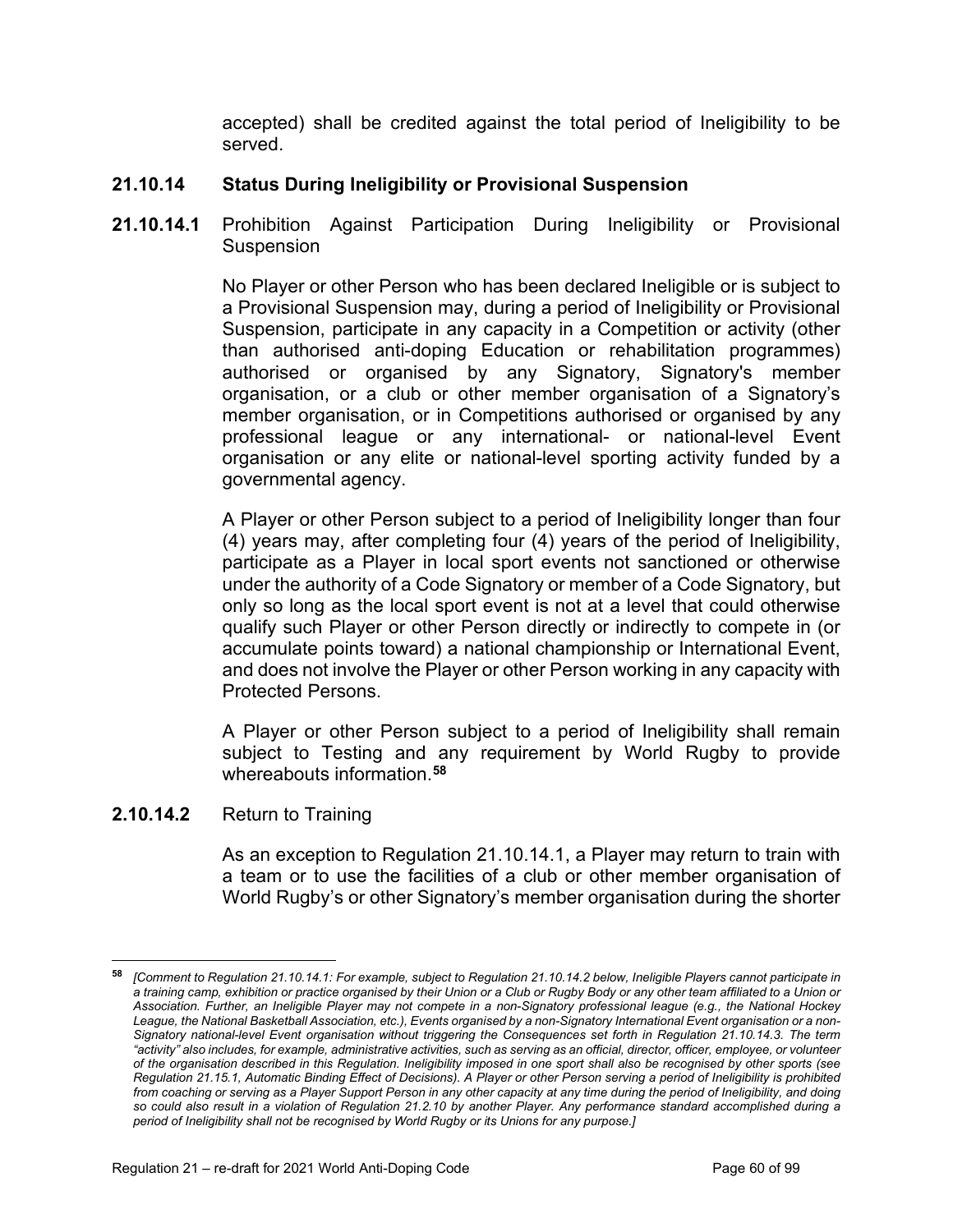accepted) shall be credited against the total period of Ineligibility to be served.

**21.10.14 Status During Ineligibility or Provisional Suspension**

**21.10.14.1** Prohibition Against Participation During Ineligibility or Provisional Suspension

No Player or other Person who has been declared Ineligible or is subject to a Provisional Suspension may, during a period of Ineligibility or Provisional Suspension, participate in any capacity in a Competition or activity (other than authorised anti-doping Education or rehabilitation programmes) authorised or organised by any Signatory, Signatory's member organisation, or a club or other member organisation of a Signatory's member organisation, or in Competitions authorised or organised by any professional league or any international- or national-level Event organisation or any elite or national-level sporting activity funded by a governmental agency.

A Player or other Person subject to a period of Ineligibility longer than four (4) years may, after completing four (4) years of the period of Ineligibility, participate as a Player in local sport events not sanctioned or otherwise under the authority of a Code Signatory or member of a Code Signatory, but only so long as the local sport event is not at a level that could otherwise qualify such Player or other Person directly or indirectly to compete in (or accumulate points toward) a national championship or International Event, and does not involve the Player or other Person working in any capacity with Protected Persons.

A Player or other Person subject to a period of Ineligibility shall remain subject to Testing and any requirement by World Rugby to provide whereabouts information.[58]

**2.10.14.2** Return to Training

As an exception to Regulation 21.10.14.1, a Player may return to train with a team or to use the facilities of a club or other member organisation of World Rugby's or other Signatory's member organisation during the shorter

---

[58] *[Comment to Regulation 21.10.14.1: For example, subject to Regulation 21.10.14.2 below, Ineligible Players cannot participate in a training camp, exhibition or practice organised by their Union or a Club or Rugby Body or any other team affiliated to a Union or Association. Further, an Ineligible Player may not compete in a non-Signatory professional league (e.g., the National Hockey League, the National Basketball Association, etc.), Events organised by a non-Signatory International Event organisation or a non-Signatory national-level Event organisation without triggering the Consequences set forth in Regulation 21.10.14.3. The term "activity" also includes, for example, administrative activities, such as serving as an official, director, officer, employee, or volunteer of the organisation described in this Regulation. Ineligibility imposed in one sport shall also be recognised by other sports (see Regulation 21.15.1, Automatic Binding Effect of Decisions). A Player or other Person serving a period of Ineligibility is prohibited from coaching or serving as a Player Support Person in any other capacity at any time during the period of Ineligibility, and doing so could also result in a violation of Regulation 21.2.10 by another Player. Any performance standard accomplished during a period of Ineligibility shall not be recognised by World Rugby or its Unions for any purpose.]*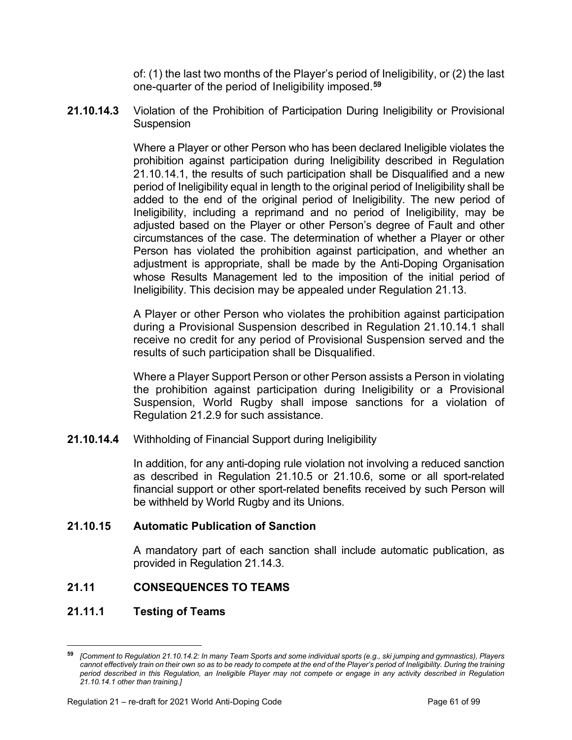of: (1) the last two months of the Player's period of Ineligibility, or (2) the last one-quarter of the period of Ineligibility imposed.[59]

**21.10.14.3** Violation of the Prohibition of Participation During Ineligibility or Provisional Suspension

Where a Player or other Person who has been declared Ineligible violates the prohibition against participation during Ineligibility described in Regulation 21.10.14.1, the results of such participation shall be Disqualified and a new period of Ineligibility equal in length to the original period of Ineligibility shall be added to the end of the original period of Ineligibility. The new period of Ineligibility, including a reprimand and no period of Ineligibility, may be adjusted based on the Player or other Person's degree of Fault and other circumstances of the case. The determination of whether a Player or other Person has violated the prohibition against participation, and whether an adjustment is appropriate, shall be made by the Anti-Doping Organisation whose Results Management led to the imposition of the initial period of Ineligibility. This decision may be appealed under Regulation 21.13.

A Player or other Person who violates the prohibition against participation during a Provisional Suspension described in Regulation 21.10.14.1 shall receive no credit for any period of Provisional Suspension served and the results of such participation shall be Disqualified.

Where a Player Support Person or other Person assists a Person in violating the prohibition against participation during Ineligibility or a Provisional Suspension, World Rugby shall impose sanctions for a violation of Regulation 21.2.9 for such assistance.

**21.10.14.4** Withholding of Financial Support during Ineligibility

In addition, for any anti-doping rule violation not involving a reduced sanction as described in Regulation 21.10.5 or 21.10.6, some or all sport-related financial support or other sport-related benefits received by such Person will be withheld by World Rugby and its Unions.

### 21.10.15 Automatic Publication of Sanction

A mandatory part of each sanction shall include automatic publication, as provided in Regulation 21.14.3.

## 21.11 CONSEQUENCES TO TEAMS

### 21.11.1 Testing of Teams

[59] *[Comment to Regulation 21.10.14.2: In many Team Sports and some individual sports (e.g., ski jumping and gymnastics), Players cannot effectively train on their own so as to be ready to compete at the end of the Player's period of Ineligibility. During the training period described in this Regulation, an Ineligible Player may not compete or engage in any activity described in Regulation 21.10.14.1 other than training.]*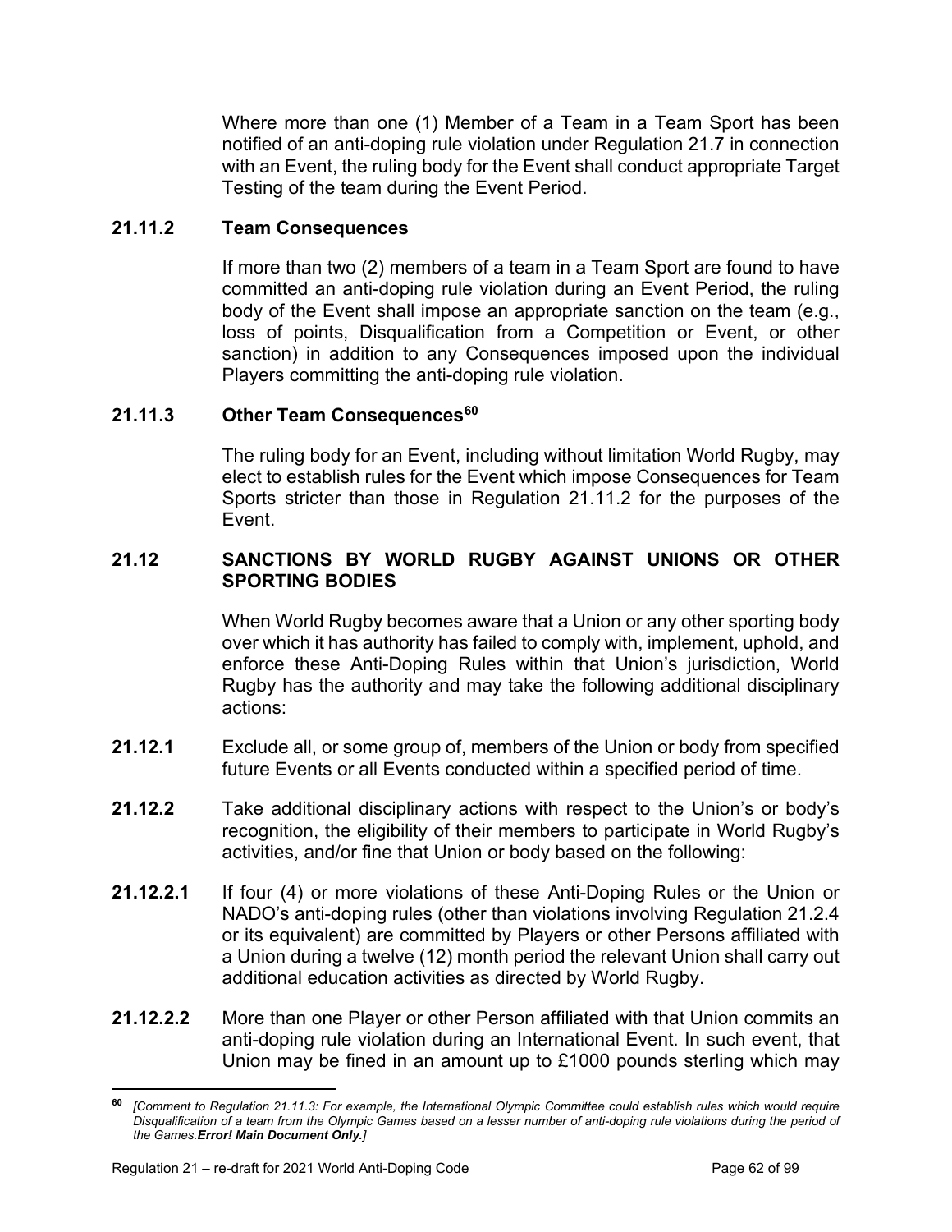Where more than one (1) Member of a Team in a Team Sport has been notified of an anti-doping rule violation under Regulation 21.7 in connection with an Event, the ruling body for the Event shall conduct appropriate Target Testing of the team during the Event Period.

### 21.11.2 Team Consequences

If more than two (2) members of a team in a Team Sport are found to have committed an anti-doping rule violation during an Event Period, the ruling body of the Event shall impose an appropriate sanction on the team (e.g., loss of points, Disqualification from a Competition or Event, or other sanction) in addition to any Consequences imposed upon the individual Players committing the anti-doping rule violation.

### 21.11.3 Other Team Consequences[60]

The ruling body for an Event, including without limitation World Rugby, may elect to establish rules for the Event which impose Consequences for Team Sports stricter than those in Regulation 21.11.2 for the purposes of the Event.

## 21.12 SANCTIONS BY WORLD RUGBY AGAINST UNIONS OR OTHER SPORTING BODIES

When World Rugby becomes aware that a Union or any other sporting body over which it has authority has failed to comply with, implement, uphold, and enforce these Anti-Doping Rules within that Union's jurisdiction, World Rugby has the authority and may take the following additional disciplinary actions:

**21.12.1** Exclude all, or some group of, members of the Union or body from specified future Events or all Events conducted within a specified period of time.

**21.12.2** Take additional disciplinary actions with respect to the Union's or body's recognition, the eligibility of their members to participate in World Rugby's activities, and/or fine that Union or body based on the following:

**21.12.2.1** If four (4) or more violations of these Anti-Doping Rules or the Union or NADO's anti-doping rules (other than violations involving Regulation 21.2.4 or its equivalent) are committed by Players or other Persons affiliated with a Union during a twelve (12) month period the relevant Union shall carry out additional education activities as directed by World Rugby.

**21.12.2.2** More than one Player or other Person affiliated with that Union commits an anti-doping rule violation during an International Event. In such event, that Union may be fined in an amount up to £1000 pounds sterling which may

---

[60] *[Comment to Regulation 21.11.3: For example, the International Olympic Committee could establish rules which would require Disqualification of a team from the Olympic Games based on a lesser number of anti-doping rule violations during the period of the Games.**Error! Main Document Only.**]*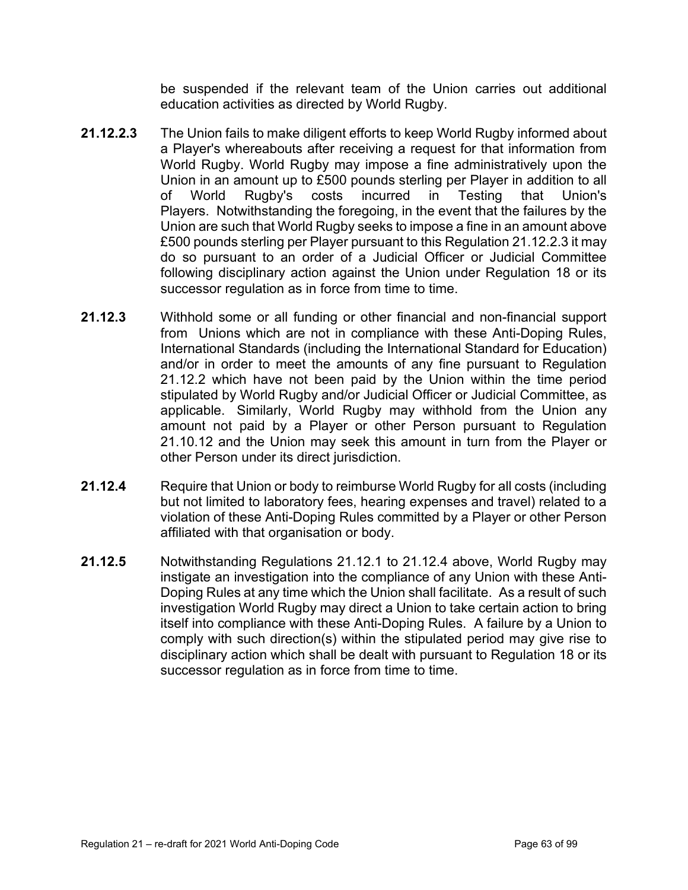be suspended if the relevant team of the Union carries out additional education activities as directed by World Rugby.

**21.12.2.3** The Union fails to make diligent efforts to keep World Rugby informed about a Player's whereabouts after receiving a request for that information from World Rugby. World Rugby may impose a fine administratively upon the Union in an amount up to £500 pounds sterling per Player in addition to all of World Rugby's costs incurred in Testing that Union's Players. Notwithstanding the foregoing, in the event that the failures by the Union are such that World Rugby seeks to impose a fine in an amount above £500 pounds sterling per Player pursuant to this Regulation 21.12.2.3 it may do so pursuant to an order of a Judicial Officer or Judicial Committee following disciplinary action against the Union under Regulation 18 or its successor regulation as in force from time to time.

**21.12.3** Withhold some or all funding or other financial and non-financial support from Unions which are not in compliance with these Anti-Doping Rules, International Standards (including the International Standard for Education) and/or in order to meet the amounts of any fine pursuant to Regulation 21.12.2 which have not been paid by the Union within the time period stipulated by World Rugby and/or Judicial Officer or Judicial Committee, as applicable. Similarly, World Rugby may withhold from the Union any amount not paid by a Player or other Person pursuant to Regulation 21.10.12 and the Union may seek this amount in turn from the Player or other Person under its direct jurisdiction.

**21.12.4** Require that Union or body to reimburse World Rugby for all costs (including but not limited to laboratory fees, hearing expenses and travel) related to a violation of these Anti-Doping Rules committed by a Player or other Person affiliated with that organisation or body.

**21.12.5** Notwithstanding Regulations 21.12.1 to 21.12.4 above, World Rugby may instigate an investigation into the compliance of any Union with these Anti-Doping Rules at any time which the Union shall facilitate. As a result of such investigation World Rugby may direct a Union to take certain action to bring itself into compliance with these Anti-Doping Rules. A failure by a Union to comply with such direction(s) within the stipulated period may give rise to disciplinary action which shall be dealt with pursuant to Regulation 18 or its successor regulation as in force from time to time.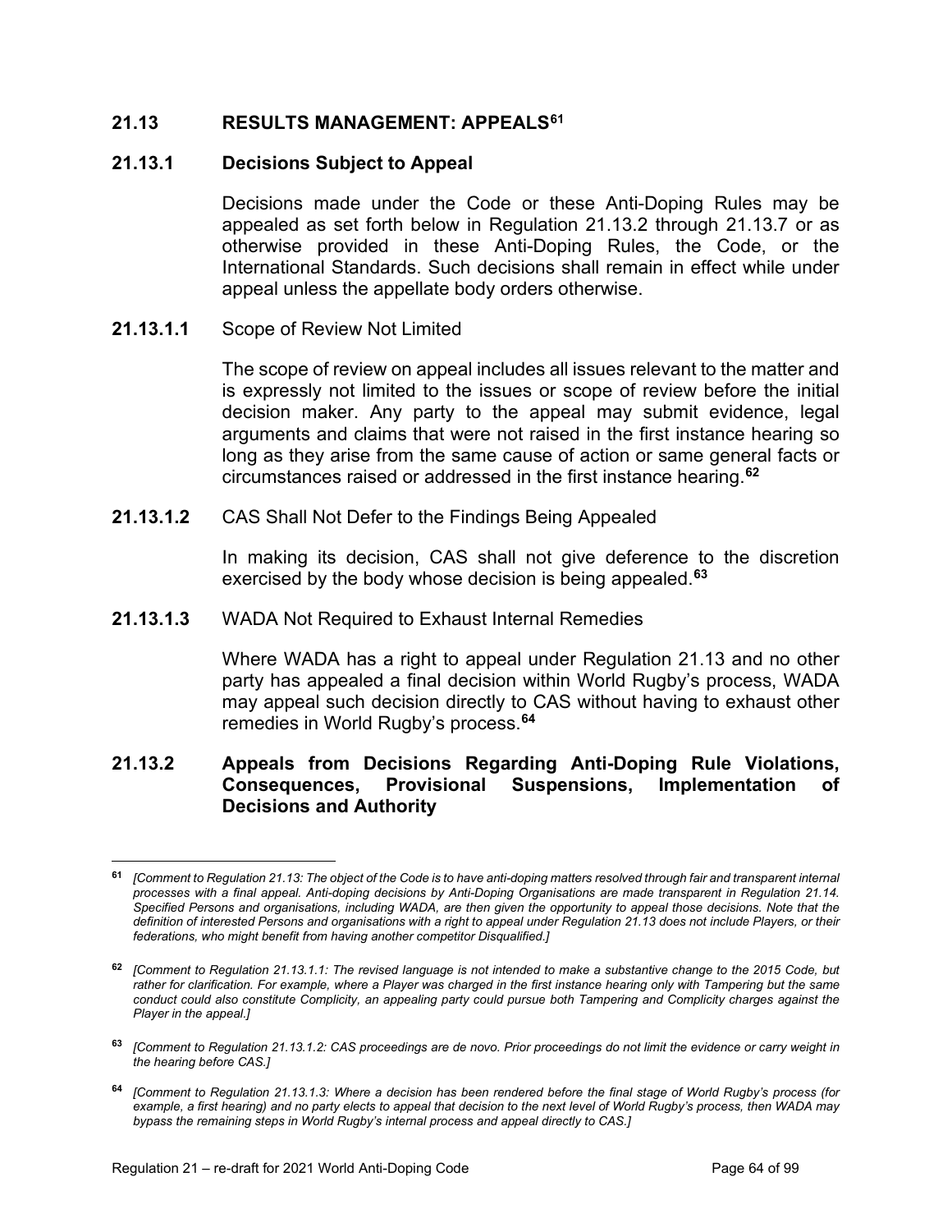## 21.13 RESULTS MANAGEMENT: APPEALS[61]

### 21.13.1 Decisions Subject to Appeal

Decisions made under the Code or these Anti-Doping Rules may be appealed as set forth below in Regulation 21.13.2 through 21.13.7 or as otherwise provided in these Anti-Doping Rules, the Code, or the International Standards. Such decisions shall remain in effect while under appeal unless the appellate body orders otherwise.

**21.13.1.1** Scope of Review Not Limited

The scope of review on appeal includes all issues relevant to the matter and is expressly not limited to the issues or scope of review before the initial decision maker. Any party to the appeal may submit evidence, legal arguments and claims that were not raised in the first instance hearing so long as they arise from the same cause of action or same general facts or circumstances raised or addressed in the first instance hearing.[62]

**21.13.1.2** CAS Shall Not Defer to the Findings Being Appealed

In making its decision, CAS shall not give deference to the discretion exercised by the body whose decision is being appealed.[63]

**21.13.1.3** WADA Not Required to Exhaust Internal Remedies

Where WADA has a right to appeal under Regulation 21.13 and no other party has appealed a final decision within World Rugby's process, WADA may appeal such decision directly to CAS without having to exhaust other remedies in World Rugby's process.[64]

### 21.13.2 Appeals from Decisions Regarding Anti-Doping Rule Violations, Consequences, Provisional Suspensions, Implementation of Decisions and Authority

---

[61] *[Comment to Regulation 21.13: The object of the Code is to have anti-doping matters resolved through fair and transparent internal processes with a final appeal. Anti-doping decisions by Anti-Doping Organisations are made transparent in Regulation 21.14. Specified Persons and organisations, including WADA, are then given the opportunity to appeal those decisions. Note that the definition of interested Persons and organisations with a right to appeal under Regulation 21.13 does not include Players, or their federations, who might benefit from having another competitor Disqualified.]*

[62] *[Comment to Regulation 21.13.1.1: The revised language is not intended to make a substantive change to the 2015 Code, but rather for clarification. For example, where a Player was charged in the first instance hearing only with Tampering but the same conduct could also constitute Complicity, an appealing party could pursue both Tampering and Complicity charges against the Player in the appeal.]*

[63] *[Comment to Regulation 21.13.1.2: CAS proceedings are de novo. Prior proceedings do not limit the evidence or carry weight in the hearing before CAS.]*

[64] *[Comment to Regulation 21.13.1.3: Where a decision has been rendered before the final stage of World Rugby's process (for example, a first hearing) and no party elects to appeal that decision to the next level of World Rugby's process, then WADA may bypass the remaining steps in World Rugby's internal process and appeal directly to CAS.]*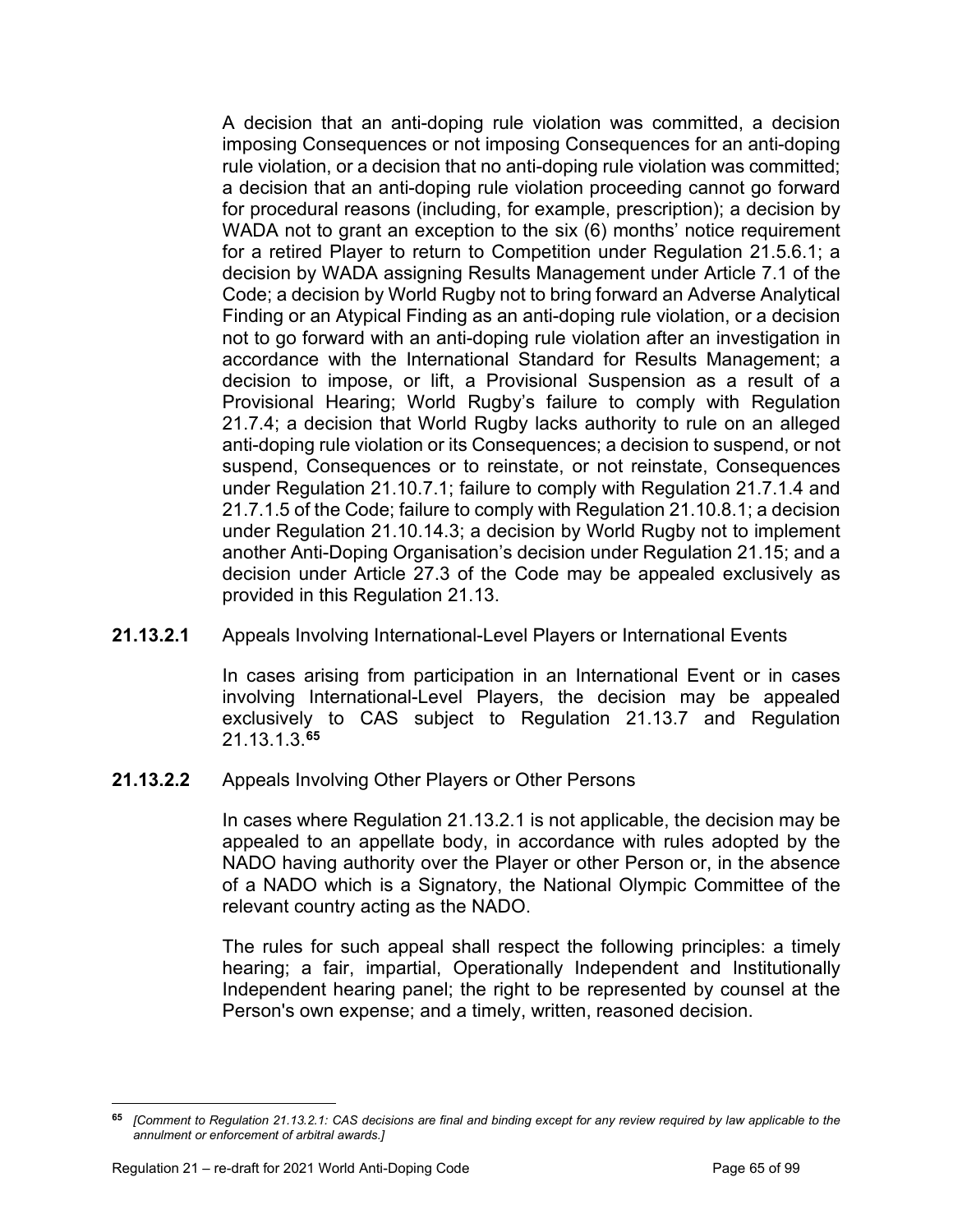A decision that an anti-doping rule violation was committed, a decision imposing Consequences or not imposing Consequences for an anti-doping rule violation, or a decision that no anti-doping rule violation was committed; a decision that an anti-doping rule violation proceeding cannot go forward for procedural reasons (including, for example, prescription); a decision by WADA not to grant an exception to the six (6) months' notice requirement for a retired Player to return to Competition under Regulation 21.5.6.1; a decision by WADA assigning Results Management under Article 7.1 of the Code; a decision by World Rugby not to bring forward an Adverse Analytical Finding or an Atypical Finding as an anti-doping rule violation, or a decision not to go forward with an anti-doping rule violation after an investigation in accordance with the International Standard for Results Management; a decision to impose, or lift, a Provisional Suspension as a result of a Provisional Hearing; World Rugby's failure to comply with Regulation 21.7.4; a decision that World Rugby lacks authority to rule on an alleged anti-doping rule violation or its Consequences; a decision to suspend, or not suspend, Consequences or to reinstate, or not reinstate, Consequences under Regulation 21.10.7.1; failure to comply with Regulation 21.7.1.4 and 21.7.1.5 of the Code; failure to comply with Regulation 21.10.8.1; a decision under Regulation 21.10.14.3; a decision by World Rugby not to implement another Anti-Doping Organisation's decision under Regulation 21.15; and a decision under Article 27.3 of the Code may be appealed exclusively as provided in this Regulation 21.13.

**21.13.2.1** Appeals Involving International-Level Players or International Events

In cases arising from participation in an International Event or in cases involving International-Level Players, the decision may be appealed exclusively to CAS subject to Regulation 21.13.7 and Regulation 21.13.1.3.[65]

**21.13.2.2** Appeals Involving Other Players or Other Persons

In cases where Regulation 21.13.2.1 is not applicable, the decision may be appealed to an appellate body, in accordance with rules adopted by the NADO having authority over the Player or other Person or, in the absence of a NADO which is a Signatory, the National Olympic Committee of the relevant country acting as the NADO.

The rules for such appeal shall respect the following principles: a timely hearing; a fair, impartial, Operationally Independent and Institutionally Independent hearing panel; the right to be represented by counsel at the Person's own expense; and a timely, written, reasoned decision.

---

[65] *[Comment to Regulation 21.13.2.1: CAS decisions are final and binding except for any review required by law applicable to the annulment or enforcement of arbitral awards.]*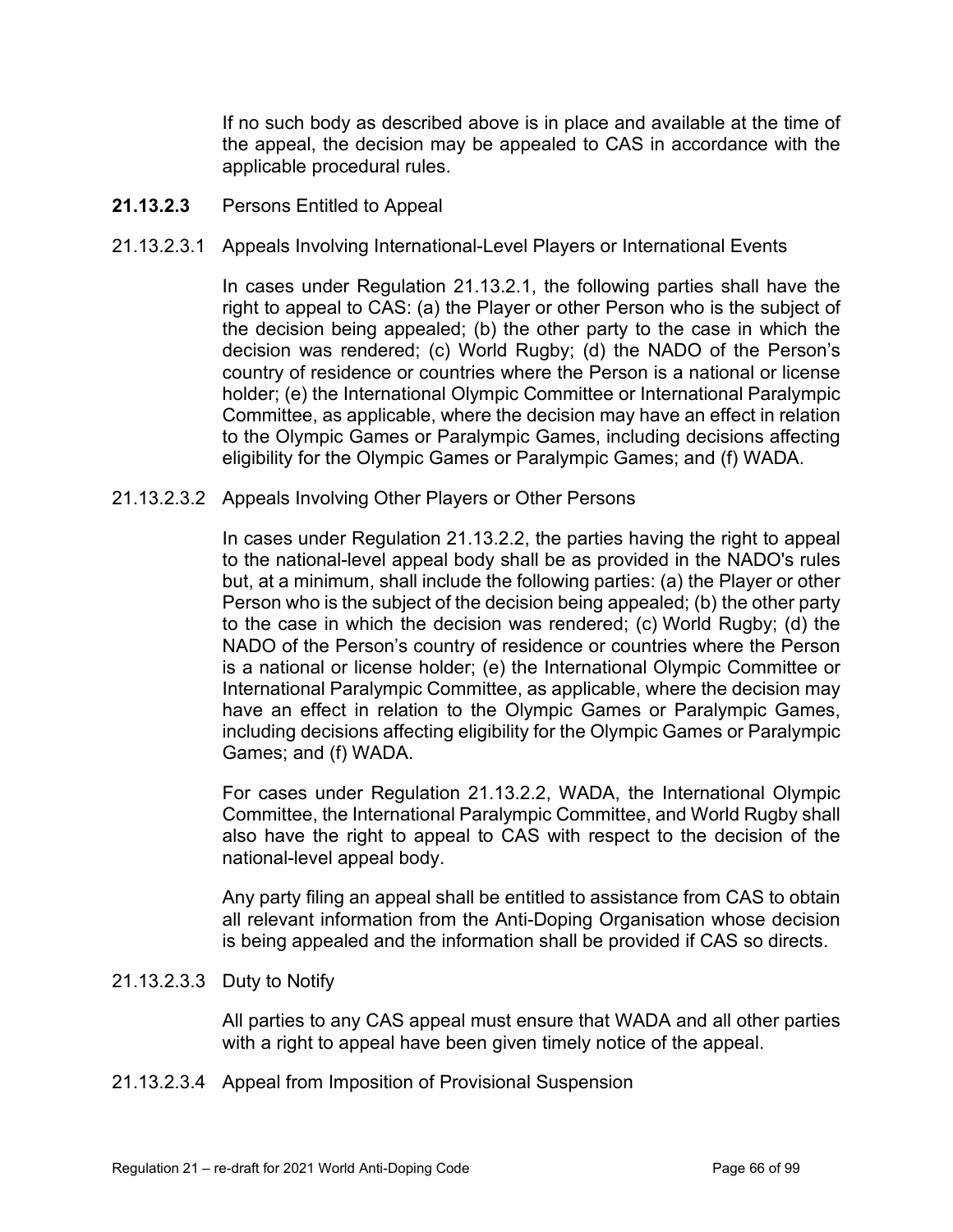If no such body as described above is in place and available at the time of the appeal, the decision may be appealed to CAS in accordance with the applicable procedural rules.

**21.13.2.3** Persons Entitled to Appeal

21.13.2.3.1 Appeals Involving International-Level Players or International Events

In cases under Regulation 21.13.2.1, the following parties shall have the right to appeal to CAS: (a) the Player or other Person who is the subject of the decision being appealed; (b) the other party to the case in which the decision was rendered; (c) World Rugby; (d) the NADO of the Person's country of residence or countries where the Person is a national or license holder; (e) the International Olympic Committee or International Paralympic Committee, as applicable, where the decision may have an effect in relation to the Olympic Games or Paralympic Games, including decisions affecting eligibility for the Olympic Games or Paralympic Games; and (f) WADA.

21.13.2.3.2 Appeals Involving Other Players or Other Persons

In cases under Regulation 21.13.2.2, the parties having the right to appeal to the national-level appeal body shall be as provided in the NADO's rules but, at a minimum, shall include the following parties: (a) the Player or other Person who is the subject of the decision being appealed; (b) the other party to the case in which the decision was rendered; (c) World Rugby; (d) the NADO of the Person's country of residence or countries where the Person is a national or license holder; (e) the International Olympic Committee or International Paralympic Committee, as applicable, where the decision may have an effect in relation to the Olympic Games or Paralympic Games, including decisions affecting eligibility for the Olympic Games or Paralympic Games; and (f) WADA.

For cases under Regulation 21.13.2.2, WADA, the International Olympic Committee, the International Paralympic Committee, and World Rugby shall also have the right to appeal to CAS with respect to the decision of the national-level appeal body.

Any party filing an appeal shall be entitled to assistance from CAS to obtain all relevant information from the Anti-Doping Organisation whose decision is being appealed and the information shall be provided if CAS so directs.

21.13.2.3.3 Duty to Notify

All parties to any CAS appeal must ensure that WADA and all other parties with a right to appeal have been given timely notice of the appeal.

21.13.2.3.4 Appeal from Imposition of Provisional Suspension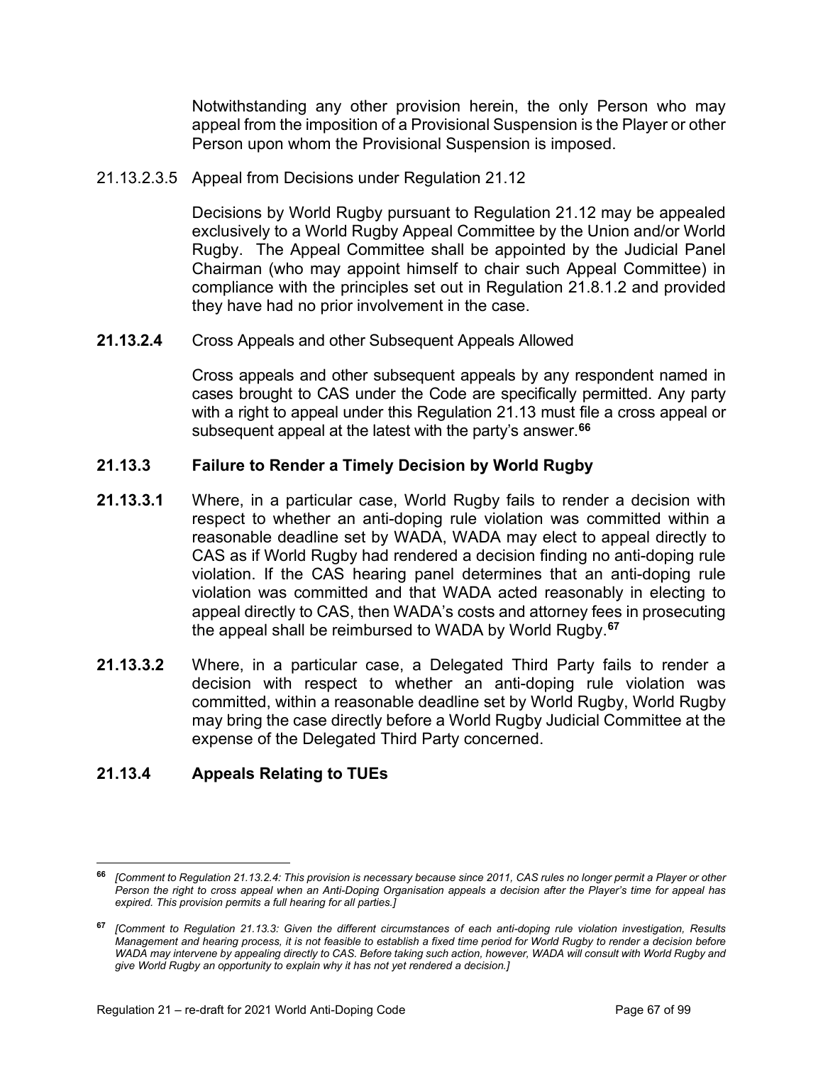Notwithstanding any other provision herein, the only Person who may appeal from the imposition of a Provisional Suspension is the Player or other Person upon whom the Provisional Suspension is imposed.

21.13.2.3.5 Appeal from Decisions under Regulation 21.12

Decisions by World Rugby pursuant to Regulation 21.12 may be appealed exclusively to a World Rugby Appeal Committee by the Union and/or World Rugby. The Appeal Committee shall be appointed by the Judicial Panel Chairman (who may appoint himself to chair such Appeal Committee) in compliance with the principles set out in Regulation 21.8.1.2 and provided they have had no prior involvement in the case.

**21.13.2.4** Cross Appeals and other Subsequent Appeals Allowed

Cross appeals and other subsequent appeals by any respondent named in cases brought to CAS under the Code are specifically permitted. Any party with a right to appeal under this Regulation 21.13 must file a cross appeal or subsequent appeal at the latest with the party's answer.[66]

### 21.13.3 Failure to Render a Timely Decision by World Rugby

**21.13.3.1** Where, in a particular case, World Rugby fails to render a decision with respect to whether an anti-doping rule violation was committed within a reasonable deadline set by WADA, WADA may elect to appeal directly to CAS as if World Rugby had rendered a decision finding no anti-doping rule violation. If the CAS hearing panel determines that an anti-doping rule violation was committed and that WADA acted reasonably in electing to appeal directly to CAS, then WADA's costs and attorney fees in prosecuting the appeal shall be reimbursed to WADA by World Rugby.[67]

**21.13.3.2** Where, in a particular case, a Delegated Third Party fails to render a decision with respect to whether an anti-doping rule violation was committed, within a reasonable deadline set by World Rugby, World Rugby may bring the case directly before a World Rugby Judicial Committee at the expense of the Delegated Third Party concerned.

### 21.13.4 Appeals Relating to TUEs

---

[66] *[Comment to Regulation 21.13.2.4: This provision is necessary because since 2011, CAS rules no longer permit a Player or other Person the right to cross appeal when an Anti-Doping Organisation appeals a decision after the Player's time for appeal has expired. This provision permits a full hearing for all parties.]*

[67] *[Comment to Regulation 21.13.3: Given the different circumstances of each anti-doping rule violation investigation, Results Management and hearing process, it is not feasible to establish a fixed time period for World Rugby to render a decision before WADA may intervene by appealing directly to CAS. Before taking such action, however, WADA will consult with World Rugby and give World Rugby an opportunity to explain why it has not yet rendered a decision.]*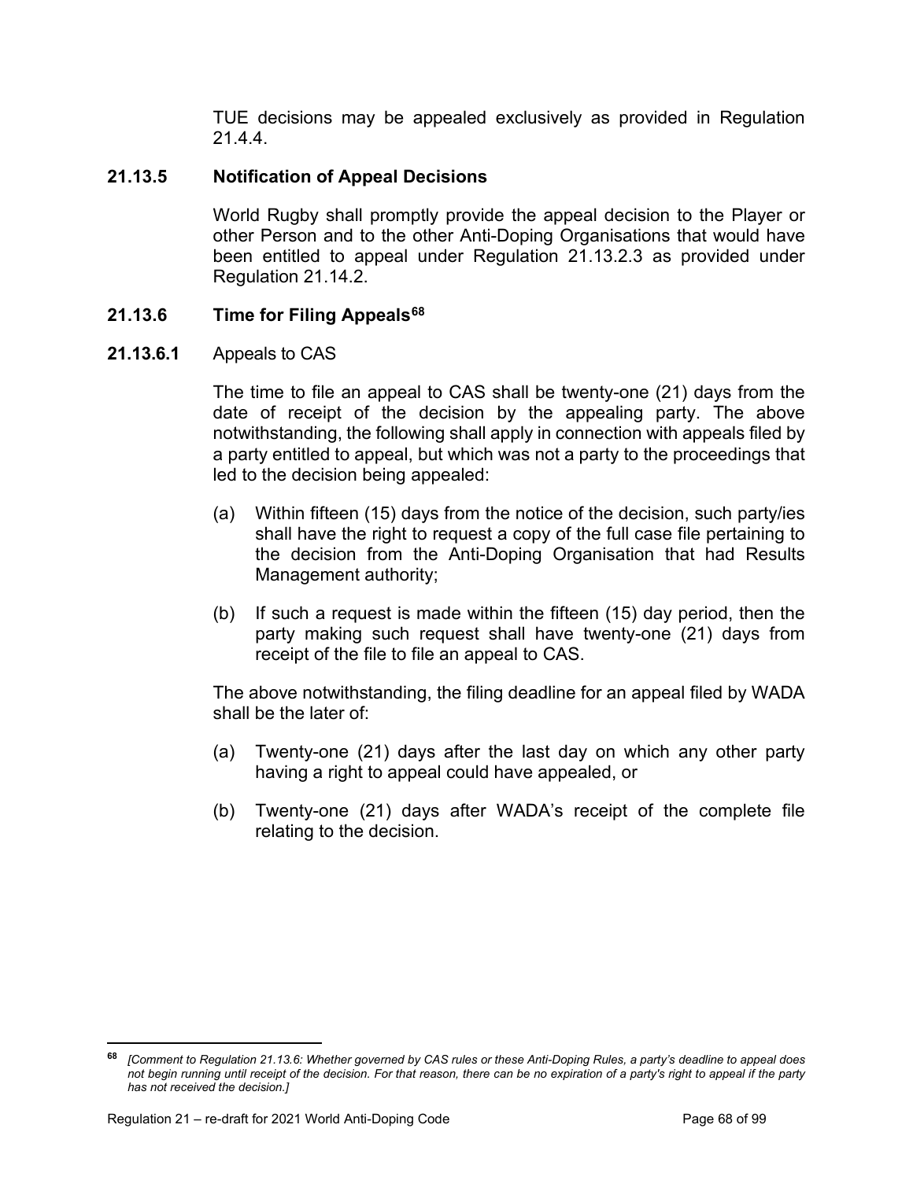TUE decisions may be appealed exclusively as provided in Regulation 21.4.4.

**21.13.5 Notification of Appeal Decisions**

World Rugby shall promptly provide the appeal decision to the Player or other Person and to the other Anti-Doping Organisations that would have been entitled to appeal under Regulation 21.13.2.3 as provided under Regulation 21.14.2.

**21.13.6 Time for Filing Appeals**[68]

**21.13.6.1** Appeals to CAS

The time to file an appeal to CAS shall be twenty-one (21) days from the date of receipt of the decision by the appealing party. The above notwithstanding, the following shall apply in connection with appeals filed by a party entitled to appeal, but which was not a party to the proceedings that led to the decision being appealed:

(a) Within fifteen (15) days from the notice of the decision, such party/ies shall have the right to request a copy of the full case file pertaining to the decision from the Anti-Doping Organisation that had Results Management authority;

(b) If such a request is made within the fifteen (15) day period, then the party making such request shall have twenty-one (21) days from receipt of the file to file an appeal to CAS.

The above notwithstanding, the filing deadline for an appeal filed by WADA shall be the later of:

(a) Twenty-one (21) days after the last day on which any other party having a right to appeal could have appealed, or

(b) Twenty-one (21) days after WADA's receipt of the complete file relating to the decision.

---

[68] *[Comment to Regulation 21.13.6: Whether governed by CAS rules or these Anti-Doping Rules, a party's deadline to appeal does not begin running until receipt of the decision. For that reason, there can be no expiration of a party's right to appeal if the party has not received the decision.]*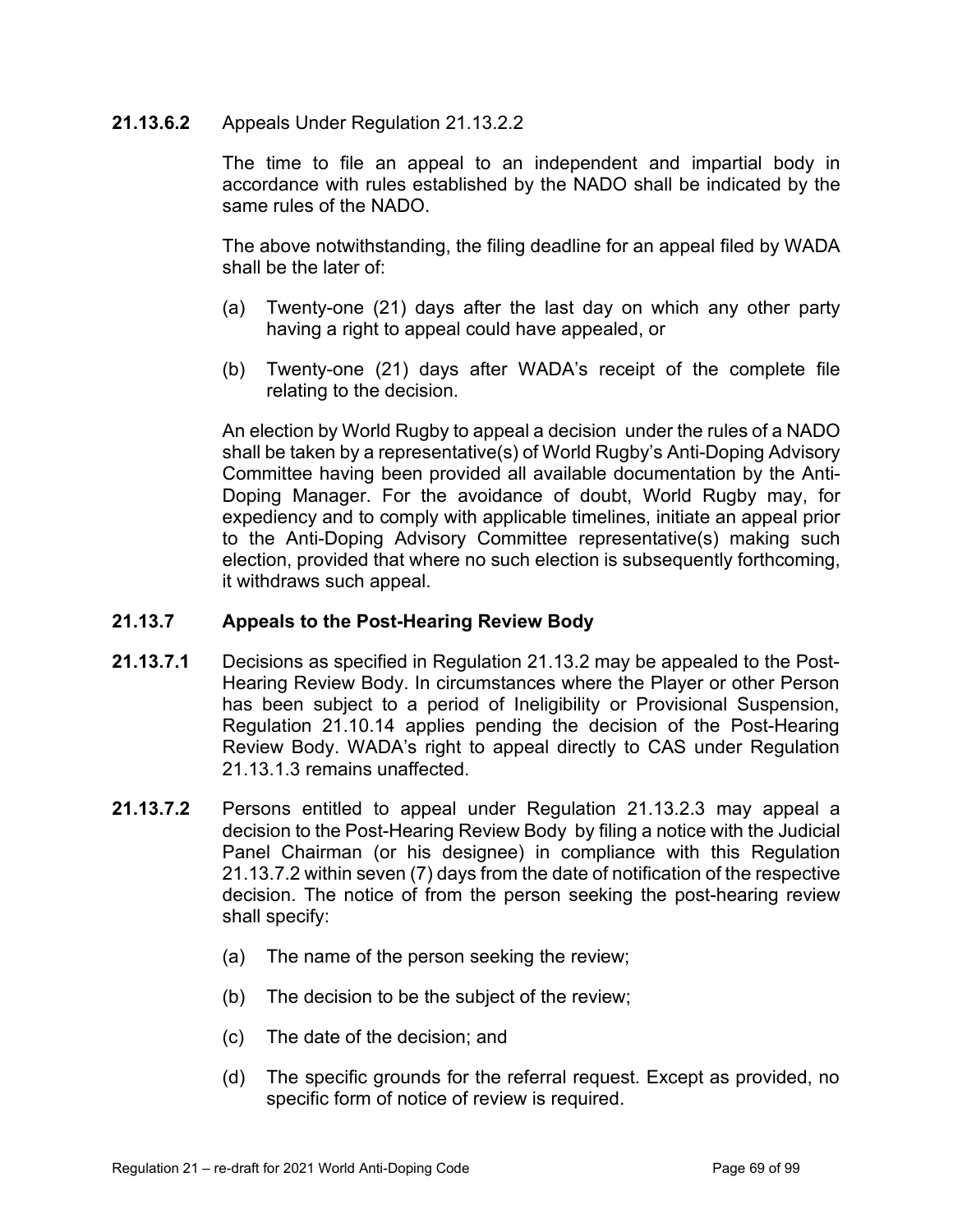**21.13.6.2** Appeals Under Regulation 21.13.2.2

The time to file an appeal to an independent and impartial body in accordance with rules established by the NADO shall be indicated by the same rules of the NADO.

The above notwithstanding, the filing deadline for an appeal filed by WADA shall be the later of:

(a) Twenty-one (21) days after the last day on which any other party having a right to appeal could have appealed, or

(b) Twenty-one (21) days after WADA's receipt of the complete file relating to the decision.

An election by World Rugby to appeal a decision under the rules of a NADO shall be taken by a representative(s) of World Rugby's Anti-Doping Advisory Committee having been provided all available documentation by the Anti-Doping Manager. For the avoidance of doubt, World Rugby may, for expediency and to comply with applicable timelines, initiate an appeal prior to the Anti-Doping Advisory Committee representative(s) making such election, provided that where no such election is subsequently forthcoming, it withdraws such appeal.

**21.13.7 Appeals to the Post-Hearing Review Body**

**21.13.7.1** Decisions as specified in Regulation 21.13.2 may be appealed to the Post-Hearing Review Body. In circumstances where the Player or other Person has been subject to a period of Ineligibility or Provisional Suspension, Regulation 21.10.14 applies pending the decision of the Post-Hearing Review Body. WADA's right to appeal directly to CAS under Regulation 21.13.1.3 remains unaffected.

**21.13.7.2** Persons entitled to appeal under Regulation 21.13.2.3 may appeal a decision to the Post-Hearing Review Body by filing a notice with the Judicial Panel Chairman (or his designee) in compliance with this Regulation 21.13.7.2 within seven (7) days from the date of notification of the respective decision. The notice of from the person seeking the post-hearing review shall specify:

(a) The name of the person seeking the review;

(b) The decision to be the subject of the review;

(c) The date of the decision; and

(d) The specific grounds for the referral request. Except as provided, no specific form of notice of review is required.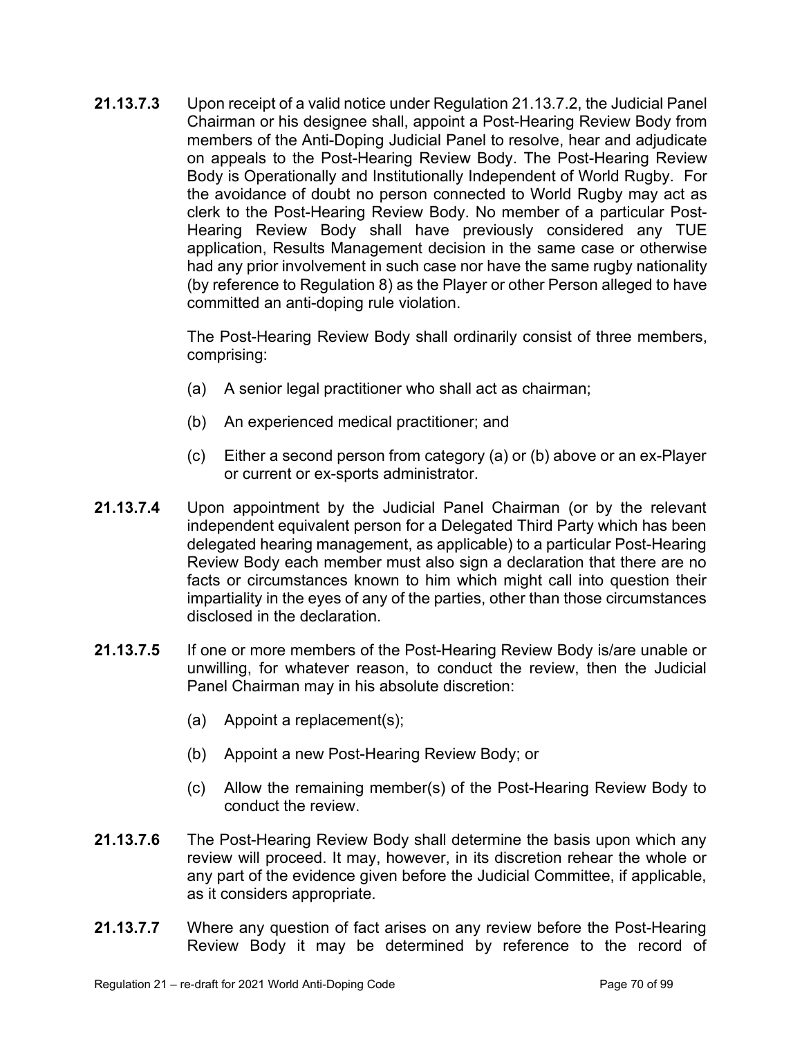**21.13.7.3** Upon receipt of a valid notice under Regulation 21.13.7.2, the Judicial Panel Chairman or his designee shall, appoint a Post-Hearing Review Body from members of the Anti-Doping Judicial Panel to resolve, hear and adjudicate on appeals to the Post-Hearing Review Body. The Post-Hearing Review Body is Operationally and Institutionally Independent of World Rugby. For the avoidance of doubt no person connected to World Rugby may act as clerk to the Post-Hearing Review Body. No member of a particular Post-Hearing Review Body shall have previously considered any TUE application, Results Management decision in the same case or otherwise had any prior involvement in such case nor have the same rugby nationality (by reference to Regulation 8) as the Player or other Person alleged to have committed an anti-doping rule violation.

The Post-Hearing Review Body shall ordinarily consist of three members, comprising:

(a) A senior legal practitioner who shall act as chairman;

(b) An experienced medical practitioner; and

(c) Either a second person from category (a) or (b) above or an ex-Player or current or ex-sports administrator.

**21.13.7.4** Upon appointment by the Judicial Panel Chairman (or by the relevant independent equivalent person for a Delegated Third Party which has been delegated hearing management, as applicable) to a particular Post-Hearing Review Body each member must also sign a declaration that there are no facts or circumstances known to him which might call into question their impartiality in the eyes of any of the parties, other than those circumstances disclosed in the declaration.

**21.13.7.5** If one or more members of the Post-Hearing Review Body is/are unable or unwilling, for whatever reason, to conduct the review, then the Judicial Panel Chairman may in his absolute discretion:

(a) Appoint a replacement(s);

(b) Appoint a new Post-Hearing Review Body; or

(c) Allow the remaining member(s) of the Post-Hearing Review Body to conduct the review.

**21.13.7.6** The Post-Hearing Review Body shall determine the basis upon which any review will proceed. It may, however, in its discretion rehear the whole or any part of the evidence given before the Judicial Committee, if applicable, as it considers appropriate.

**21.13.7.7** Where any question of fact arises on any review before the Post-Hearing Review Body it may be determined by reference to the record of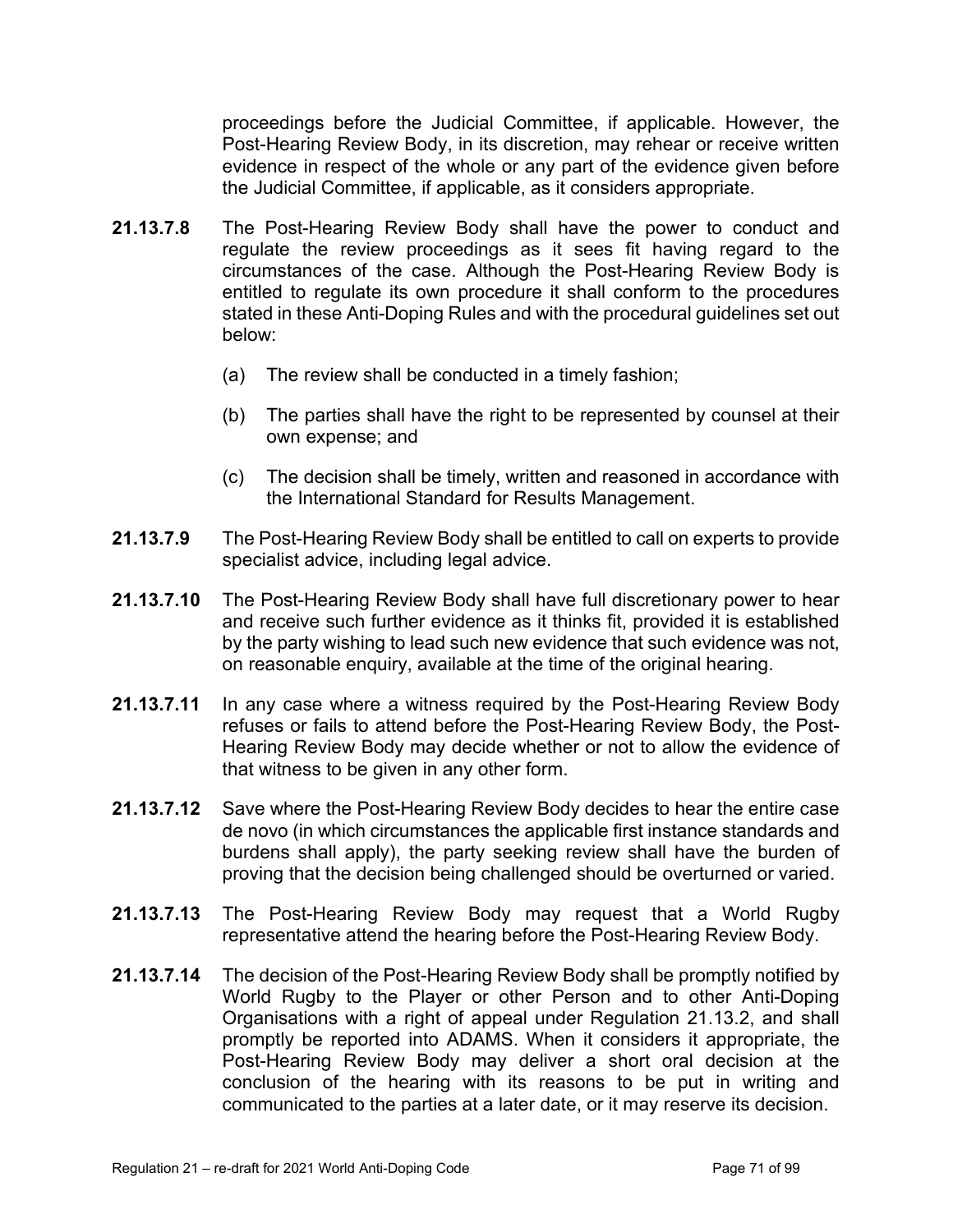proceedings before the Judicial Committee, if applicable. However, the Post-Hearing Review Body, in its discretion, may rehear or receive written evidence in respect of the whole or any part of the evidence given before the Judicial Committee, if applicable, as it considers appropriate.

**21.13.7.8** The Post-Hearing Review Body shall have the power to conduct and regulate the review proceedings as it sees fit having regard to the circumstances of the case. Although the Post-Hearing Review Body is entitled to regulate its own procedure it shall conform to the procedures stated in these Anti-Doping Rules and with the procedural guidelines set out below:

(a) The review shall be conducted in a timely fashion;

(b) The parties shall have the right to be represented by counsel at their own expense; and

(c) The decision shall be timely, written and reasoned in accordance with the International Standard for Results Management.

**21.13.7.9** The Post-Hearing Review Body shall be entitled to call on experts to provide specialist advice, including legal advice.

**21.13.7.10** The Post-Hearing Review Body shall have full discretionary power to hear and receive such further evidence as it thinks fit, provided it is established by the party wishing to lead such new evidence that such evidence was not, on reasonable enquiry, available at the time of the original hearing.

**21.13.7.11** In any case where a witness required by the Post-Hearing Review Body refuses or fails to attend before the Post-Hearing Review Body, the Post-Hearing Review Body may decide whether or not to allow the evidence of that witness to be given in any other form.

**21.13.7.12** Save where the Post-Hearing Review Body decides to hear the entire case de novo (in which circumstances the applicable first instance standards and burdens shall apply), the party seeking review shall have the burden of proving that the decision being challenged should be overturned or varied.

**21.13.7.13** The Post-Hearing Review Body may request that a World Rugby representative attend the hearing before the Post-Hearing Review Body.

**21.13.7.14** The decision of the Post-Hearing Review Body shall be promptly notified by World Rugby to the Player or other Person and to other Anti-Doping Organisations with a right of appeal under Regulation 21.13.2, and shall promptly be reported into ADAMS. When it considers it appropriate, the Post-Hearing Review Body may deliver a short oral decision at the conclusion of the hearing with its reasons to be put in writing and communicated to the parties at a later date, or it may reserve its decision.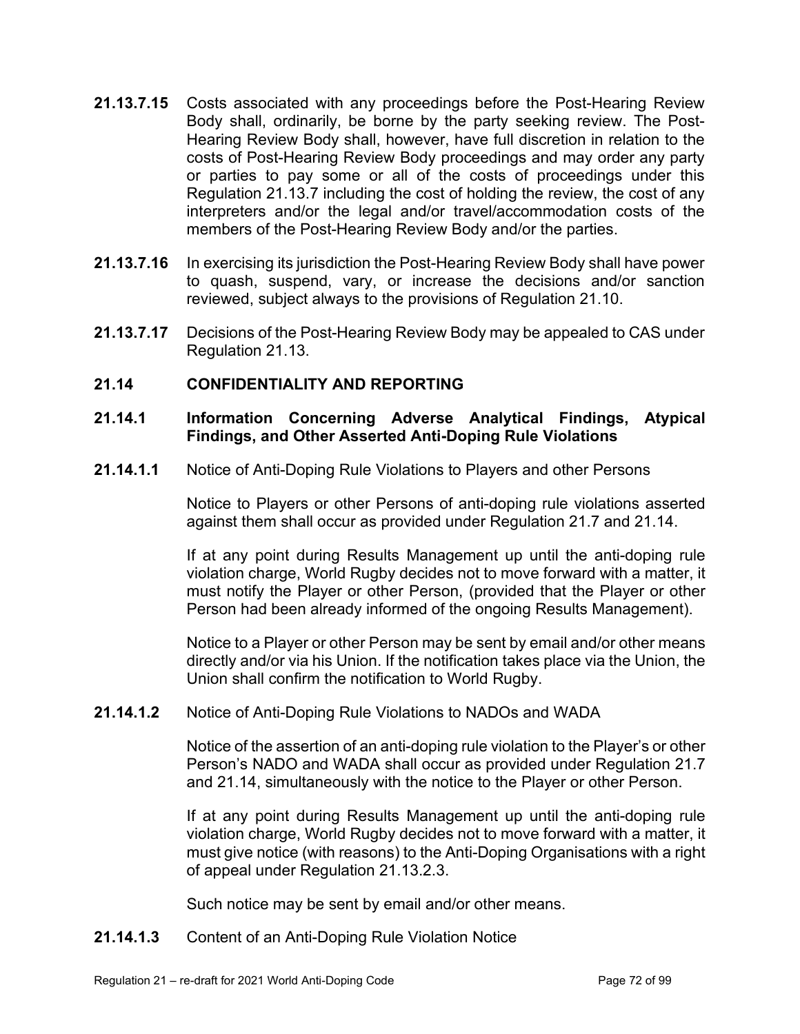**21.13.7.15** Costs associated with any proceedings before the Post-Hearing Review Body shall, ordinarily, be borne by the party seeking review. The Post-Hearing Review Body shall, however, have full discretion in relation to the costs of Post-Hearing Review Body proceedings and may order any party or parties to pay some or all of the costs of proceedings under this Regulation 21.13.7 including the cost of holding the review, the cost of any interpreters and/or the legal and/or travel/accommodation costs of the members of the Post-Hearing Review Body and/or the parties.

**21.13.7.16** In exercising its jurisdiction the Post-Hearing Review Body shall have power to quash, suspend, vary, or increase the decisions and/or sanction reviewed, subject always to the provisions of Regulation 21.10.

**21.13.7.17** Decisions of the Post-Hearing Review Body may be appealed to CAS under Regulation 21.13.

## 21.14 CONFIDENTIALITY AND REPORTING

### 21.14.1 Information Concerning Adverse Analytical Findings, Atypical Findings, and Other Asserted Anti-Doping Rule Violations

**21.14.1.1** Notice of Anti-Doping Rule Violations to Players and other Persons

Notice to Players or other Persons of anti-doping rule violations asserted against them shall occur as provided under Regulation 21.7 and 21.14.

If at any point during Results Management up until the anti-doping rule violation charge, World Rugby decides not to move forward with a matter, it must notify the Player or other Person, (provided that the Player or other Person had been already informed of the ongoing Results Management).

Notice to a Player or other Person may be sent by email and/or other means directly and/or via his Union. If the notification takes place via the Union, the Union shall confirm the notification to World Rugby.

**21.14.1.2** Notice of Anti-Doping Rule Violations to NADOs and WADA

Notice of the assertion of an anti-doping rule violation to the Player's or other Person's NADO and WADA shall occur as provided under Regulation 21.7 and 21.14, simultaneously with the notice to the Player or other Person.

If at any point during Results Management up until the anti-doping rule violation charge, World Rugby decides not to move forward with a matter, it must give notice (with reasons) to the Anti-Doping Organisations with a right of appeal under Regulation 21.13.2.3.

Such notice may be sent by email and/or other means.

**21.14.1.3** Content of an Anti-Doping Rule Violation Notice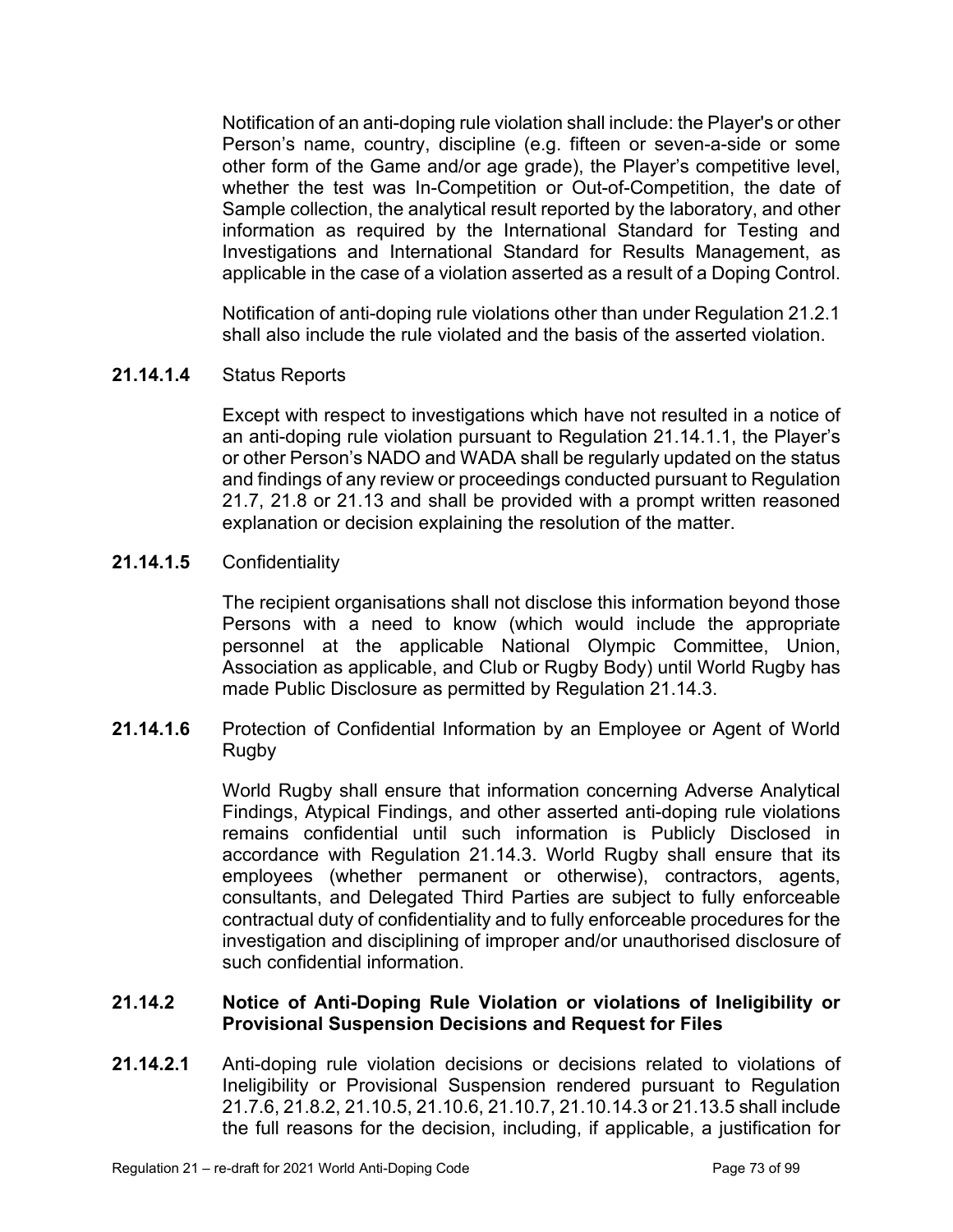Notification of an anti-doping rule violation shall include: the Player's or other Person's name, country, discipline (e.g. fifteen or seven-a-side or some other form of the Game and/or age grade), the Player's competitive level, whether the test was In-Competition or Out-of-Competition, the date of Sample collection, the analytical result reported by the laboratory, and other information as required by the International Standard for Testing and Investigations and International Standard for Results Management, as applicable in the case of a violation asserted as a result of a Doping Control.

Notification of anti-doping rule violations other than under Regulation 21.2.1 shall also include the rule violated and the basis of the asserted violation.

**21.14.1.4** Status Reports

Except with respect to investigations which have not resulted in a notice of an anti-doping rule violation pursuant to Regulation 21.14.1.1, the Player's or other Person's NADO and WADA shall be regularly updated on the status and findings of any review or proceedings conducted pursuant to Regulation 21.7, 21.8 or 21.13 and shall be provided with a prompt written reasoned explanation or decision explaining the resolution of the matter.

**21.14.1.5** Confidentiality

The recipient organisations shall not disclose this information beyond those Persons with a need to know (which would include the appropriate personnel at the applicable National Olympic Committee, Union, Association as applicable, and Club or Rugby Body) until World Rugby has made Public Disclosure as permitted by Regulation 21.14.3.

**21.14.1.6** Protection of Confidential Information by an Employee or Agent of World Rugby

World Rugby shall ensure that information concerning Adverse Analytical Findings, Atypical Findings, and other asserted anti-doping rule violations remains confidential until such information is Publicly Disclosed in accordance with Regulation 21.14.3. World Rugby shall ensure that its employees (whether permanent or otherwise), contractors, agents, consultants, and Delegated Third Parties are subject to fully enforceable contractual duty of confidentiality and to fully enforceable procedures for the investigation and disciplining of improper and/or unauthorised disclosure of such confidential information.

**21.14.2 Notice of Anti-Doping Rule Violation or violations of Ineligibility or Provisional Suspension Decisions and Request for Files**

**21.14.2.1** Anti-doping rule violation decisions or decisions related to violations of Ineligibility or Provisional Suspension rendered pursuant to Regulation 21.7.6, 21.8.2, 21.10.5, 21.10.6, 21.10.7, 21.10.14.3 or 21.13.5 shall include the full reasons for the decision, including, if applicable, a justification for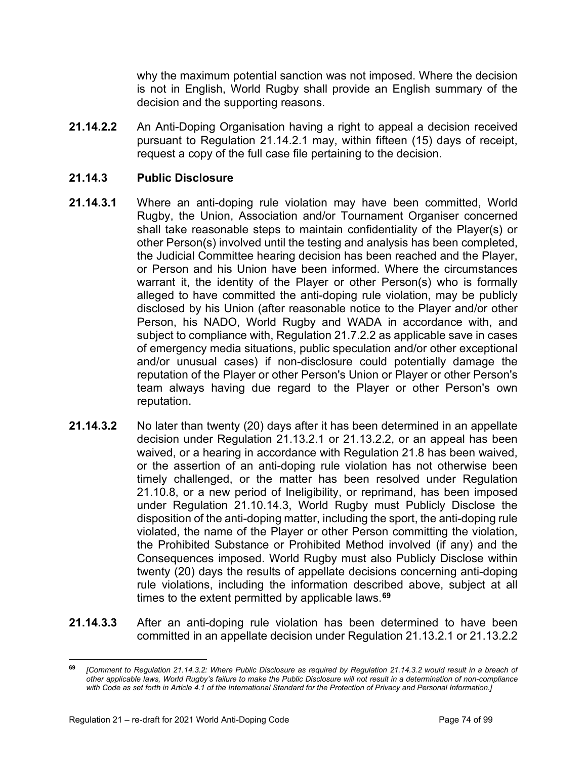why the maximum potential sanction was not imposed. Where the decision is not in English, World Rugby shall provide an English summary of the decision and the supporting reasons.

**21.14.2.2** An Anti-Doping Organisation having a right to appeal a decision received pursuant to Regulation 21.14.2.1 may, within fifteen (15) days of receipt, request a copy of the full case file pertaining to the decision.

### 21.14.3 Public Disclosure

**21.14.3.1** Where an anti-doping rule violation may have been committed, World Rugby, the Union, Association and/or Tournament Organiser concerned shall take reasonable steps to maintain confidentiality of the Player(s) or other Person(s) involved until the testing and analysis has been completed, the Judicial Committee hearing decision has been reached and the Player, or Person and his Union have been informed. Where the circumstances warrant it, the identity of the Player or other Person(s) who is formally alleged to have committed the anti-doping rule violation, may be publicly disclosed by his Union (after reasonable notice to the Player and/or other Person, his NADO, World Rugby and WADA in accordance with, and subject to compliance with, Regulation 21.7.2.2 as applicable save in cases of emergency media situations, public speculation and/or other exceptional and/or unusual cases) if non-disclosure could potentially damage the reputation of the Player or other Person's Union or Player or other Person's team always having due regard to the Player or other Person's own reputation.

**21.14.3.2** No later than twenty (20) days after it has been determined in an appellate decision under Regulation 21.13.2.1 or 21.13.2.2, or an appeal has been waived, or a hearing in accordance with Regulation 21.8 has been waived, or the assertion of an anti-doping rule violation has not otherwise been timely challenged, or the matter has been resolved under Regulation 21.10.8, or a new period of Ineligibility, or reprimand, has been imposed under Regulation 21.10.14.3, World Rugby must Publicly Disclose the disposition of the anti-doping matter, including the sport, the anti-doping rule violated, the name of the Player or other Person committing the violation, the Prohibited Substance or Prohibited Method involved (if any) and the Consequences imposed. World Rugby must also Publicly Disclose within twenty (20) days the results of appellate decisions concerning anti-doping rule violations, including the information described above, subject at all times to the extent permitted by applicable laws.[69]

**21.14.3.3** After an anti-doping rule violation has been determined to have been committed in an appellate decision under Regulation 21.13.2.1 or 21.13.2.2

---

[69] *[Comment to Regulation 21.14.3.2: Where Public Disclosure as required by Regulation 21.14.3.2 would result in a breach of other applicable laws, World Rugby's failure to make the Public Disclosure will not result in a determination of non-compliance with Code as set forth in Article 4.1 of the International Standard for the Protection of Privacy and Personal Information.]*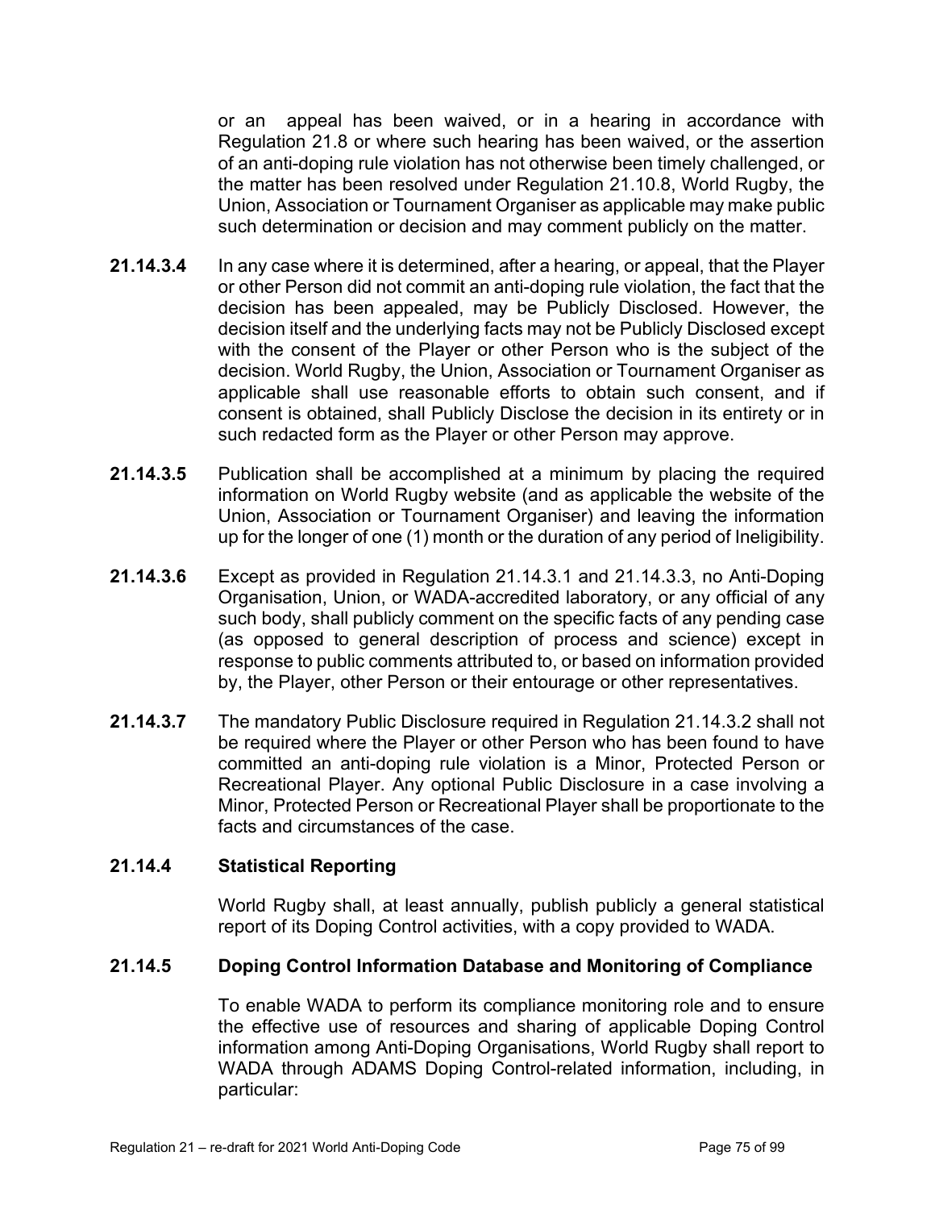or an appeal has been waived, or in a hearing in accordance with Regulation 21.8 or where such hearing has been waived, or the assertion of an anti-doping rule violation has not otherwise been timely challenged, or the matter has been resolved under Regulation 21.10.8, World Rugby, the Union, Association or Tournament Organiser as applicable may make public such determination or decision and may comment publicly on the matter.

**21.14.3.4** In any case where it is determined, after a hearing, or appeal, that the Player or other Person did not commit an anti-doping rule violation, the fact that the decision has been appealed, may be Publicly Disclosed. However, the decision itself and the underlying facts may not be Publicly Disclosed except with the consent of the Player or other Person who is the subject of the decision. World Rugby, the Union, Association or Tournament Organiser as applicable shall use reasonable efforts to obtain such consent, and if consent is obtained, shall Publicly Disclose the decision in its entirety or in such redacted form as the Player or other Person may approve.

**21.14.3.5** Publication shall be accomplished at a minimum by placing the required information on World Rugby website (and as applicable the website of the Union, Association or Tournament Organiser) and leaving the information up for the longer of one (1) month or the duration of any period of Ineligibility.

**21.14.3.6** Except as provided in Regulation 21.14.3.1 and 21.14.3.3, no Anti-Doping Organisation, Union, or WADA-accredited laboratory, or any official of any such body, shall publicly comment on the specific facts of any pending case (as opposed to general description of process and science) except in response to public comments attributed to, or based on information provided by, the Player, other Person or their entourage or other representatives.

**21.14.3.7** The mandatory Public Disclosure required in Regulation 21.14.3.2 shall not be required where the Player or other Person who has been found to have committed an anti-doping rule violation is a Minor, Protected Person or Recreational Player. Any optional Public Disclosure in a case involving a Minor, Protected Person or Recreational Player shall be proportionate to the facts and circumstances of the case.

**21.14.4 Statistical Reporting**

World Rugby shall, at least annually, publish publicly a general statistical report of its Doping Control activities, with a copy provided to WADA.

**21.14.5 Doping Control Information Database and Monitoring of Compliance**

To enable WADA to perform its compliance monitoring role and to ensure the effective use of resources and sharing of applicable Doping Control information among Anti-Doping Organisations, World Rugby shall report to WADA through ADAMS Doping Control-related information, including, in particular: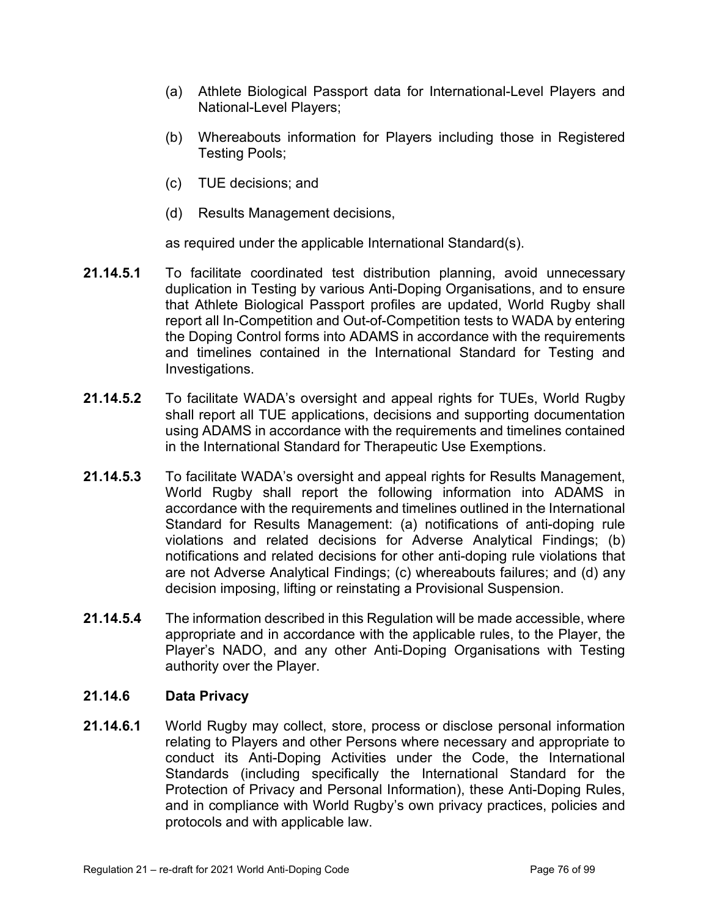(a) Athlete Biological Passport data for International-Level Players and National-Level Players;

(b) Whereabouts information for Players including those in Registered Testing Pools;

(c) TUE decisions; and

(d) Results Management decisions,

as required under the applicable International Standard(s).

**21.14.5.1** To facilitate coordinated test distribution planning, avoid unnecessary duplication in Testing by various Anti-Doping Organisations, and to ensure that Athlete Biological Passport profiles are updated, World Rugby shall report all In-Competition and Out-of-Competition tests to WADA by entering the Doping Control forms into ADAMS in accordance with the requirements and timelines contained in the International Standard for Testing and Investigations.

**21.14.5.2** To facilitate WADA's oversight and appeal rights for TUEs, World Rugby shall report all TUE applications, decisions and supporting documentation using ADAMS in accordance with the requirements and timelines contained in the International Standard for Therapeutic Use Exemptions.

**21.14.5.3** To facilitate WADA's oversight and appeal rights for Results Management, World Rugby shall report the following information into ADAMS in accordance with the requirements and timelines outlined in the International Standard for Results Management: (a) notifications of anti-doping rule violations and related decisions for Adverse Analytical Findings; (b) notifications and related decisions for other anti-doping rule violations that are not Adverse Analytical Findings; (c) whereabouts failures; and (d) any decision imposing, lifting or reinstating a Provisional Suspension.

**21.14.5.4** The information described in this Regulation will be made accessible, where appropriate and in accordance with the applicable rules, to the Player, the Player's NADO, and any other Anti-Doping Organisations with Testing authority over the Player.

### 21.14.6 Data Privacy

**21.14.6.1** World Rugby may collect, store, process or disclose personal information relating to Players and other Persons where necessary and appropriate to conduct its Anti-Doping Activities under the Code, the International Standards (including specifically the International Standard for the Protection of Privacy and Personal Information), these Anti-Doping Rules, and in compliance with World Rugby's own privacy practices, policies and protocols and with applicable law.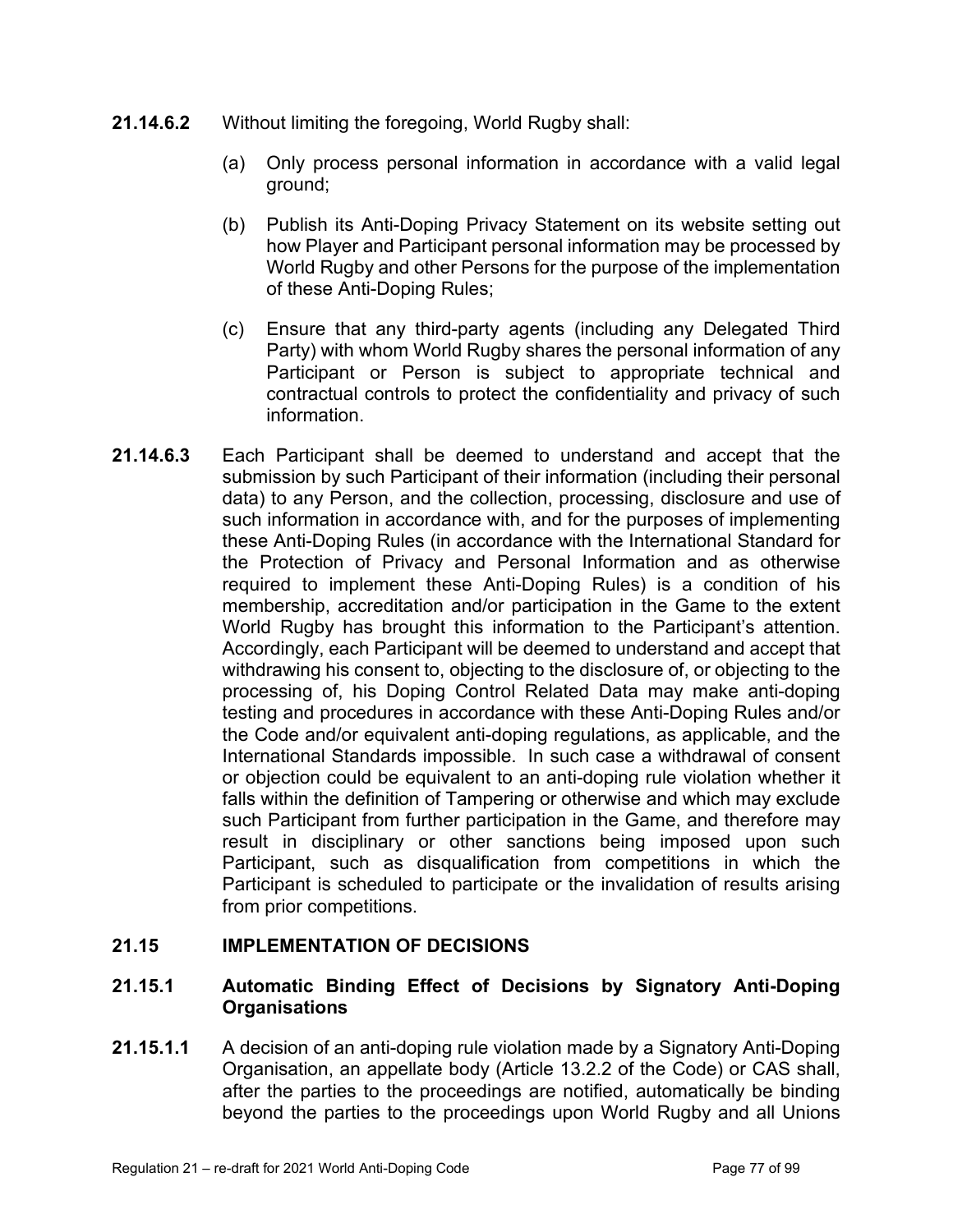**21.14.6.2** Without limiting the foregoing, World Rugby shall:

(a) Only process personal information in accordance with a valid legal ground;

(b) Publish its Anti-Doping Privacy Statement on its website setting out how Player and Participant personal information may be processed by World Rugby and other Persons for the purpose of the implementation of these Anti-Doping Rules;

(c) Ensure that any third-party agents (including any Delegated Third Party) with whom World Rugby shares the personal information of any Participant or Person is subject to appropriate technical and contractual controls to protect the confidentiality and privacy of such information.

**21.14.6.3** Each Participant shall be deemed to understand and accept that the submission by such Participant of their information (including their personal data) to any Person, and the collection, processing, disclosure and use of such information in accordance with, and for the purposes of implementing these Anti-Doping Rules (in accordance with the International Standard for the Protection of Privacy and Personal Information and as otherwise required to implement these Anti-Doping Rules) is a condition of his membership, accreditation and/or participation in the Game to the extent World Rugby has brought this information to the Participant's attention. Accordingly, each Participant will be deemed to understand and accept that withdrawing his consent to, objecting to the disclosure of, or objecting to the processing of, his Doping Control Related Data may make anti-doping testing and procedures in accordance with these Anti-Doping Rules and/or the Code and/or equivalent anti-doping regulations, as applicable, and the International Standards impossible. In such case a withdrawal of consent or objection could be equivalent to an anti-doping rule violation whether it falls within the definition of Tampering or otherwise and which may exclude such Participant from further participation in the Game, and therefore may result in disciplinary or other sanctions being imposed upon such Participant, such as disqualification from competitions in which the Participant is scheduled to participate or the invalidation of results arising from prior competitions.

## 21.15 IMPLEMENTATION OF DECISIONS

### 21.15.1 Automatic Binding Effect of Decisions by Signatory Anti-Doping Organisations

**21.15.1.1** A decision of an anti-doping rule violation made by a Signatory Anti-Doping Organisation, an appellate body (Article 13.2.2 of the Code) or CAS shall, after the parties to the proceedings are notified, automatically be binding beyond the parties to the proceedings upon World Rugby and all Unions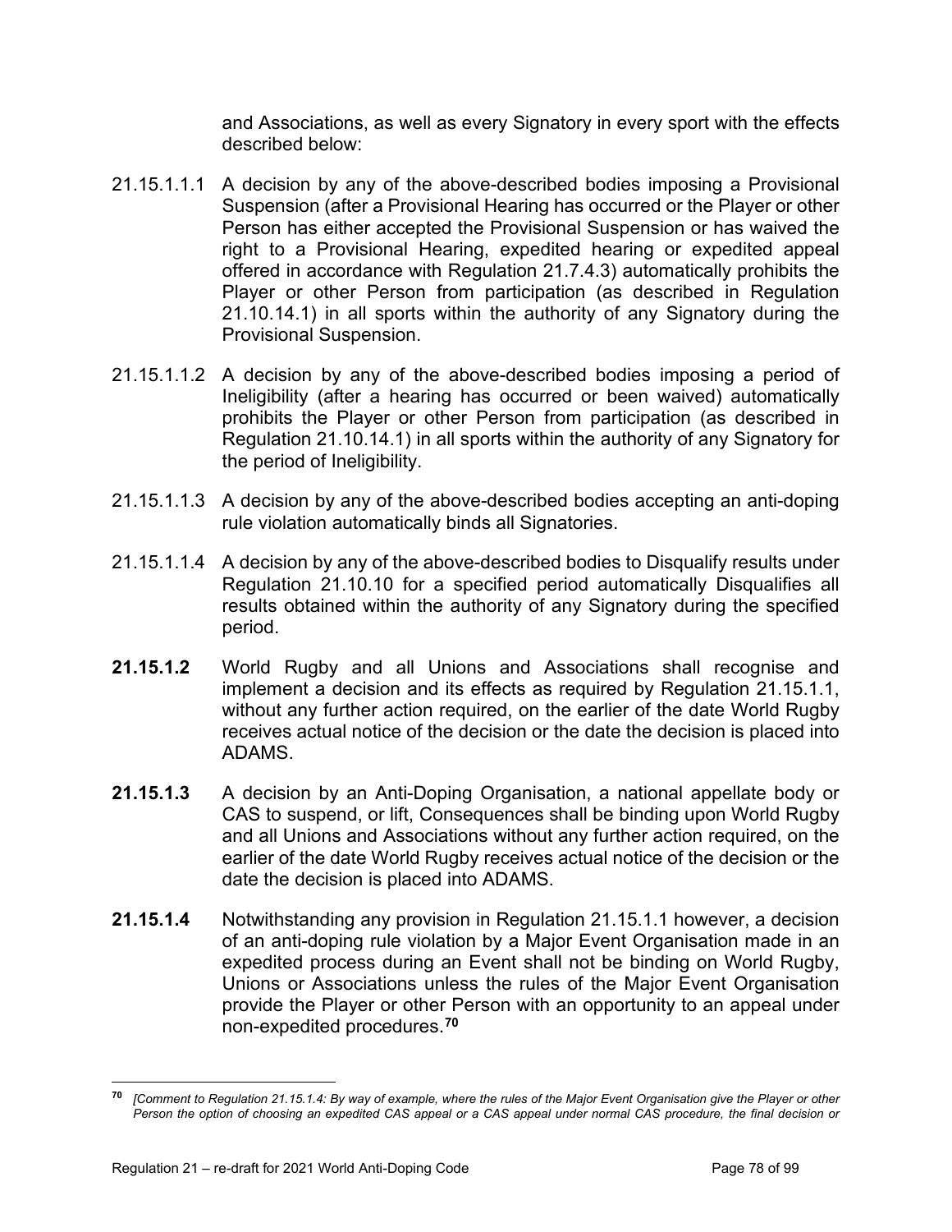and Associations, as well as every Signatory in every sport with the effects described below:

21.15.1.1.1 A decision by any of the above-described bodies imposing a Provisional Suspension (after a Provisional Hearing has occurred or the Player or other Person has either accepted the Provisional Suspension or has waived the right to a Provisional Hearing, expedited hearing or expedited appeal offered in accordance with Regulation 21.7.4.3) automatically prohibits the Player or other Person from participation (as described in Regulation 21.10.14.1) in all sports within the authority of any Signatory during the Provisional Suspension.

21.15.1.1.2 A decision by any of the above-described bodies imposing a period of Ineligibility (after a hearing has occurred or been waived) automatically prohibits the Player or other Person from participation (as described in Regulation 21.10.14.1) in all sports within the authority of any Signatory for the period of Ineligibility.

21.15.1.1.3 A decision by any of the above-described bodies accepting an anti-doping rule violation automatically binds all Signatories.

21.15.1.1.4 A decision by any of the above-described bodies to Disqualify results under Regulation 21.10.10 for a specified period automatically Disqualifies all results obtained within the authority of any Signatory during the specified period.

**21.15.1.2** World Rugby and all Unions and Associations shall recognise and implement a decision and its effects as required by Regulation 21.15.1.1, without any further action required, on the earlier of the date World Rugby receives actual notice of the decision or the date the decision is placed into ADAMS.

**21.15.1.3** A decision by an Anti-Doping Organisation, a national appellate body or CAS to suspend, or lift, Consequences shall be binding upon World Rugby and all Unions and Associations without any further action required, on the earlier of the date World Rugby receives actual notice of the decision or the date the decision is placed into ADAMS.

**21.15.1.4** Notwithstanding any provision in Regulation 21.15.1.1 however, a decision of an anti-doping rule violation by a Major Event Organisation made in an expedited process during an Event shall not be binding on World Rugby, Unions or Associations unless the rules of the Major Event Organisation provide the Player or other Person with an opportunity to an appeal under non-expedited procedures.[70]

---

[70] *[Comment to Regulation 21.15.1.4: By way of example, where the rules of the Major Event Organisation give the Player or other Person the option of choosing an expedited CAS appeal or a CAS appeal under normal CAS procedure, the final decision or*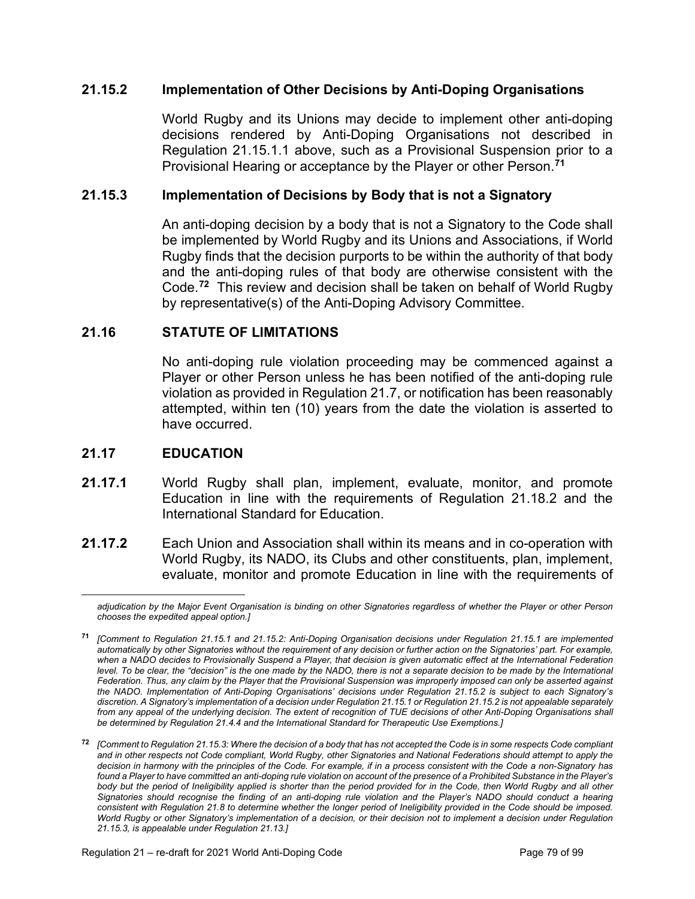### 21.15.2 Implementation of Other Decisions by Anti-Doping Organisations

World Rugby and its Unions may decide to implement other anti-doping decisions rendered by Anti-Doping Organisations not described in Regulation 21.15.1.1 above, such as a Provisional Suspension prior to a Provisional Hearing or acceptance by the Player or other Person.[71]

### 21.15.3 Implementation of Decisions by Body that is not a Signatory

An anti-doping decision by a body that is not a Signatory to the Code shall be implemented by World Rugby and its Unions and Associations, if World Rugby finds that the decision purports to be within the authority of that body and the anti-doping rules of that body are otherwise consistent with the Code.[72] This review and decision shall be taken on behalf of World Rugby by representative(s) of the Anti-Doping Advisory Committee.

## 21.16 STATUTE OF LIMITATIONS

No anti-doping rule violation proceeding may be commenced against a Player or other Person unless he has been notified of the anti-doping rule violation as provided in Regulation 21.7, or notification has been reasonably attempted, within ten (10) years from the date the violation is asserted to have occurred.

## 21.17 EDUCATION

**21.17.1** World Rugby shall plan, implement, evaluate, monitor, and promote Education in line with the requirements of Regulation 21.18.2 and the International Standard for Education.

**21.17.2** Each Union and Association shall within its means and in co-operation with World Rugby, its NADO, its Clubs and other constituents, plan, implement, evaluate, monitor and promote Education in line with the requirements of

---

*adjudication by the Major Event Organisation is binding on other Signatories regardless of whether the Player or other Person chooses the expedited appeal option.]*

[71] *[Comment to Regulation 21.15.1 and 21.15.2: Anti-Doping Organisation decisions under Regulation 21.15.1 are implemented automatically by other Signatories without the requirement of any decision or further action on the Signatories' part. For example, when a NADO decides to Provisionally Suspend a Player, that decision is given automatic effect at the International Federation level. To be clear, the "decision" is the one made by the NADO, there is not a separate decision to be made by the International Federation. Thus, any claim by the Player that the Provisional Suspension was improperly imposed can only be asserted against the NADO. Implementation of Anti-Doping Organisations' decisions under Regulation 21.15.2 is subject to each Signatory's discretion. A Signatory's implementation of a decision under Regulation 21.15.1 or Regulation 21.15.2 is not appealable separately from any appeal of the underlying decision. The extent of recognition of TUE decisions of other Anti-Doping Organisations shall be determined by Regulation 21.4.4 and the International Standard for Therapeutic Use Exemptions.]*

[72] *[Comment to Regulation 21.15.3: Where the decision of a body that has not accepted the Code is in some respects Code compliant and in other respects not Code compliant, World Rugby, other Signatories and National Federations should attempt to apply the decision in harmony with the principles of the Code. For example, if in a process consistent with the Code a non-Signatory has found a Player to have committed an anti-doping rule violation on account of the presence of a Prohibited Substance in the Player's body but the period of Ineligibility applied is shorter than the period provided for in the Code, then World Rugby and all other Signatories should recognise the finding of an anti-doping rule violation and the Player's NADO should conduct a hearing consistent with Regulation 21.8 to determine whether the longer period of Ineligibility provided in the Code should be imposed. World Rugby or other Signatory's implementation of a decision, or their decision not to implement a decision under Regulation 21.15.3, is appealable under Regulation 21.13.]*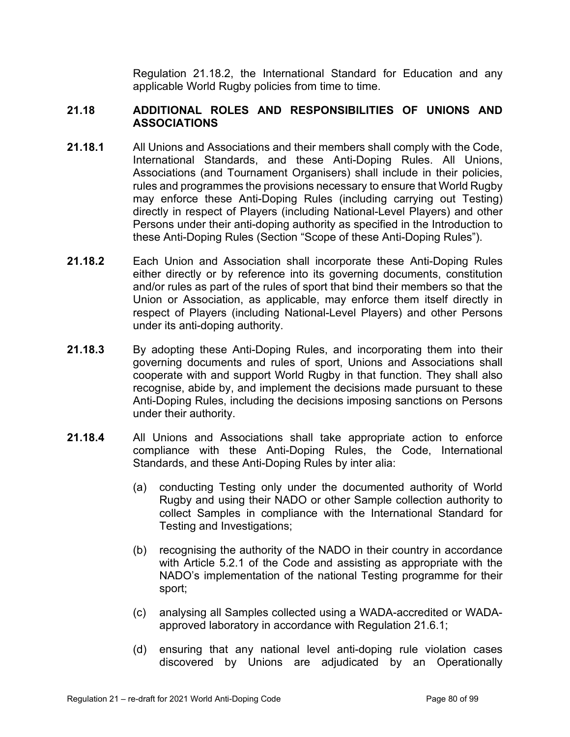Regulation 21.18.2, the International Standard for Education and any applicable World Rugby policies from time to time.

## 21.18 ADDITIONAL ROLES AND RESPONSIBILITIES OF UNIONS AND ASSOCIATIONS

**21.18.1** All Unions and Associations and their members shall comply with the Code, International Standards, and these Anti-Doping Rules. All Unions, Associations (and Tournament Organisers) shall include in their policies, rules and programmes the provisions necessary to ensure that World Rugby may enforce these Anti-Doping Rules (including carrying out Testing) directly in respect of Players (including National-Level Players) and other Persons under their anti-doping authority as specified in the Introduction to these Anti-Doping Rules (Section "Scope of these Anti-Doping Rules").

**21.18.2** Each Union and Association shall incorporate these Anti-Doping Rules either directly or by reference into its governing documents, constitution and/or rules as part of the rules of sport that bind their members so that the Union or Association, as applicable, may enforce them itself directly in respect of Players (including National-Level Players) and other Persons under its anti-doping authority.

**21.18.3** By adopting these Anti-Doping Rules, and incorporating them into their governing documents and rules of sport, Unions and Associations shall cooperate with and support World Rugby in that function. They shall also recognise, abide by, and implement the decisions made pursuant to these Anti-Doping Rules, including the decisions imposing sanctions on Persons under their authority.

**21.18.4** All Unions and Associations shall take appropriate action to enforce compliance with these Anti-Doping Rules, the Code, International Standards, and these Anti-Doping Rules by inter alia:

(a) conducting Testing only under the documented authority of World Rugby and using their NADO or other Sample collection authority to collect Samples in compliance with the International Standard for Testing and Investigations;

(b) recognising the authority of the NADO in their country in accordance with Article 5.2.1 of the Code and assisting as appropriate with the NADO's implementation of the national Testing programme for their sport;

(c) analysing all Samples collected using a WADA-accredited or WADA-approved laboratory in accordance with Regulation 21.6.1;

(d) ensuring that any national level anti-doping rule violation cases discovered by Unions are adjudicated by an Operationally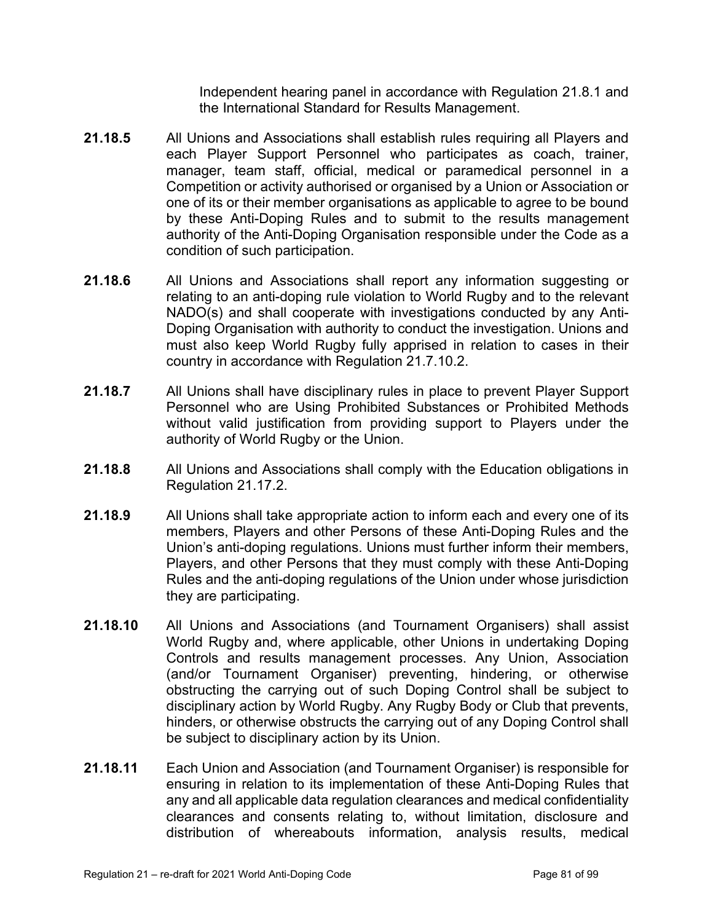Independent hearing panel in accordance with Regulation 21.8.1 and the International Standard for Results Management.

**21.18.5** All Unions and Associations shall establish rules requiring all Players and each Player Support Personnel who participates as coach, trainer, manager, team staff, official, medical or paramedical personnel in a Competition or activity authorised or organised by a Union or Association or one of its or their member organisations as applicable to agree to be bound by these Anti-Doping Rules and to submit to the results management authority of the Anti-Doping Organisation responsible under the Code as a condition of such participation.

**21.18.6** All Unions and Associations shall report any information suggesting or relating to an anti-doping rule violation to World Rugby and to the relevant NADO(s) and shall cooperate with investigations conducted by any Anti-Doping Organisation with authority to conduct the investigation. Unions and must also keep World Rugby fully apprised in relation to cases in their country in accordance with Regulation 21.7.10.2.

**21.18.7** All Unions shall have disciplinary rules in place to prevent Player Support Personnel who are Using Prohibited Substances or Prohibited Methods without valid justification from providing support to Players under the authority of World Rugby or the Union.

**21.18.8** All Unions and Associations shall comply with the Education obligations in Regulation 21.17.2.

**21.18.9** All Unions shall take appropriate action to inform each and every one of its members, Players and other Persons of these Anti-Doping Rules and the Union's anti-doping regulations. Unions must further inform their members, Players, and other Persons that they must comply with these Anti-Doping Rules and the anti-doping regulations of the Union under whose jurisdiction they are participating.

**21.18.10** All Unions and Associations (and Tournament Organisers) shall assist World Rugby and, where applicable, other Unions in undertaking Doping Controls and results management processes. Any Union, Association (and/or Tournament Organiser) preventing, hindering, or otherwise obstructing the carrying out of such Doping Control shall be subject to disciplinary action by World Rugby. Any Rugby Body or Club that prevents, hinders, or otherwise obstructs the carrying out of any Doping Control shall be subject to disciplinary action by its Union.

**21.18.11** Each Union and Association (and Tournament Organiser) is responsible for ensuring in relation to its implementation of these Anti-Doping Rules that any and all applicable data regulation clearances and medical confidentiality clearances and consents relating to, without limitation, disclosure and distribution of whereabouts information, analysis results, medical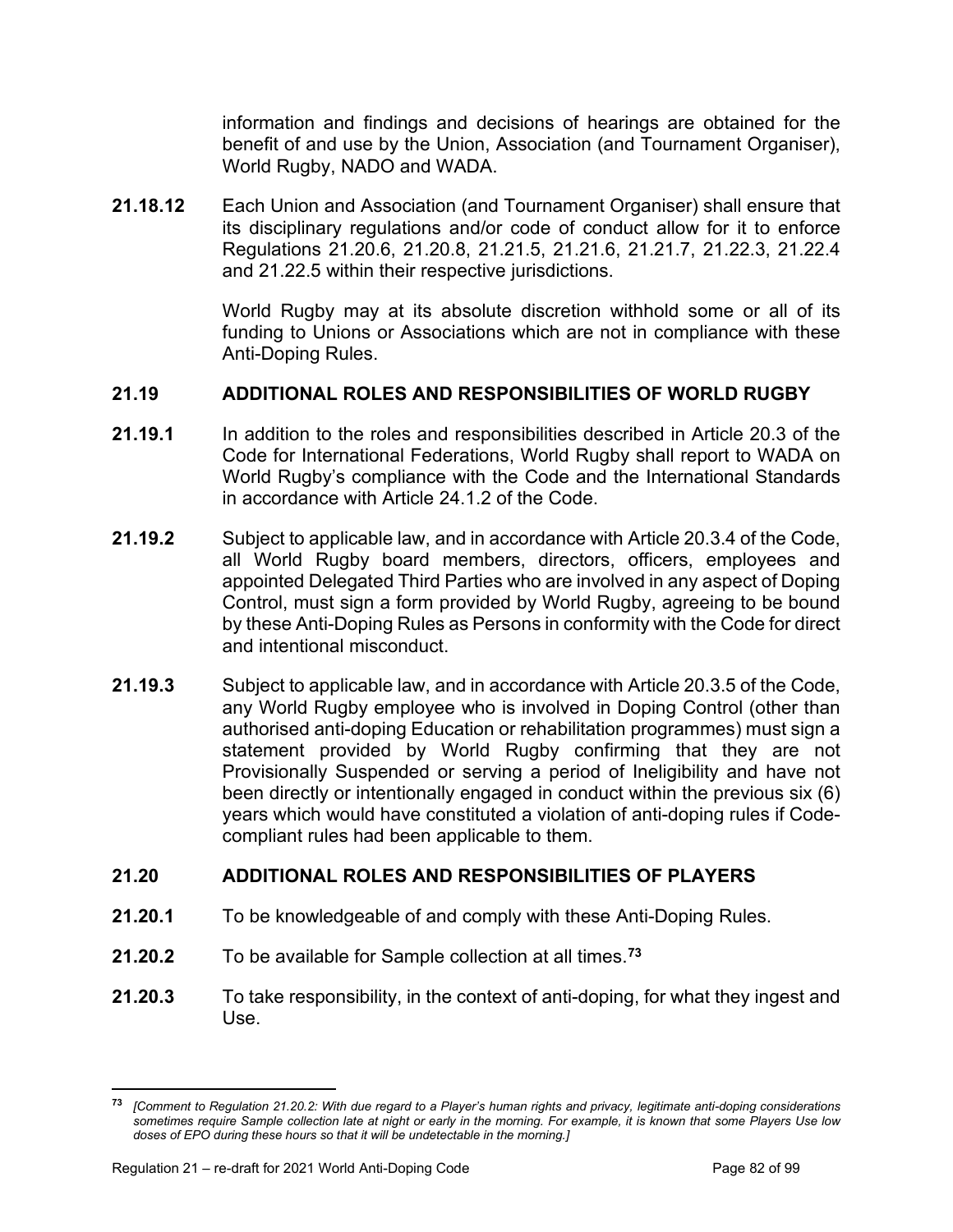information and findings and decisions of hearings are obtained for the benefit of and use by the Union, Association (and Tournament Organiser), World Rugby, NADO and WADA.

**21.18.12** Each Union and Association (and Tournament Organiser) shall ensure that its disciplinary regulations and/or code of conduct allow for it to enforce Regulations 21.20.6, 21.20.8, 21.21.5, 21.21.6, 21.21.7, 21.22.3, 21.22.4 and 21.22.5 within their respective jurisdictions.

World Rugby may at its absolute discretion withhold some or all of its funding to Unions or Associations which are not in compliance with these Anti-Doping Rules.

### 21.19 ADDITIONAL ROLES AND RESPONSIBILITIES OF WORLD RUGBY

**21.19.1** In addition to the roles and responsibilities described in Article 20.3 of the Code for International Federations, World Rugby shall report to WADA on World Rugby's compliance with the Code and the International Standards in accordance with Article 24.1.2 of the Code.

**21.19.2** Subject to applicable law, and in accordance with Article 20.3.4 of the Code, all World Rugby board members, directors, officers, employees and appointed Delegated Third Parties who are involved in any aspect of Doping Control, must sign a form provided by World Rugby, agreeing to be bound by these Anti-Doping Rules as Persons in conformity with the Code for direct and intentional misconduct.

**21.19.3** Subject to applicable law, and in accordance with Article 20.3.5 of the Code, any World Rugby employee who is involved in Doping Control (other than authorised anti-doping Education or rehabilitation programmes) must sign a statement provided by World Rugby confirming that they are not Provisionally Suspended or serving a period of Ineligibility and have not been directly or intentionally engaged in conduct within the previous six (6) years which would have constituted a violation of anti-doping rules if Code-compliant rules had been applicable to them.

### 21.20 ADDITIONAL ROLES AND RESPONSIBILITIES OF PLAYERS

**21.20.1** To be knowledgeable of and comply with these Anti-Doping Rules.

**21.20.2** To be available for Sample collection at all times.[73]

**21.20.3** To take responsibility, in the context of anti-doping, for what they ingest and Use.

---

[73] *[Comment to Regulation 21.20.2: With due regard to a Player's human rights and privacy, legitimate anti-doping considerations sometimes require Sample collection late at night or early in the morning. For example, it is known that some Players Use low doses of EPO during these hours so that it will be undetectable in the morning.]*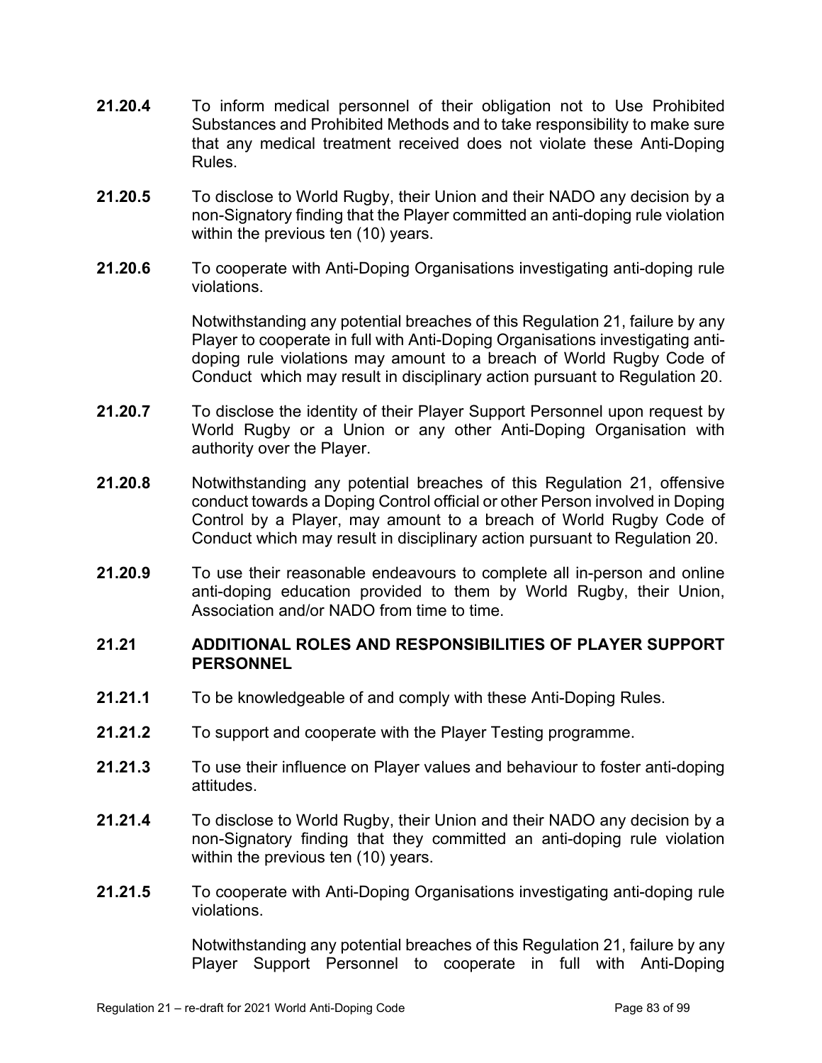**21.20.4** To inform medical personnel of their obligation not to Use Prohibited Substances and Prohibited Methods and to take responsibility to make sure that any medical treatment received does not violate these Anti-Doping Rules.

**21.20.5** To disclose to World Rugby, their Union and their NADO any decision by a non-Signatory finding that the Player committed an anti-doping rule violation within the previous ten (10) years.

**21.20.6** To cooperate with Anti-Doping Organisations investigating anti-doping rule violations.

Notwithstanding any potential breaches of this Regulation 21, failure by any Player to cooperate in full with Anti-Doping Organisations investigating anti-doping rule violations may amount to a breach of World Rugby Code of Conduct which may result in disciplinary action pursuant to Regulation 20.

**21.20.7** To disclose the identity of their Player Support Personnel upon request by World Rugby or a Union or any other Anti-Doping Organisation with authority over the Player.

**21.20.8** Notwithstanding any potential breaches of this Regulation 21, offensive conduct towards a Doping Control official or other Person involved in Doping Control by a Player, may amount to a breach of World Rugby Code of Conduct which may result in disciplinary action pursuant to Regulation 20.

**21.20.9** To use their reasonable endeavours to complete all in-person and online anti-doping education provided to them by World Rugby, their Union, Association and/or NADO from time to time.

## 21.21 ADDITIONAL ROLES AND RESPONSIBILITIES OF PLAYER SUPPORT PERSONNEL

**21.21.1** To be knowledgeable of and comply with these Anti-Doping Rules.

**21.21.2** To support and cooperate with the Player Testing programme.

**21.21.3** To use their influence on Player values and behaviour to foster anti-doping attitudes.

**21.21.4** To disclose to World Rugby, their Union and their NADO any decision by a non-Signatory finding that they committed an anti-doping rule violation within the previous ten (10) years.

**21.21.5** To cooperate with Anti-Doping Organisations investigating anti-doping rule violations.

Notwithstanding any potential breaches of this Regulation 21, failure by any Player Support Personnel to cooperate in full with Anti-Doping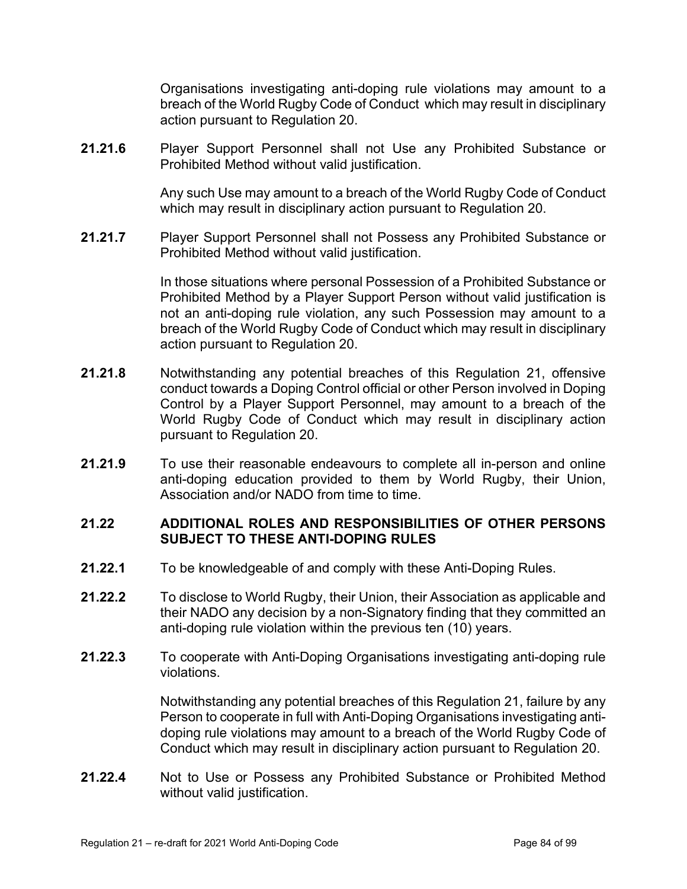Organisations investigating anti-doping rule violations may amount to a breach of the World Rugby Code of Conduct which may result in disciplinary action pursuant to Regulation 20.

**21.21.6** Player Support Personnel shall not Use any Prohibited Substance or Prohibited Method without valid justification.

Any such Use may amount to a breach of the World Rugby Code of Conduct which may result in disciplinary action pursuant to Regulation 20.

**21.21.7** Player Support Personnel shall not Possess any Prohibited Substance or Prohibited Method without valid justification.

In those situations where personal Possession of a Prohibited Substance or Prohibited Method by a Player Support Person without valid justification is not an anti-doping rule violation, any such Possession may amount to a breach of the World Rugby Code of Conduct which may result in disciplinary action pursuant to Regulation 20.

**21.21.8** Notwithstanding any potential breaches of this Regulation 21, offensive conduct towards a Doping Control official or other Person involved in Doping Control by a Player Support Personnel, may amount to a breach of the World Rugby Code of Conduct which may result in disciplinary action pursuant to Regulation 20.

**21.21.9** To use their reasonable endeavours to complete all in-person and online anti-doping education provided to them by World Rugby, their Union, Association and/or NADO from time to time.

## 21.22 ADDITIONAL ROLES AND RESPONSIBILITIES OF OTHER PERSONS SUBJECT TO THESE ANTI-DOPING RULES

**21.22.1** To be knowledgeable of and comply with these Anti-Doping Rules.

**21.22.2** To disclose to World Rugby, their Union, their Association as applicable and their NADO any decision by a non-Signatory finding that they committed an anti-doping rule violation within the previous ten (10) years.

**21.22.3** To cooperate with Anti-Doping Organisations investigating anti-doping rule violations.

Notwithstanding any potential breaches of this Regulation 21, failure by any Person to cooperate in full with Anti-Doping Organisations investigating anti-doping rule violations may amount to a breach of the World Rugby Code of Conduct which may result in disciplinary action pursuant to Regulation 20.

**21.22.4** Not to Use or Possess any Prohibited Substance or Prohibited Method without valid justification.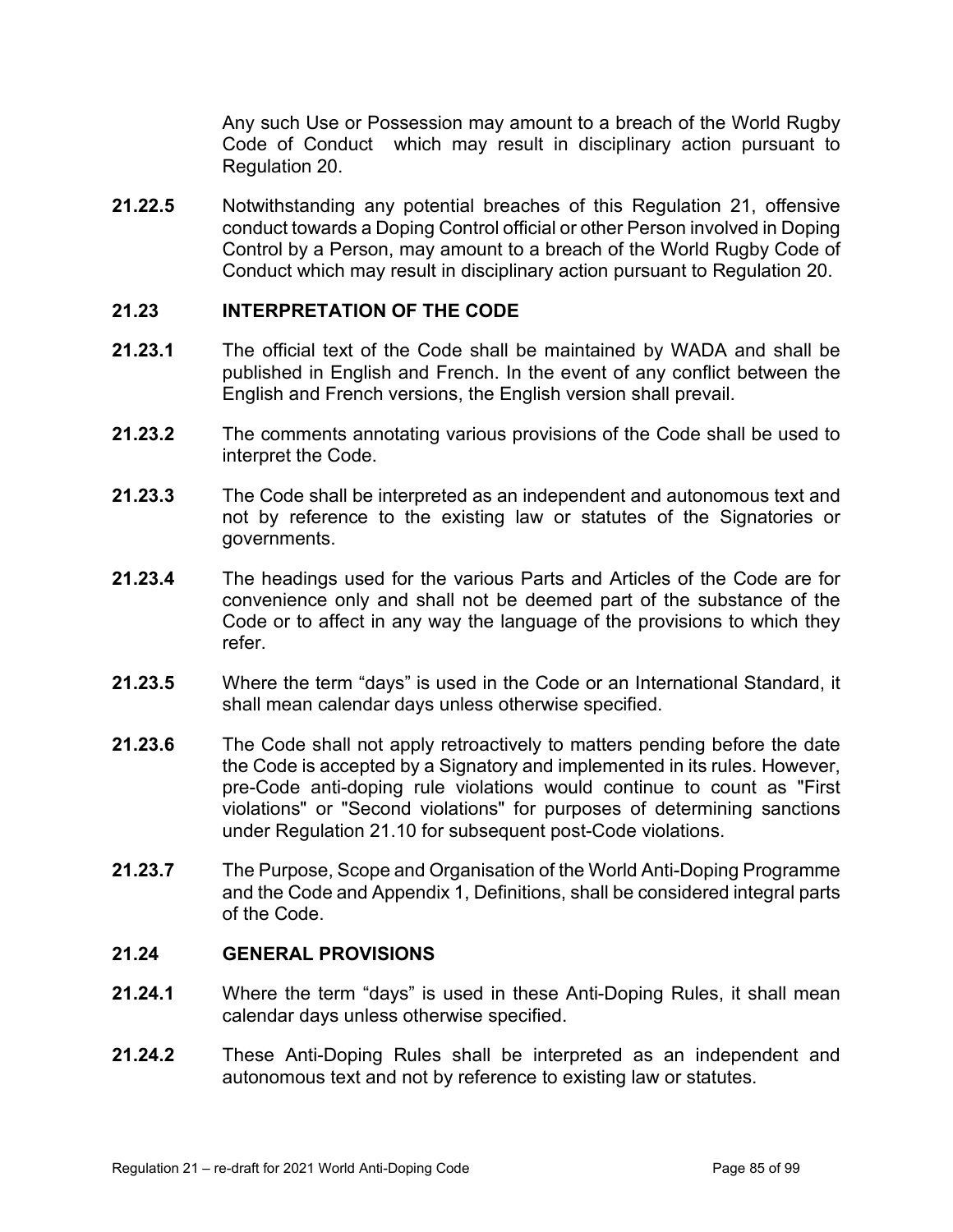Any such Use or Possession may amount to a breach of the World Rugby Code of Conduct which may result in disciplinary action pursuant to Regulation 20.

**21.22.5** Notwithstanding any potential breaches of this Regulation 21, offensive conduct towards a Doping Control official or other Person involved in Doping Control by a Person, may amount to a breach of the World Rugby Code of Conduct which may result in disciplinary action pursuant to Regulation 20.

## 21.23 INTERPRETATION OF THE CODE

**21.23.1** The official text of the Code shall be maintained by WADA and shall be published in English and French. In the event of any conflict between the English and French versions, the English version shall prevail.

**21.23.2** The comments annotating various provisions of the Code shall be used to interpret the Code.

**21.23.3** The Code shall be interpreted as an independent and autonomous text and not by reference to the existing law or statutes of the Signatories or governments.

**21.23.4** The headings used for the various Parts and Articles of the Code are for convenience only and shall not be deemed part of the substance of the Code or to affect in any way the language of the provisions to which they refer.

**21.23.5** Where the term "days" is used in the Code or an International Standard, it shall mean calendar days unless otherwise specified.

**21.23.6** The Code shall not apply retroactively to matters pending before the date the Code is accepted by a Signatory and implemented in its rules. However, pre-Code anti-doping rule violations would continue to count as "First violations" or "Second violations" for purposes of determining sanctions under Regulation 21.10 for subsequent post-Code violations.

**21.23.7** The Purpose, Scope and Organisation of the World Anti-Doping Programme and the Code and Appendix 1, Definitions, shall be considered integral parts of the Code.

## 21.24 GENERAL PROVISIONS

**21.24.1** Where the term "days" is used in these Anti-Doping Rules, it shall mean calendar days unless otherwise specified.

**21.24.2** These Anti-Doping Rules shall be interpreted as an independent and autonomous text and not by reference to existing law or statutes.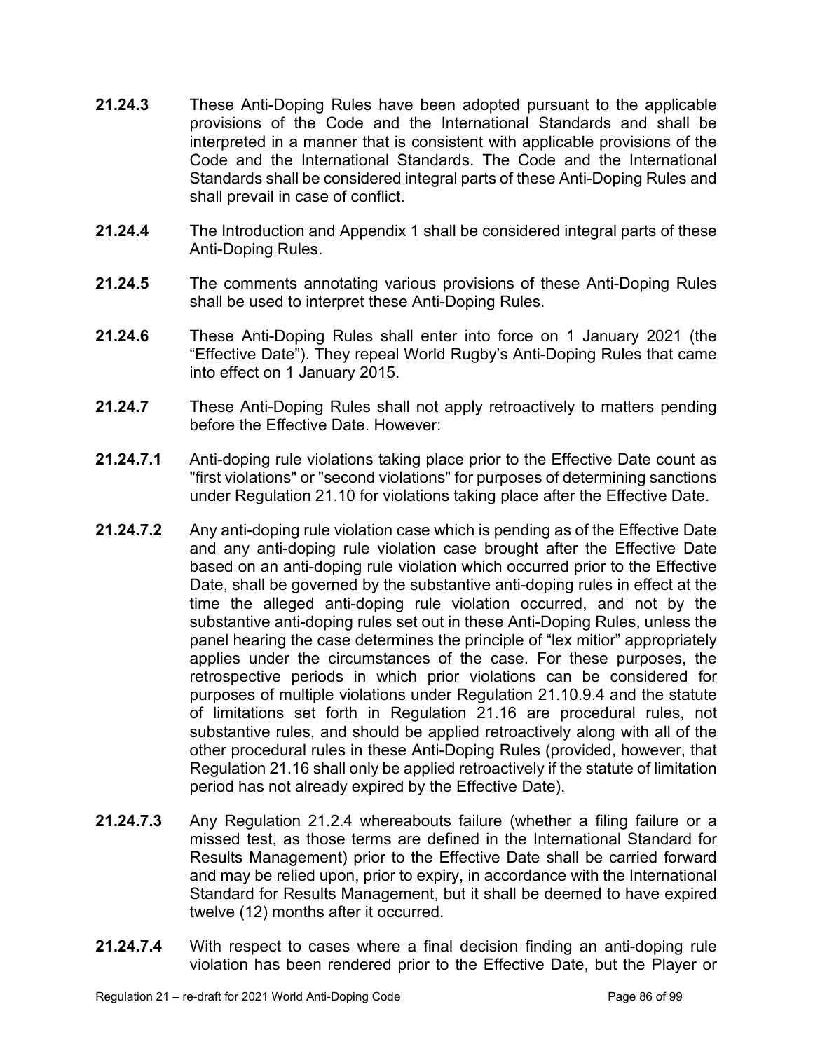**21.24.3** These Anti-Doping Rules have been adopted pursuant to the applicable provisions of the Code and the International Standards and shall be interpreted in a manner that is consistent with applicable provisions of the Code and the International Standards. The Code and the International Standards shall be considered integral parts of these Anti-Doping Rules and shall prevail in case of conflict.

**21.24.4** The Introduction and Appendix 1 shall be considered integral parts of these Anti-Doping Rules.

**21.24.5** The comments annotating various provisions of these Anti-Doping Rules shall be used to interpret these Anti-Doping Rules.

**21.24.6** These Anti-Doping Rules shall enter into force on 1 January 2021 (the "Effective Date"). They repeal World Rugby's Anti-Doping Rules that came into effect on 1 January 2015.

**21.24.7** These Anti-Doping Rules shall not apply retroactively to matters pending before the Effective Date. However:

**21.24.7.1** Anti-doping rule violations taking place prior to the Effective Date count as "first violations" or "second violations" for purposes of determining sanctions under Regulation 21.10 for violations taking place after the Effective Date.

**21.24.7.2** Any anti-doping rule violation case which is pending as of the Effective Date and any anti-doping rule violation case brought after the Effective Date based on an anti-doping rule violation which occurred prior to the Effective Date, shall be governed by the substantive anti-doping rules in effect at the time the alleged anti-doping rule violation occurred, and not by the substantive anti-doping rules set out in these Anti-Doping Rules, unless the panel hearing the case determines the principle of "lex mitior" appropriately applies under the circumstances of the case. For these purposes, the retrospective periods in which prior violations can be considered for purposes of multiple violations under Regulation 21.10.9.4 and the statute of limitations set forth in Regulation 21.16 are procedural rules, not substantive rules, and should be applied retroactively along with all of the other procedural rules in these Anti-Doping Rules (provided, however, that Regulation 21.16 shall only be applied retroactively if the statute of limitation period has not already expired by the Effective Date).

**21.24.7.3** Any Regulation 21.2.4 whereabouts failure (whether a filing failure or a missed test, as those terms are defined in the International Standard for Results Management) prior to the Effective Date shall be carried forward and may be relied upon, prior to expiry, in accordance with the International Standard for Results Management, but it shall be deemed to have expired twelve (12) months after it occurred.

**21.24.7.4** With respect to cases where a final decision finding an anti-doping rule violation has been rendered prior to the Effective Date, but the Player or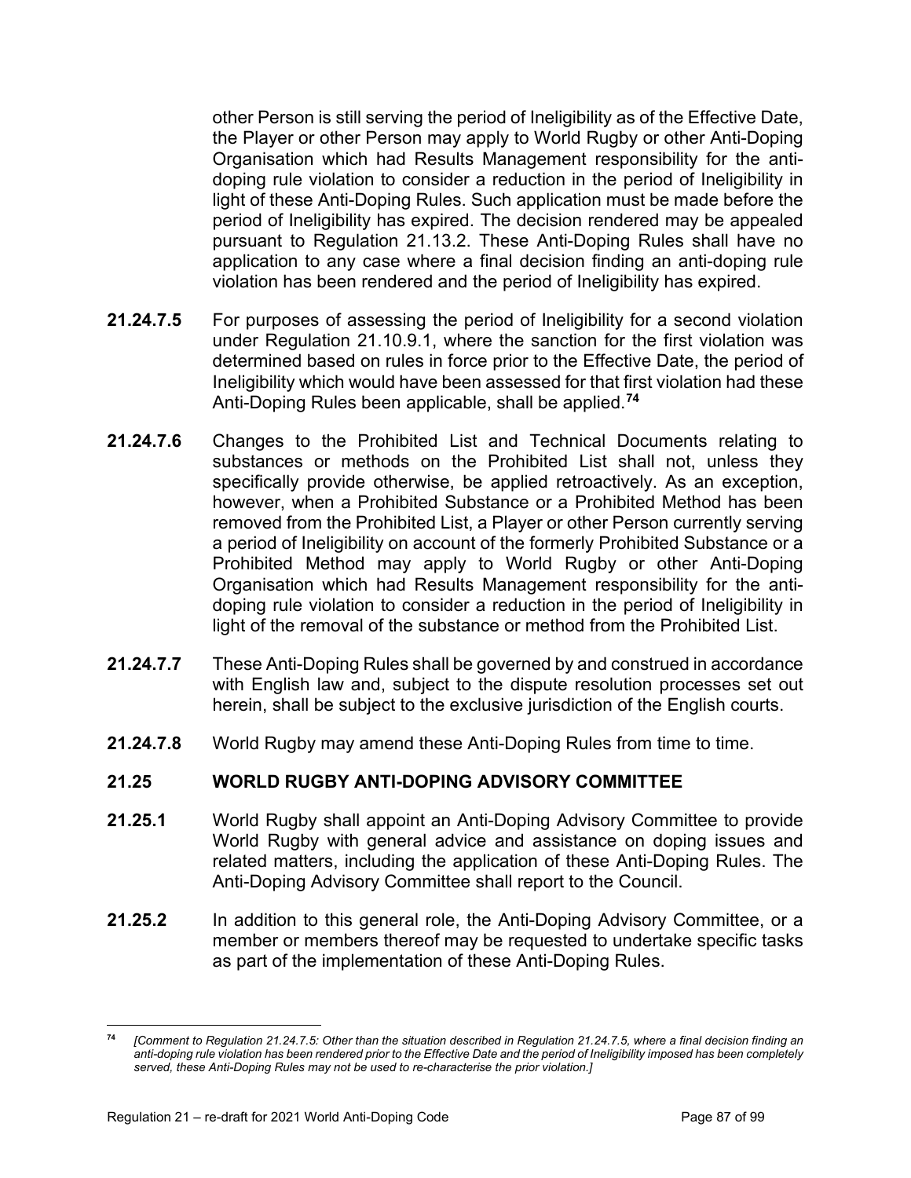other Person is still serving the period of Ineligibility as of the Effective Date, the Player or other Person may apply to World Rugby or other Anti-Doping Organisation which had Results Management responsibility for the anti-doping rule violation to consider a reduction in the period of Ineligibility in light of these Anti-Doping Rules. Such application must be made before the period of Ineligibility has expired. The decision rendered may be appealed pursuant to Regulation 21.13.2. These Anti-Doping Rules shall have no application to any case where a final decision finding an anti-doping rule violation has been rendered and the period of Ineligibility has expired.

**21.24.7.5** For purposes of assessing the period of Ineligibility for a second violation under Regulation 21.10.9.1, where the sanction for the first violation was determined based on rules in force prior to the Effective Date, the period of Ineligibility which would have been assessed for that first violation had these Anti-Doping Rules been applicable, shall be applied.[74]

**21.24.7.6** Changes to the Prohibited List and Technical Documents relating to substances or methods on the Prohibited List shall not, unless they specifically provide otherwise, be applied retroactively. As an exception, however, when a Prohibited Substance or a Prohibited Method has been removed from the Prohibited List, a Player or other Person currently serving a period of Ineligibility on account of the formerly Prohibited Substance or a Prohibited Method may apply to World Rugby or other Anti-Doping Organisation which had Results Management responsibility for the anti-doping rule violation to consider a reduction in the period of Ineligibility in light of the removal of the substance or method from the Prohibited List.

**21.24.7.7** These Anti-Doping Rules shall be governed by and construed in accordance with English law and, subject to the dispute resolution processes set out herein, shall be subject to the exclusive jurisdiction of the English courts.

**21.24.7.8** World Rugby may amend these Anti-Doping Rules from time to time.

## 21.25 WORLD RUGBY ANTI-DOPING ADVISORY COMMITTEE

**21.25.1** World Rugby shall appoint an Anti-Doping Advisory Committee to provide World Rugby with general advice and assistance on doping issues and related matters, including the application of these Anti-Doping Rules. The Anti-Doping Advisory Committee shall report to the Council.

**21.25.2** In addition to this general role, the Anti-Doping Advisory Committee, or a member or members thereof may be requested to undertake specific tasks as part of the implementation of these Anti-Doping Rules.

---

[74] *[Comment to Regulation 21.24.7.5: Other than the situation described in Regulation 21.24.7.5, where a final decision finding an anti-doping rule violation has been rendered prior to the Effective Date and the period of Ineligibility imposed has been completely served, these Anti-Doping Rules may not be used to re-characterise the prior violation.]*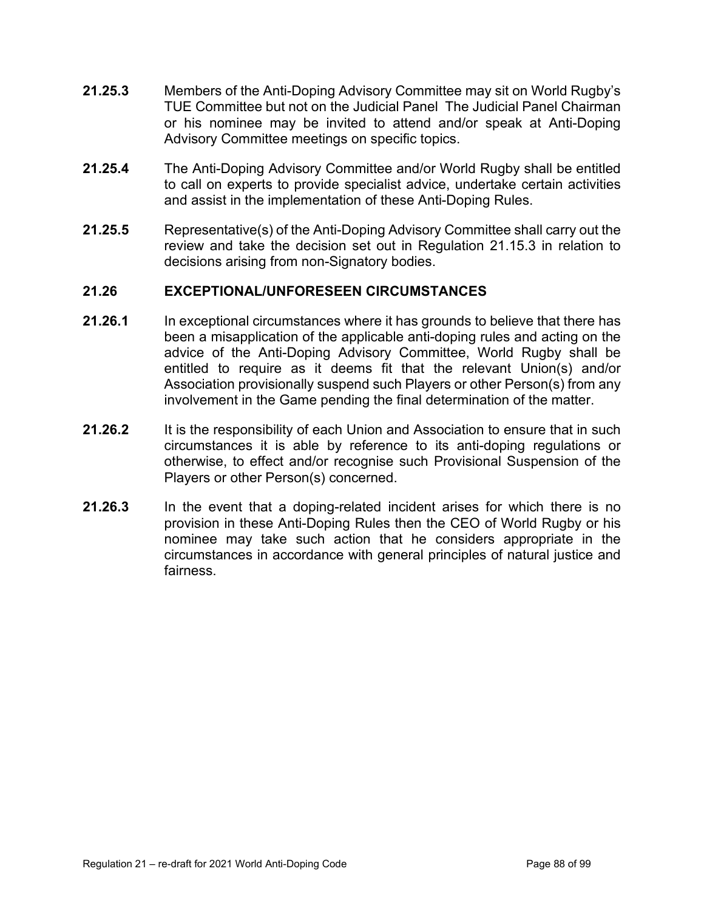**21.25.3** Members of the Anti-Doping Advisory Committee may sit on World Rugby's TUE Committee but not on the Judicial Panel The Judicial Panel Chairman or his nominee may be invited to attend and/or speak at Anti-Doping Advisory Committee meetings on specific topics.

**21.25.4** The Anti-Doping Advisory Committee and/or World Rugby shall be entitled to call on experts to provide specialist advice, undertake certain activities and assist in the implementation of these Anti-Doping Rules.

**21.25.5** Representative(s) of the Anti-Doping Advisory Committee shall carry out the review and take the decision set out in Regulation 21.15.3 in relation to decisions arising from non-Signatory bodies.

## 21.26 EXCEPTIONAL/UNFORESEEN CIRCUMSTANCES

**21.26.1** In exceptional circumstances where it has grounds to believe that there has been a misapplication of the applicable anti-doping rules and acting on the advice of the Anti-Doping Advisory Committee, World Rugby shall be entitled to require as it deems fit that the relevant Union(s) and/or Association provisionally suspend such Players or other Person(s) from any involvement in the Game pending the final determination of the matter.

**21.26.2** It is the responsibility of each Union and Association to ensure that in such circumstances it is able by reference to its anti-doping regulations or otherwise, to effect and/or recognise such Provisional Suspension of the Players or other Person(s) concerned.

**21.26.3** In the event that a doping-related incident arises for which there is no provision in these Anti-Doping Rules then the CEO of World Rugby or his nominee may take such action that he considers appropriate in the circumstances in accordance with general principles of natural justice and fairness.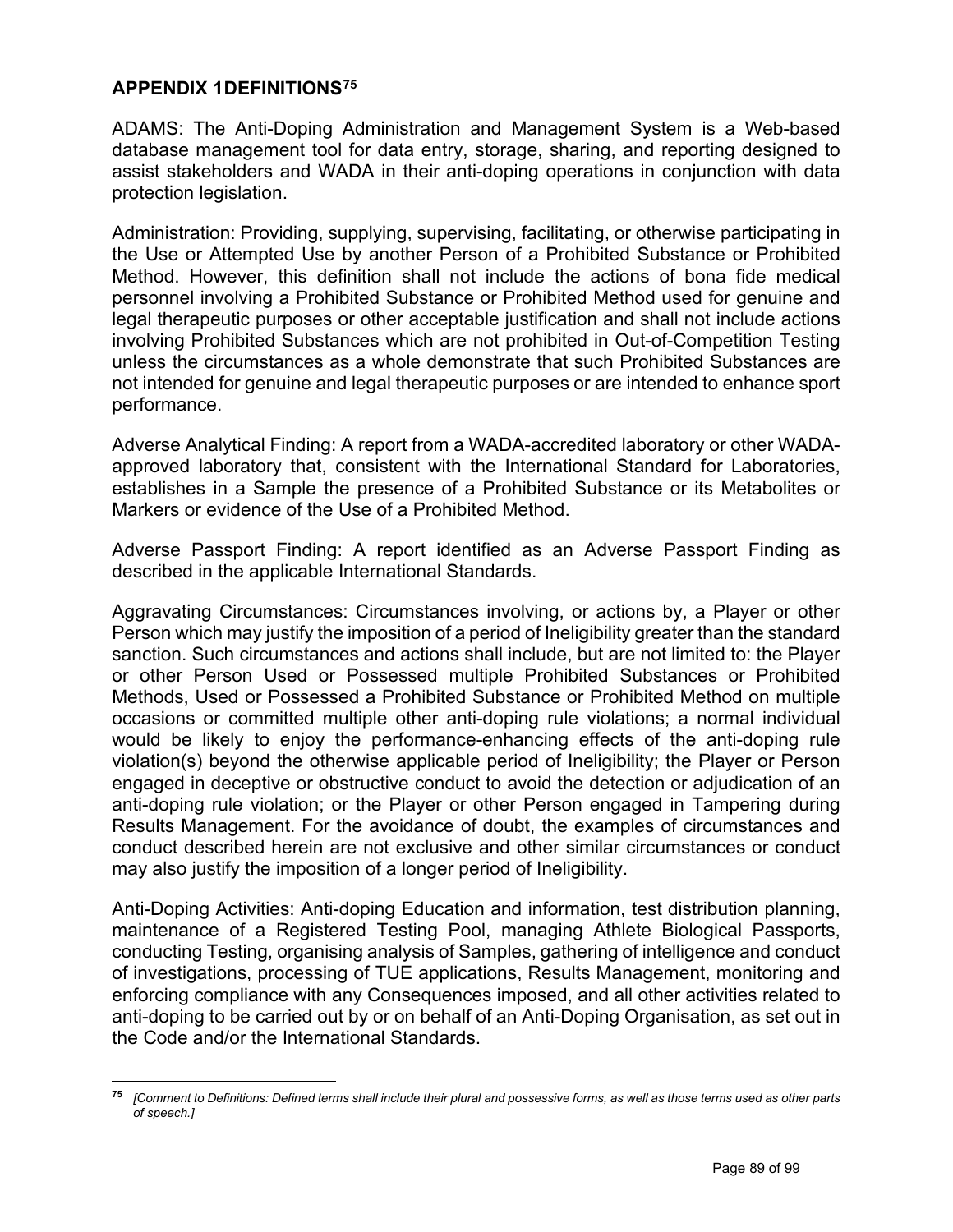## APPENDIX 1 DEFINITIONS[75]

ADAMS: The Anti-Doping Administration and Management System is a Web-based database management tool for data entry, storage, sharing, and reporting designed to assist stakeholders and WADA in their anti-doping operations in conjunction with data protection legislation.

Administration: Providing, supplying, supervising, facilitating, or otherwise participating in the Use or Attempted Use by another Person of a Prohibited Substance or Prohibited Method. However, this definition shall not include the actions of bona fide medical personnel involving a Prohibited Substance or Prohibited Method used for genuine and legal therapeutic purposes or other acceptable justification and shall not include actions involving Prohibited Substances which are not prohibited in Out-of-Competition Testing unless the circumstances as a whole demonstrate that such Prohibited Substances are not intended for genuine and legal therapeutic purposes or are intended to enhance sport performance.

Adverse Analytical Finding: A report from a WADA-accredited laboratory or other WADA-approved laboratory that, consistent with the International Standard for Laboratories, establishes in a Sample the presence of a Prohibited Substance or its Metabolites or Markers or evidence of the Use of a Prohibited Method.

Adverse Passport Finding: A report identified as an Adverse Passport Finding as described in the applicable International Standards.

Aggravating Circumstances: Circumstances involving, or actions by, a Player or other Person which may justify the imposition of a period of Ineligibility greater than the standard sanction. Such circumstances and actions shall include, but are not limited to: the Player or other Person Used or Possessed multiple Prohibited Substances or Prohibited Methods, Used or Possessed a Prohibited Substance or Prohibited Method on multiple occasions or committed multiple other anti-doping rule violations; a normal individual would be likely to enjoy the performance-enhancing effects of the anti-doping rule violation(s) beyond the otherwise applicable period of Ineligibility; the Player or Person engaged in deceptive or obstructive conduct to avoid the detection or adjudication of an anti-doping rule violation; or the Player or other Person engaged in Tampering during Results Management. For the avoidance of doubt, the examples of circumstances and conduct described herein are not exclusive and other similar circumstances or conduct may also justify the imposition of a longer period of Ineligibility.

Anti-Doping Activities: Anti-doping Education and information, test distribution planning, maintenance of a Registered Testing Pool, managing Athlete Biological Passports, conducting Testing, organising analysis of Samples, gathering of intelligence and conduct of investigations, processing of TUE applications, Results Management, monitoring and enforcing compliance with any Consequences imposed, and all other activities related to anti-doping to be carried out by or on behalf of an Anti-Doping Organisation, as set out in the Code and/or the International Standards.

---

[75] *[Comment to Definitions: Defined terms shall include their plural and possessive forms, as well as those terms used as other parts of speech.]*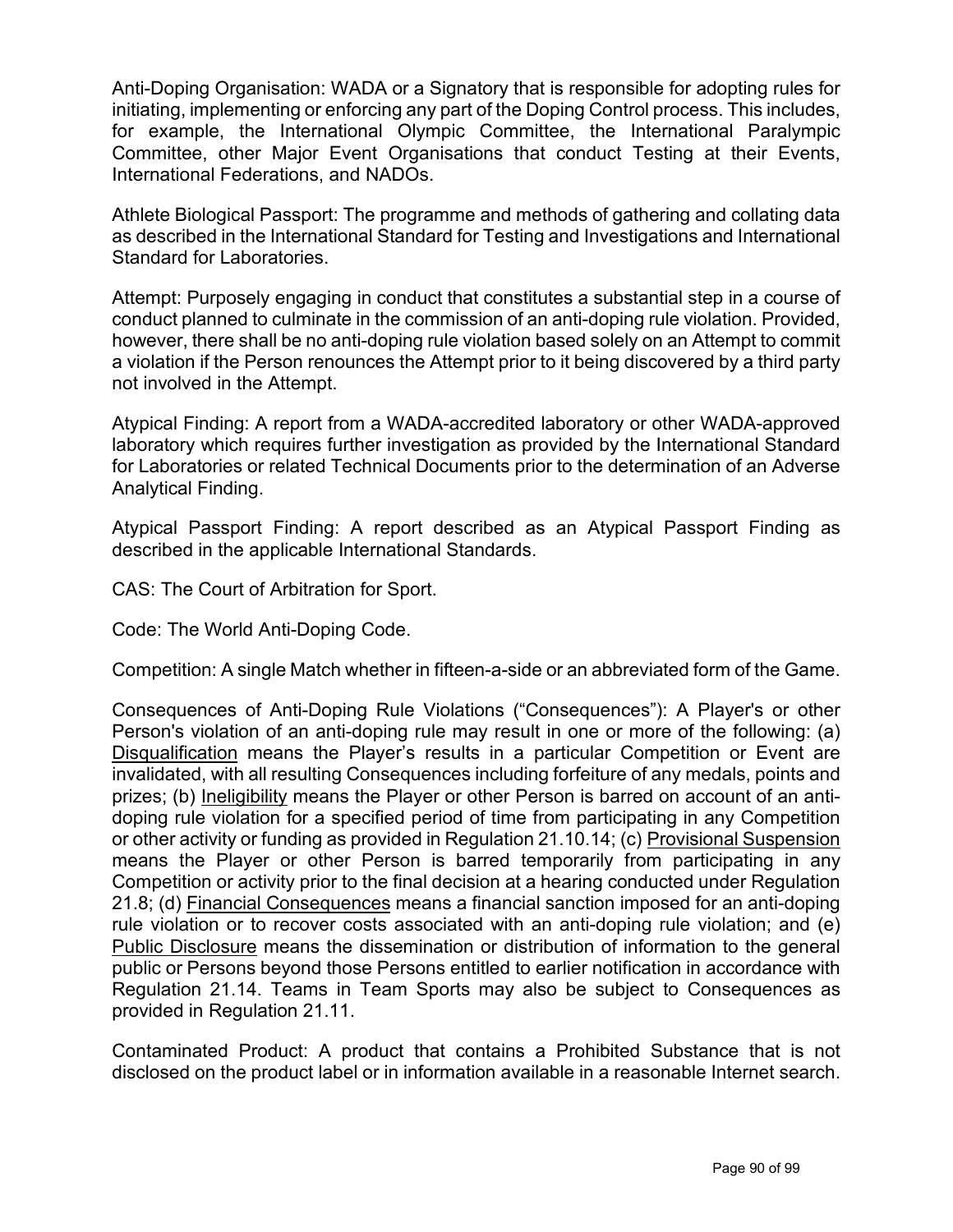Anti-Doping Organisation: WADA or a Signatory that is responsible for adopting rules for initiating, implementing or enforcing any part of the Doping Control process. This includes, for example, the International Olympic Committee, the International Paralympic Committee, other Major Event Organisations that conduct Testing at their Events, International Federations, and NADOs.

Athlete Biological Passport: The programme and methods of gathering and collating data as described in the International Standard for Testing and Investigations and International Standard for Laboratories.

Attempt: Purposely engaging in conduct that constitutes a substantial step in a course of conduct planned to culminate in the commission of an anti-doping rule violation. Provided, however, there shall be no anti-doping rule violation based solely on an Attempt to commit a violation if the Person renounces the Attempt prior to it being discovered by a third party not involved in the Attempt.

Atypical Finding: A report from a WADA-accredited laboratory or other WADA-approved laboratory which requires further investigation as provided by the International Standard for Laboratories or related Technical Documents prior to the determination of an Adverse Analytical Finding.

Atypical Passport Finding: A report described as an Atypical Passport Finding as described in the applicable International Standards.

CAS: The Court of Arbitration for Sport.

Code: The World Anti-Doping Code.

Competition: A single Match whether in fifteen-a-side or an abbreviated form of the Game.

Consequences of Anti-Doping Rule Violations ("Consequences"): A Player's or other Person's violation of an anti-doping rule may result in one or more of the following: (a) Disqualification means the Player's results in a particular Competition or Event are invalidated, with all resulting Consequences including forfeiture of any medals, points and prizes; (b) Ineligibility means the Player or other Person is barred on account of an anti-doping rule violation for a specified period of time from participating in any Competition or other activity or funding as provided in Regulation 21.10.14; (c) Provisional Suspension means the Player or other Person is barred temporarily from participating in any Competition or activity prior to the final decision at a hearing conducted under Regulation 21.8; (d) Financial Consequences means a financial sanction imposed for an anti-doping rule violation or to recover costs associated with an anti-doping rule violation; and (e) Public Disclosure means the dissemination or distribution of information to the general public or Persons beyond those Persons entitled to earlier notification in accordance with Regulation 21.14. Teams in Team Sports may also be subject to Consequences as provided in Regulation 21.11.

Contaminated Product: A product that contains a Prohibited Substance that is not disclosed on the product label or in information available in a reasonable Internet search.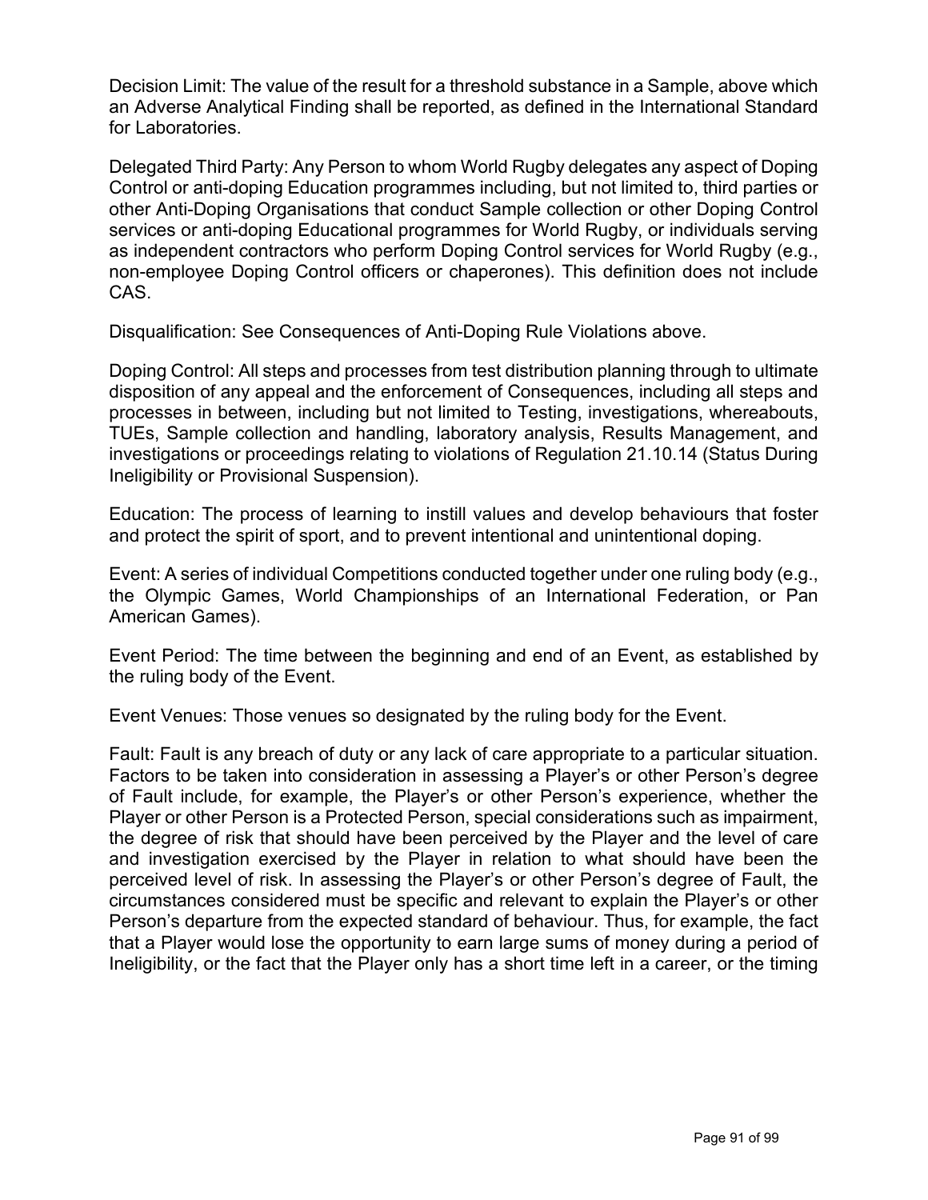Decision Limit: The value of the result for a threshold substance in a Sample, above which an Adverse Analytical Finding shall be reported, as defined in the International Standard for Laboratories.

Delegated Third Party: Any Person to whom World Rugby delegates any aspect of Doping Control or anti-doping Education programmes including, but not limited to, third parties or other Anti-Doping Organisations that conduct Sample collection or other Doping Control services or anti-doping Educational programmes for World Rugby, or individuals serving as independent contractors who perform Doping Control services for World Rugby (e.g., non-employee Doping Control officers or chaperones). This definition does not include CAS.

Disqualification: See Consequences of Anti-Doping Rule Violations above.

Doping Control: All steps and processes from test distribution planning through to ultimate disposition of any appeal and the enforcement of Consequences, including all steps and processes in between, including but not limited to Testing, investigations, whereabouts, TUEs, Sample collection and handling, laboratory analysis, Results Management, and investigations or proceedings relating to violations of Regulation 21.10.14 (Status During Ineligibility or Provisional Suspension).

Education: The process of learning to instill values and develop behaviours that foster and protect the spirit of sport, and to prevent intentional and unintentional doping.

Event: A series of individual Competitions conducted together under one ruling body (e.g., the Olympic Games, World Championships of an International Federation, or Pan American Games).

Event Period: The time between the beginning and end of an Event, as established by the ruling body of the Event.

Event Venues: Those venues so designated by the ruling body for the Event.

Fault: Fault is any breach of duty or any lack of care appropriate to a particular situation. Factors to be taken into consideration in assessing a Player's or other Person's degree of Fault include, for example, the Player's or other Person's experience, whether the Player or other Person is a Protected Person, special considerations such as impairment, the degree of risk that should have been perceived by the Player and the level of care and investigation exercised by the Player in relation to what should have been the perceived level of risk. In assessing the Player's or other Person's degree of Fault, the circumstances considered must be specific and relevant to explain the Player's or other Person's departure from the expected standard of behaviour. Thus, for example, the fact that a Player would lose the opportunity to earn large sums of money during a period of Ineligibility, or the fact that the Player only has a short time left in a career, or the timing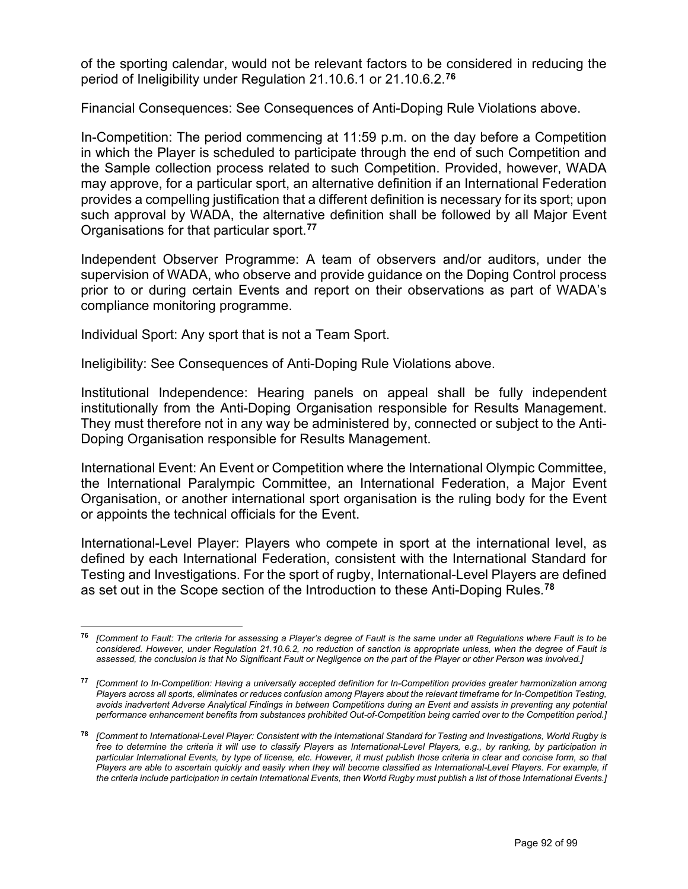of the sporting calendar, would not be relevant factors to be considered in reducing the period of Ineligibility under Regulation 21.10.6.1 or 21.10.6.2.[76]

Financial Consequences: See Consequences of Anti-Doping Rule Violations above.

In-Competition: The period commencing at 11:59 p.m. on the day before a Competition in which the Player is scheduled to participate through the end of such Competition and the Sample collection process related to such Competition. Provided, however, WADA may approve, for a particular sport, an alternative definition if an International Federation provides a compelling justification that a different definition is necessary for its sport; upon such approval by WADA, the alternative definition shall be followed by all Major Event Organisations for that particular sport.[77]

Independent Observer Programme: A team of observers and/or auditors, under the supervision of WADA, who observe and provide guidance on the Doping Control process prior to or during certain Events and report on their observations as part of WADA's compliance monitoring programme.

Individual Sport: Any sport that is not a Team Sport.

Ineligibility: See Consequences of Anti-Doping Rule Violations above.

Institutional Independence: Hearing panels on appeal shall be fully independent institutionally from the Anti-Doping Organisation responsible for Results Management. They must therefore not in any way be administered by, connected or subject to the Anti-Doping Organisation responsible for Results Management.

International Event: An Event or Competition where the International Olympic Committee, the International Paralympic Committee, an International Federation, a Major Event Organisation, or another international sport organisation is the ruling body for the Event or appoints the technical officials for the Event.

International-Level Player: Players who compete in sport at the international level, as defined by each International Federation, consistent with the International Standard for Testing and Investigations. For the sport of rugby, International-Level Players are defined as set out in the Scope section of the Introduction to these Anti-Doping Rules.[78]

---

[76] *[Comment to Fault: The criteria for assessing a Player's degree of Fault is the same under all Regulations where Fault is to be considered. However, under Regulation 21.10.6.2, no reduction of sanction is appropriate unless, when the degree of Fault is assessed, the conclusion is that No Significant Fault or Negligence on the part of the Player or other Person was involved.]*

[77] *[Comment to In-Competition: Having a universally accepted definition for In-Competition provides greater harmonization among Players across all sports, eliminates or reduces confusion among Players about the relevant timeframe for In-Competition Testing, avoids inadvertent Adverse Analytical Findings in between Competitions during an Event and assists in preventing any potential performance enhancement benefits from substances prohibited Out-of-Competition being carried over to the Competition period.]*

[78] *[Comment to International-Level Player: Consistent with the International Standard for Testing and Investigations, World Rugby is free to determine the criteria it will use to classify Players as International-Level Players, e.g., by ranking, by participation in particular International Events, by type of license, etc. However, it must publish those criteria in clear and concise form, so that Players are able to ascertain quickly and easily when they will become classified as International-Level Players. For example, if the criteria include participation in certain International Events, then World Rugby must publish a list of those International Events.]*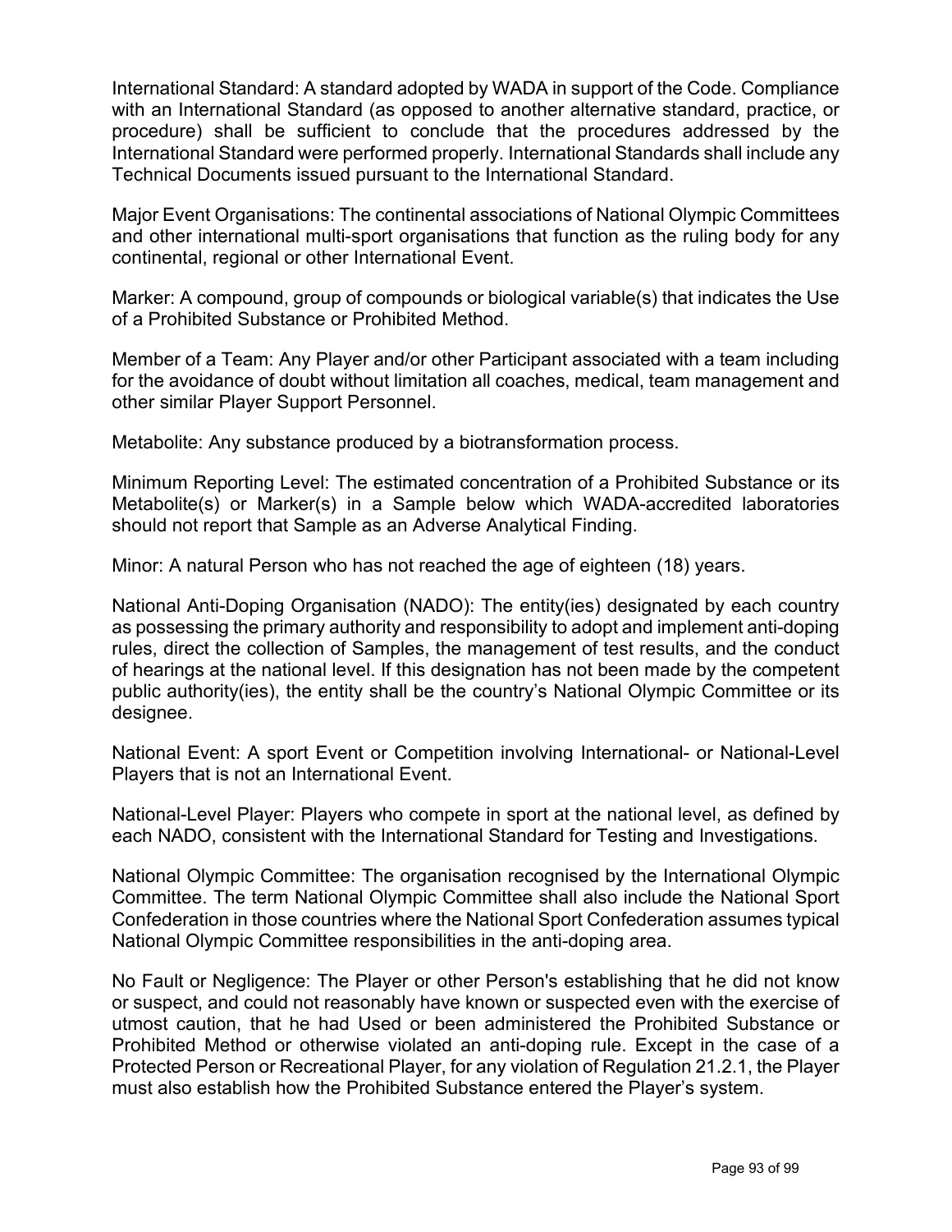International Standard: A standard adopted by WADA in support of the Code. Compliance with an International Standard (as opposed to another alternative standard, practice, or procedure) shall be sufficient to conclude that the procedures addressed by the International Standard were performed properly. International Standards shall include any Technical Documents issued pursuant to the International Standard.

Major Event Organisations: The continental associations of National Olympic Committees and other international multi-sport organisations that function as the ruling body for any continental, regional or other International Event.

Marker: A compound, group of compounds or biological variable(s) that indicates the Use of a Prohibited Substance or Prohibited Method.

Member of a Team: Any Player and/or other Participant associated with a team including for the avoidance of doubt without limitation all coaches, medical, team management and other similar Player Support Personnel.

Metabolite: Any substance produced by a biotransformation process.

Minimum Reporting Level: The estimated concentration of a Prohibited Substance or its Metabolite(s) or Marker(s) in a Sample below which WADA-accredited laboratories should not report that Sample as an Adverse Analytical Finding.

Minor: A natural Person who has not reached the age of eighteen (18) years.

National Anti-Doping Organisation (NADO): The entity(ies) designated by each country as possessing the primary authority and responsibility to adopt and implement anti-doping rules, direct the collection of Samples, the management of test results, and the conduct of hearings at the national level. If this designation has not been made by the competent public authority(ies), the entity shall be the country's National Olympic Committee or its designee.

National Event: A sport Event or Competition involving International- or National-Level Players that is not an International Event.

National-Level Player: Players who compete in sport at the national level, as defined by each NADO, consistent with the International Standard for Testing and Investigations.

National Olympic Committee: The organisation recognised by the International Olympic Committee. The term National Olympic Committee shall also include the National Sport Confederation in those countries where the National Sport Confederation assumes typical National Olympic Committee responsibilities in the anti-doping area.

No Fault or Negligence: The Player or other Person's establishing that he did not know or suspect, and could not reasonably have known or suspected even with the exercise of utmost caution, that he had Used or been administered the Prohibited Substance or Prohibited Method or otherwise violated an anti-doping rule. Except in the case of a Protected Person or Recreational Player, for any violation of Regulation 21.2.1, the Player must also establish how the Prohibited Substance entered the Player's system.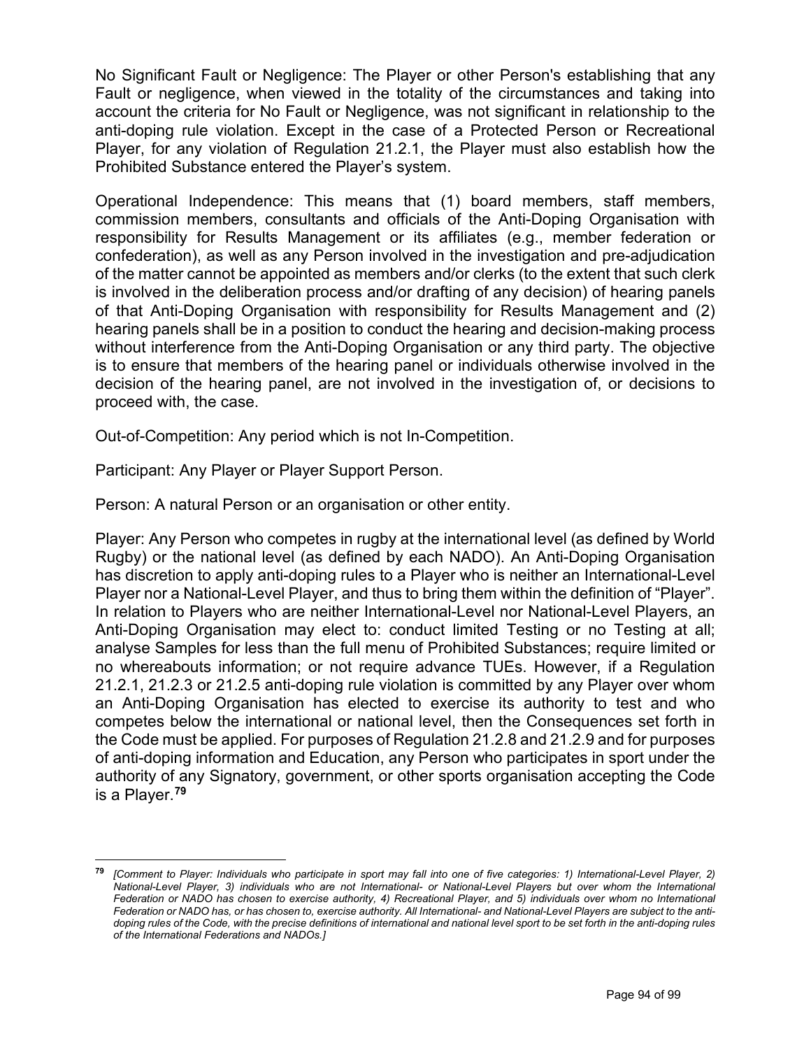No Significant Fault or Negligence: The Player or other Person's establishing that any Fault or negligence, when viewed in the totality of the circumstances and taking into account the criteria for No Fault or Negligence, was not significant in relationship to the anti-doping rule violation. Except in the case of a Protected Person or Recreational Player, for any violation of Regulation 21.2.1, the Player must also establish how the Prohibited Substance entered the Player's system.

Operational Independence: This means that (1) board members, staff members, commission members, consultants and officials of the Anti-Doping Organisation with responsibility for Results Management or its affiliates (e.g., member federation or confederation), as well as any Person involved in the investigation and pre-adjudication of the matter cannot be appointed as members and/or clerks (to the extent that such clerk is involved in the deliberation process and/or drafting of any decision) of hearing panels of that Anti-Doping Organisation with responsibility for Results Management and (2) hearing panels shall be in a position to conduct the hearing and decision-making process without interference from the Anti-Doping Organisation or any third party. The objective is to ensure that members of the hearing panel or individuals otherwise involved in the decision of the hearing panel, are not involved in the investigation of, or decisions to proceed with, the case.

Out-of-Competition: Any period which is not In-Competition.

Participant: Any Player or Player Support Person.

Person: A natural Person or an organisation or other entity.

Player: Any Person who competes in rugby at the international level (as defined by World Rugby) or the national level (as defined by each NADO). An Anti-Doping Organisation has discretion to apply anti-doping rules to a Player who is neither an International-Level Player nor a National-Level Player, and thus to bring them within the definition of "Player". In relation to Players who are neither International-Level nor National-Level Players, an Anti-Doping Organisation may elect to: conduct limited Testing or no Testing at all; analyse Samples for less than the full menu of Prohibited Substances; require limited or no whereabouts information; or not require advance TUEs. However, if a Regulation 21.2.1, 21.2.3 or 21.2.5 anti-doping rule violation is committed by any Player over whom an Anti-Doping Organisation has elected to exercise its authority to test and who competes below the international or national level, then the Consequences set forth in the Code must be applied. For purposes of Regulation 21.2.8 and 21.2.9 and for purposes of anti-doping information and Education, any Person who participates in sport under the authority of any Signatory, government, or other sports organisation accepting the Code is a Player.[79]

---

[79] *[Comment to Player: Individuals who participate in sport may fall into one of five categories: 1) International-Level Player, 2) National-Level Player, 3) individuals who are not International- or National-Level Players but over whom the International Federation or NADO has chosen to exercise authority, 4) Recreational Player, and 5) individuals over whom no International Federation or NADO has, or has chosen to, exercise authority. All International- and National-Level Players are subject to the anti-doping rules of the Code, with the precise definitions of international and national level sport to be set forth in the anti-doping rules of the International Federations and NADOs.]*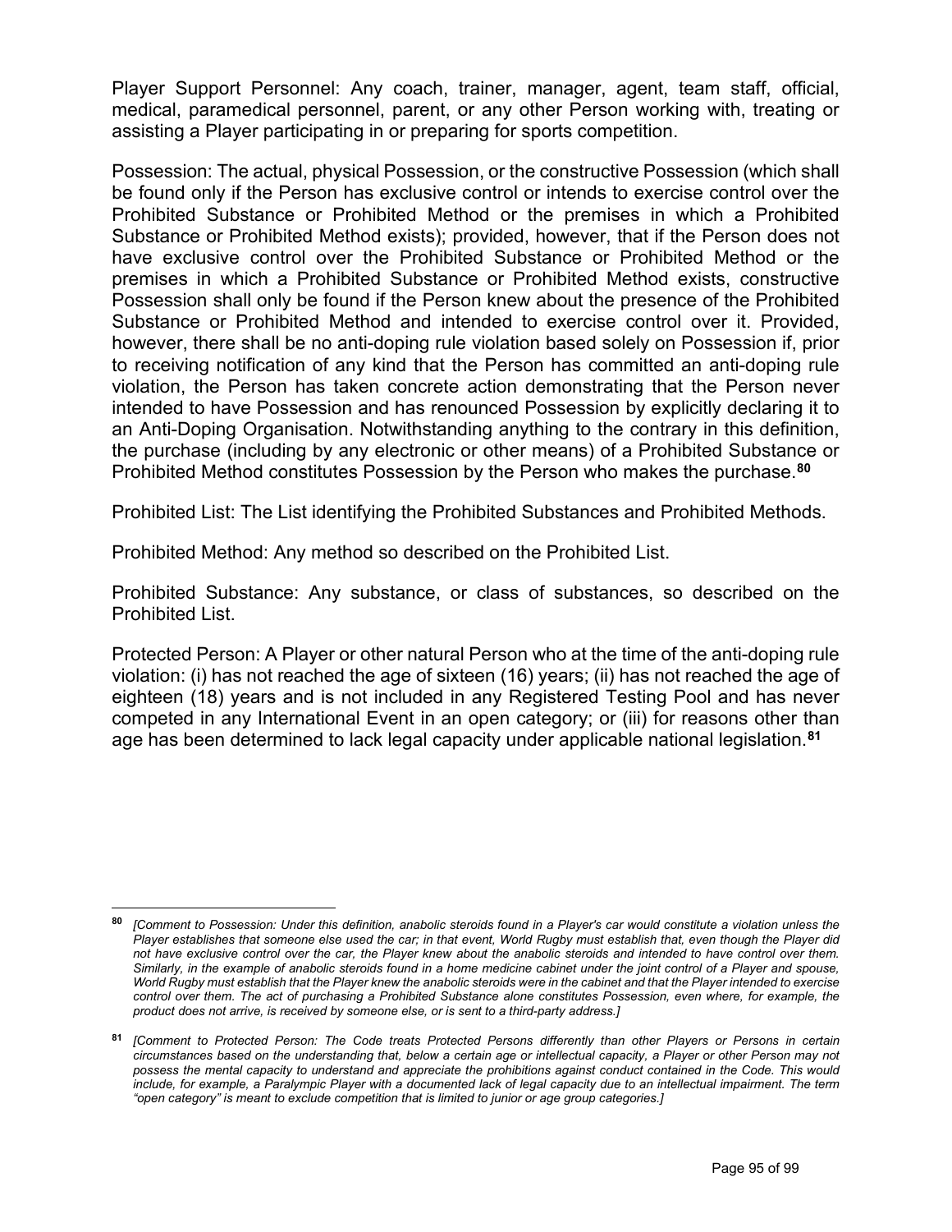Player Support Personnel: Any coach, trainer, manager, agent, team staff, official, medical, paramedical personnel, parent, or any other Person working with, treating or assisting a Player participating in or preparing for sports competition.

Possession: The actual, physical Possession, or the constructive Possession (which shall be found only if the Person has exclusive control or intends to exercise control over the Prohibited Substance or Prohibited Method or the premises in which a Prohibited Substance or Prohibited Method exists); provided, however, that if the Person does not have exclusive control over the Prohibited Substance or Prohibited Method or the premises in which a Prohibited Substance or Prohibited Method exists, constructive Possession shall only be found if the Person knew about the presence of the Prohibited Substance or Prohibited Method and intended to exercise control over it. Provided, however, there shall be no anti-doping rule violation based solely on Possession if, prior to receiving notification of any kind that the Person has committed an anti-doping rule violation, the Person has taken concrete action demonstrating that the Person never intended to have Possession and has renounced Possession by explicitly declaring it to an Anti-Doping Organisation. Notwithstanding anything to the contrary in this definition, the purchase (including by any electronic or other means) of a Prohibited Substance or Prohibited Method constitutes Possession by the Person who makes the purchase.[80]

Prohibited List: The List identifying the Prohibited Substances and Prohibited Methods.

Prohibited Method: Any method so described on the Prohibited List.

Prohibited Substance: Any substance, or class of substances, so described on the Prohibited List.

Protected Person: A Player or other natural Person who at the time of the anti-doping rule violation: (i) has not reached the age of sixteen (16) years; (ii) has not reached the age of eighteen (18) years and is not included in any Registered Testing Pool and has never competed in any International Event in an open category; or (iii) for reasons other than age has been determined to lack legal capacity under applicable national legislation.[81]

---

[80] *[Comment to Possession: Under this definition, anabolic steroids found in a Player's car would constitute a violation unless the Player establishes that someone else used the car; in that event, World Rugby must establish that, even though the Player did not have exclusive control over the car, the Player knew about the anabolic steroids and intended to have control over them. Similarly, in the example of anabolic steroids found in a home medicine cabinet under the joint control of a Player and spouse, World Rugby must establish that the Player knew the anabolic steroids were in the cabinet and that the Player intended to exercise control over them. The act of purchasing a Prohibited Substance alone constitutes Possession, even where, for example, the product does not arrive, is received by someone else, or is sent to a third-party address.]*

[81] *[Comment to Protected Person: The Code treats Protected Persons differently than other Players or Persons in certain circumstances based on the understanding that, below a certain age or intellectual capacity, a Player or other Person may not possess the mental capacity to understand and appreciate the prohibitions against conduct contained in the Code. This would include, for example, a Paralympic Player with a documented lack of legal capacity due to an intellectual impairment. The term "open category" is meant to exclude competition that is limited to junior or age group categories.]*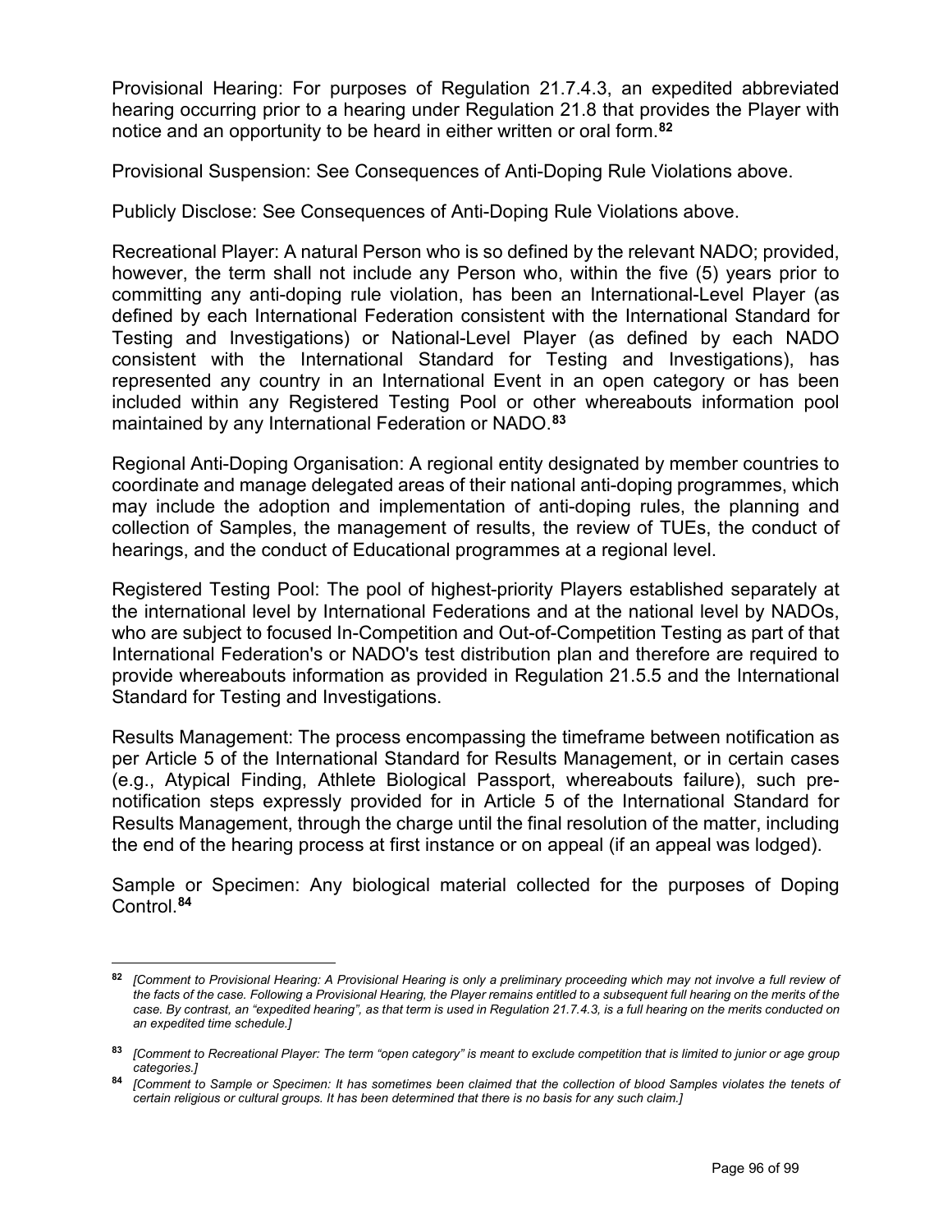Provisional Hearing: For purposes of Regulation 21.7.4.3, an expedited abbreviated hearing occurring prior to a hearing under Regulation 21.8 that provides the Player with notice and an opportunity to be heard in either written or oral form.[82]

Provisional Suspension: See Consequences of Anti-Doping Rule Violations above.

Publicly Disclose: See Consequences of Anti-Doping Rule Violations above.

Recreational Player: A natural Person who is so defined by the relevant NADO; provided, however, the term shall not include any Person who, within the five (5) years prior to committing any anti-doping rule violation, has been an International-Level Player (as defined by each International Federation consistent with the International Standard for Testing and Investigations) or National-Level Player (as defined by each NADO consistent with the International Standard for Testing and Investigations), has represented any country in an International Event in an open category or has been included within any Registered Testing Pool or other whereabouts information pool maintained by any International Federation or NADO.[83]

Regional Anti-Doping Organisation: A regional entity designated by member countries to coordinate and manage delegated areas of their national anti-doping programmes, which may include the adoption and implementation of anti-doping rules, the planning and collection of Samples, the management of results, the review of TUEs, the conduct of hearings, and the conduct of Educational programmes at a regional level.

Registered Testing Pool: The pool of highest-priority Players established separately at the international level by International Federations and at the national level by NADOs, who are subject to focused In-Competition and Out-of-Competition Testing as part of that International Federation's or NADO's test distribution plan and therefore are required to provide whereabouts information as provided in Regulation 21.5.5 and the International Standard for Testing and Investigations.

Results Management: The process encompassing the timeframe between notification as per Article 5 of the International Standard for Results Management, or in certain cases (e.g., Atypical Finding, Athlete Biological Passport, whereabouts failure), such pre-notification steps expressly provided for in Article 5 of the International Standard for Results Management, through the charge until the final resolution of the matter, including the end of the hearing process at first instance or on appeal (if an appeal was lodged).

Sample or Specimen: Any biological material collected for the purposes of Doping Control.[84]

---

[82] *[Comment to Provisional Hearing: A Provisional Hearing is only a preliminary proceeding which may not involve a full review of the facts of the case. Following a Provisional Hearing, the Player remains entitled to a subsequent full hearing on the merits of the case. By contrast, an "expedited hearing", as that term is used in Regulation 21.7.4.3, is a full hearing on the merits conducted on an expedited time schedule.]*

[83] *[Comment to Recreational Player: The term "open category" is meant to exclude competition that is limited to junior or age group categories.]*

[84] *[Comment to Sample or Specimen: It has sometimes been claimed that the collection of blood Samples violates the tenets of certain religious or cultural groups. It has been determined that there is no basis for any such claim.]*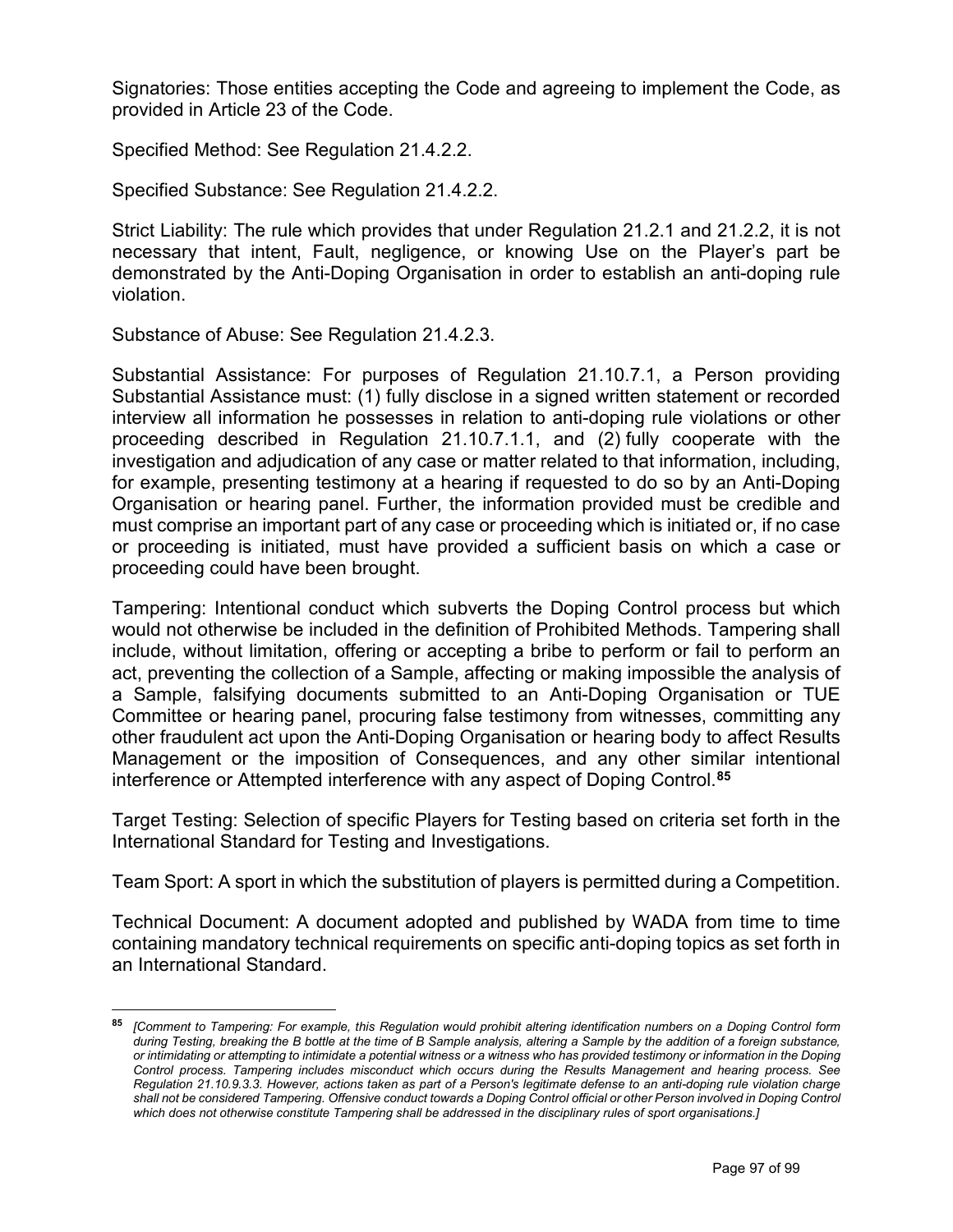Signatories: Those entities accepting the Code and agreeing to implement the Code, as provided in Article 23 of the Code.

Specified Method: See Regulation 21.4.2.2.

Specified Substance: See Regulation 21.4.2.2.

Strict Liability: The rule which provides that under Regulation 21.2.1 and 21.2.2, it is not necessary that intent, Fault, negligence, or knowing Use on the Player's part be demonstrated by the Anti-Doping Organisation in order to establish an anti-doping rule violation.

Substance of Abuse: See Regulation 21.4.2.3.

Substantial Assistance: For purposes of Regulation 21.10.7.1, a Person providing Substantial Assistance must: (1) fully disclose in a signed written statement or recorded interview all information he possesses in relation to anti-doping rule violations or other proceeding described in Regulation 21.10.7.1.1, and (2) fully cooperate with the investigation and adjudication of any case or matter related to that information, including, for example, presenting testimony at a hearing if requested to do so by an Anti-Doping Organisation or hearing panel. Further, the information provided must be credible and must comprise an important part of any case or proceeding which is initiated or, if no case or proceeding is initiated, must have provided a sufficient basis on which a case or proceeding could have been brought.

Tampering: Intentional conduct which subverts the Doping Control process but which would not otherwise be included in the definition of Prohibited Methods. Tampering shall include, without limitation, offering or accepting a bribe to perform or fail to perform an act, preventing the collection of a Sample, affecting or making impossible the analysis of a Sample, falsifying documents submitted to an Anti-Doping Organisation or TUE Committee or hearing panel, procuring false testimony from witnesses, committing any other fraudulent act upon the Anti-Doping Organisation or hearing body to affect Results Management or the imposition of Consequences, and any other similar intentional interference or Attempted interference with any aspect of Doping Control.[85]

Target Testing: Selection of specific Players for Testing based on criteria set forth in the International Standard for Testing and Investigations.

Team Sport: A sport in which the substitution of players is permitted during a Competition.

Technical Document: A document adopted and published by WADA from time to time containing mandatory technical requirements on specific anti-doping topics as set forth in an International Standard.

---

[85] *[Comment to Tampering: For example, this Regulation would prohibit altering identification numbers on a Doping Control form during Testing, breaking the B bottle at the time of B Sample analysis, altering a Sample by the addition of a foreign substance, or intimidating or attempting to intimidate a potential witness or a witness who has provided testimony or information in the Doping Control process. Tampering includes misconduct which occurs during the Results Management and hearing process. See Regulation 21.10.9.3.3. However, actions taken as part of a Person's legitimate defense to an anti-doping rule violation charge shall not be considered Tampering. Offensive conduct towards a Doping Control official or other Person involved in Doping Control which does not otherwise constitute Tampering shall be addressed in the disciplinary rules of sport organisations.]*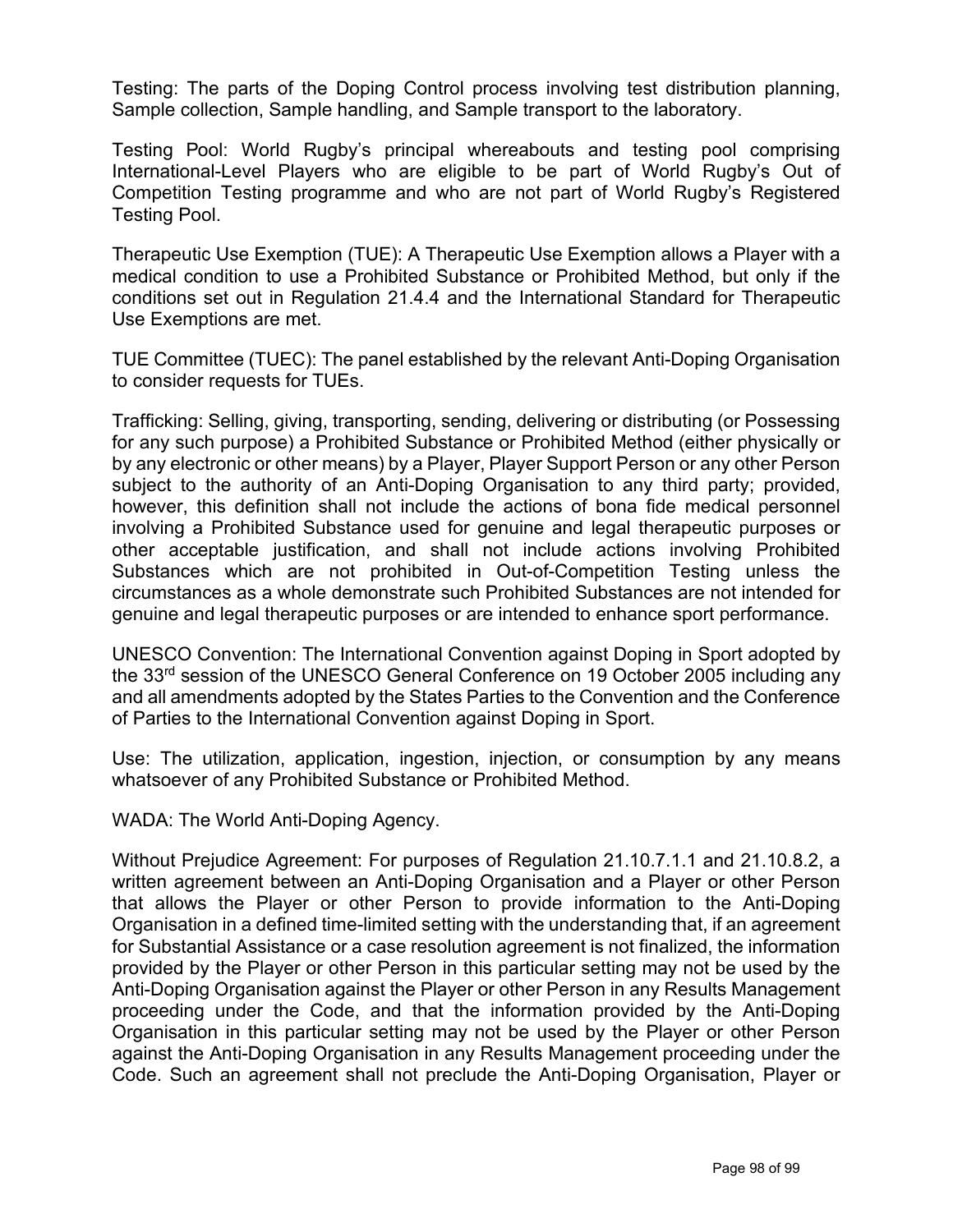Testing: The parts of the Doping Control process involving test distribution planning, Sample collection, Sample handling, and Sample transport to the laboratory.

Testing Pool: World Rugby's principal whereabouts and testing pool comprising International-Level Players who are eligible to be part of World Rugby's Out of Competition Testing programme and who are not part of World Rugby's Registered Testing Pool.

Therapeutic Use Exemption (TUE): A Therapeutic Use Exemption allows a Player with a medical condition to use a Prohibited Substance or Prohibited Method, but only if the conditions set out in Regulation 21.4.4 and the International Standard for Therapeutic Use Exemptions are met.

TUE Committee (TUEC): The panel established by the relevant Anti-Doping Organisation to consider requests for TUEs.

Trafficking: Selling, giving, transporting, sending, delivering or distributing (or Possessing for any such purpose) a Prohibited Substance or Prohibited Method (either physically or by any electronic or other means) by a Player, Player Support Person or any other Person subject to the authority of an Anti-Doping Organisation to any third party; provided, however, this definition shall not include the actions of bona fide medical personnel involving a Prohibited Substance used for genuine and legal therapeutic purposes or other acceptable justification, and shall not include actions involving Prohibited Substances which are not prohibited in Out-of-Competition Testing unless the circumstances as a whole demonstrate such Prohibited Substances are not intended for genuine and legal therapeutic purposes or are intended to enhance sport performance.

UNESCO Convention: The International Convention against Doping in Sport adopted by the 33rd session of the UNESCO General Conference on 19 October 2005 including any and all amendments adopted by the States Parties to the Convention and the Conference of Parties to the International Convention against Doping in Sport.

Use: The utilization, application, ingestion, injection, or consumption by any means whatsoever of any Prohibited Substance or Prohibited Method.

WADA: The World Anti-Doping Agency.

Without Prejudice Agreement: For purposes of Regulation 21.10.7.1.1 and 21.10.8.2, a written agreement between an Anti-Doping Organisation and a Player or other Person that allows the Player or other Person to provide information to the Anti-Doping Organisation in a defined time-limited setting with the understanding that, if an agreement for Substantial Assistance or a case resolution agreement is not finalized, the information provided by the Player or other Person in this particular setting may not be used by the Anti-Doping Organisation against the Player or other Person in any Results Management proceeding under the Code, and that the information provided by the Anti-Doping Organisation in this particular setting may not be used by the Player or other Person against the Anti-Doping Organisation in any Results Management proceeding under the Code. Such an agreement shall not preclude the Anti-Doping Organisation, Player or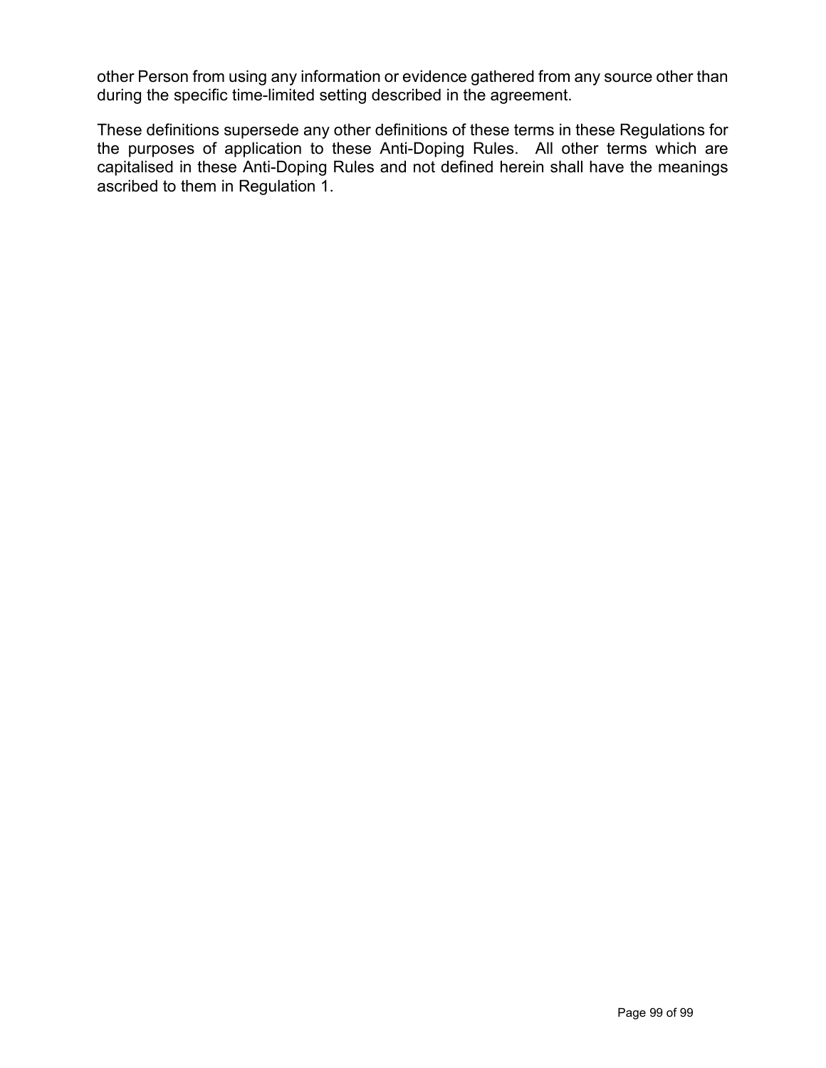other Person from using any information or evidence gathered from any source other than during the specific time-limited setting described in the agreement.

These definitions supersede any other definitions of these terms in these Regulations for the purposes of application to these Anti-Doping Rules. All other terms which are capitalised in these Anti-Doping Rules and not defined herein shall have the meanings ascribed to them in Regulation 1.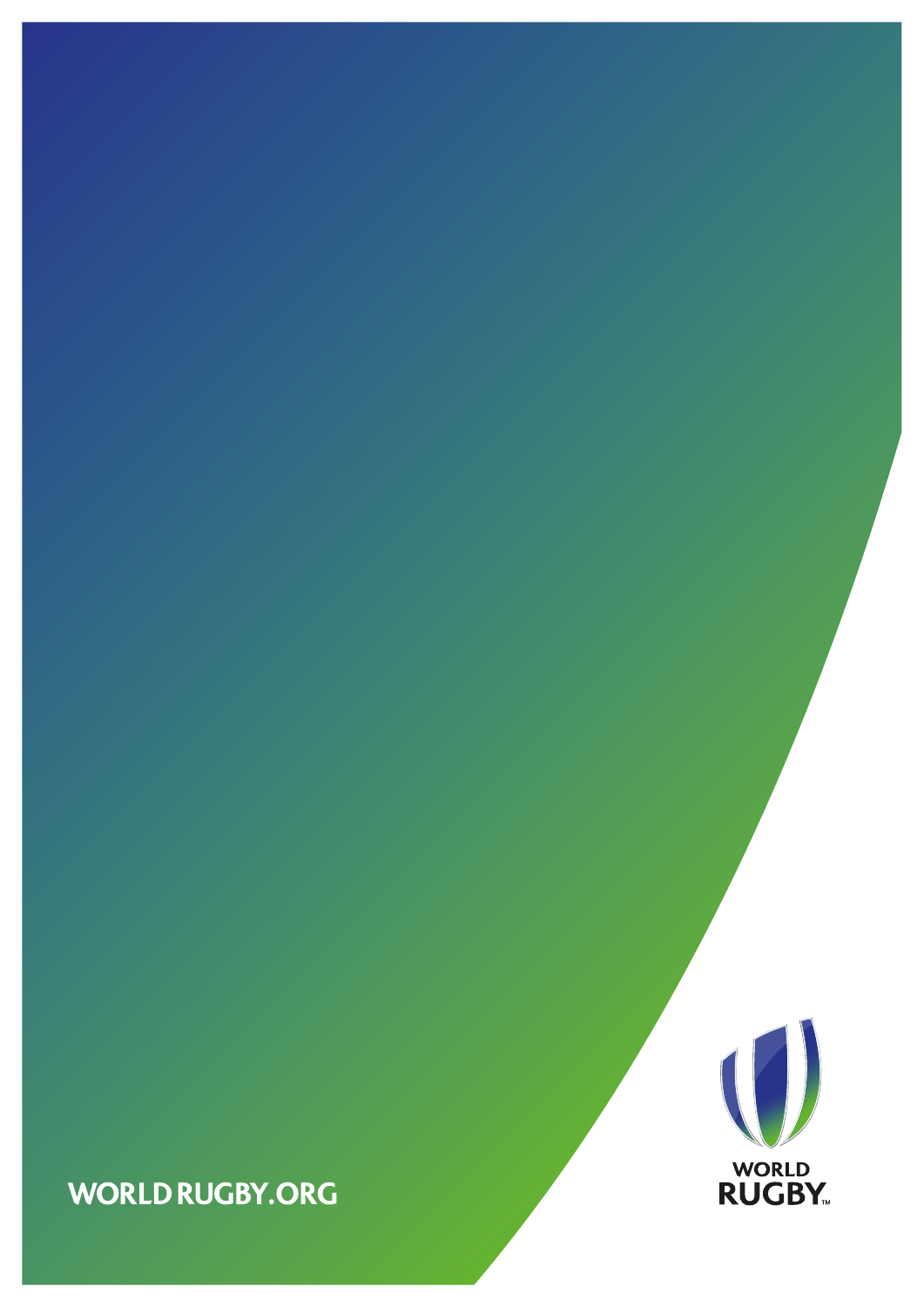WORLDRUGBY.ORG

WORLD RUGBY